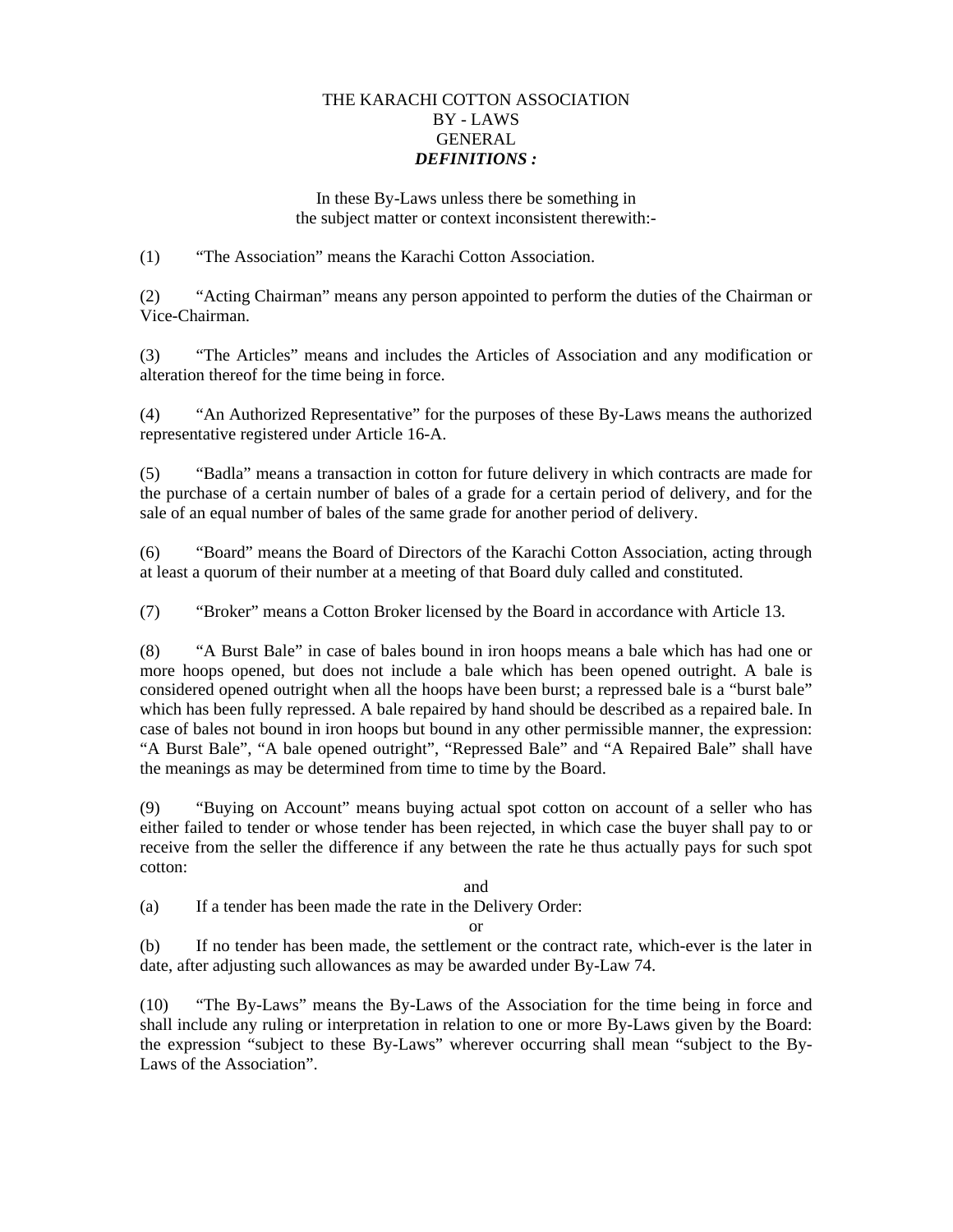# THE KARACHI COTTON ASSOCIATION
## BY - LAWS
## GENERAL
### *DEFINITIONS :*

In these By-Laws unless there be something in the subject matter or context inconsistent therewith:-

(1) "The Association" means the Karachi Cotton Association.

(2) "Acting Chairman" means any person appointed to perform the duties of the Chairman or Vice-Chairman.

(3) "The Articles" means and includes the Articles of Association and any modification or alteration thereof for the time being in force.

(4) "An Authorized Representative" for the purposes of these By-Laws means the authorized representative registered under Article 16-A.

(5) "Badla" means a transaction in cotton for future delivery in which contracts are made for the purchase of a certain number of bales of a grade for a certain period of delivery, and for the sale of an equal number of bales of the same grade for another period of delivery.

(6) "Board" means the Board of Directors of the Karachi Cotton Association, acting through at least a quorum of their number at a meeting of that Board duly called and constituted.

(7) "Broker" means a Cotton Broker licensed by the Board in accordance with Article 13.

(8) "A Burst Bale" in case of bales bound in iron hoops means a bale which has had one or more hoops opened, but does not include a bale which has been opened outright. A bale is considered opened outright when all the hoops have been burst; a repressed bale is a "burst bale" which has been fully repressed. A bale repaired by hand should be described as a repaired bale. In case of bales not bound in iron hoops but bound in any other permissible manner, the expression: "A Burst Bale", "A bale opened outright", "Repressed Bale" and "A Repaired Bale" shall have the meanings as may be determined from time to time by the Board.

(9) "Buying on Account" means buying actual spot cotton on account of a seller who has either failed to tender or whose tender has been rejected, in which case the buyer shall pay to or receive from the seller the difference if any between the rate he thus actually pays for such spot cotton:

and

(a) If a tender has been made the rate in the Delivery Order:

or

(b) If no tender has been made, the settlement or the contract rate, which-ever is the later in date, after adjusting such allowances as may be awarded under By-Law 74.

(10) "The By-Laws" means the By-Laws of the Association for the time being in force and shall include any ruling or interpretation in relation to one or more By-Laws given by the Board: the expression "subject to these By-Laws" wherever occurring shall mean "subject to the By-Laws of the Association".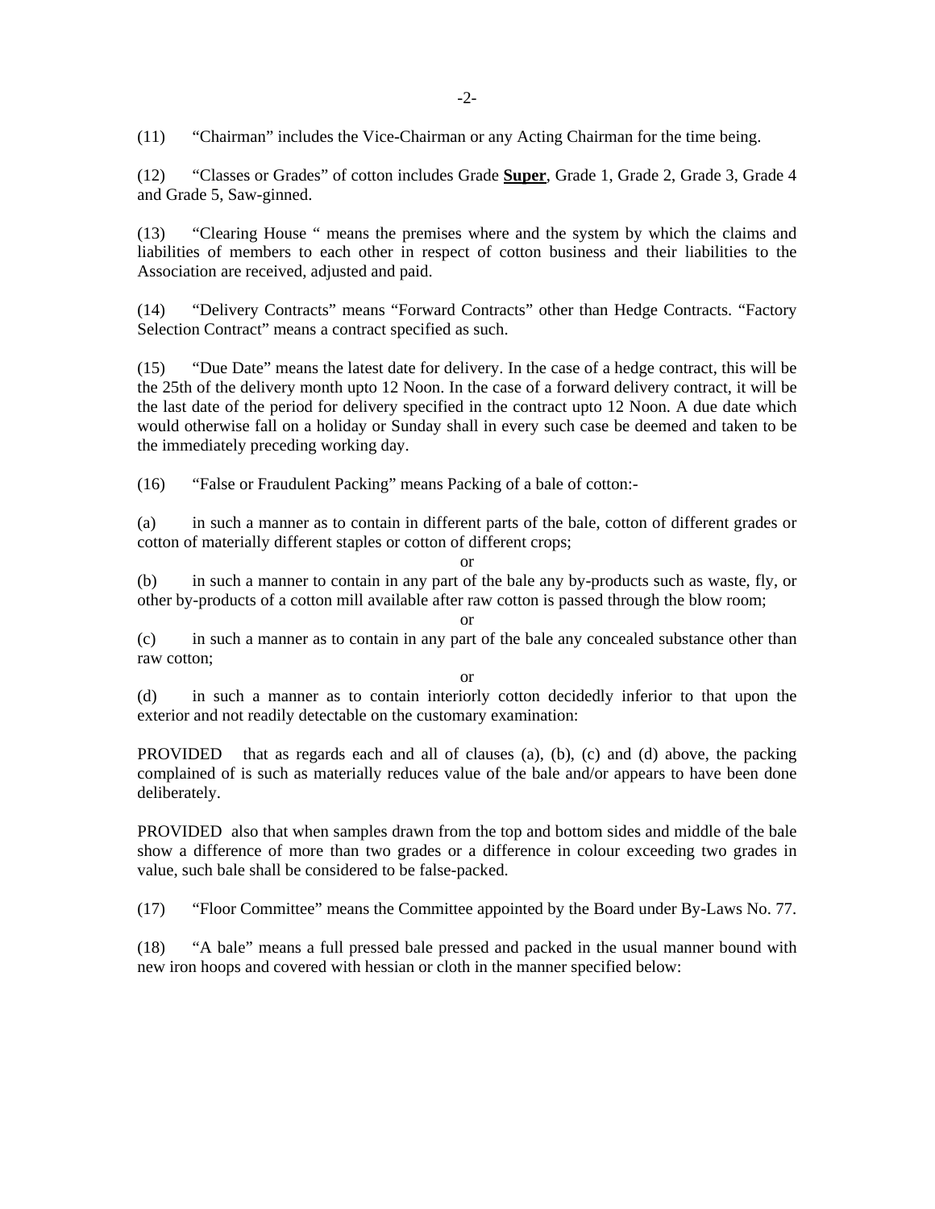(11) "Chairman" includes the Vice-Chairman or any Acting Chairman for the time being.

(12) "Classes or Grades" of cotton includes Grade **Super**, Grade 1, Grade 2, Grade 3, Grade 4 and Grade 5, Saw-ginned.

(13) "Clearing House " means the premises where and the system by which the claims and liabilities of members to each other in respect of cotton business and their liabilities to the Association are received, adjusted and paid.

(14) "Delivery Contracts" means "Forward Contracts" other than Hedge Contracts. "Factory Selection Contract" means a contract specified as such.

(15) "Due Date" means the latest date for delivery. In the case of a hedge contract, this will be the 25th of the delivery month upto 12 Noon. In the case of a forward delivery contract, it will be the last date of the period for delivery specified in the contract upto 12 Noon. A due date which would otherwise fall on a holiday or Sunday shall in every such case be deemed and taken to be the immediately preceding working day.

(16) "False or Fraudulent Packing" means Packing of a bale of cotton:-

(a) in such a manner as to contain in different parts of the bale, cotton of different grades or cotton of materially different staples or cotton of different crops;

or

(b) in such a manner to contain in any part of the bale any by-products such as waste, fly, or other by-products of a cotton mill available after raw cotton is passed through the blow room;

or

(c) in such a manner as to contain in any part of the bale any concealed substance other than raw cotton;

or

(d) in such a manner as to contain interiorly cotton decidedly inferior to that upon the exterior and not readily detectable on the customary examination:

PROVIDED that as regards each and all of clauses (a), (b), (c) and (d) above, the packing complained of is such as materially reduces value of the bale and/or appears to have been done deliberately.

PROVIDED also that when samples drawn from the top and bottom sides and middle of the bale show a difference of more than two grades or a difference in colour exceeding two grades in value, such bale shall be considered to be false-packed.

(17) "Floor Committee" means the Committee appointed by the Board under By-Laws No. 77.

(18) "A bale" means a full pressed bale pressed and packed in the usual manner bound with new iron hoops and covered with hessian or cloth in the manner specified below: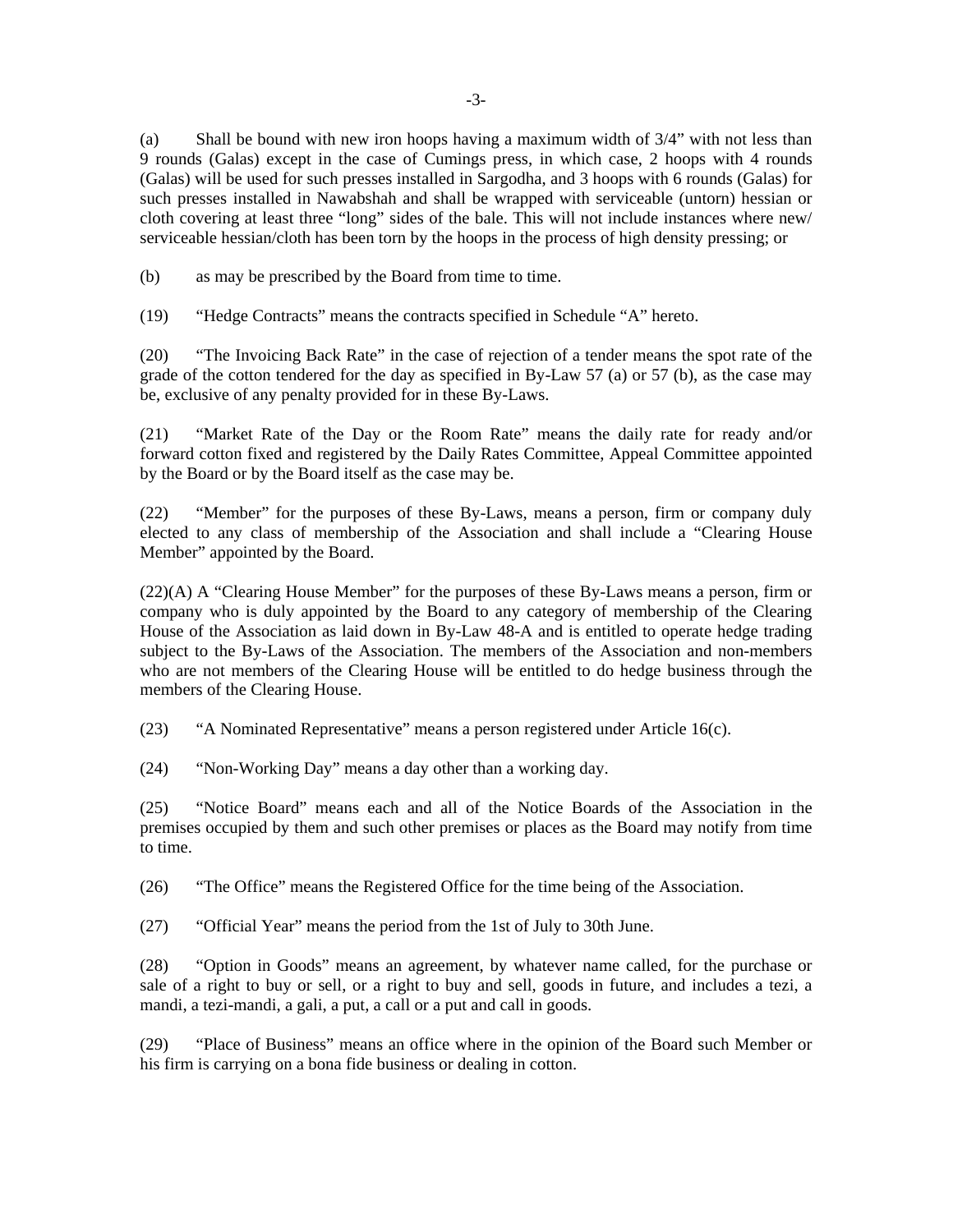(a) Shall be bound with new iron hoops having a maximum width of 3/4" with not less than 9 rounds (Galas) except in the case of Cumings press, in which case, 2 hoops with 4 rounds (Galas) will be used for such presses installed in Sargodha, and 3 hoops with 6 rounds (Galas) for such presses installed in Nawabshah and shall be wrapped with serviceable (untorn) hessian or cloth covering at least three "long" sides of the bale. This will not include instances where new/ serviceable hessian/cloth has been torn by the hoops in the process of high density pressing; or

(b) as may be prescribed by the Board from time to time.

(19) "Hedge Contracts" means the contracts specified in Schedule "A" hereto.

(20) "The Invoicing Back Rate" in the case of rejection of a tender means the spot rate of the grade of the cotton tendered for the day as specified in By-Law 57 (a) or 57 (b), as the case may be, exclusive of any penalty provided for in these By-Laws.

(21) "Market Rate of the Day or the Room Rate" means the daily rate for ready and/or forward cotton fixed and registered by the Daily Rates Committee, Appeal Committee appointed by the Board or by the Board itself as the case may be.

(22) "Member" for the purposes of these By-Laws, means a person, firm or company duly elected to any class of membership of the Association and shall include a "Clearing House Member" appointed by the Board.

(22)(A) A "Clearing House Member" for the purposes of these By-Laws means a person, firm or company who is duly appointed by the Board to any category of membership of the Clearing House of the Association as laid down in By-Law 48-A and is entitled to operate hedge trading subject to the By-Laws of the Association. The members of the Association and non-members who are not members of the Clearing House will be entitled to do hedge business through the members of the Clearing House.

(23) "A Nominated Representative" means a person registered under Article 16(c).

(24) "Non-Working Day" means a day other than a working day.

(25) "Notice Board" means each and all of the Notice Boards of the Association in the premises occupied by them and such other premises or places as the Board may notify from time to time.

(26) "The Office" means the Registered Office for the time being of the Association.

(27) "Official Year" means the period from the 1st of July to 30th June.

(28) "Option in Goods" means an agreement, by whatever name called, for the purchase or sale of a right to buy or sell, or a right to buy and sell, goods in future, and includes a tezi, a mandi, a tezi-mandi, a gali, a put, a call or a put and call in goods.

(29) "Place of Business" means an office where in the opinion of the Board such Member or his firm is carrying on a bona fide business or dealing in cotton.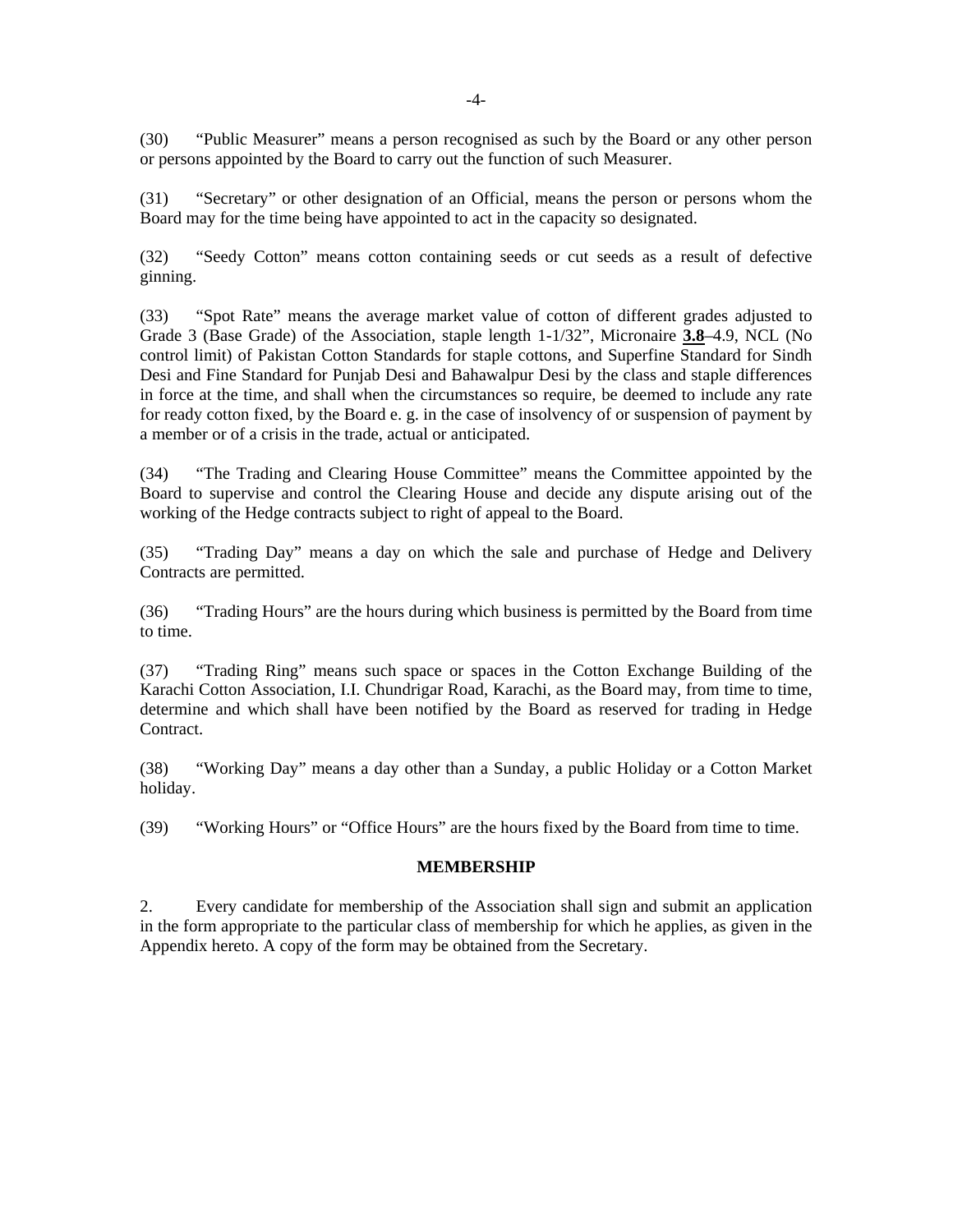(30) "Public Measurer" means a person recognised as such by the Board or any other person or persons appointed by the Board to carry out the function of such Measurer.

(31) "Secretary" or other designation of an Official, means the person or persons whom the Board may for the time being have appointed to act in the capacity so designated.

(32) "Seedy Cotton" means cotton containing seeds or cut seeds as a result of defective ginning.

(33) "Spot Rate" means the average market value of cotton of different grades adjusted to Grade 3 (Base Grade) of the Association, staple length 1-1/32", Micronaire **3.8**–4.9, NCL (No control limit) of Pakistan Cotton Standards for staple cottons, and Superfine Standard for Sindh Desi and Fine Standard for Punjab Desi and Bahawalpur Desi by the class and staple differences in force at the time, and shall when the circumstances so require, be deemed to include any rate for ready cotton fixed, by the Board e. g. in the case of insolvency of or suspension of payment by a member or of a crisis in the trade, actual or anticipated.

(34) "The Trading and Clearing House Committee" means the Committee appointed by the Board to supervise and control the Clearing House and decide any dispute arising out of the working of the Hedge contracts subject to right of appeal to the Board.

(35) "Trading Day" means a day on which the sale and purchase of Hedge and Delivery Contracts are permitted.

(36) "Trading Hours" are the hours during which business is permitted by the Board from time to time.

(37) "Trading Ring" means such space or spaces in the Cotton Exchange Building of the Karachi Cotton Association, I.I. Chundrigar Road, Karachi, as the Board may, from time to time, determine and which shall have been notified by the Board as reserved for trading in Hedge Contract.

(38) "Working Day" means a day other than a Sunday, a public Holiday or a Cotton Market holiday.

(39) "Working Hours" or "Office Hours" are the hours fixed by the Board from time to time.

## MEMBERSHIP

2. Every candidate for membership of the Association shall sign and submit an application in the form appropriate to the particular class of membership for which he applies, as given in the Appendix hereto. A copy of the form may be obtained from the Secretary.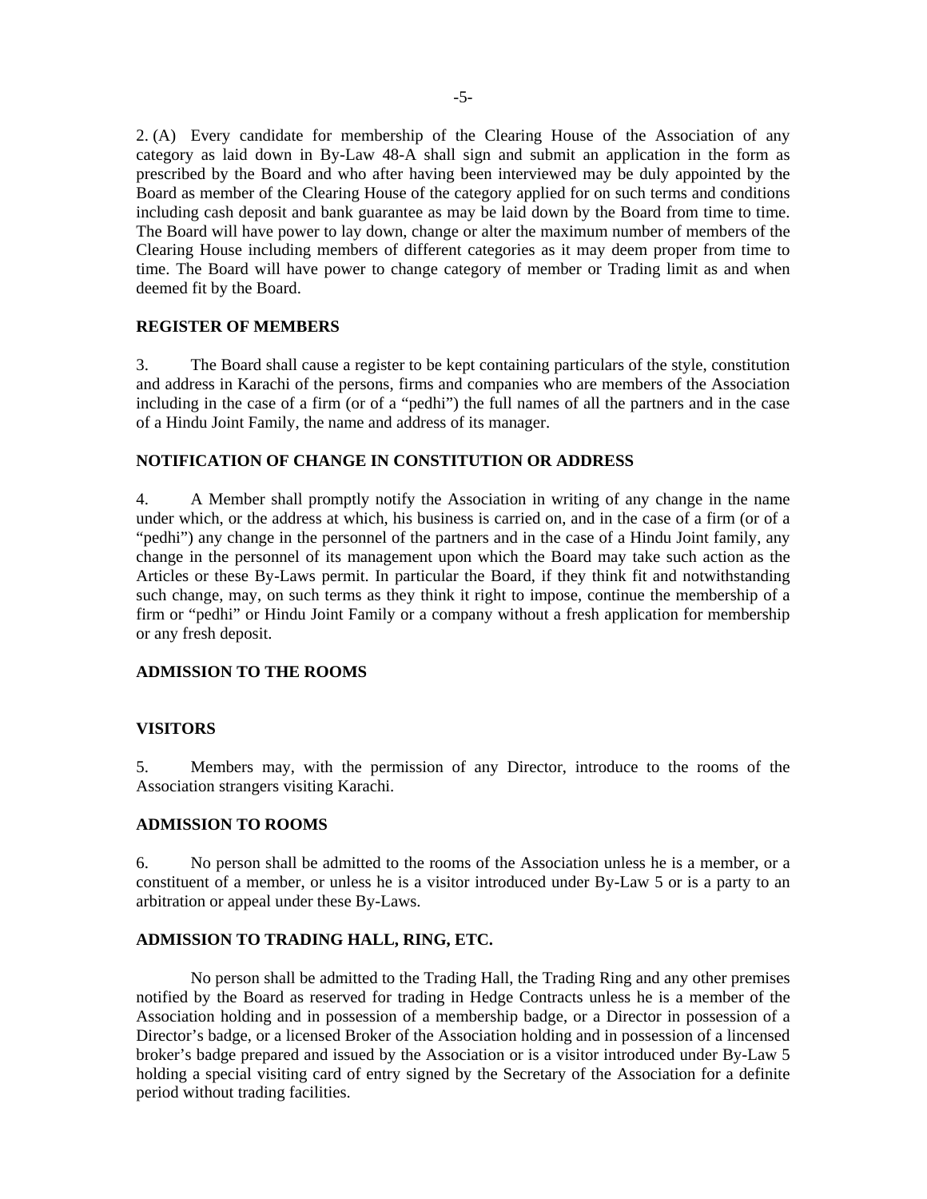2. (A) Every candidate for membership of the Clearing House of the Association of any category as laid down in By-Law 48-A shall sign and submit an application in the form as prescribed by the Board and who after having been interviewed may be duly appointed by the Board as member of the Clearing House of the category applied for on such terms and conditions including cash deposit and bank guarantee as may be laid down by the Board from time to time. The Board will have power to lay down, change or alter the maximum number of members of the Clearing House including members of different categories as it may deem proper from time to time. The Board will have power to change category of member or Trading limit as and when deemed fit by the Board.

**REGISTER OF MEMBERS**

3. The Board shall cause a register to be kept containing particulars of the style, constitution and address in Karachi of the persons, firms and companies who are members of the Association including in the case of a firm (or of a "pedhi") the full names of all the partners and in the case of a Hindu Joint Family, the name and address of its manager.

**NOTIFICATION OF CHANGE IN CONSTITUTION OR ADDRESS**

4. A Member shall promptly notify the Association in writing of any change in the name under which, or the address at which, his business is carried on, and in the case of a firm (or of a "pedhi") any change in the personnel of the partners and in the case of a Hindu Joint family, any change in the personnel of its management upon which the Board may take such action as the Articles or these By-Laws permit. In particular the Board, if they think fit and notwithstanding such change, may, on such terms as they think it right to impose, continue the membership of a firm or "pedhi" or Hindu Joint Family or a company without a fresh application for membership or any fresh deposit.

**ADMISSION TO THE ROOMS**

**VISITORS**

5. Members may, with the permission of any Director, introduce to the rooms of the Association strangers visiting Karachi.

**ADMISSION TO ROOMS**

6. No person shall be admitted to the rooms of the Association unless he is a member, or a constituent of a member, or unless he is a visitor introduced under By-Law 5 or is a party to an arbitration or appeal under these By-Laws.

**ADMISSION TO TRADING HALL, RING, ETC.**

No person shall be admitted to the Trading Hall, the Trading Ring and any other premises notified by the Board as reserved for trading in Hedge Contracts unless he is a member of the Association holding and in possession of a membership badge, or a Director in possession of a Director's badge, or a licensed Broker of the Association holding and in possession of a lincensed broker's badge prepared and issued by the Association or is a visitor introduced under By-Law 5 holding a special visiting card of entry signed by the Secretary of the Association for a definite period without trading facilities.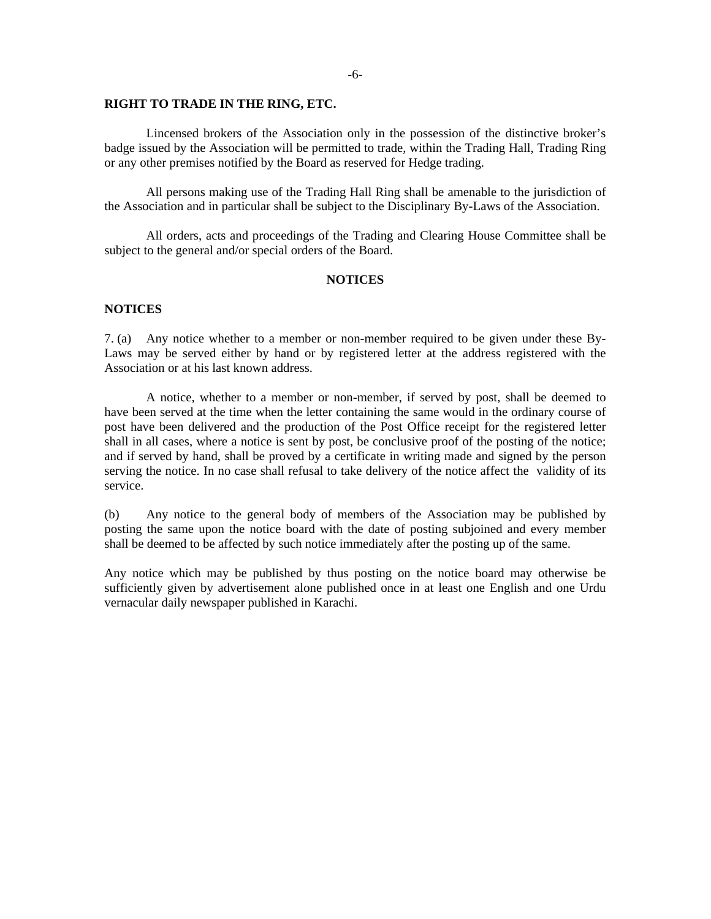**RIGHT TO TRADE IN THE RING, ETC.**

Lincensed brokers of the Association only in the possession of the distinctive broker's badge issued by the Association will be permitted to trade, within the Trading Hall, Trading Ring or any other premises notified by the Board as reserved for Hedge trading.

All persons making use of the Trading Hall Ring shall be amenable to the jurisdiction of the Association and in particular shall be subject to the Disciplinary By-Laws of the Association.

All orders, acts and proceedings of the Trading and Clearing House Committee shall be subject to the general and/or special orders of the Board.

## NOTICES

**NOTICES**

7. (a) Any notice whether to a member or non-member required to be given under these By-Laws may be served either by hand or by registered letter at the address registered with the Association or at his last known address.

A notice, whether to a member or non-member, if served by post, shall be deemed to have been served at the time when the letter containing the same would in the ordinary course of post have been delivered and the production of the Post Office receipt for the registered letter shall in all cases, where a notice is sent by post, be conclusive proof of the posting of the notice; and if served by hand, shall be proved by a certificate in writing made and signed by the person serving the notice. In no case shall refusal to take delivery of the notice affect the validity of its service.

(b) Any notice to the general body of members of the Association may be published by posting the same upon the notice board with the date of posting subjoined and every member shall be deemed to be affected by such notice immediately after the posting up of the same.

Any notice which may be published by thus posting on the notice board may otherwise be sufficiently given by advertisement alone published once in at least one English and one Urdu vernacular daily newspaper published in Karachi.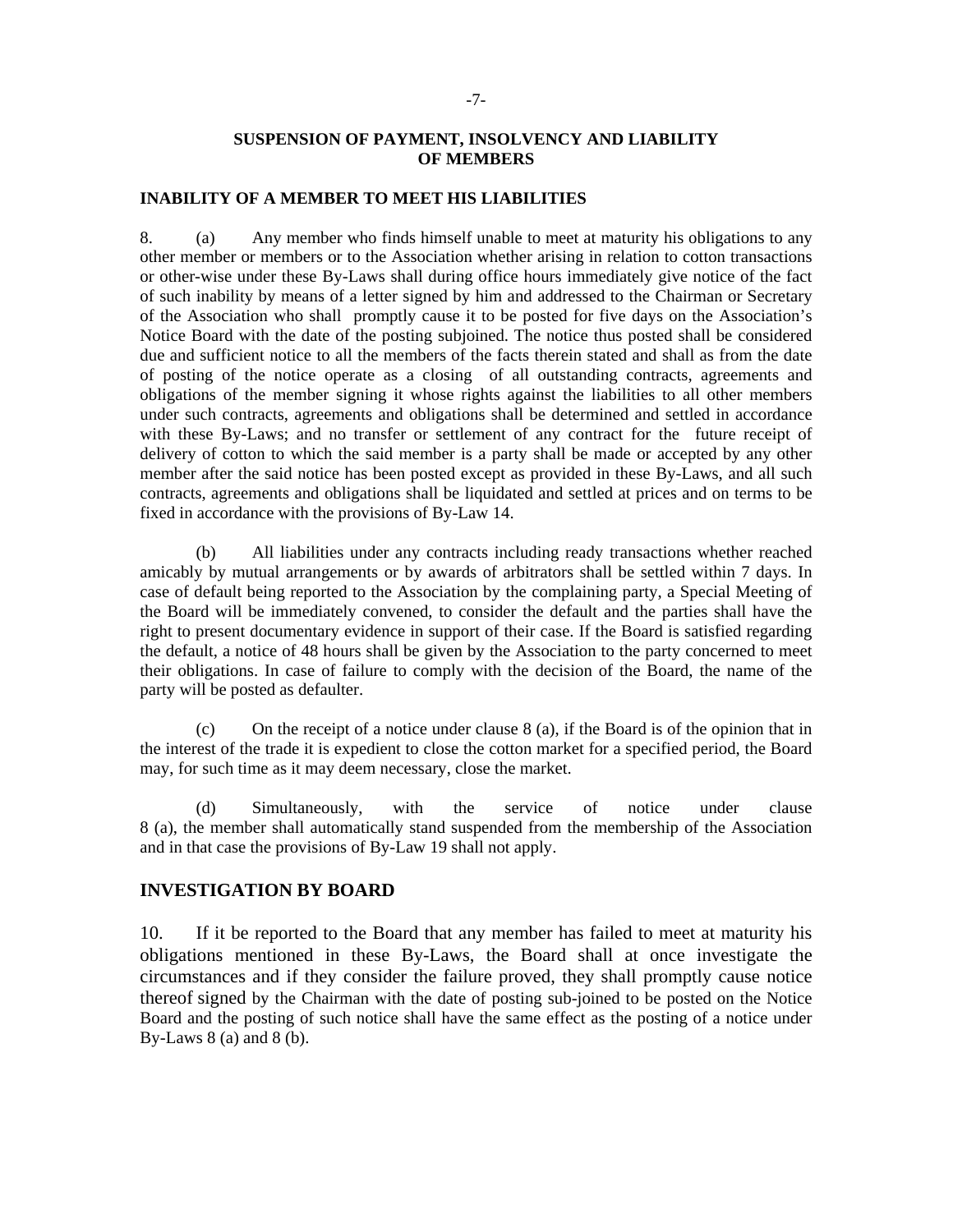## SUSPENSION OF PAYMENT, INSOLVENCY AND LIABILITY OF MEMBERS

### INABILITY OF A MEMBER TO MEET HIS LIABILITIES

8. (a) Any member who finds himself unable to meet at maturity his obligations to any other member or members or to the Association whether arising in relation to cotton transactions or other-wise under these By-Laws shall during office hours immediately give notice of the fact of such inability by means of a letter signed by him and addressed to the Chairman or Secretary of the Association who shall promptly cause it to be posted for five days on the Association's Notice Board with the date of the posting subjoined. The notice thus posted shall be considered due and sufficient notice to all the members of the facts therein stated and shall as from the date of posting of the notice operate as a closing of all outstanding contracts, agreements and obligations of the member signing it whose rights against the liabilities to all other members under such contracts, agreements and obligations shall be determined and settled in accordance with these By-Laws; and no transfer or settlement of any contract for the future receipt of delivery of cotton to which the said member is a party shall be made or accepted by any other member after the said notice has been posted except as provided in these By-Laws, and all such contracts, agreements and obligations shall be liquidated and settled at prices and on terms to be fixed in accordance with the provisions of By-Law 14.

(b) All liabilities under any contracts including ready transactions whether reached amicably by mutual arrangements or by awards of arbitrators shall be settled within 7 days. In case of default being reported to the Association by the complaining party, a Special Meeting of the Board will be immediately convened, to consider the default and the parties shall have the right to present documentary evidence in support of their case. If the Board is satisfied regarding the default, a notice of 48 hours shall be given by the Association to the party concerned to meet their obligations. In case of failure to comply with the decision of the Board, the name of the party will be posted as defaulter.

(c) On the receipt of a notice under clause 8 (a), if the Board is of the opinion that in the interest of the trade it is expedient to close the cotton market for a specified period, the Board may, for such time as it may deem necessary, close the market.

(d) Simultaneously, with the service of notice under clause 8 (a), the member shall automatically stand suspended from the membership of the Association and in that case the provisions of By-Law 19 shall not apply.

### INVESTIGATION BY BOARD

10. If it be reported to the Board that any member has failed to meet at maturity his obligations mentioned in these By-Laws, the Board shall at once investigate the circumstances and if they consider the failure proved, they shall promptly cause notice thereof signed by the Chairman with the date of posting sub-joined to be posted on the Notice Board and the posting of such notice shall have the same effect as the posting of a notice under By-Laws 8 (a) and 8 (b).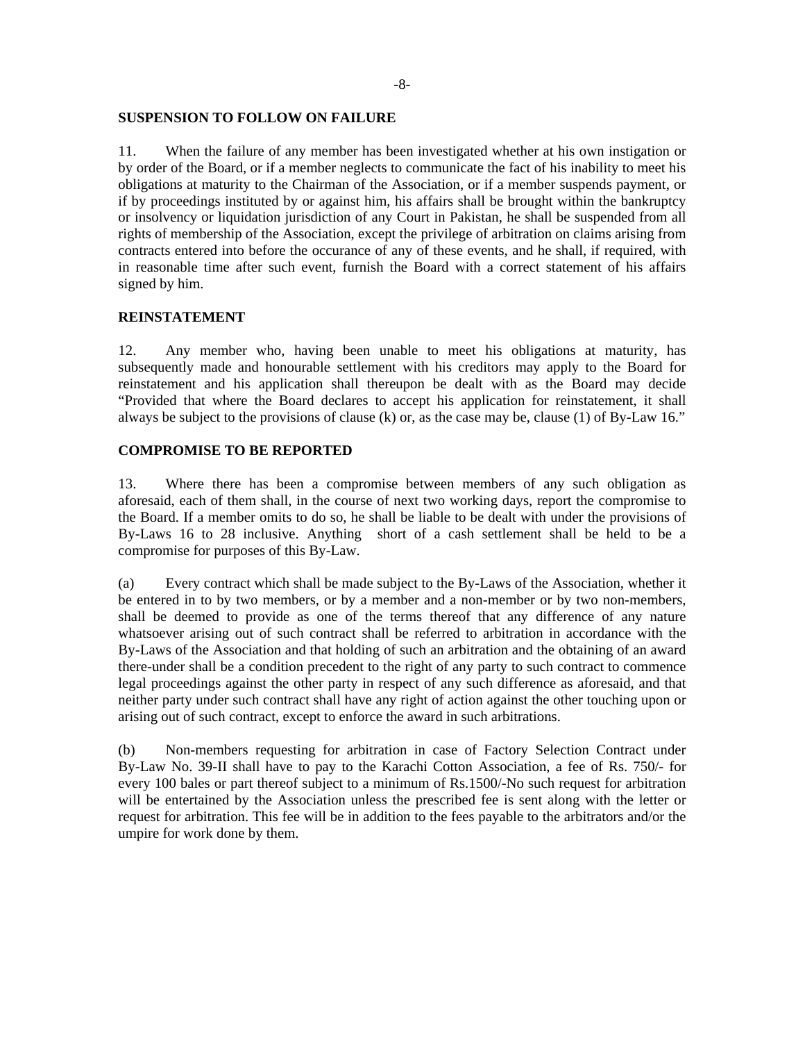## SUSPENSION TO FOLLOW ON FAILURE

11. When the failure of any member has been investigated whether at his own instigation or by order of the Board, or if a member neglects to communicate the fact of his inability to meet his obligations at maturity to the Chairman of the Association, or if a member suspends payment, or if by proceedings instituted by or against him, his affairs shall be brought within the bankruptcy or insolvency or liquidation jurisdiction of any Court in Pakistan, he shall be suspended from all rights of membership of the Association, except the privilege of arbitration on claims arising from contracts entered into before the occurance of any of these events, and he shall, if required, with in reasonable time after such event, furnish the Board with a correct statement of his affairs signed by him.

## REINSTATEMENT

12. Any member who, having been unable to meet his obligations at maturity, has subsequently made and honourable settlement with his creditors may apply to the Board for reinstatement and his application shall thereupon be dealt with as the Board may decide "Provided that where the Board declares to accept his application for reinstatement, it shall always be subject to the provisions of clause (k) or, as the case may be, clause (1) of By-Law 16."

## COMPROMISE TO BE REPORTED

13. Where there has been a compromise between members of any such obligation as aforesaid, each of them shall, in the course of next two working days, report the compromise to the Board. If a member omits to do so, he shall be liable to be dealt with under the provisions of By-Laws 16 to 28 inclusive. Anything short of a cash settlement shall be held to be a compromise for purposes of this By-Law.

(a) Every contract which shall be made subject to the By-Laws of the Association, whether it be entered in to by two members, or by a member and a non-member or by two non-members, shall be deemed to provide as one of the terms thereof that any difference of any nature whatsoever arising out of such contract shall be referred to arbitration in accordance with the By-Laws of the Association and that holding of such an arbitration and the obtaining of an award there-under shall be a condition precedent to the right of any party to such contract to commence legal proceedings against the other party in respect of any such difference as aforesaid, and that neither party under such contract shall have any right of action against the other touching upon or arising out of such contract, except to enforce the award in such arbitrations.

(b) Non-members requesting for arbitration in case of Factory Selection Contract under By-Law No. 39-II shall have to pay to the Karachi Cotton Association, a fee of Rs. 750/- for every 100 bales or part thereof subject to a minimum of Rs.1500/-No such request for arbitration will be entertained by the Association unless the prescribed fee is sent along with the letter or request for arbitration. This fee will be in addition to the fees payable to the arbitrators and/or the umpire for work done by them.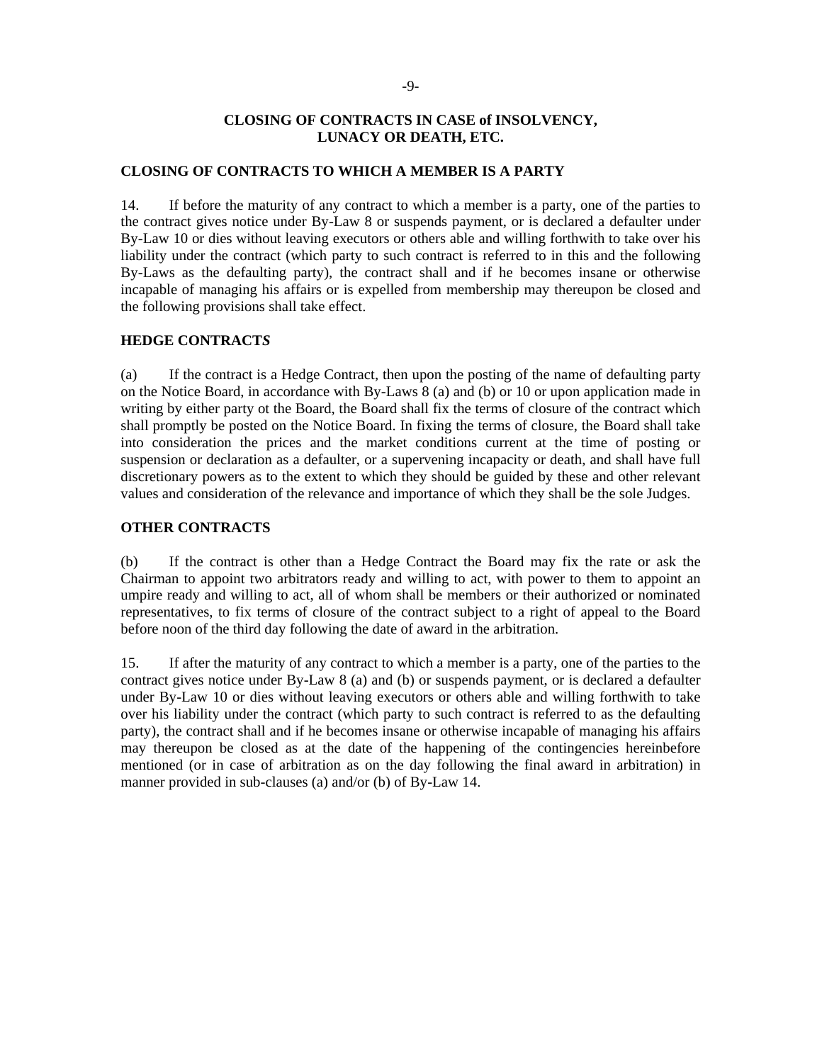## CLOSING OF CONTRACTS IN CASE of INSOLVENCY, LUNACY OR DEATH, ETC.

### CLOSING OF CONTRACTS TO WHICH A MEMBER IS A PARTY

14. If before the maturity of any contract to which a member is a party, one of the parties to the contract gives notice under By-Law 8 or suspends payment, or is declared a defaulter under By-Law 10 or dies without leaving executors or others able and willing forthwith to take over his liability under the contract (which party to such contract is referred to in this and the following By-Laws as the defaulting party), the contract shall and if he becomes insane or otherwise incapable of managing his affairs or is expelled from membership may thereupon be closed and the following provisions shall take effect.

### HEDGE CONTRACT*S*

(a) If the contract is a Hedge Contract, then upon the posting of the name of defaulting party on the Notice Board, in accordance with By-Laws 8 (a) and (b) or 10 or upon application made in writing by either party ot the Board, the Board shall fix the terms of closure of the contract which shall promptly be posted on the Notice Board. In fixing the terms of closure, the Board shall take into consideration the prices and the market conditions current at the time of posting or suspension or declaration as a defaulter, or a supervening incapacity or death, and shall have full discretionary powers as to the extent to which they should be guided by these and other relevant values and consideration of the relevance and importance of which they shall be the sole Judges.

### OTHER CONTRACTS

(b) If the contract is other than a Hedge Contract the Board may fix the rate or ask the Chairman to appoint two arbitrators ready and willing to act, with power to them to appoint an umpire ready and willing to act, all of whom shall be members or their authorized or nominated representatives, to fix terms of closure of the contract subject to a right of appeal to the Board before noon of the third day following the date of award in the arbitration.

15. If after the maturity of any contract to which a member is a party, one of the parties to the contract gives notice under By-Law 8 (a) and (b) or suspends payment, or is declared a defaulter under By-Law 10 or dies without leaving executors or others able and willing forthwith to take over his liability under the contract (which party to such contract is referred to as the defaulting party), the contract shall and if he becomes insane or otherwise incapable of managing his affairs may thereupon be closed as at the date of the happening of the contingencies hereinbefore mentioned (or in case of arbitration as on the day following the final award in arbitration) in manner provided in sub-clauses (a) and/or (b) of By-Law 14.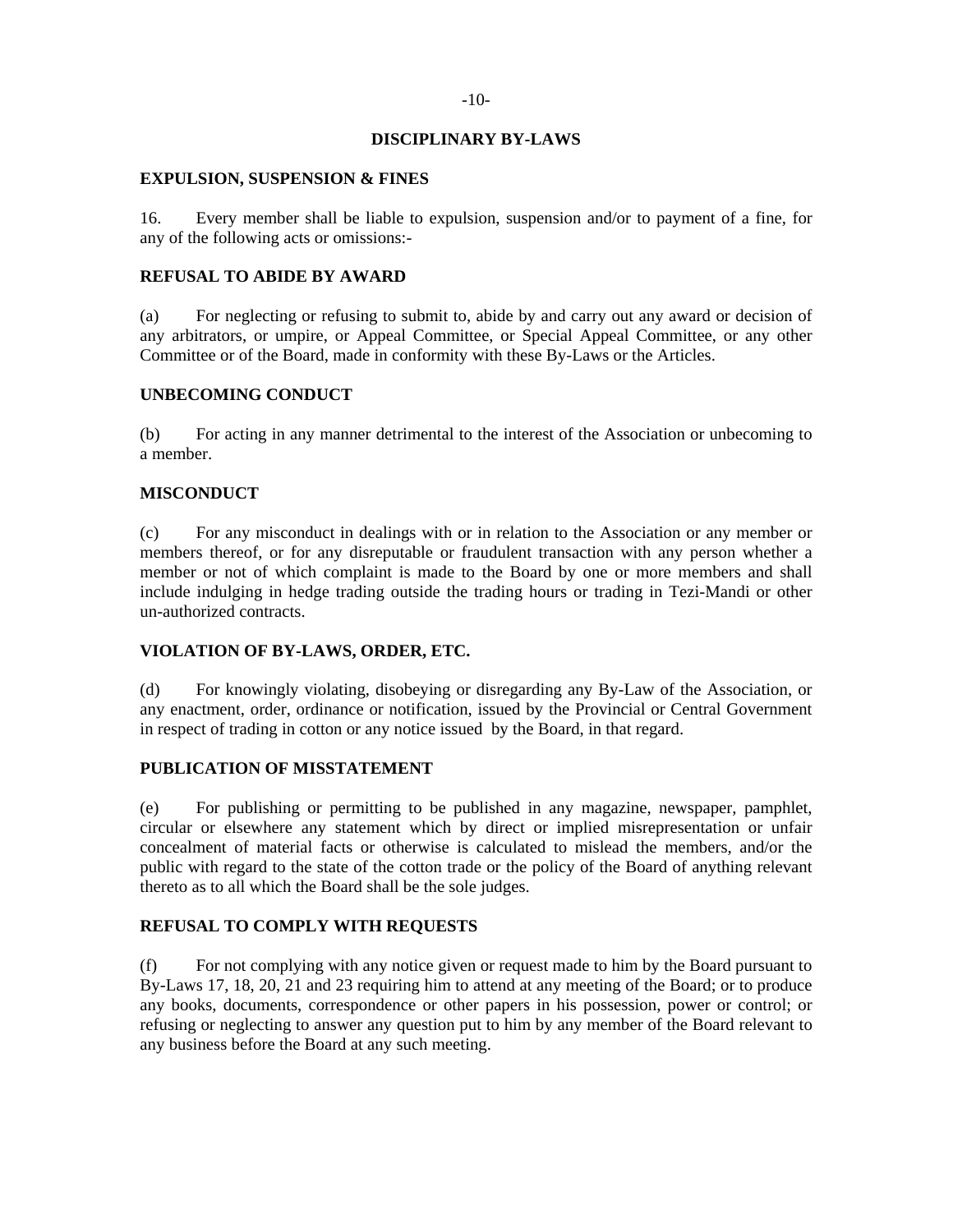## DISCIPLINARY BY-LAWS

### EXPULSION, SUSPENSION & FINES

16. Every member shall be liable to expulsion, suspension and/or to payment of a fine, for any of the following acts or omissions:-

### REFUSAL TO ABIDE BY AWARD

(a) For neglecting or refusing to submit to, abide by and carry out any award or decision of any arbitrators, or umpire, or Appeal Committee, or Special Appeal Committee, or any other Committee or of the Board, made in conformity with these By-Laws or the Articles.

### UNBECOMING CONDUCT

(b) For acting in any manner detrimental to the interest of the Association or unbecoming to a member.

### MISCONDUCT

(c) For any misconduct in dealings with or in relation to the Association or any member or members thereof, or for any disreputable or fraudulent transaction with any person whether a member or not of which complaint is made to the Board by one or more members and shall include indulging in hedge trading outside the trading hours or trading in Tezi-Mandi or other un-authorized contracts.

### VIOLATION OF BY-LAWS, ORDER, ETC.

(d) For knowingly violating, disobeying or disregarding any By-Law of the Association, or any enactment, order, ordinance or notification, issued by the Provincial or Central Government in respect of trading in cotton or any notice issued by the Board, in that regard.

### PUBLICATION OF MISSTATEMENT

(e) For publishing or permitting to be published in any magazine, newspaper, pamphlet, circular or elsewhere any statement which by direct or implied misrepresentation or unfair concealment of material facts or otherwise is calculated to mislead the members, and/or the public with regard to the state of the cotton trade or the policy of the Board of anything relevant thereto as to all which the Board shall be the sole judges.

### REFUSAL TO COMPLY WITH REQUESTS

(f) For not complying with any notice given or request made to him by the Board pursuant to By-Laws 17, 18, 20, 21 and 23 requiring him to attend at any meeting of the Board; or to produce any books, documents, correspondence or other papers in his possession, power or control; or refusing or neglecting to answer any question put to him by any member of the Board relevant to any business before the Board at any such meeting.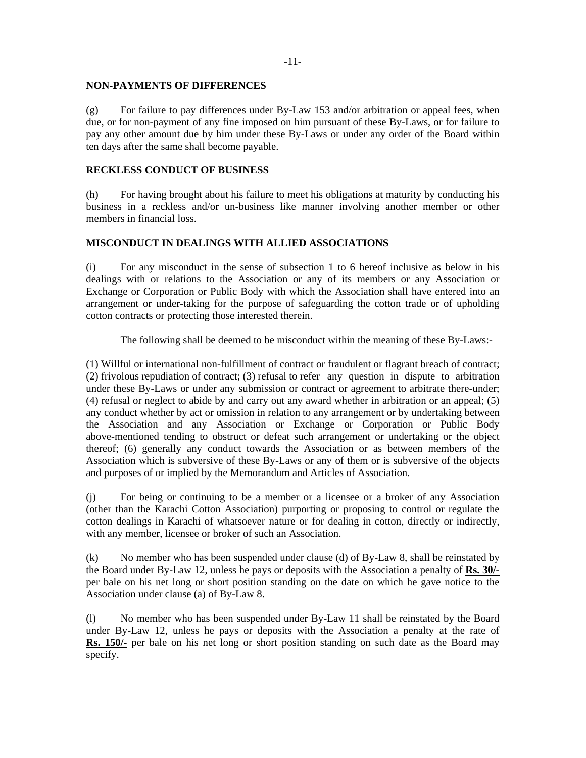### NON-PAYMENTS OF DIFFERENCES

(g) For failure to pay differences under By-Law 153 and/or arbitration or appeal fees, when due, or for non-payment of any fine imposed on him pursuant of these By-Laws, or for failure to pay any other amount due by him under these By-Laws or under any order of the Board within ten days after the same shall become payable.

### RECKLESS CONDUCT OF BUSINESS

(h) For having brought about his failure to meet his obligations at maturity by conducting his business in a reckless and/or un-business like manner involving another member or other members in financial loss.

### MISCONDUCT IN DEALINGS WITH ALLIED ASSOCIATIONS

(i) For any misconduct in the sense of subsection 1 to 6 hereof inclusive as below in his dealings with or relations to the Association or any of its members or any Association or Exchange or Corporation or Public Body with which the Association shall have entered into an arrangement or under-taking for the purpose of safeguarding the cotton trade or of upholding cotton contracts or protecting those interested therein.

The following shall be deemed to be misconduct within the meaning of these By-Laws:-

(1) Willful or international non-fulfillment of contract or fraudulent or flagrant breach of contract; (2) frivolous repudiation of contract; (3) refusal to refer any question in dispute to arbitration under these By-Laws or under any submission or contract or agreement to arbitrate there-under; (4) refusal or neglect to abide by and carry out any award whether in arbitration or an appeal; (5) any conduct whether by act or omission in relation to any arrangement or by undertaking between the Association and any Association or Exchange or Corporation or Public Body above-mentioned tending to obstruct or defeat such arrangement or undertaking or the object thereof; (6) generally any conduct towards the Association or as between members of the Association which is subversive of these By-Laws or any of them or is subversive of the objects and purposes of or implied by the Memorandum and Articles of Association.

(j) For being or continuing to be a member or a licensee or a broker of any Association (other than the Karachi Cotton Association) purporting or proposing to control or regulate the cotton dealings in Karachi of whatsoever nature or for dealing in cotton, directly or indirectly, with any member, licensee or broker of such an Association.

(k) No member who has been suspended under clause (d) of By-Law 8, shall be reinstated by the Board under By-Law 12, unless he pays or deposits with the Association a penalty of **Rs. 30/-** per bale on his net long or short position standing on the date on which he gave notice to the Association under clause (a) of By-Law 8.

(l) No member who has been suspended under By-Law 11 shall be reinstated by the Board under By-Law 12, unless he pays or deposits with the Association a penalty at the rate of **Rs. 150/-** per bale on his net long or short position standing on such date as the Board may specify.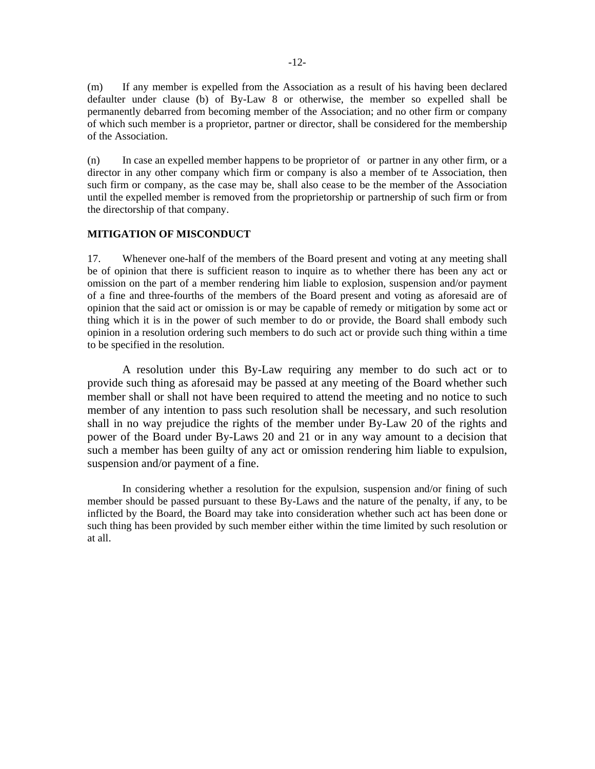(m) If any member is expelled from the Association as a result of his having been declared defaulter under clause (b) of By-Law 8 or otherwise, the member so expelled shall be permanently debarred from becoming member of the Association; and no other firm or company of which such member is a proprietor, partner or director, shall be considered for the membership of the Association.

(n) In case an expelled member happens to be proprietor of or partner in any other firm, or a director in any other company which firm or company is also a member of te Association, then such firm or company, as the case may be, shall also cease to be the member of the Association until the expelled member is removed from the proprietorship or partnership of such firm or from the directorship of that company.

**MITIGATION OF MISCONDUCT**

17. Whenever one-half of the members of the Board present and voting at any meeting shall be of opinion that there is sufficient reason to inquire as to whether there has been any act or omission on the part of a member rendering him liable to explosion, suspension and/or payment of a fine and three-fourths of the members of the Board present and voting as aforesaid are of opinion that the said act or omission is or may be capable of remedy or mitigation by some act or thing which it is in the power of such member to do or provide, the Board shall embody such opinion in a resolution ordering such members to do such act or provide such thing within a time to be specified in the resolution.

A resolution under this By-Law requiring any member to do such act or to provide such thing as aforesaid may be passed at any meeting of the Board whether such member shall or shall not have been required to attend the meeting and no notice to such member of any intention to pass such resolution shall be necessary, and such resolution shall in no way prejudice the rights of the member under By-Law 20 of the rights and power of the Board under By-Laws 20 and 21 or in any way amount to a decision that such a member has been guilty of any act or omission rendering him liable to expulsion, suspension and/or payment of a fine.

In considering whether a resolution for the expulsion, suspension and/or fining of such member should be passed pursuant to these By-Laws and the nature of the penalty, if any, to be inflicted by the Board, the Board may take into consideration whether such act has been done or such thing has been provided by such member either within the time limited by such resolution or at all.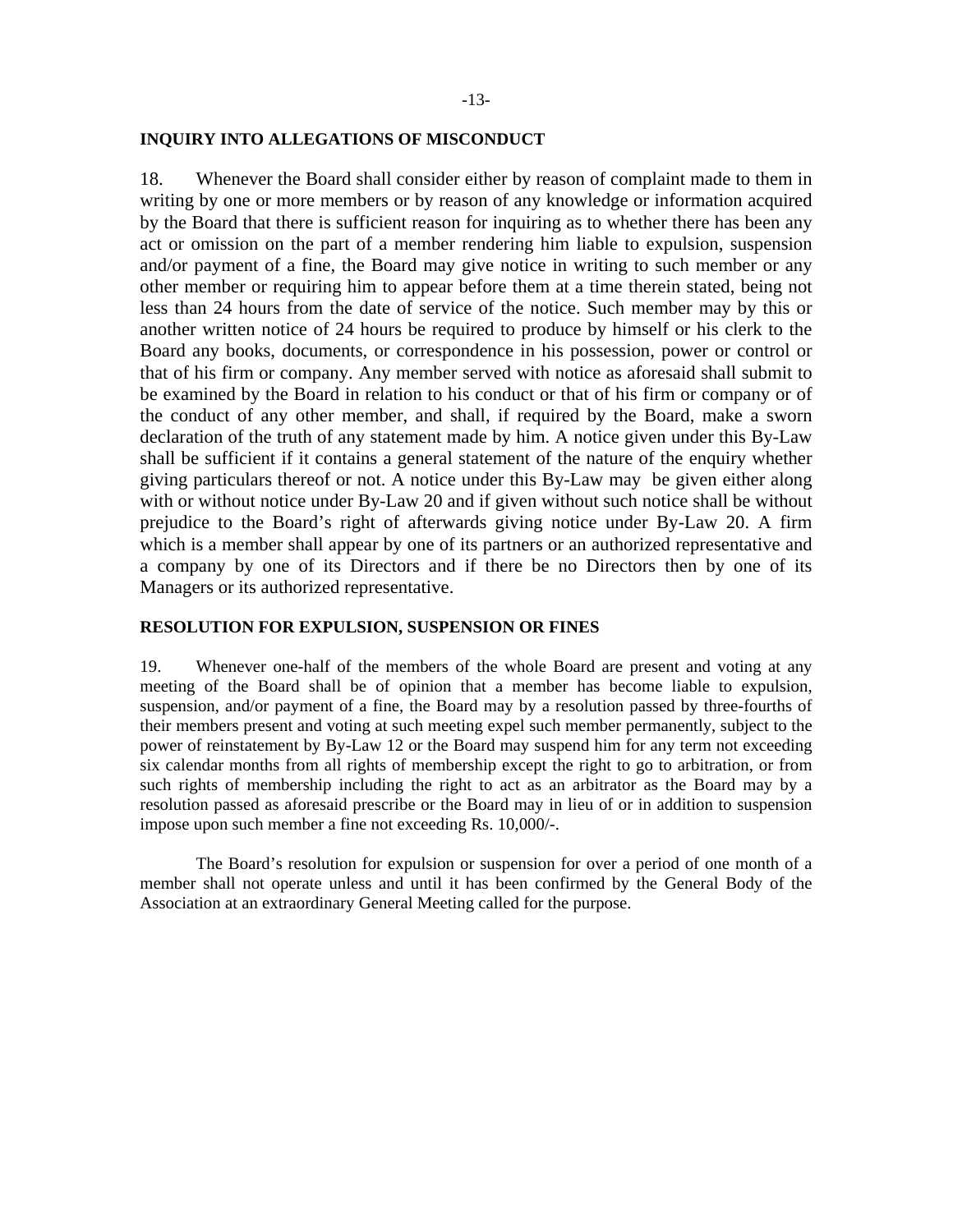### INQUIRY INTO ALLEGATIONS OF MISCONDUCT

18. Whenever the Board shall consider either by reason of complaint made to them in writing by one or more members or by reason of any knowledge or information acquired by the Board that there is sufficient reason for inquiring as to whether there has been any act or omission on the part of a member rendering him liable to expulsion, suspension and/or payment of a fine, the Board may give notice in writing to such member or any other member or requiring him to appear before them at a time therein stated, being not less than 24 hours from the date of service of the notice. Such member may by this or another written notice of 24 hours be required to produce by himself or his clerk to the Board any books, documents, or correspondence in his possession, power or control or that of his firm or company. Any member served with notice as aforesaid shall submit to be examined by the Board in relation to his conduct or that of his firm or company or of the conduct of any other member, and shall, if required by the Board, make a sworn declaration of the truth of any statement made by him. A notice given under this By-Law shall be sufficient if it contains a general statement of the nature of the enquiry whether giving particulars thereof or not. A notice under this By-Law may be given either along with or without notice under By-Law 20 and if given without such notice shall be without prejudice to the Board's right of afterwards giving notice under By-Law 20. A firm which is a member shall appear by one of its partners or an authorized representative and a company by one of its Directors and if there be no Directors then by one of its Managers or its authorized representative.

### RESOLUTION FOR EXPULSION, SUSPENSION OR FINES

19. Whenever one-half of the members of the whole Board are present and voting at any meeting of the Board shall be of opinion that a member has become liable to expulsion, suspension, and/or payment of a fine, the Board may by a resolution passed by three-fourths of their members present and voting at such meeting expel such member permanently, subject to the power of reinstatement by By-Law 12 or the Board may suspend him for any term not exceeding six calendar months from all rights of membership except the right to go to arbitration, or from such rights of membership including the right to act as an arbitrator as the Board may by a resolution passed as aforesaid prescribe or the Board may in lieu of or in addition to suspension impose upon such member a fine not exceeding Rs. 10,000/-.

The Board's resolution for expulsion or suspension for over a period of one month of a member shall not operate unless and until it has been confirmed by the General Body of the Association at an extraordinary General Meeting called for the purpose.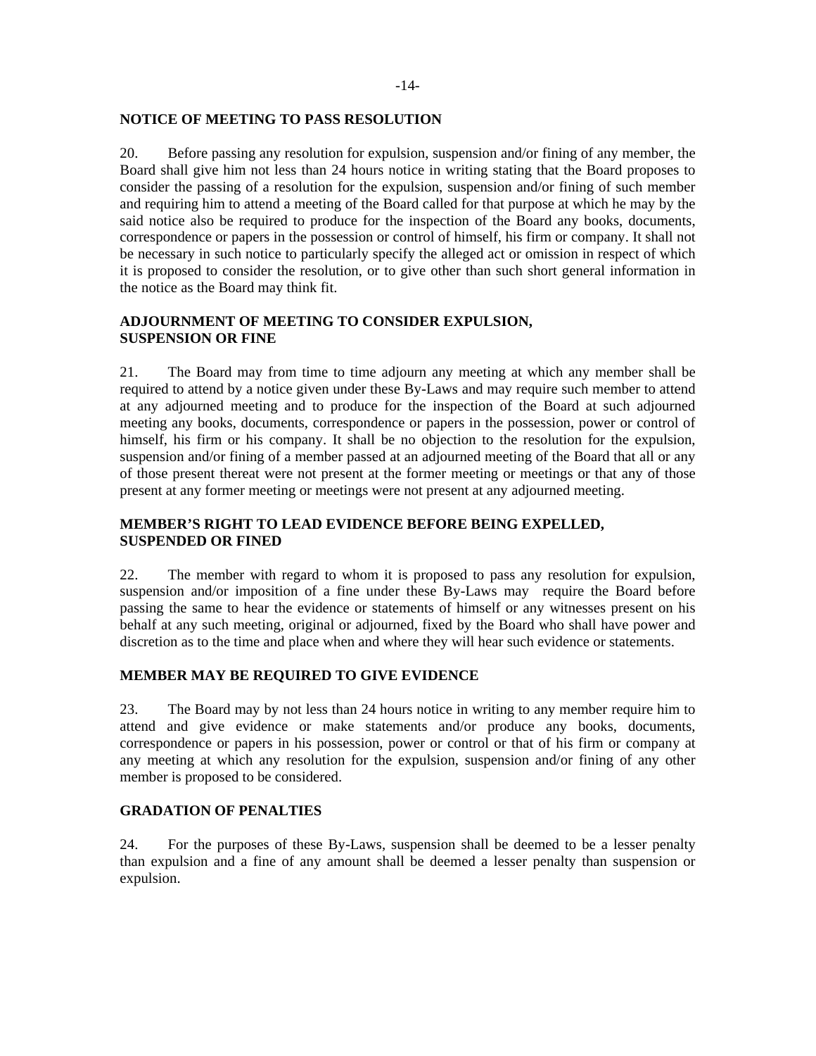## NOTICE OF MEETING TO PASS RESOLUTION

20. Before passing any resolution for expulsion, suspension and/or fining of any member, the Board shall give him not less than 24 hours notice in writing stating that the Board proposes to consider the passing of a resolution for the expulsion, suspension and/or fining of such member and requiring him to attend a meeting of the Board called for that purpose at which he may by the said notice also be required to produce for the inspection of the Board any books, documents, correspondence or papers in the possession or control of himself, his firm or company. It shall not be necessary in such notice to particularly specify the alleged act or omission in respect of which it is proposed to consider the resolution, or to give other than such short general information in the notice as the Board may think fit.

## ADJOURNMENT OF MEETING TO CONSIDER EXPULSION, SUSPENSION OR FINE

21. The Board may from time to time adjourn any meeting at which any member shall be required to attend by a notice given under these By-Laws and may require such member to attend at any adjourned meeting and to produce for the inspection of the Board at such adjourned meeting any books, documents, correspondence or papers in the possession, power or control of himself, his firm or his company. It shall be no objection to the resolution for the expulsion, suspension and/or fining of a member passed at an adjourned meeting of the Board that all or any of those present thereat were not present at the former meeting or meetings or that any of those present at any former meeting or meetings were not present at any adjourned meeting.

## MEMBER'S RIGHT TO LEAD EVIDENCE BEFORE BEING EXPELLED, SUSPENDED OR FINED

22. The member with regard to whom it is proposed to pass any resolution for expulsion, suspension and/or imposition of a fine under these By-Laws may require the Board before passing the same to hear the evidence or statements of himself or any witnesses present on his behalf at any such meeting, original or adjourned, fixed by the Board who shall have power and discretion as to the time and place when and where they will hear such evidence or statements.

## MEMBER MAY BE REQUIRED TO GIVE EVIDENCE

23. The Board may by not less than 24 hours notice in writing to any member require him to attend and give evidence or make statements and/or produce any books, documents, correspondence or papers in his possession, power or control or that of his firm or company at any meeting at which any resolution for the expulsion, suspension and/or fining of any other member is proposed to be considered.

## GRADATION OF PENALTIES

24. For the purposes of these By-Laws, suspension shall be deemed to be a lesser penalty than expulsion and a fine of any amount shall be deemed a lesser penalty than suspension or expulsion.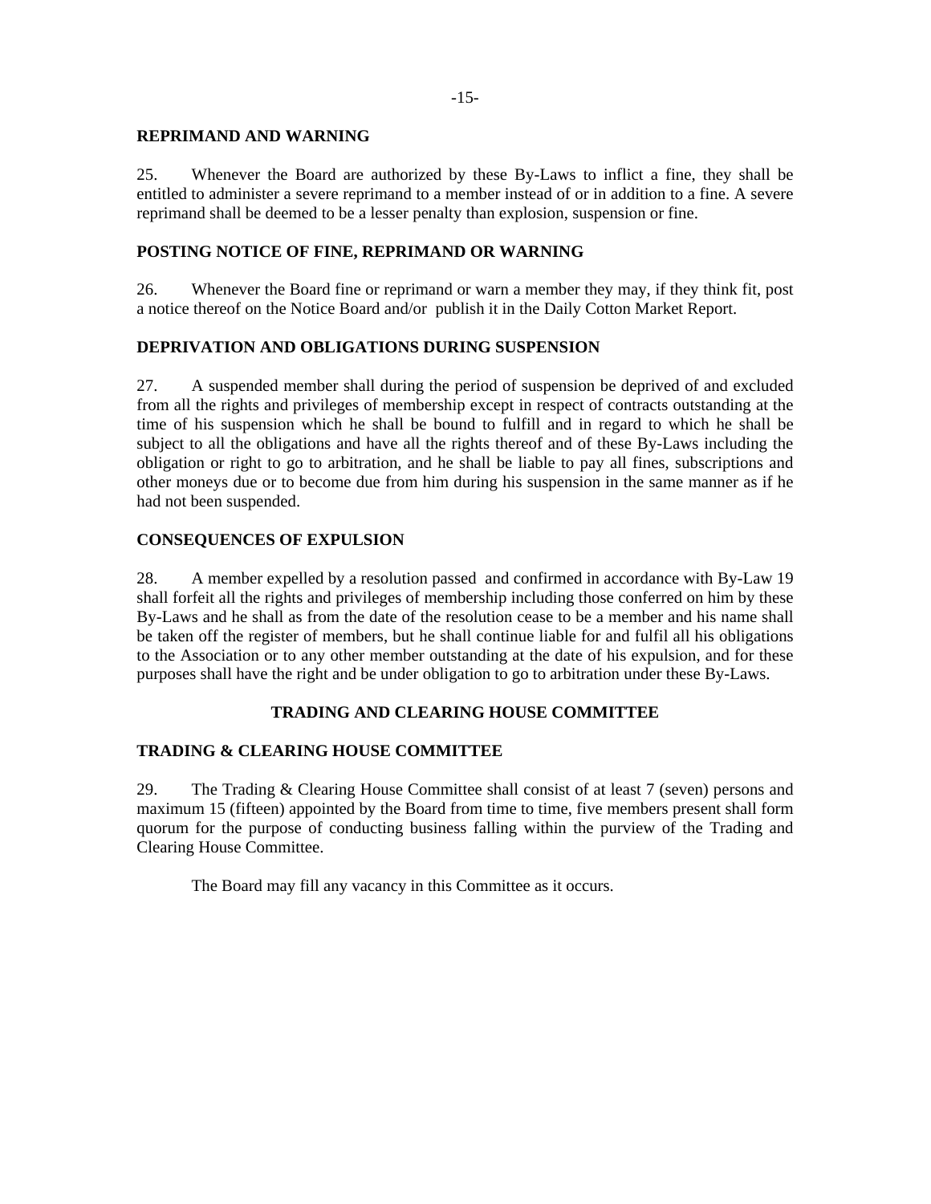### REPRIMAND AND WARNING

25. Whenever the Board are authorized by these By-Laws to inflict a fine, they shall be entitled to administer a severe reprimand to a member instead of or in addition to a fine. A severe reprimand shall be deemed to be a lesser penalty than explosion, suspension or fine.

### POSTING NOTICE OF FINE, REPRIMAND OR WARNING

26. Whenever the Board fine or reprimand or warn a member they may, if they think fit, post a notice thereof on the Notice Board and/or publish it in the Daily Cotton Market Report.

### DEPRIVATION AND OBLIGATIONS DURING SUSPENSION

27. A suspended member shall during the period of suspension be deprived of and excluded from all the rights and privileges of membership except in respect of contracts outstanding at the time of his suspension which he shall be bound to fulfill and in regard to which he shall be subject to all the obligations and have all the rights thereof and of these By-Laws including the obligation or right to go to arbitration, and he shall be liable to pay all fines, subscriptions and other moneys due or to become due from him during his suspension in the same manner as if he had not been suspended.

### CONSEQUENCES OF EXPULSION

28. A member expelled by a resolution passed and confirmed in accordance with By-Law 19 shall forfeit all the rights and privileges of membership including those conferred on him by these By-Laws and he shall as from the date of the resolution cease to be a member and his name shall be taken off the register of members, but he shall continue liable for and fulfil all his obligations to the Association or to any other member outstanding at the date of his expulsion, and for these purposes shall have the right and be under obligation to go to arbitration under these By-Laws.

## TRADING AND CLEARING HOUSE COMMITTEE

### TRADING & CLEARING HOUSE COMMITTEE

29. The Trading & Clearing House Committee shall consist of at least 7 (seven) persons and maximum 15 (fifteen) appointed by the Board from time to time, five members present shall form quorum for the purpose of conducting business falling within the purview of the Trading and Clearing House Committee.

The Board may fill any vacancy in this Committee as it occurs.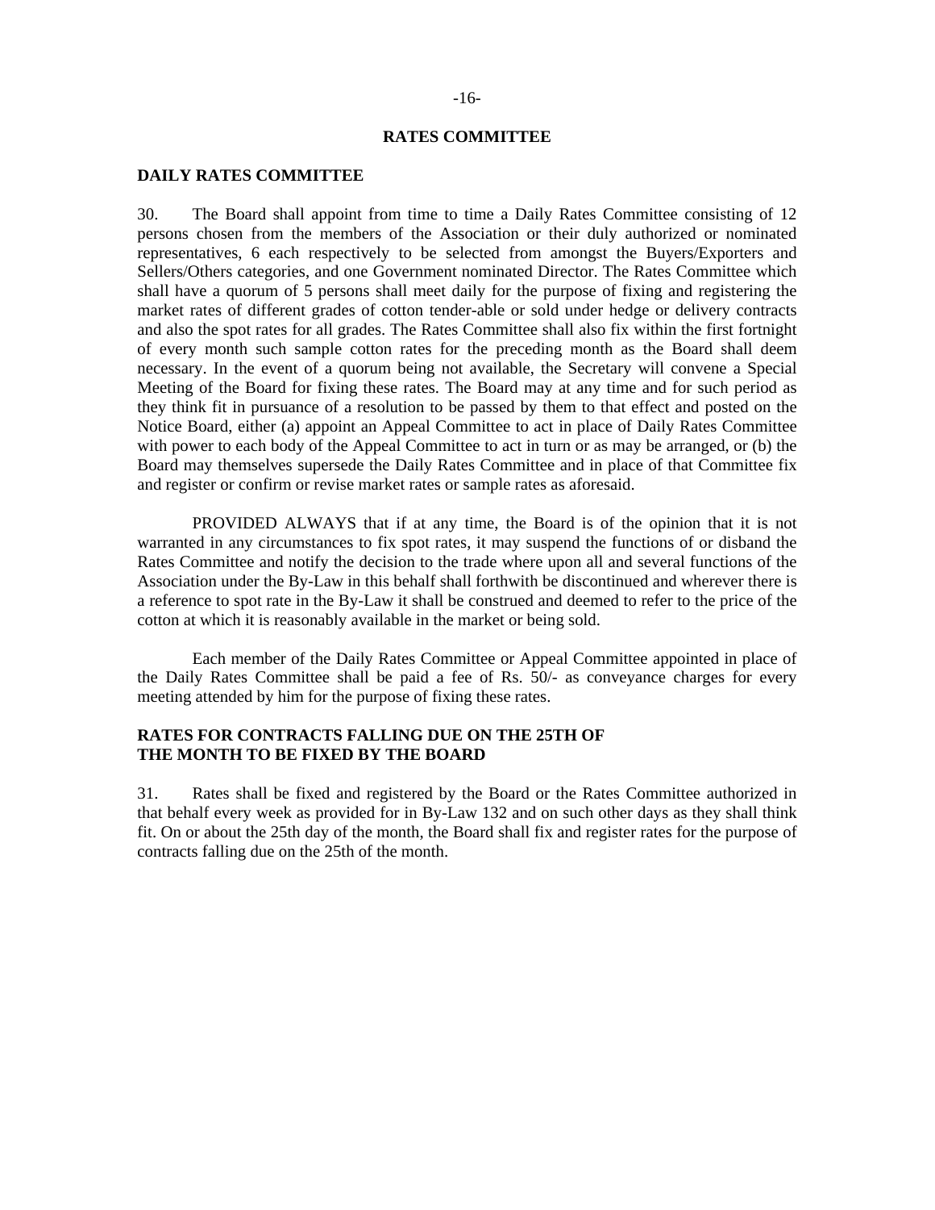## RATES COMMITTEE

### DAILY RATES COMMITTEE

30. The Board shall appoint from time to time a Daily Rates Committee consisting of 12 persons chosen from the members of the Association or their duly authorized or nominated representatives, 6 each respectively to be selected from amongst the Buyers/Exporters and Sellers/Others categories, and one Government nominated Director. The Rates Committee which shall have a quorum of 5 persons shall meet daily for the purpose of fixing and registering the market rates of different grades of cotton tender-able or sold under hedge or delivery contracts and also the spot rates for all grades. The Rates Committee shall also fix within the first fortnight of every month such sample cotton rates for the preceding month as the Board shall deem necessary. In the event of a quorum being not available, the Secretary will convene a Special Meeting of the Board for fixing these rates. The Board may at any time and for such period as they think fit in pursuance of a resolution to be passed by them to that effect and posted on the Notice Board, either (a) appoint an Appeal Committee to act in place of Daily Rates Committee with power to each body of the Appeal Committee to act in turn or as may be arranged, or (b) the Board may themselves supersede the Daily Rates Committee and in place of that Committee fix and register or confirm or revise market rates or sample rates as aforesaid.

PROVIDED ALWAYS that if at any time, the Board is of the opinion that it is not warranted in any circumstances to fix spot rates, it may suspend the functions of or disband the Rates Committee and notify the decision to the trade where upon all and several functions of the Association under the By-Law in this behalf shall forthwith be discontinued and wherever there is a reference to spot rate in the By-Law it shall be construed and deemed to refer to the price of the cotton at which it is reasonably available in the market or being sold.

Each member of the Daily Rates Committee or Appeal Committee appointed in place of the Daily Rates Committee shall be paid a fee of Rs. 50/- as conveyance charges for every meeting attended by him for the purpose of fixing these rates.

### RATES FOR CONTRACTS FALLING DUE ON THE 25TH OF THE MONTH TO BE FIXED BY THE BOARD

31. Rates shall be fixed and registered by the Board or the Rates Committee authorized in that behalf every week as provided for in By-Law 132 and on such other days as they shall think fit. On or about the 25th day of the month, the Board shall fix and register rates for the purpose of contracts falling due on the 25th of the month.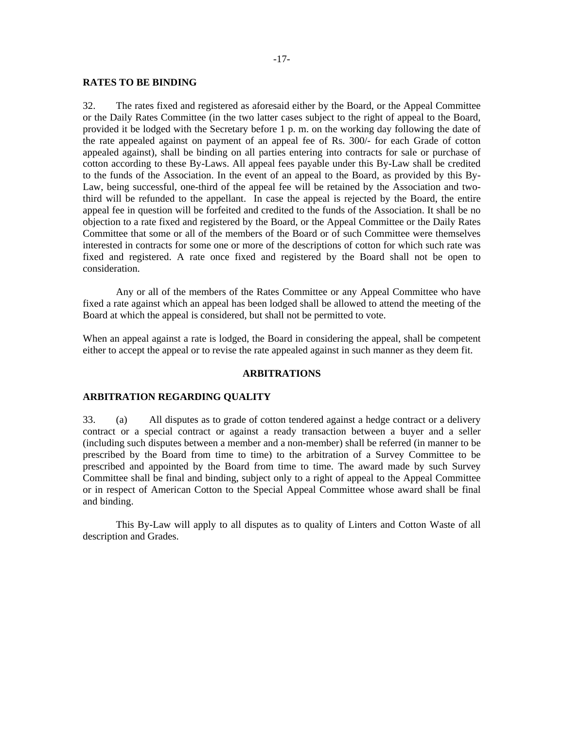**RATES TO BE BINDING**

32. The rates fixed and registered as aforesaid either by the Board, or the Appeal Committee or the Daily Rates Committee (in the two latter cases subject to the right of appeal to the Board, provided it be lodged with the Secretary before 1 p. m. on the working day following the date of the rate appealed against on payment of an appeal fee of Rs. 300/- for each Grade of cotton appealed against), shall be binding on all parties entering into contracts for sale or purchase of cotton according to these By-Laws. All appeal fees payable under this By-Law shall be credited to the funds of the Association. In the event of an appeal to the Board, as provided by this By-Law, being successful, one-third of the appeal fee will be retained by the Association and two-third will be refunded to the appellant. In case the appeal is rejected by the Board, the entire appeal fee in question will be forfeited and credited to the funds of the Association. It shall be no objection to a rate fixed and registered by the Board, or the Appeal Committee or the Daily Rates Committee that some or all of the members of the Board or of such Committee were themselves interested in contracts for some one or more of the descriptions of cotton for which such rate was fixed and registered. A rate once fixed and registered by the Board shall not be open to consideration.

Any or all of the members of the Rates Committee or any Appeal Committee who have fixed a rate against which an appeal has been lodged shall be allowed to attend the meeting of the Board at which the appeal is considered, but shall not be permitted to vote.

When an appeal against a rate is lodged, the Board in considering the appeal, shall be competent either to accept the appeal or to revise the rate appealed against in such manner as they deem fit.

## ARBITRATIONS

**ARBITRATION REGARDING QUALITY**

33. (a) All disputes as to grade of cotton tendered against a hedge contract or a delivery contract or a special contract or against a ready transaction between a buyer and a seller (including such disputes between a member and a non-member) shall be referred (in manner to be prescribed by the Board from time to time) to the arbitration of a Survey Committee to be prescribed and appointed by the Board from time to time. The award made by such Survey Committee shall be final and binding, subject only to a right of appeal to the Appeal Committee or in respect of American Cotton to the Special Appeal Committee whose award shall be final and binding.

This By-Law will apply to all disputes as to quality of Linters and Cotton Waste of all description and Grades.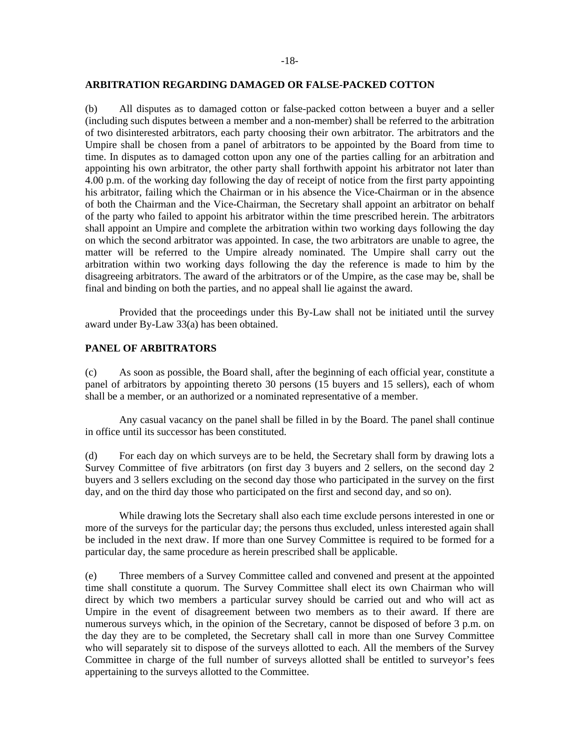## ARBITRATION REGARDING DAMAGED OR FALSE-PACKED COTTON

(b) All disputes as to damaged cotton or false-packed cotton between a buyer and a seller (including such disputes between a member and a non-member) shall be referred to the arbitration of two disinterested arbitrators, each party choosing their own arbitrator. The arbitrators and the Umpire shall be chosen from a panel of arbitrators to be appointed by the Board from time to time. In disputes as to damaged cotton upon any one of the parties calling for an arbitration and appointing his own arbitrator, the other party shall forthwith appoint his arbitrator not later than 4.00 p.m. of the working day following the day of receipt of notice from the first party appointing his arbitrator, failing which the Chairman or in his absence the Vice-Chairman or in the absence of both the Chairman and the Vice-Chairman, the Secretary shall appoint an arbitrator on behalf of the party who failed to appoint his arbitrator within the time prescribed herein. The arbitrators shall appoint an Umpire and complete the arbitration within two working days following the day on which the second arbitrator was appointed. In case, the two arbitrators are unable to agree, the matter will be referred to the Umpire already nominated. The Umpire shall carry out the arbitration within two working days following the day the reference is made to him by the disagreeing arbitrators. The award of the arbitrators or of the Umpire, as the case may be, shall be final and binding on both the parties, and no appeal shall lie against the award.

Provided that the proceedings under this By-Law shall not be initiated until the survey award under By-Law 33(a) has been obtained.

## PANEL OF ARBITRATORS

(c) As soon as possible, the Board shall, after the beginning of each official year, constitute a panel of arbitrators by appointing thereto 30 persons (15 buyers and 15 sellers), each of whom shall be a member, or an authorized or a nominated representative of a member.

Any casual vacancy on the panel shall be filled in by the Board. The panel shall continue in office until its successor has been constituted.

(d) For each day on which surveys are to be held, the Secretary shall form by drawing lots a Survey Committee of five arbitrators (on first day 3 buyers and 2 sellers, on the second day 2 buyers and 3 sellers excluding on the second day those who participated in the survey on the first day, and on the third day those who participated on the first and second day, and so on).

While drawing lots the Secretary shall also each time exclude persons interested in one or more of the surveys for the particular day; the persons thus excluded, unless interested again shall be included in the next draw. If more than one Survey Committee is required to be formed for a particular day, the same procedure as herein prescribed shall be applicable.

(e) Three members of a Survey Committee called and convened and present at the appointed time shall constitute a quorum. The Survey Committee shall elect its own Chairman who will direct by which two members a particular survey should be carried out and who will act as Umpire in the event of disagreement between two members as to their award. If there are numerous surveys which, in the opinion of the Secretary, cannot be disposed of before 3 p.m. on the day they are to be completed, the Secretary shall call in more than one Survey Committee who will separately sit to dispose of the surveys allotted to each. All the members of the Survey Committee in charge of the full number of surveys allotted shall be entitled to surveyor's fees appertaining to the surveys allotted to the Committee.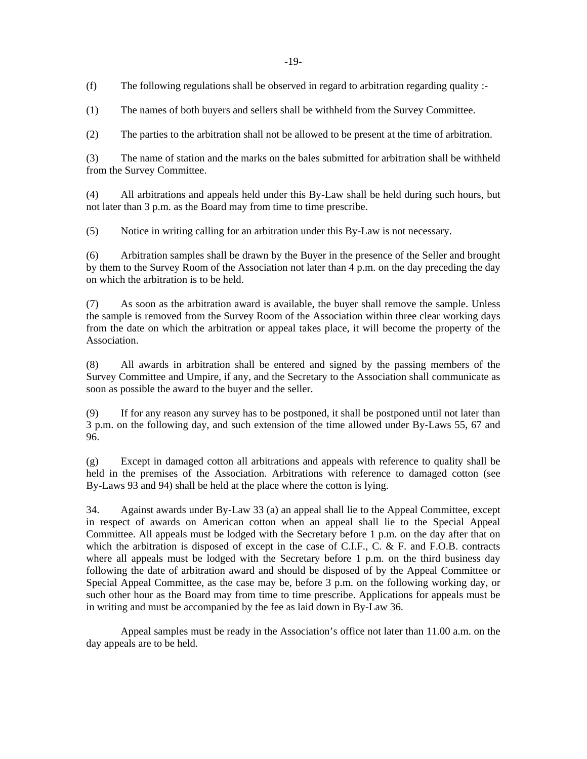(f) The following regulations shall be observed in regard to arbitration regarding quality :-

(1) The names of both buyers and sellers shall be withheld from the Survey Committee.

(2) The parties to the arbitration shall not be allowed to be present at the time of arbitration.

(3) The name of station and the marks on the bales submitted for arbitration shall be withheld from the Survey Committee.

(4) All arbitrations and appeals held under this By-Law shall be held during such hours, but not later than 3 p.m. as the Board may from time to time prescribe.

(5) Notice in writing calling for an arbitration under this By-Law is not necessary.

(6) Arbitration samples shall be drawn by the Buyer in the presence of the Seller and brought by them to the Survey Room of the Association not later than 4 p.m. on the day preceding the day on which the arbitration is to be held.

(7) As soon as the arbitration award is available, the buyer shall remove the sample. Unless the sample is removed from the Survey Room of the Association within three clear working days from the date on which the arbitration or appeal takes place, it will become the property of the Association.

(8) All awards in arbitration shall be entered and signed by the passing members of the Survey Committee and Umpire, if any, and the Secretary to the Association shall communicate as soon as possible the award to the buyer and the seller.

(9) If for any reason any survey has to be postponed, it shall be postponed until not later than 3 p.m. on the following day, and such extension of the time allowed under By-Laws 55, 67 and 96.

(g) Except in damaged cotton all arbitrations and appeals with reference to quality shall be held in the premises of the Association. Arbitrations with reference to damaged cotton (see By-Laws 93 and 94) shall be held at the place where the cotton is lying.

34. Against awards under By-Law 33 (a) an appeal shall lie to the Appeal Committee, except in respect of awards on American cotton when an appeal shall lie to the Special Appeal Committee. All appeals must be lodged with the Secretary before 1 p.m. on the day after that on which the arbitration is disposed of except in the case of C.I.F., C. & F. and F.O.B. contracts where all appeals must be lodged with the Secretary before 1 p.m. on the third business day following the date of arbitration award and should be disposed of by the Appeal Committee or Special Appeal Committee, as the case may be, before 3 p.m. on the following working day, or such other hour as the Board may from time to time prescribe. Applications for appeals must be in writing and must be accompanied by the fee as laid down in By-Law 36.

Appeal samples must be ready in the Association's office not later than 11.00 a.m. on the day appeals are to be held.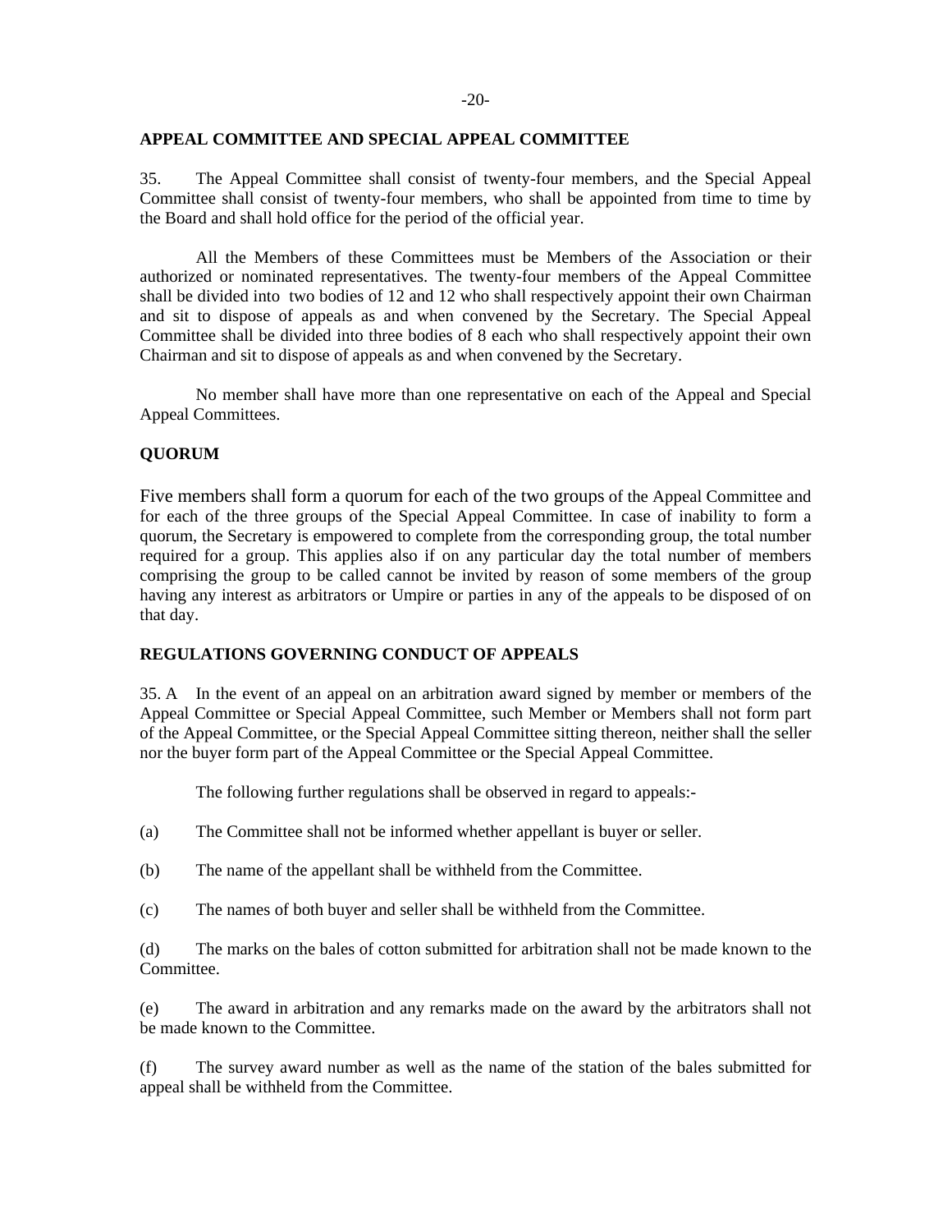## APPEAL COMMITTEE AND SPECIAL APPEAL COMMITTEE

35. The Appeal Committee shall consist of twenty-four members, and the Special Appeal Committee shall consist of twenty-four members, who shall be appointed from time to time by the Board and shall hold office for the period of the official year.

All the Members of these Committees must be Members of the Association or their authorized or nominated representatives. The twenty-four members of the Appeal Committee shall be divided into two bodies of 12 and 12 who shall respectively appoint their own Chairman and sit to dispose of appeals as and when convened by the Secretary. The Special Appeal Committee shall be divided into three bodies of 8 each who shall respectively appoint their own Chairman and sit to dispose of appeals as and when convened by the Secretary.

No member shall have more than one representative on each of the Appeal and Special Appeal Committees.

## QUORUM

Five members shall form a quorum for each of the two groups of the Appeal Committee and for each of the three groups of the Special Appeal Committee. In case of inability to form a quorum, the Secretary is empowered to complete from the corresponding group, the total number required for a group. This applies also if on any particular day the total number of members comprising the group to be called cannot be invited by reason of some members of the group having any interest as arbitrators or Umpire or parties in any of the appeals to be disposed of on that day.

## REGULATIONS GOVERNING CONDUCT OF APPEALS

35. A In the event of an appeal on an arbitration award signed by member or members of the Appeal Committee or Special Appeal Committee, such Member or Members shall not form part of the Appeal Committee, or the Special Appeal Committee sitting thereon, neither shall the seller nor the buyer form part of the Appeal Committee or the Special Appeal Committee.

The following further regulations shall be observed in regard to appeals:-

(a) The Committee shall not be informed whether appellant is buyer or seller.

(b) The name of the appellant shall be withheld from the Committee.

(c) The names of both buyer and seller shall be withheld from the Committee.

(d) The marks on the bales of cotton submitted for arbitration shall not be made known to the Committee.

(e) The award in arbitration and any remarks made on the award by the arbitrators shall not be made known to the Committee.

(f) The survey award number as well as the name of the station of the bales submitted for appeal shall be withheld from the Committee.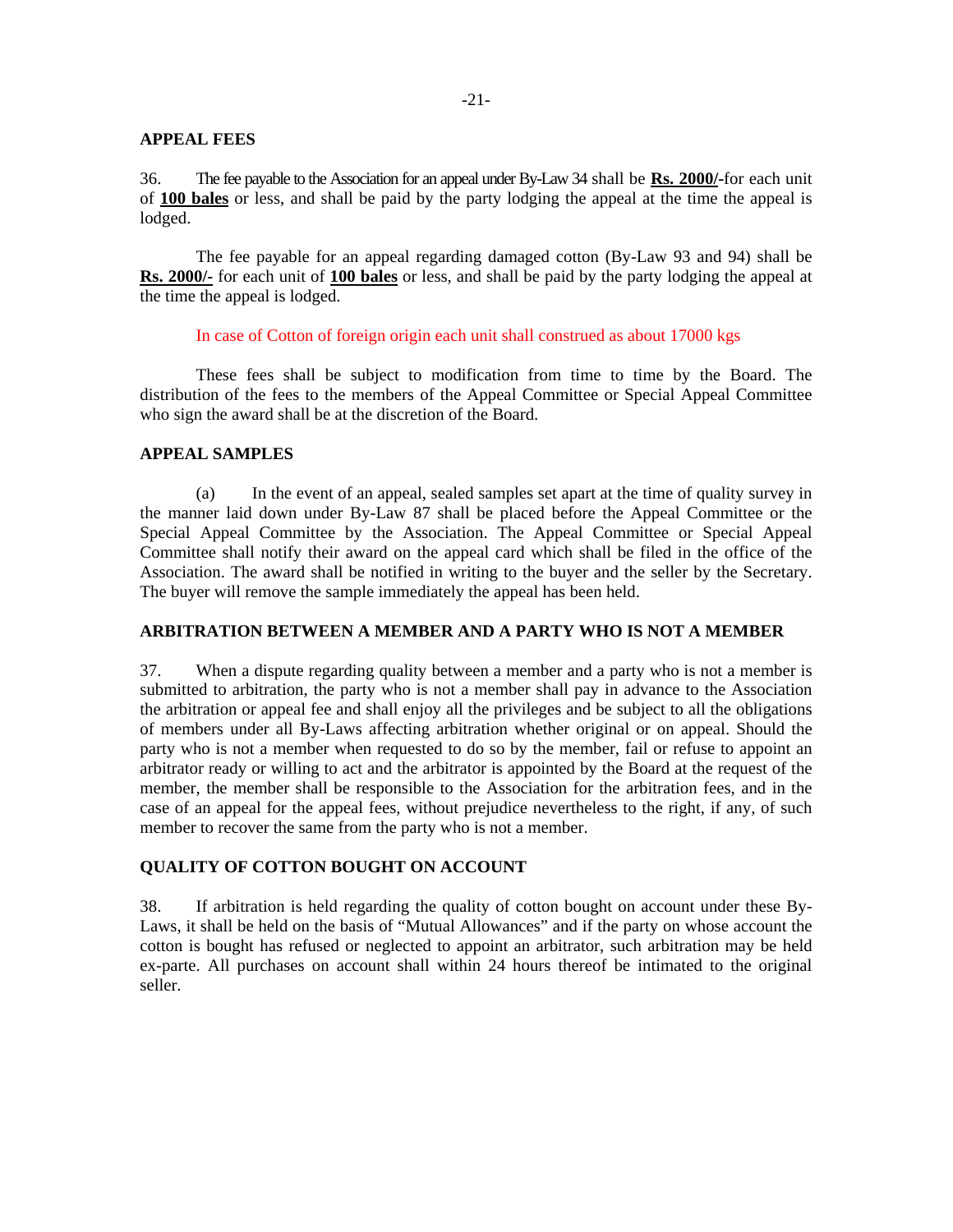## APPEAL FEES

36. The fee payable to the Association for an appeal under By-Law 34 shall be **Rs. 2000/-** for each unit of **100 bales** or less, and shall be paid by the party lodging the appeal at the time the appeal is lodged.

The fee payable for an appeal regarding damaged cotton (By-Law 93 and 94) shall be **Rs. 2000/-** for each unit of **100 bales** or less, and shall be paid by the party lodging the appeal at the time the appeal is lodged.

In case of Cotton of foreign origin each unit shall construed as about 17000 kgs

These fees shall be subject to modification from time to time by the Board. The distribution of the fees to the members of the Appeal Committee or Special Appeal Committee who sign the award shall be at the discretion of the Board.

## APPEAL SAMPLES

(a) In the event of an appeal, sealed samples set apart at the time of quality survey in the manner laid down under By-Law 87 shall be placed before the Appeal Committee or the Special Appeal Committee by the Association. The Appeal Committee or Special Appeal Committee shall notify their award on the appeal card which shall be filed in the office of the Association. The award shall be notified in writing to the buyer and the seller by the Secretary. The buyer will remove the sample immediately the appeal has been held.

## ARBITRATION BETWEEN A MEMBER AND A PARTY WHO IS NOT A MEMBER

37. When a dispute regarding quality between a member and a party who is not a member is submitted to arbitration, the party who is not a member shall pay in advance to the Association the arbitration or appeal fee and shall enjoy all the privileges and be subject to all the obligations of members under all By-Laws affecting arbitration whether original or on appeal. Should the party who is not a member when requested to do so by the member, fail or refuse to appoint an arbitrator ready or willing to act and the arbitrator is appointed by the Board at the request of the member, the member shall be responsible to the Association for the arbitration fees, and in the case of an appeal for the appeal fees, without prejudice nevertheless to the right, if any, of such member to recover the same from the party who is not a member.

## QUALITY OF COTTON BOUGHT ON ACCOUNT

38. If arbitration is held regarding the quality of cotton bought on account under these By-Laws, it shall be held on the basis of "Mutual Allowances" and if the party on whose account the cotton is bought has refused or neglected to appoint an arbitrator, such arbitration may be held ex-parte. All purchases on account shall within 24 hours thereof be intimated to the original seller.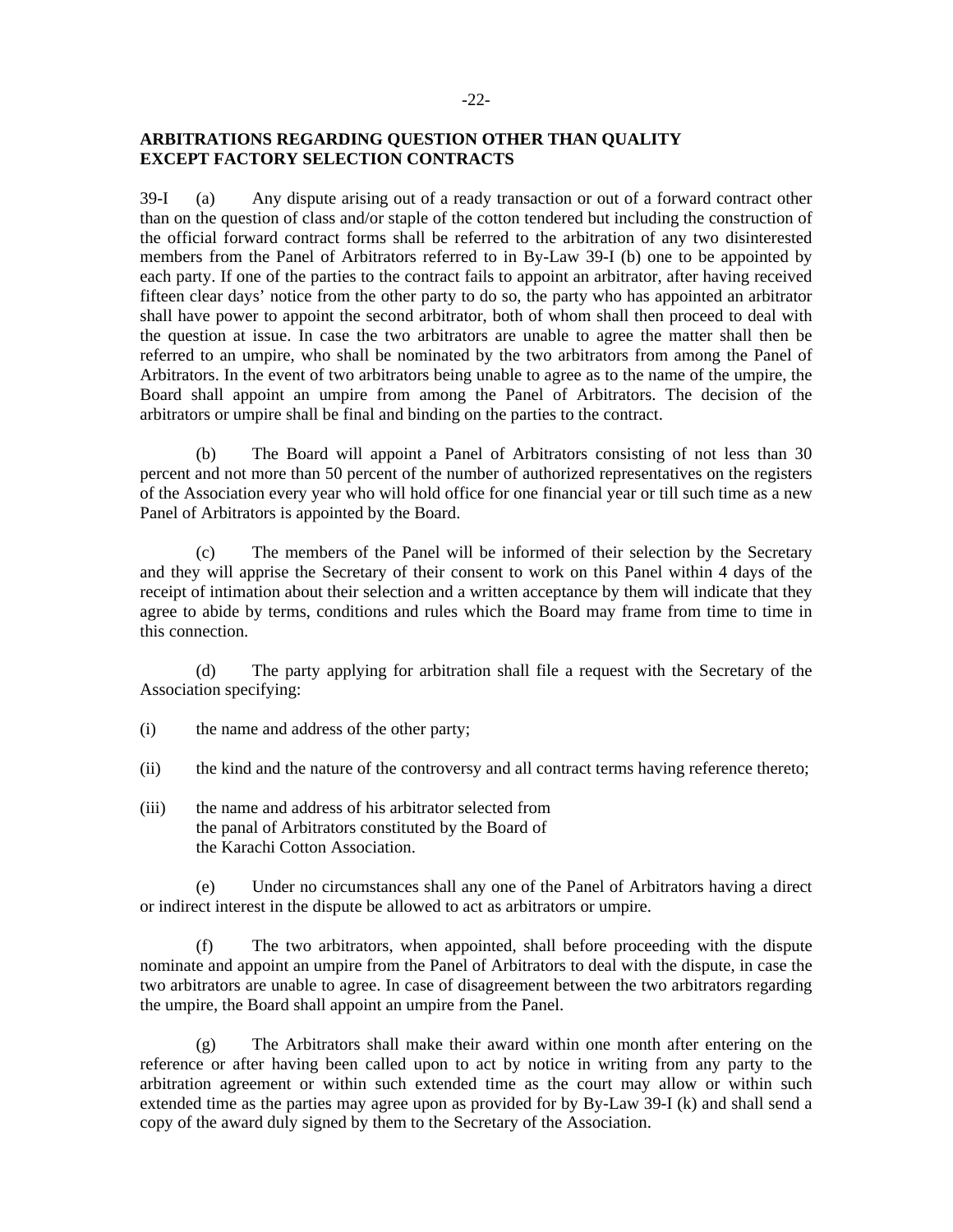## ARBITRATIONS REGARDING QUESTION OTHER THAN QUALITY EXCEPT FACTORY SELECTION CONTRACTS

39-I (a) Any dispute arising out of a ready transaction or out of a forward contract other than on the question of class and/or staple of the cotton tendered but including the construction of the official forward contract forms shall be referred to the arbitration of any two disinterested members from the Panel of Arbitrators referred to in By-Law 39-I (b) one to be appointed by each party. If one of the parties to the contract fails to appoint an arbitrator, after having received fifteen clear days' notice from the other party to do so, the party who has appointed an arbitrator shall have power to appoint the second arbitrator, both of whom shall then proceed to deal with the question at issue. In case the two arbitrators are unable to agree the matter shall then be referred to an umpire, who shall be nominated by the two arbitrators from among the Panel of Arbitrators. In the event of two arbitrators being unable to agree as to the name of the umpire, the Board shall appoint an umpire from among the Panel of Arbitrators. The decision of the arbitrators or umpire shall be final and binding on the parties to the contract.

(b) The Board will appoint a Panel of Arbitrators consisting of not less than 30 percent and not more than 50 percent of the number of authorized representatives on the registers of the Association every year who will hold office for one financial year or till such time as a new Panel of Arbitrators is appointed by the Board.

(c) The members of the Panel will be informed of their selection by the Secretary and they will apprise the Secretary of their consent to work on this Panel within 4 days of the receipt of intimation about their selection and a written acceptance by them will indicate that they agree to abide by terms, conditions and rules which the Board may frame from time to time in this connection.

(d) The party applying for arbitration shall file a request with the Secretary of the Association specifying:

(i) the name and address of the other party;

(ii) the kind and the nature of the controversy and all contract terms having reference thereto;

(iii) the name and address of his arbitrator selected from the panal of Arbitrators constituted by the Board of the Karachi Cotton Association.

(e) Under no circumstances shall any one of the Panel of Arbitrators having a direct or indirect interest in the dispute be allowed to act as arbitrators or umpire.

(f) The two arbitrators, when appointed, shall before proceeding with the dispute nominate and appoint an umpire from the Panel of Arbitrators to deal with the dispute, in case the two arbitrators are unable to agree. In case of disagreement between the two arbitrators regarding the umpire, the Board shall appoint an umpire from the Panel.

(g) The Arbitrators shall make their award within one month after entering on the reference or after having been called upon to act by notice in writing from any party to the arbitration agreement or within such extended time as the court may allow or within such extended time as the parties may agree upon as provided for by By-Law 39-I (k) and shall send a copy of the award duly signed by them to the Secretary of the Association.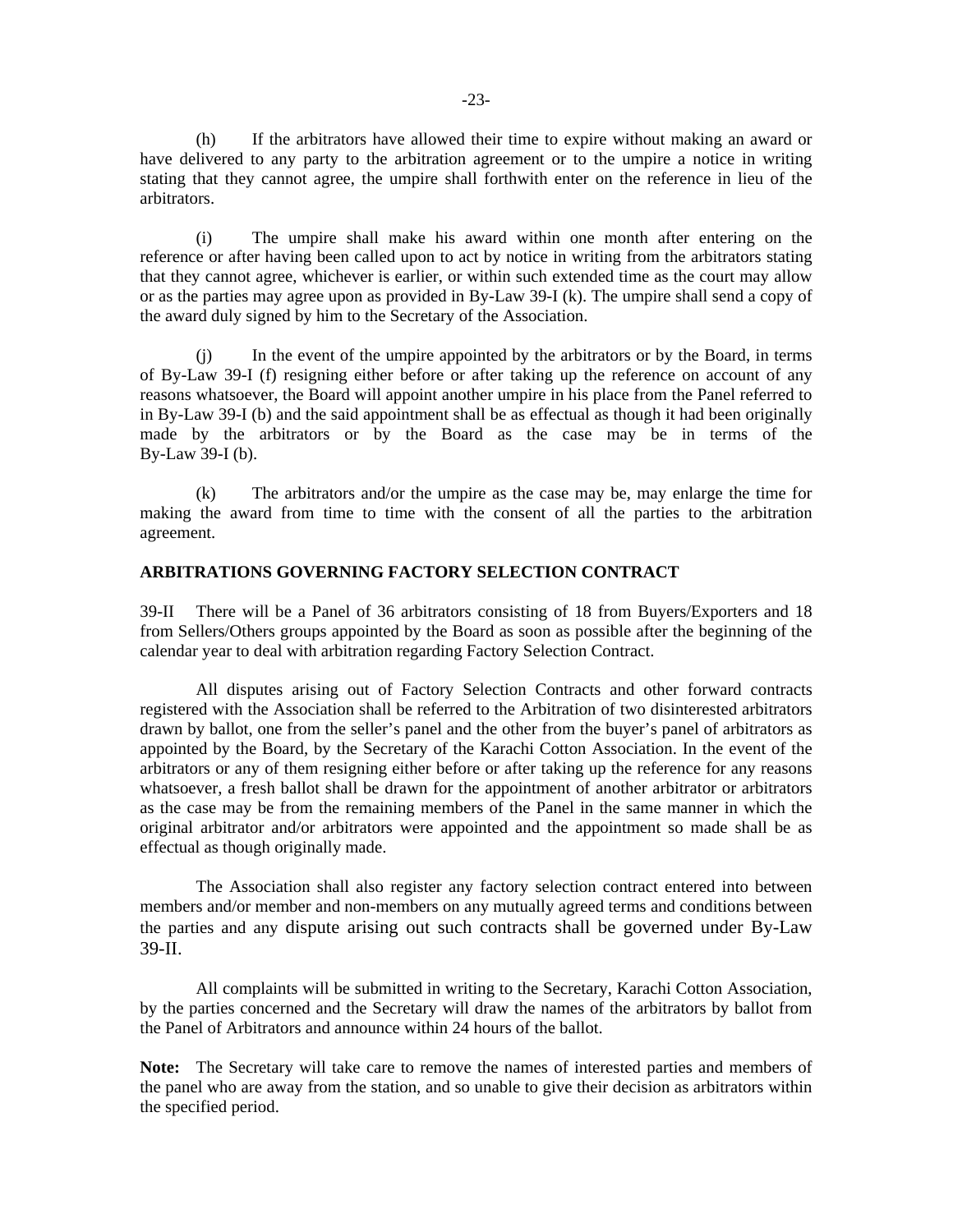(h) If the arbitrators have allowed their time to expire without making an award or have delivered to any party to the arbitration agreement or to the umpire a notice in writing stating that they cannot agree, the umpire shall forthwith enter on the reference in lieu of the arbitrators.

(i) The umpire shall make his award within one month after entering on the reference or after having been called upon to act by notice in writing from the arbitrators stating that they cannot agree, whichever is earlier, or within such extended time as the court may allow or as the parties may agree upon as provided in By-Law 39-I (k). The umpire shall send a copy of the award duly signed by him to the Secretary of the Association.

(j) In the event of the umpire appointed by the arbitrators or by the Board, in terms of By-Law 39-I (f) resigning either before or after taking up the reference on account of any reasons whatsoever, the Board will appoint another umpire in his place from the Panel referred to in By-Law 39-I (b) and the said appointment shall be as effectual as though it had been originally made by the arbitrators or by the Board as the case may be in terms of the By-Law 39-I (b).

(k) The arbitrators and/or the umpire as the case may be, may enlarge the time for making the award from time to time with the consent of all the parties to the arbitration agreement.

**ARBITRATIONS GOVERNING FACTORY SELECTION CONTRACT**

39-II There will be a Panel of 36 arbitrators consisting of 18 from Buyers/Exporters and 18 from Sellers/Others groups appointed by the Board as soon as possible after the beginning of the calendar year to deal with arbitration regarding Factory Selection Contract.

All disputes arising out of Factory Selection Contracts and other forward contracts registered with the Association shall be referred to the Arbitration of two disinterested arbitrators drawn by ballot, one from the seller's panel and the other from the buyer's panel of arbitrators as appointed by the Board, by the Secretary of the Karachi Cotton Association. In the event of the arbitrators or any of them resigning either before or after taking up the reference for any reasons whatsoever, a fresh ballot shall be drawn for the appointment of another arbitrator or arbitrators as the case may be from the remaining members of the Panel in the same manner in which the original arbitrator and/or arbitrators were appointed and the appointment so made shall be as effectual as though originally made.

The Association shall also register any factory selection contract entered into between members and/or member and non-members on any mutually agreed terms and conditions between the parties and any dispute arising out such contracts shall be governed under By-Law 39-II.

All complaints will be submitted in writing to the Secretary, Karachi Cotton Association, by the parties concerned and the Secretary will draw the names of the arbitrators by ballot from the Panel of Arbitrators and announce within 24 hours of the ballot.

**Note:** The Secretary will take care to remove the names of interested parties and members of the panel who are away from the station, and so unable to give their decision as arbitrators within the specified period.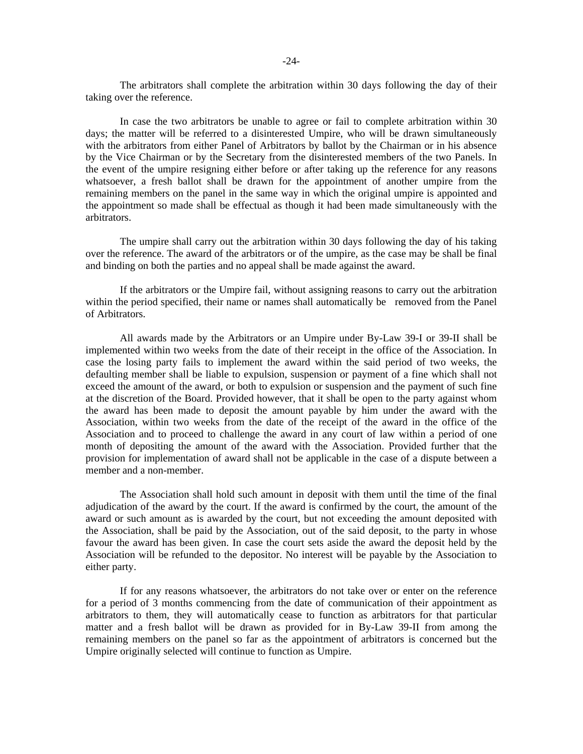The arbitrators shall complete the arbitration within 30 days following the day of their taking over the reference.

In case the two arbitrators be unable to agree or fail to complete arbitration within 30 days; the matter will be referred to a disinterested Umpire, who will be drawn simultaneously with the arbitrators from either Panel of Arbitrators by ballot by the Chairman or in his absence by the Vice Chairman or by the Secretary from the disinterested members of the two Panels. In the event of the umpire resigning either before or after taking up the reference for any reasons whatsoever, a fresh ballot shall be drawn for the appointment of another umpire from the remaining members on the panel in the same way in which the original umpire is appointed and the appointment so made shall be effectual as though it had been made simultaneously with the arbitrators.

The umpire shall carry out the arbitration within 30 days following the day of his taking over the reference. The award of the arbitrators or of the umpire, as the case may be shall be final and binding on both the parties and no appeal shall be made against the award.

If the arbitrators or the Umpire fail, without assigning reasons to carry out the arbitration within the period specified, their name or names shall automatically be removed from the Panel of Arbitrators.

All awards made by the Arbitrators or an Umpire under By-Law 39-I or 39-II shall be implemented within two weeks from the date of their receipt in the office of the Association. In case the losing party fails to implement the award within the said period of two weeks, the defaulting member shall be liable to expulsion, suspension or payment of a fine which shall not exceed the amount of the award, or both to expulsion or suspension and the payment of such fine at the discretion of the Board. Provided however, that it shall be open to the party against whom the award has been made to deposit the amount payable by him under the award with the Association, within two weeks from the date of the receipt of the award in the office of the Association and to proceed to challenge the award in any court of law within a period of one month of depositing the amount of the award with the Association. Provided further that the provision for implementation of award shall not be applicable in the case of a dispute between a member and a non-member.

The Association shall hold such amount in deposit with them until the time of the final adjudication of the award by the court. If the award is confirmed by the court, the amount of the award or such amount as is awarded by the court, but not exceeding the amount deposited with the Association, shall be paid by the Association, out of the said deposit, to the party in whose favour the award has been given. In case the court sets aside the award the deposit held by the Association will be refunded to the depositor. No interest will be payable by the Association to either party.

If for any reasons whatsoever, the arbitrators do not take over or enter on the reference for a period of 3 months commencing from the date of communication of their appointment as arbitrators to them, they will automatically cease to function as arbitrators for that particular matter and a fresh ballot will be drawn as provided for in By-Law 39-II from among the remaining members on the panel so far as the appointment of arbitrators is concerned but the Umpire originally selected will continue to function as Umpire.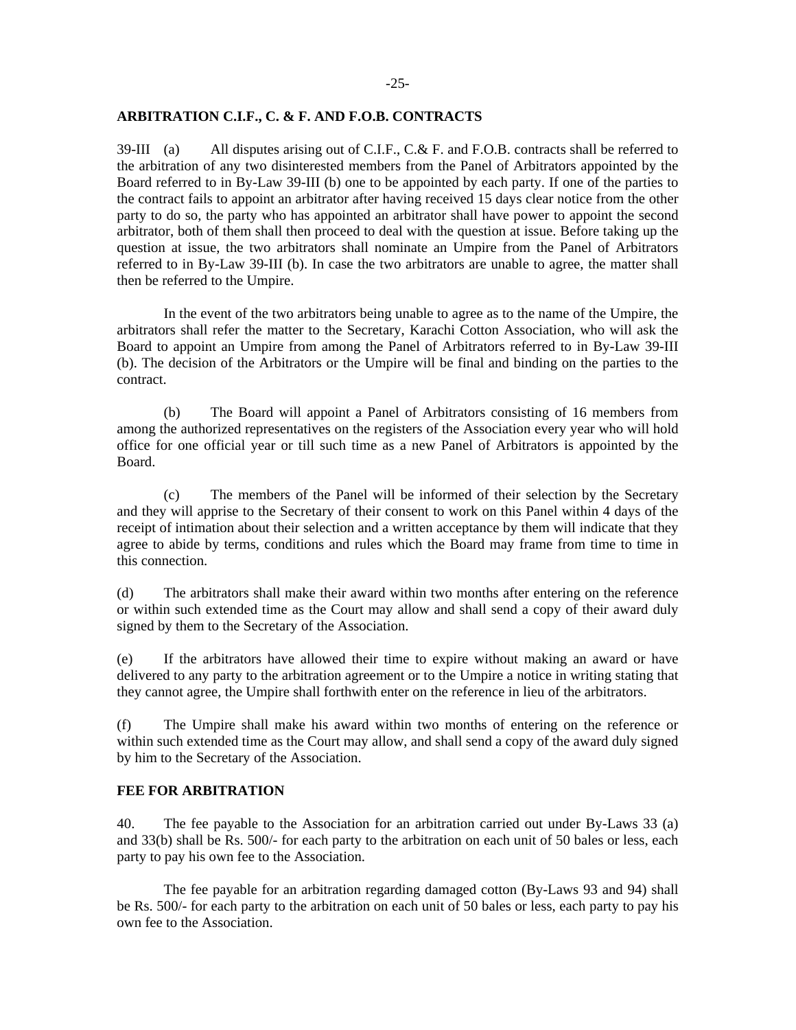**ARBITRATION C.I.F., C. & F. AND F.O.B. CONTRACTS**

39-III (a) All disputes arising out of C.I.F., C.& F. and F.O.B. contracts shall be referred to the arbitration of any two disinterested members from the Panel of Arbitrators appointed by the Board referred to in By-Law 39-III (b) one to be appointed by each party. If one of the parties to the contract fails to appoint an arbitrator after having received 15 days clear notice from the other party to do so, the party who has appointed an arbitrator shall have power to appoint the second arbitrator, both of them shall then proceed to deal with the question at issue. Before taking up the question at issue, the two arbitrators shall nominate an Umpire from the Panel of Arbitrators referred to in By-Law 39-III (b). In case the two arbitrators are unable to agree, the matter shall then be referred to the Umpire.

In the event of the two arbitrators being unable to agree as to the name of the Umpire, the arbitrators shall refer the matter to the Secretary, Karachi Cotton Association, who will ask the Board to appoint an Umpire from among the Panel of Arbitrators referred to in By-Law 39-III (b). The decision of the Arbitrators or the Umpire will be final and binding on the parties to the contract.

(b) The Board will appoint a Panel of Arbitrators consisting of 16 members from among the authorized representatives on the registers of the Association every year who will hold office for one official year or till such time as a new Panel of Arbitrators is appointed by the Board.

(c) The members of the Panel will be informed of their selection by the Secretary and they will apprise to the Secretary of their consent to work on this Panel within 4 days of the receipt of intimation about their selection and a written acceptance by them will indicate that they agree to abide by terms, conditions and rules which the Board may frame from time to time in this connection.

(d) The arbitrators shall make their award within two months after entering on the reference or within such extended time as the Court may allow and shall send a copy of their award duly signed by them to the Secretary of the Association.

(e) If the arbitrators have allowed their time to expire without making an award or have delivered to any party to the arbitration agreement or to the Umpire a notice in writing stating that they cannot agree, the Umpire shall forthwith enter on the reference in lieu of the arbitrators.

(f) The Umpire shall make his award within two months of entering on the reference or within such extended time as the Court may allow, and shall send a copy of the award duly signed by him to the Secretary of the Association.

**FEE FOR ARBITRATION**

40. The fee payable to the Association for an arbitration carried out under By-Laws 33 (a) and 33(b) shall be Rs. 500/- for each party to the arbitration on each unit of 50 bales or less, each party to pay his own fee to the Association.

The fee payable for an arbitration regarding damaged cotton (By-Laws 93 and 94) shall be Rs. 500/- for each party to the arbitration on each unit of 50 bales or less, each party to pay his own fee to the Association.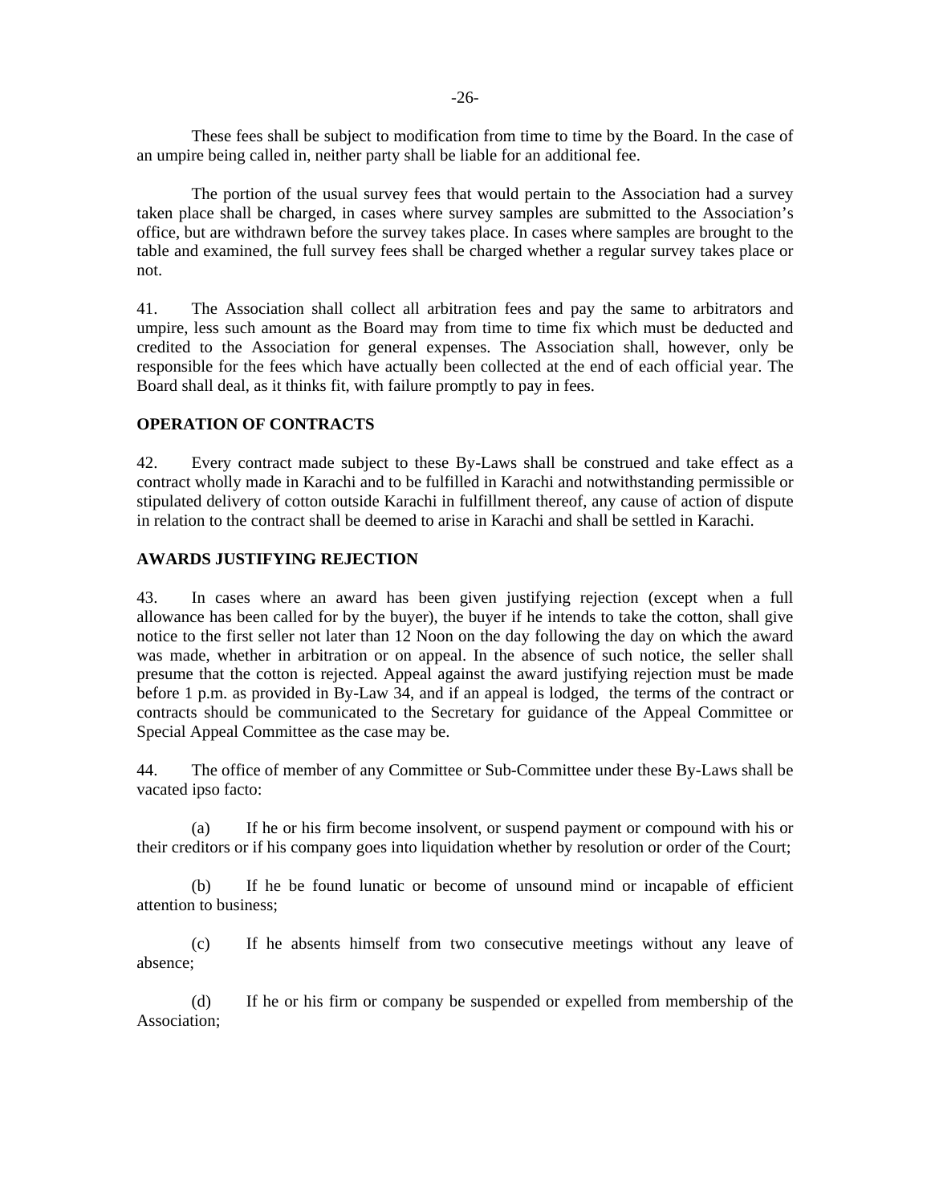These fees shall be subject to modification from time to time by the Board. In the case of an umpire being called in, neither party shall be liable for an additional fee.

The portion of the usual survey fees that would pertain to the Association had a survey taken place shall be charged, in cases where survey samples are submitted to the Association's office, but are withdrawn before the survey takes place. In cases where samples are brought to the table and examined, the full survey fees shall be charged whether a regular survey takes place or not.

41. The Association shall collect all arbitration fees and pay the same to arbitrators and umpire, less such amount as the Board may from time to time fix which must be deducted and credited to the Association for general expenses. The Association shall, however, only be responsible for the fees which have actually been collected at the end of each official year. The Board shall deal, as it thinks fit, with failure promptly to pay in fees.

**OPERATION OF CONTRACTS**

42. Every contract made subject to these By-Laws shall be construed and take effect as a contract wholly made in Karachi and to be fulfilled in Karachi and notwithstanding permissible or stipulated delivery of cotton outside Karachi in fulfillment thereof, any cause of action of dispute in relation to the contract shall be deemed to arise in Karachi and shall be settled in Karachi.

**AWARDS JUSTIFYING REJECTION**

43. In cases where an award has been given justifying rejection (except when a full allowance has been called for by the buyer), the buyer if he intends to take the cotton, shall give notice to the first seller not later than 12 Noon on the day following the day on which the award was made, whether in arbitration or on appeal. In the absence of such notice, the seller shall presume that the cotton is rejected. Appeal against the award justifying rejection must be made before 1 p.m. as provided in By-Law 34, and if an appeal is lodged, the terms of the contract or contracts should be communicated to the Secretary for guidance of the Appeal Committee or Special Appeal Committee as the case may be.

44. The office of member of any Committee or Sub-Committee under these By-Laws shall be vacated ipso facto:

(a) If he or his firm become insolvent, or suspend payment or compound with his or their creditors or if his company goes into liquidation whether by resolution or order of the Court;

(b) If he be found lunatic or become of unsound mind or incapable of efficient attention to business;

(c) If he absents himself from two consecutive meetings without any leave of absence;

(d) If he or his firm or company be suspended or expelled from membership of the Association;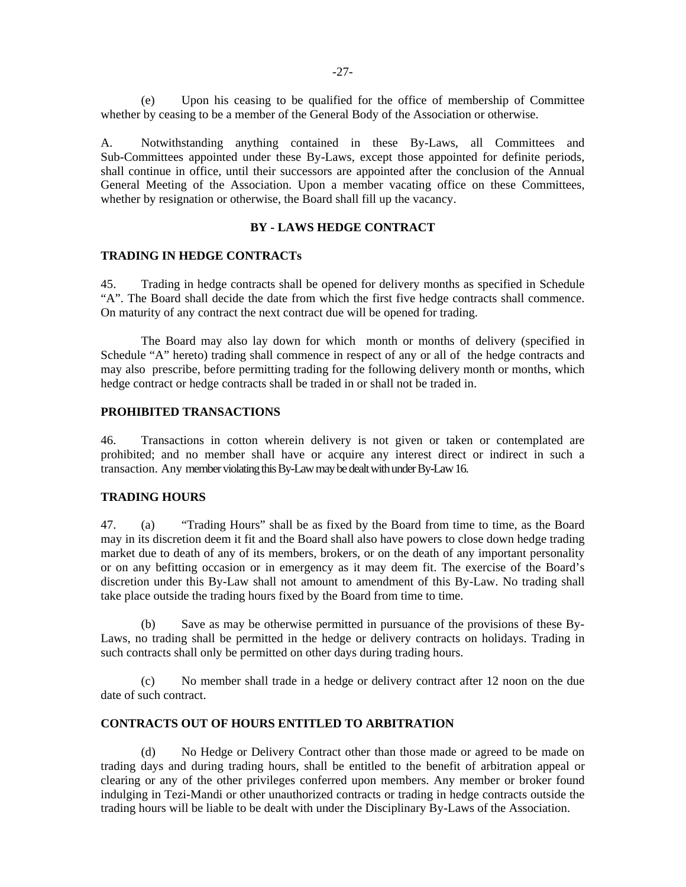(e) Upon his ceasing to be qualified for the office of membership of Committee whether by ceasing to be a member of the General Body of the Association or otherwise.

A. Notwithstanding anything contained in these By-Laws, all Committees and Sub-Committees appointed under these By-Laws, except those appointed for definite periods, shall continue in office, until their successors are appointed after the conclusion of the Annual General Meeting of the Association. Upon a member vacating office on these Committees, whether by resignation or otherwise, the Board shall fill up the vacancy.

## BY - LAWS HEDGE CONTRACT

### TRADING IN HEDGE CONTRACTs

45. Trading in hedge contracts shall be opened for delivery months as specified in Schedule "A". The Board shall decide the date from which the first five hedge contracts shall commence. On maturity of any contract the next contract due will be opened for trading.

The Board may also lay down for which month or months of delivery (specified in Schedule "A" hereto) trading shall commence in respect of any or all of the hedge contracts and may also prescribe, before permitting trading for the following delivery month or months, which hedge contract or hedge contracts shall be traded in or shall not be traded in.

### PROHIBITED TRANSACTIONS

46. Transactions in cotton wherein delivery is not given or taken or contemplated are prohibited; and no member shall have or acquire any interest direct or indirect in such a transaction. Any member violating this By-Law may be dealt with under By-Law 16.

### TRADING HOURS

47. (a) "Trading Hours" shall be as fixed by the Board from time to time, as the Board may in its discretion deem it fit and the Board shall also have powers to close down hedge trading market due to death of any of its members, brokers, or on the death of any important personality or on any befitting occasion or in emergency as it may deem fit. The exercise of the Board's discretion under this By-Law shall not amount to amendment of this By-Law. No trading shall take place outside the trading hours fixed by the Board from time to time.

(b) Save as may be otherwise permitted in pursuance of the provisions of these By-Laws, no trading shall be permitted in the hedge or delivery contracts on holidays. Trading in such contracts shall only be permitted on other days during trading hours.

(c) No member shall trade in a hedge or delivery contract after 12 noon on the due date of such contract.

### CONTRACTS OUT OF HOURS ENTITLED TO ARBITRATION

(d) No Hedge or Delivery Contract other than those made or agreed to be made on trading days and during trading hours, shall be entitled to the benefit of arbitration appeal or clearing or any of the other privileges conferred upon members. Any member or broker found indulging in Tezi-Mandi or other unauthorized contracts or trading in hedge contracts outside the trading hours will be liable to be dealt with under the Disciplinary By-Laws of the Association.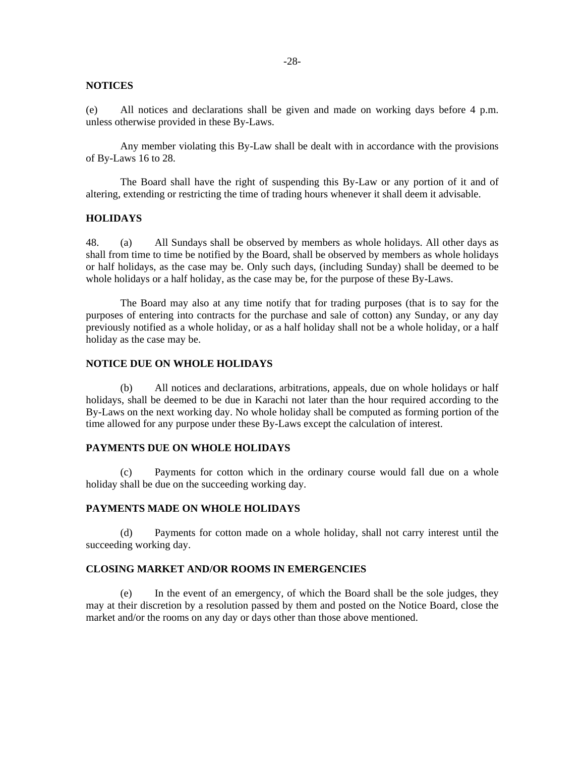**NOTICES**

(e) All notices and declarations shall be given and made on working days before 4 p.m. unless otherwise provided in these By-Laws.

Any member violating this By-Law shall be dealt with in accordance with the provisions of By-Laws 16 to 28.

The Board shall have the right of suspending this By-Law or any portion of it and of altering, extending or restricting the time of trading hours whenever it shall deem it advisable.

**HOLIDAYS**

48. (a) All Sundays shall be observed by members as whole holidays. All other days as shall from time to time be notified by the Board, shall be observed by members as whole holidays or half holidays, as the case may be. Only such days, (including Sunday) shall be deemed to be whole holidays or a half holiday, as the case may be, for the purpose of these By-Laws.

The Board may also at any time notify that for trading purposes (that is to say for the purposes of entering into contracts for the purchase and sale of cotton) any Sunday, or any day previously notified as a whole holiday, or as a half holiday shall not be a whole holiday, or a half holiday as the case may be.

**NOTICE DUE ON WHOLE HOLIDAYS**

(b) All notices and declarations, arbitrations, appeals, due on whole holidays or half holidays, shall be deemed to be due in Karachi not later than the hour required according to the By-Laws on the next working day. No whole holiday shall be computed as forming portion of the time allowed for any purpose under these By-Laws except the calculation of interest.

**PAYMENTS DUE ON WHOLE HOLIDAYS**

(c) Payments for cotton which in the ordinary course would fall due on a whole holiday shall be due on the succeeding working day.

**PAYMENTS MADE ON WHOLE HOLIDAYS**

(d) Payments for cotton made on a whole holiday, shall not carry interest until the succeeding working day.

**CLOSING MARKET AND/OR ROOMS IN EMERGENCIES**

(e) In the event of an emergency, of which the Board shall be the sole judges, they may at their discretion by a resolution passed by them and posted on the Notice Board, close the market and/or the rooms on any day or days other than those above mentioned.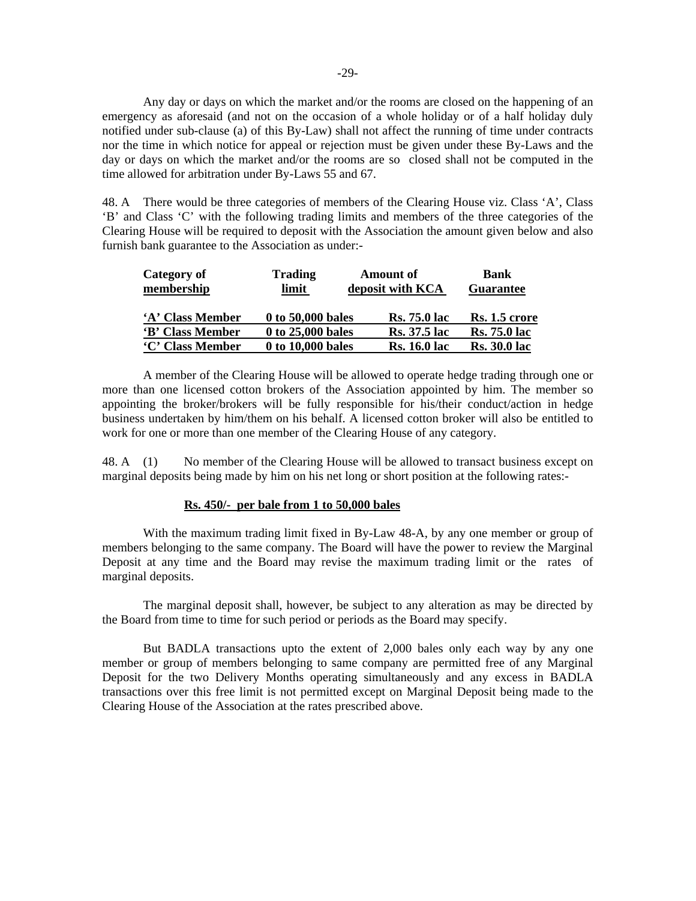Any day or days on which the market and/or the rooms are closed on the happening of an emergency as aforesaid (and not on the occasion of a whole holiday or of a half holiday duly notified under sub-clause (a) of this By-Law) shall not affect the running of time under contracts nor the time in which notice for appeal or rejection must be given under these By-Laws and the day or days on which the market and/or the rooms are so closed shall not be computed in the time allowed for arbitration under By-Laws 55 and 67.

48. A There would be three categories of members of the Clearing House viz. Class 'A', Class 'B' and Class 'C' with the following trading limits and members of the three categories of the Clearing House will be required to deposit with the Association the amount given below and also furnish bank guarantee to the Association as under:-

| **Category of membership** | **Trading limit** | **Amount of deposit with KCA** | **Bank Guarantee** |
|---|---|---|---|
| **'A' Class Member** | **0 to 50,000 bales** | **Rs. 75.0 lac** | **Rs. 1.5 crore** |
| **'B' Class Member** | **0 to 25,000 bales** | **Rs. 37.5 lac** | **Rs. 75.0 lac** |
| **'C' Class Member** | **0 to 10,000 bales** | **Rs. 16.0 lac** | **Rs. 30.0 lac** |

A member of the Clearing House will be allowed to operate hedge trading through one or more than one licensed cotton brokers of the Association appointed by him. The member so appointing the broker/brokers will be fully responsible for his/their conduct/action in hedge business undertaken by him/them on his behalf. A licensed cotton broker will also be entitled to work for one or more than one member of the Clearing House of any category.

48. A (1) No member of the Clearing House will be allowed to transact business except on marginal deposits being made by him on his net long or short position at the following rates:-

**Rs. 450/- per bale from 1 to 50,000 bales**

With the maximum trading limit fixed in By-Law 48-A, by any one member or group of members belonging to the same company. The Board will have the power to review the Marginal Deposit at any time and the Board may revise the maximum trading limit or the rates of marginal deposits.

The marginal deposit shall, however, be subject to any alteration as may be directed by the Board from time to time for such period or periods as the Board may specify.

But BADLA transactions upto the extent of 2,000 bales only each way by any one member or group of members belonging to same company are permitted free of any Marginal Deposit for the two Delivery Months operating simultaneously and any excess in BADLA transactions over this free limit is not permitted except on Marginal Deposit being made to the Clearing House of the Association at the rates prescribed above.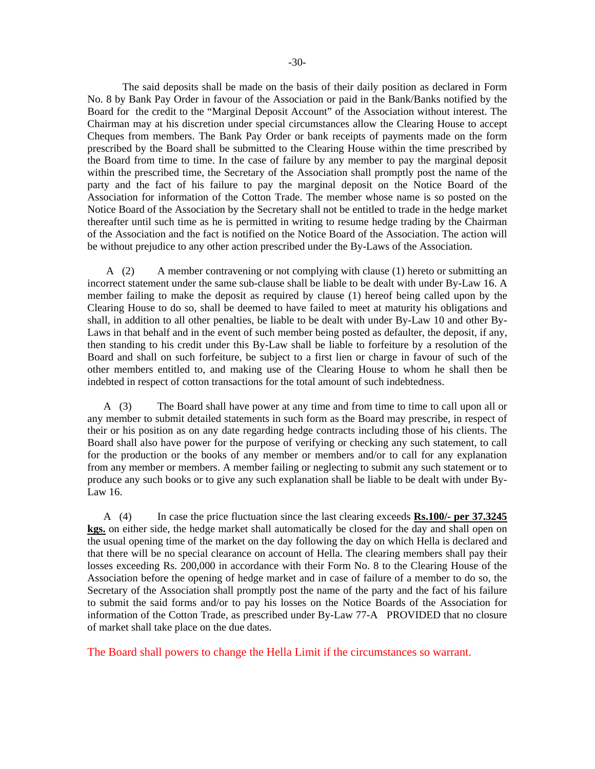The said deposits shall be made on the basis of their daily position as declared in Form No. 8 by Bank Pay Order in favour of the Association or paid in the Bank/Banks notified by the Board for the credit to the "Marginal Deposit Account" of the Association without interest. The Chairman may at his discretion under special circumstances allow the Clearing House to accept Cheques from members. The Bank Pay Order or bank receipts of payments made on the form prescribed by the Board shall be submitted to the Clearing House within the time prescribed by the Board from time to time. In the case of failure by any member to pay the marginal deposit within the prescribed time, the Secretary of the Association shall promptly post the name of the party and the fact of his failure to pay the marginal deposit on the Notice Board of the Association for information of the Cotton Trade. The member whose name is so posted on the Notice Board of the Association by the Secretary shall not be entitled to trade in the hedge market thereafter until such time as he is permitted in writing to resume hedge trading by the Chairman of the Association and the fact is notified on the Notice Board of the Association. The action will be without prejudice to any other action prescribed under the By-Laws of the Association.

A (2) A member contravening or not complying with clause (1) hereto or submitting an incorrect statement under the same sub-clause shall be liable to be dealt with under By-Law 16. A member failing to make the deposit as required by clause (1) hereof being called upon by the Clearing House to do so, shall be deemed to have failed to meet at maturity his obligations and shall, in addition to all other penalties, be liable to be dealt with under By-Law 10 and other By-Laws in that behalf and in the event of such member being posted as defaulter, the deposit, if any, then standing to his credit under this By-Law shall be liable to forfeiture by a resolution of the Board and shall on such forfeiture, be subject to a first lien or charge in favour of such of the other members entitled to, and making use of the Clearing House to whom he shall then be indebted in respect of cotton transactions for the total amount of such indebtedness.

A (3) The Board shall have power at any time and from time to time to call upon all or any member to submit detailed statements in such form as the Board may prescribe, in respect of their or his position as on any date regarding hedge contracts including those of his clients. The Board shall also have power for the purpose of verifying or checking any such statement, to call for the production or the books of any member or members and/or to call for any explanation from any member or members. A member failing or neglecting to submit any such statement or to produce any such books or to give any such explanation shall be liable to be dealt with under By-Law 16.

A (4) In case the price fluctuation since the last clearing exceeds **Rs.100/- per 37.3245 kgs.** on either side, the hedge market shall automatically be closed for the day and shall open on the usual opening time of the market on the day following the day on which Hella is declared and that there will be no special clearance on account of Hella. The clearing members shall pay their losses exceeding Rs. 200,000 in accordance with their Form No. 8 to the Clearing House of the Association before the opening of hedge market and in case of failure of a member to do so, the Secretary of the Association shall promptly post the name of the party and the fact of his failure to submit the said forms and/or to pay his losses on the Notice Boards of the Association for information of the Cotton Trade, as prescribed under By-Law 77-A PROVIDED that no closure of market shall take place on the due dates.

The Board shall powers to change the Hella Limit if the circumstances so warrant.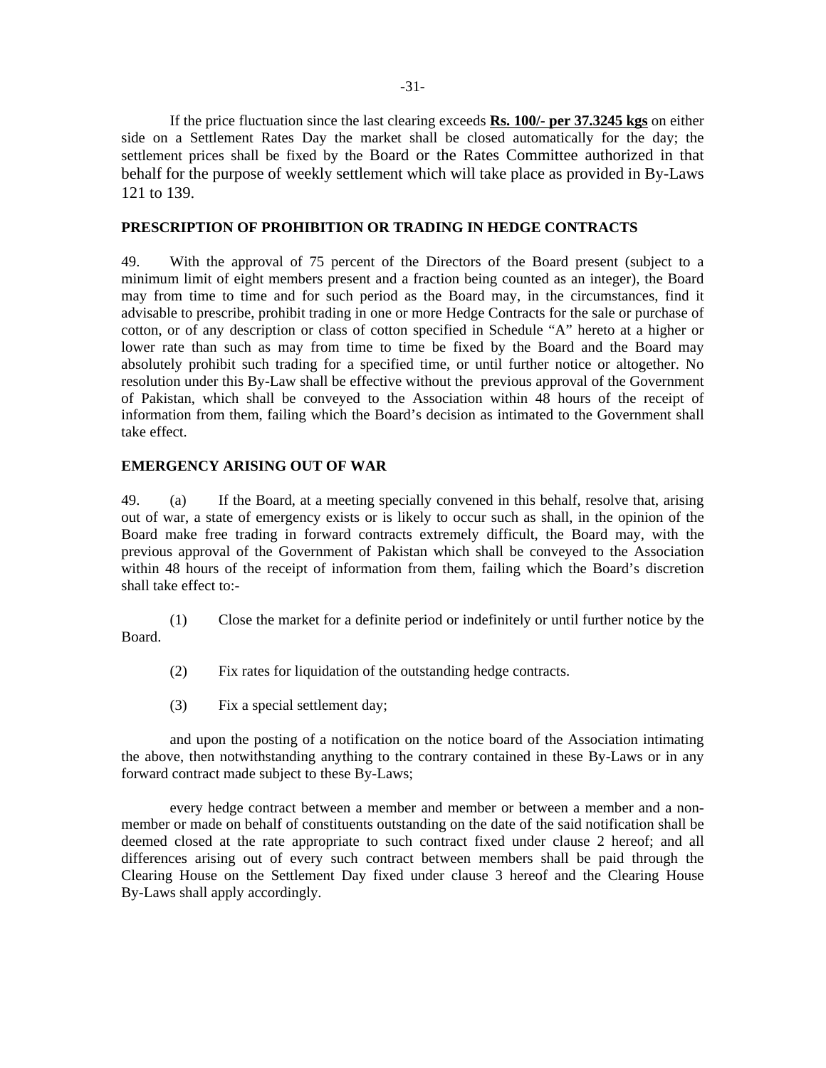If the price fluctuation since the last clearing exceeds **Rs. 100/- per 37.3245 kgs** on either side on a Settlement Rates Day the market shall be closed automatically for the day; the settlement prices shall be fixed by the Board or the Rates Committee authorized in that behalf for the purpose of weekly settlement which will take place as provided in By-Laws 121 to 139.

**PRESCRIPTION OF PROHIBITION OR TRADING IN HEDGE CONTRACTS**

49. With the approval of 75 percent of the Directors of the Board present (subject to a minimum limit of eight members present and a fraction being counted as an integer), the Board may from time to time and for such period as the Board may, in the circumstances, find it advisable to prescribe, prohibit trading in one or more Hedge Contracts for the sale or purchase of cotton, or of any description or class of cotton specified in Schedule "A" hereto at a higher or lower rate than such as may from time to time be fixed by the Board and the Board may absolutely prohibit such trading for a specified time, or until further notice or altogether. No resolution under this By-Law shall be effective without the previous approval of the Government of Pakistan, which shall be conveyed to the Association within 48 hours of the receipt of information from them, failing which the Board's decision as intimated to the Government shall take effect.

**EMERGENCY ARISING OUT OF WAR**

49. (a) If the Board, at a meeting specially convened in this behalf, resolve that, arising out of war, a state of emergency exists or is likely to occur such as shall, in the opinion of the Board make free trading in forward contracts extremely difficult, the Board may, with the previous approval of the Government of Pakistan which shall be conveyed to the Association within 48 hours of the receipt of information from them, failing which the Board's discretion shall take effect to:-

(1) Close the market for a definite period or indefinitely or until further notice by the Board.

(2) Fix rates for liquidation of the outstanding hedge contracts.

(3) Fix a special settlement day;

and upon the posting of a notification on the notice board of the Association intimating the above, then notwithstanding anything to the contrary contained in these By-Laws or in any forward contract made subject to these By-Laws;

every hedge contract between a member and member or between a member and a non-member or made on behalf of constituents outstanding on the date of the said notification shall be deemed closed at the rate appropriate to such contract fixed under clause 2 hereof; and all differences arising out of every such contract between members shall be paid through the Clearing House on the Settlement Day fixed under clause 3 hereof and the Clearing House By-Laws shall apply accordingly.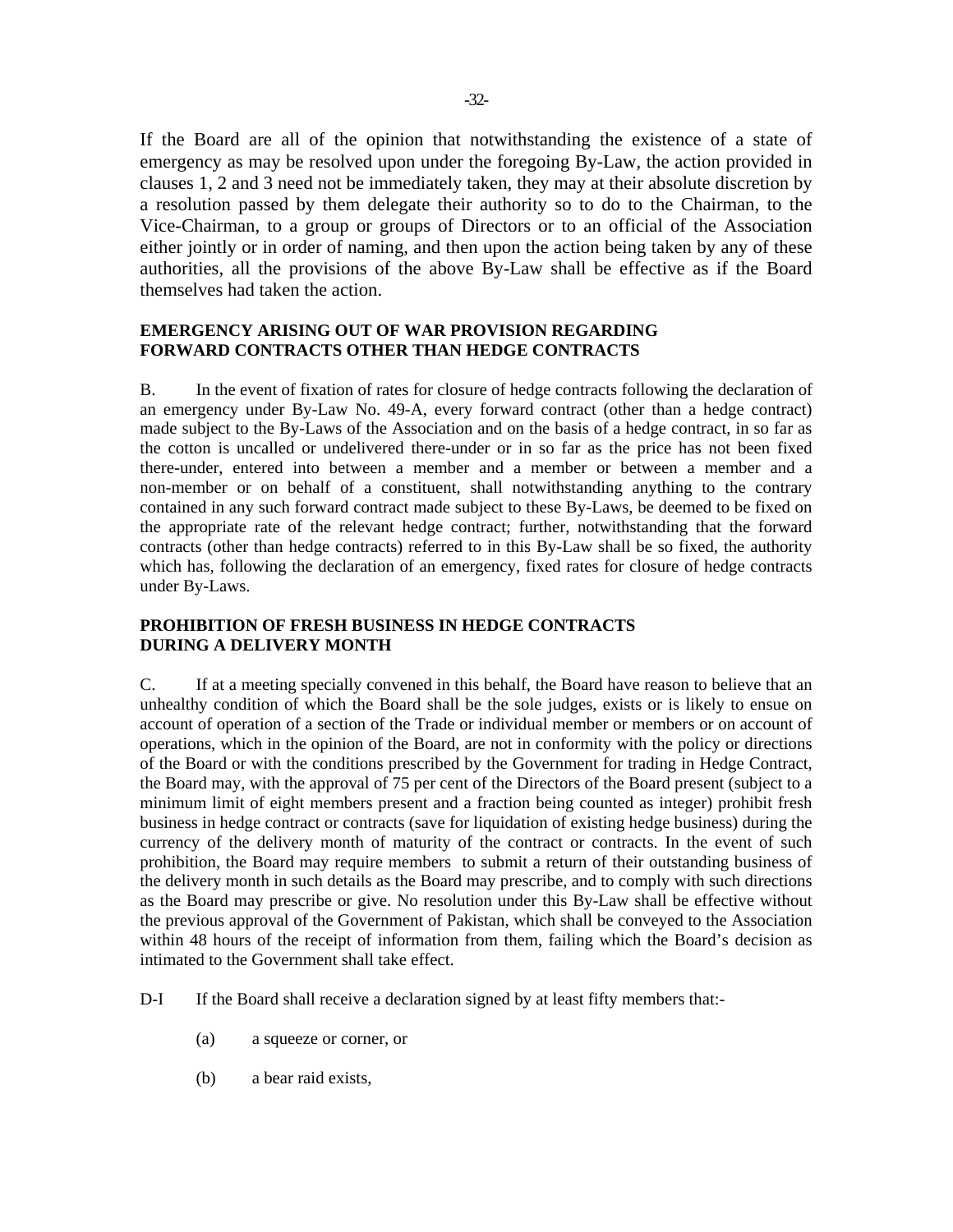If the Board are all of the opinion that notwithstanding the existence of a state of emergency as may be resolved upon under the foregoing By-Law, the action provided in clauses 1, 2 and 3 need not be immediately taken, they may at their absolute discretion by a resolution passed by them delegate their authority so to do to the Chairman, to the Vice-Chairman, to a group or groups of Directors or to an official of the Association either jointly or in order of naming, and then upon the action being taken by any of these authorities, all the provisions of the above By-Law shall be effective as if the Board themselves had taken the action.

**EMERGENCY ARISING OUT OF WAR PROVISION REGARDING FORWARD CONTRACTS OTHER THAN HEDGE CONTRACTS**

B. In the event of fixation of rates for closure of hedge contracts following the declaration of an emergency under By-Law No. 49-A, every forward contract (other than a hedge contract) made subject to the By-Laws of the Association and on the basis of a hedge contract, in so far as the cotton is uncalled or undelivered there-under or in so far as the price has not been fixed there-under, entered into between a member and a member or between a member and a non-member or on behalf of a constituent, shall notwithstanding anything to the contrary contained in any such forward contract made subject to these By-Laws, be deemed to be fixed on the appropriate rate of the relevant hedge contract; further, notwithstanding that the forward contracts (other than hedge contracts) referred to in this By-Law shall be so fixed, the authority which has, following the declaration of an emergency, fixed rates for closure of hedge contracts under By-Laws.

**PROHIBITION OF FRESH BUSINESS IN HEDGE CONTRACTS DURING A DELIVERY MONTH**

C. If at a meeting specially convened in this behalf, the Board have reason to believe that an unhealthy condition of which the Board shall be the sole judges, exists or is likely to ensue on account of operation of a section of the Trade or individual member or members or on account of operations, which in the opinion of the Board, are not in conformity with the policy or directions of the Board or with the conditions prescribed by the Government for trading in Hedge Contract, the Board may, with the approval of 75 per cent of the Directors of the Board present (subject to a minimum limit of eight members present and a fraction being counted as integer) prohibit fresh business in hedge contract or contracts (save for liquidation of existing hedge business) during the currency of the delivery month of maturity of the contract or contracts. In the event of such prohibition, the Board may require members to submit a return of their outstanding business of the delivery month in such details as the Board may prescribe, and to comply with such directions as the Board may prescribe or give. No resolution under this By-Law shall be effective without the previous approval of the Government of Pakistan, which shall be conveyed to the Association within 48 hours of the receipt of information from them, failing which the Board's decision as intimated to the Government shall take effect.

D-I If the Board shall receive a declaration signed by at least fifty members that:-

(a) a squeeze or corner, or

(b) a bear raid exists,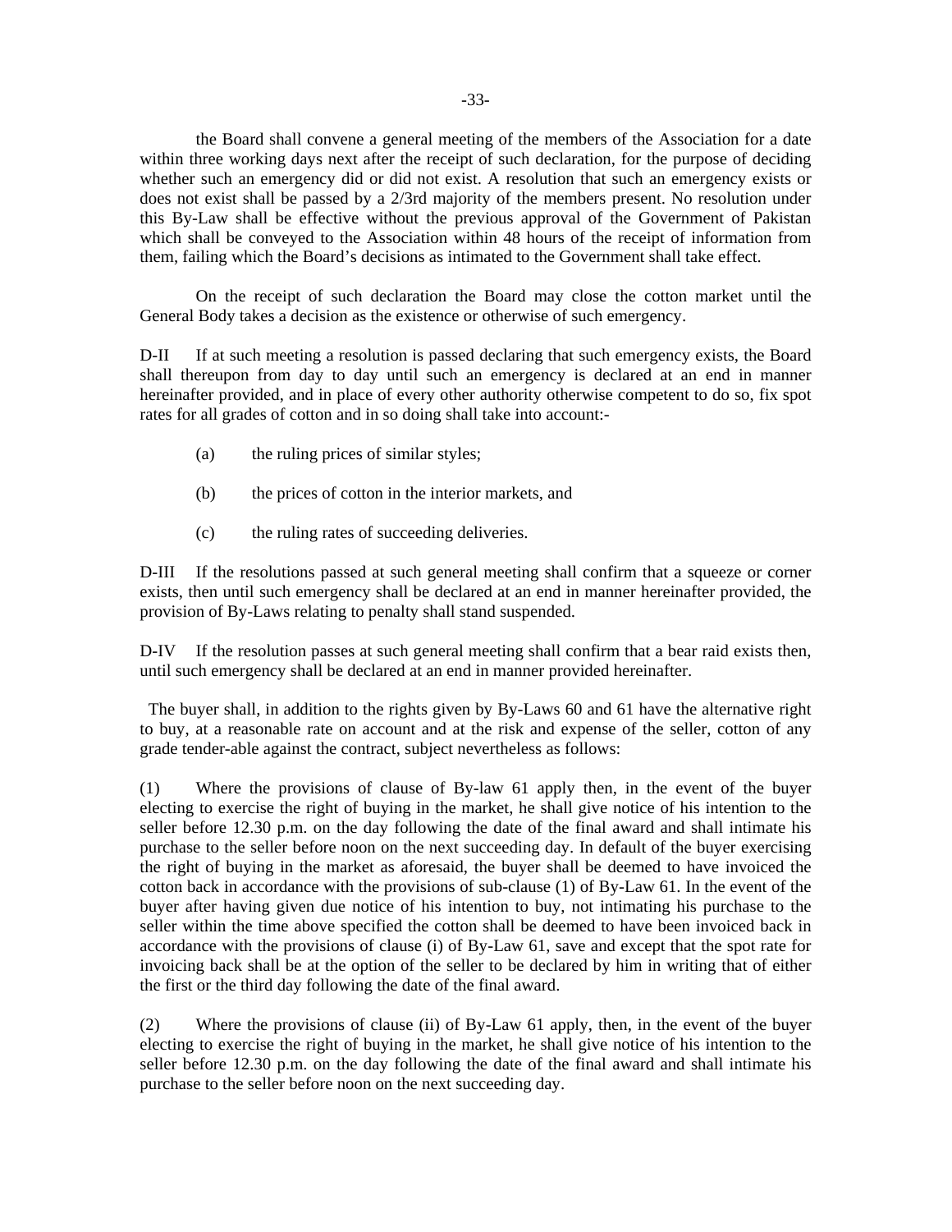the Board shall convene a general meeting of the members of the Association for a date within three working days next after the receipt of such declaration, for the purpose of deciding whether such an emergency did or did not exist. A resolution that such an emergency exists or does not exist shall be passed by a 2/3rd majority of the members present. No resolution under this By-Law shall be effective without the previous approval of the Government of Pakistan which shall be conveyed to the Association within 48 hours of the receipt of information from them, failing which the Board's decisions as intimated to the Government shall take effect.

On the receipt of such declaration the Board may close the cotton market until the General Body takes a decision as the existence or otherwise of such emergency.

D-II If at such meeting a resolution is passed declaring that such emergency exists, the Board shall thereupon from day to day until such an emergency is declared at an end in manner hereinafter provided, and in place of every other authority otherwise competent to do so, fix spot rates for all grades of cotton and in so doing shall take into account:-

(a) the ruling prices of similar styles;

(b) the prices of cotton in the interior markets, and

(c) the ruling rates of succeeding deliveries.

D-III If the resolutions passed at such general meeting shall confirm that a squeeze or corner exists, then until such emergency shall be declared at an end in manner hereinafter provided, the provision of By-Laws relating to penalty shall stand suspended.

D-IV If the resolution passes at such general meeting shall confirm that a bear raid exists then, until such emergency shall be declared at an end in manner provided hereinafter.

The buyer shall, in addition to the rights given by By-Laws 60 and 61 have the alternative right to buy, at a reasonable rate on account and at the risk and expense of the seller, cotton of any grade tender-able against the contract, subject nevertheless as follows:

(1) Where the provisions of clause of By-law 61 apply then, in the event of the buyer electing to exercise the right of buying in the market, he shall give notice of his intention to the seller before 12.30 p.m. on the day following the date of the final award and shall intimate his purchase to the seller before noon on the next succeeding day. In default of the buyer exercising the right of buying in the market as aforesaid, the buyer shall be deemed to have invoiced the cotton back in accordance with the provisions of sub-clause (1) of By-Law 61. In the event of the buyer after having given due notice of his intention to buy, not intimating his purchase to the seller within the time above specified the cotton shall be deemed to have been invoiced back in accordance with the provisions of clause (i) of By-Law 61, save and except that the spot rate for invoicing back shall be at the option of the seller to be declared by him in writing that of either the first or the third day following the date of the final award.

(2) Where the provisions of clause (ii) of By-Law 61 apply, then, in the event of the buyer electing to exercise the right of buying in the market, he shall give notice of his intention to the seller before 12.30 p.m. on the day following the date of the final award and shall intimate his purchase to the seller before noon on the next succeeding day.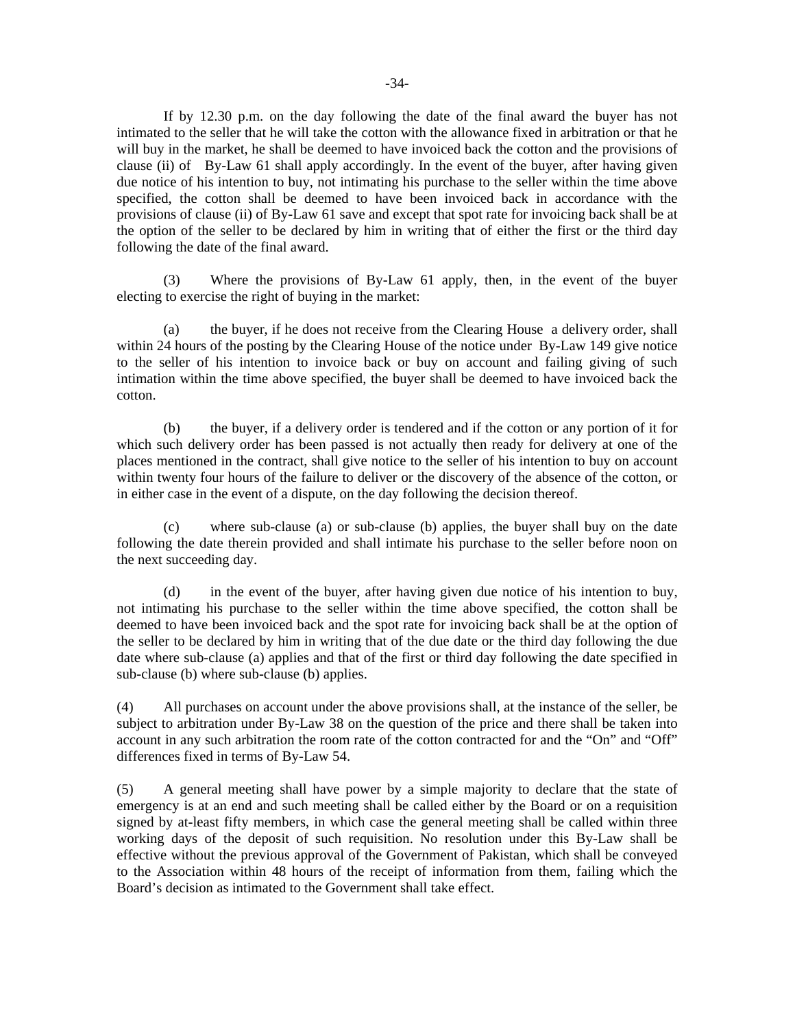If by 12.30 p.m. on the day following the date of the final award the buyer has not intimated to the seller that he will take the cotton with the allowance fixed in arbitration or that he will buy in the market, he shall be deemed to have invoiced back the cotton and the provisions of clause (ii) of By-Law 61 shall apply accordingly. In the event of the buyer, after having given due notice of his intention to buy, not intimating his purchase to the seller within the time above specified, the cotton shall be deemed to have been invoiced back in accordance with the provisions of clause (ii) of By-Law 61 save and except that spot rate for invoicing back shall be at the option of the seller to be declared by him in writing that of either the first or the third day following the date of the final award.

(3) Where the provisions of By-Law 61 apply, then, in the event of the buyer electing to exercise the right of buying in the market:

(a) the buyer, if he does not receive from the Clearing House a delivery order, shall within 24 hours of the posting by the Clearing House of the notice under By-Law 149 give notice to the seller of his intention to invoice back or buy on account and failing giving of such intimation within the time above specified, the buyer shall be deemed to have invoiced back the cotton.

(b) the buyer, if a delivery order is tendered and if the cotton or any portion of it for which such delivery order has been passed is not actually then ready for delivery at one of the places mentioned in the contract, shall give notice to the seller of his intention to buy on account within twenty four hours of the failure to deliver or the discovery of the absence of the cotton, or in either case in the event of a dispute, on the day following the decision thereof.

(c) where sub-clause (a) or sub-clause (b) applies, the buyer shall buy on the date following the date therein provided and shall intimate his purchase to the seller before noon on the next succeeding day.

(d) in the event of the buyer, after having given due notice of his intention to buy, not intimating his purchase to the seller within the time above specified, the cotton shall be deemed to have been invoiced back and the spot rate for invoicing back shall be at the option of the seller to be declared by him in writing that of the due date or the third day following the due date where sub-clause (a) applies and that of the first or third day following the date specified in sub-clause (b) where sub-clause (b) applies.

(4) All purchases on account under the above provisions shall, at the instance of the seller, be subject to arbitration under By-Law 38 on the question of the price and there shall be taken into account in any such arbitration the room rate of the cotton contracted for and the "On" and "Off" differences fixed in terms of By-Law 54.

(5) A general meeting shall have power by a simple majority to declare that the state of emergency is at an end and such meeting shall be called either by the Board or on a requisition signed by at-least fifty members, in which case the general meeting shall be called within three working days of the deposit of such requisition. No resolution under this By-Law shall be effective without the previous approval of the Government of Pakistan, which shall be conveyed to the Association within 48 hours of the receipt of information from them, failing which the Board's decision as intimated to the Government shall take effect.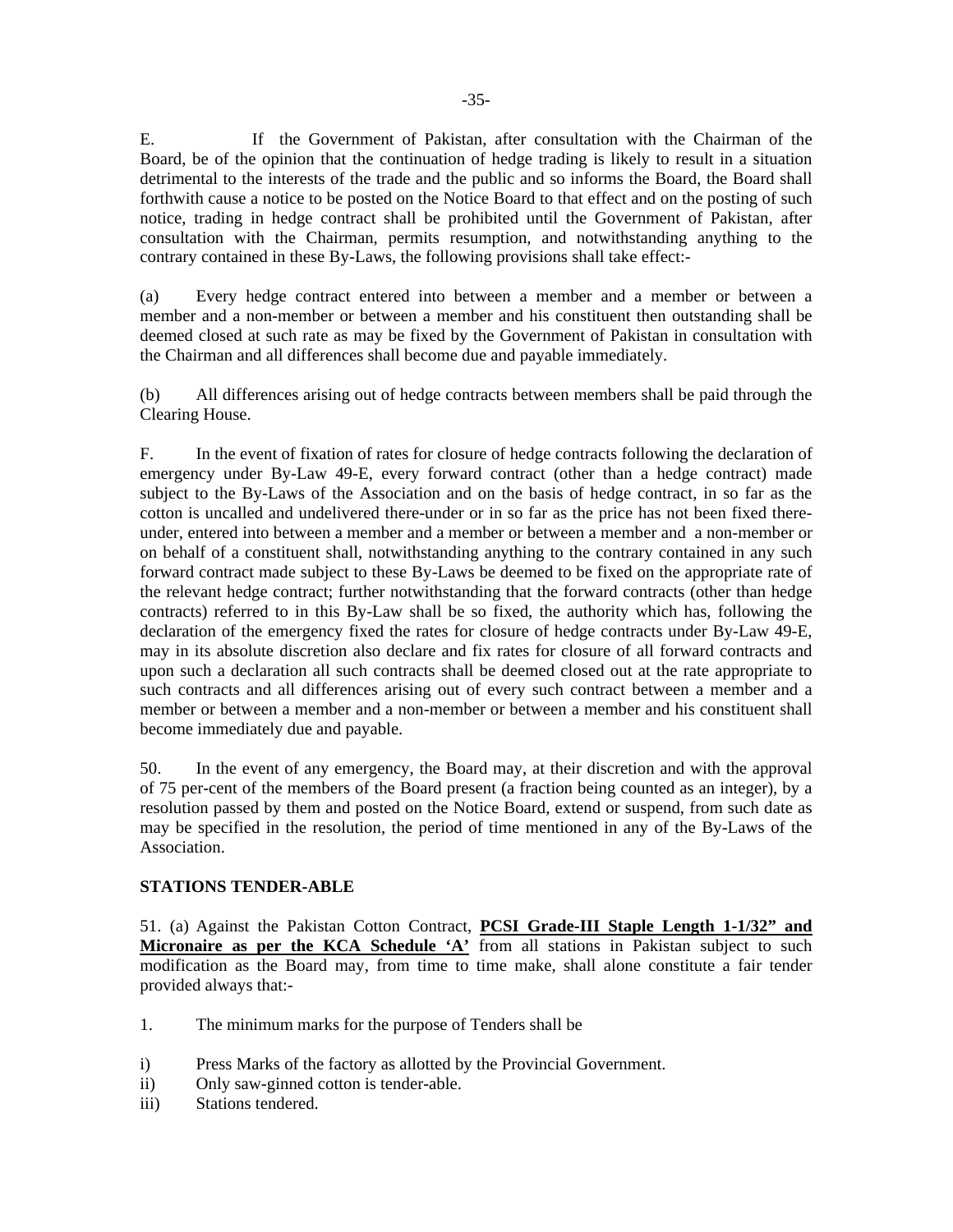E. If the Government of Pakistan, after consultation with the Chairman of the Board, be of the opinion that the continuation of hedge trading is likely to result in a situation detrimental to the interests of the trade and the public and so informs the Board, the Board shall forthwith cause a notice to be posted on the Notice Board to that effect and on the posting of such notice, trading in hedge contract shall be prohibited until the Government of Pakistan, after consultation with the Chairman, permits resumption, and notwithstanding anything to the contrary contained in these By-Laws, the following provisions shall take effect:-

(a) Every hedge contract entered into between a member and a member or between a member and a non-member or between a member and his constituent then outstanding shall be deemed closed at such rate as may be fixed by the Government of Pakistan in consultation with the Chairman and all differences shall become due and payable immediately.

(b) All differences arising out of hedge contracts between members shall be paid through the Clearing House.

F. In the event of fixation of rates for closure of hedge contracts following the declaration of emergency under By-Law 49-E, every forward contract (other than a hedge contract) made subject to the By-Laws of the Association and on the basis of hedge contract, in so far as the cotton is uncalled and undelivered there-under or in so far as the price has not been fixed there-under, entered into between a member and a member or between a member and a non-member or on behalf of a constituent shall, notwithstanding anything to the contrary contained in any such forward contract made subject to these By-Laws be deemed to be fixed on the appropriate rate of the relevant hedge contract; further notwithstanding that the forward contracts (other than hedge contracts) referred to in this By-Law shall be so fixed, the authority which has, following the declaration of the emergency fixed the rates for closure of hedge contracts under By-Law 49-E, may in its absolute discretion also declare and fix rates for closure of all forward contracts and upon such a declaration all such contracts shall be deemed closed out at the rate appropriate to such contracts and all differences arising out of every such contract between a member and a member or between a member and a non-member or between a member and his constituent shall become immediately due and payable.

50. In the event of any emergency, the Board may, at their discretion and with the approval of 75 per-cent of the members of the Board present (a fraction being counted as an integer), by a resolution passed by them and posted on the Notice Board, extend or suspend, from such date as may be specified in the resolution, the period of time mentioned in any of the By-Laws of the Association.

**STATIONS TENDER-ABLE**

51. (a) Against the Pakistan Cotton Contract, **PCSI Grade-III Staple Length 1-1/32" and Micronaire as per the KCA Schedule 'A'** from all stations in Pakistan subject to such modification as the Board may, from time to time make, shall alone constitute a fair tender provided always that:-

1. The minimum marks for the purpose of Tenders shall be

i) Press Marks of the factory as allotted by the Provincial Government.
ii) Only saw-ginned cotton is tender-able.
iii) Stations tendered.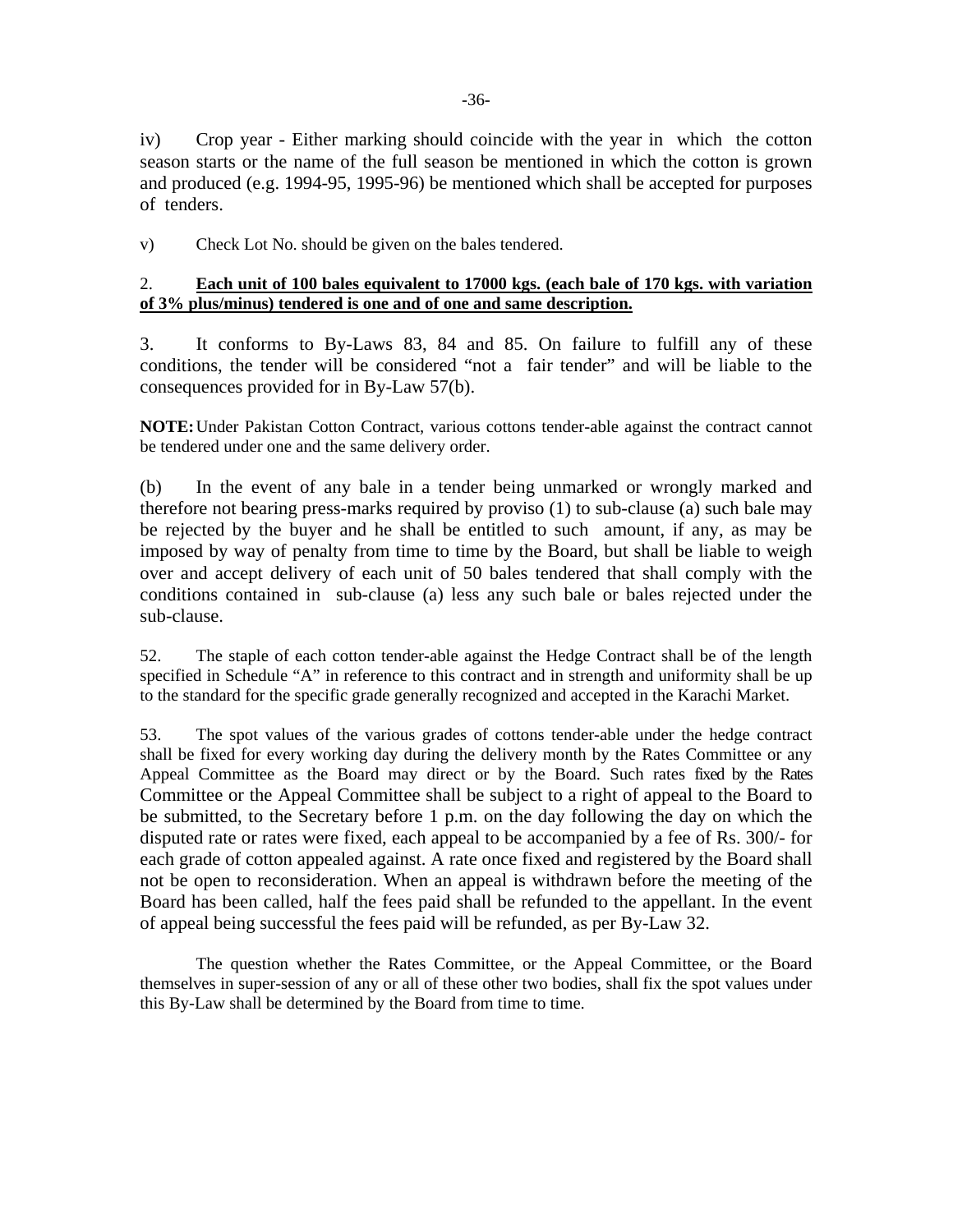iv) Crop year - Either marking should coincide with the year in which the cotton season starts or the name of the full season be mentioned in which the cotton is grown and produced (e.g. 1994-95, 1995-96) be mentioned which shall be accepted for purposes of tenders.

v) Check Lot No. should be given on the bales tendered.

2. **Each unit of 100 bales equivalent to 17000 kgs. (each bale of 170 kgs. with variation of 3% plus/minus) tendered is one and of one and same description.**

3. It conforms to By-Laws 83, 84 and 85. On failure to fulfill any of these conditions, the tender will be considered "not a fair tender" and will be liable to the consequences provided for in By-Law 57(b).

**NOTE:** Under Pakistan Cotton Contract, various cottons tender-able against the contract cannot be tendered under one and the same delivery order.

(b) In the event of any bale in a tender being unmarked or wrongly marked and therefore not bearing press-marks required by proviso (1) to sub-clause (a) such bale may be rejected by the buyer and he shall be entitled to such amount, if any, as may be imposed by way of penalty from time to time by the Board, but shall be liable to weigh over and accept delivery of each unit of 50 bales tendered that shall comply with the conditions contained in sub-clause (a) less any such bale or bales rejected under the sub-clause.

52. The staple of each cotton tender-able against the Hedge Contract shall be of the length specified in Schedule "A" in reference to this contract and in strength and uniformity shall be up to the standard for the specific grade generally recognized and accepted in the Karachi Market.

53. The spot values of the various grades of cottons tender-able under the hedge contract shall be fixed for every working day during the delivery month by the Rates Committee or any Appeal Committee as the Board may direct or by the Board. Such rates fixed by the Rates Committee or the Appeal Committee shall be subject to a right of appeal to the Board to be submitted, to the Secretary before 1 p.m. on the day following the day on which the disputed rate or rates were fixed, each appeal to be accompanied by a fee of Rs. 300/- for each grade of cotton appealed against. A rate once fixed and registered by the Board shall not be open to reconsideration. When an appeal is withdrawn before the meeting of the Board has been called, half the fees paid shall be refunded to the appellant. In the event of appeal being successful the fees paid will be refunded, as per By-Law 32.

The question whether the Rates Committee, or the Appeal Committee, or the Board themselves in super-session of any or all of these other two bodies, shall fix the spot values under this By-Law shall be determined by the Board from time to time.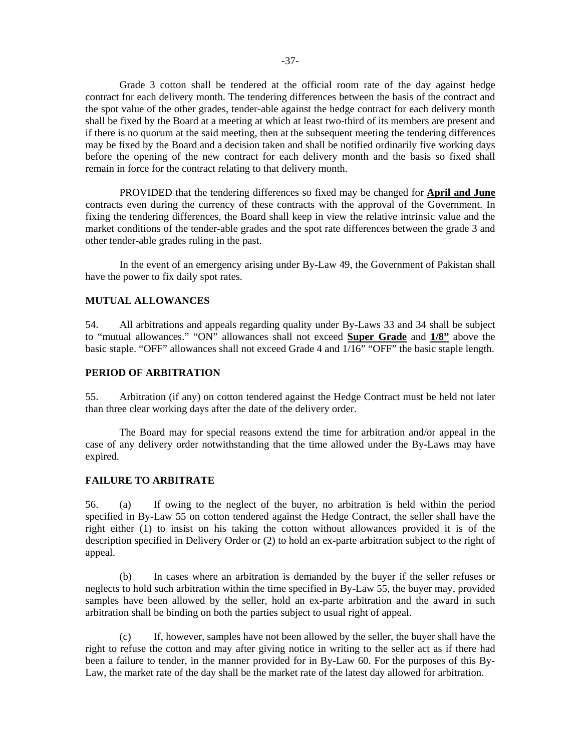Grade 3 cotton shall be tendered at the official room rate of the day against hedge contract for each delivery month. The tendering differences between the basis of the contract and the spot value of the other grades, tender-able against the hedge contract for each delivery month shall be fixed by the Board at a meeting at which at least two-third of its members are present and if there is no quorum at the said meeting, then at the subsequent meeting the tendering differences may be fixed by the Board and a decision taken and shall be notified ordinarily five working days before the opening of the new contract for each delivery month and the basis so fixed shall remain in force for the contract relating to that delivery month.

PROVIDED that the tendering differences so fixed may be changed for **April and June** contracts even during the currency of these contracts with the approval of the Government. In fixing the tendering differences, the Board shall keep in view the relative intrinsic value and the market conditions of the tender-able grades and the spot rate differences between the grade 3 and other tender-able grades ruling in the past.

In the event of an emergency arising under By-Law 49, the Government of Pakistan shall have the power to fix daily spot rates.

### MUTUAL ALLOWANCES

54. All arbitrations and appeals regarding quality under By-Laws 33 and 34 shall be subject to "mutual allowances." "ON" allowances shall not exceed **Super Grade** and **1/8"** above the basic staple. "OFF" allowances shall not exceed Grade 4 and 1/16" "OFF" the basic staple length.

### PERIOD OF ARBITRATION

55. Arbitration (if any) on cotton tendered against the Hedge Contract must be held not later than three clear working days after the date of the delivery order.

The Board may for special reasons extend the time for arbitration and/or appeal in the case of any delivery order notwithstanding that the time allowed under the By-Laws may have expired.

### FAILURE TO ARBITRATE

56. (a) If owing to the neglect of the buyer, no arbitration is held within the period specified in By-Law 55 on cotton tendered against the Hedge Contract, the seller shall have the right either (1) to insist on his taking the cotton without allowances provided it is of the description specified in Delivery Order or (2) to hold an ex-parte arbitration subject to the right of appeal.

(b) In cases where an arbitration is demanded by the buyer if the seller refuses or neglects to hold such arbitration within the time specified in By-Law 55, the buyer may, provided samples have been allowed by the seller, hold an ex-parte arbitration and the award in such arbitration shall be binding on both the parties subject to usual right of appeal.

(c) If, however, samples have not been allowed by the seller, the buyer shall have the right to refuse the cotton and may after giving notice in writing to the seller act as if there had been a failure to tender, in the manner provided for in By-Law 60. For the purposes of this By-Law, the market rate of the day shall be the market rate of the latest day allowed for arbitration.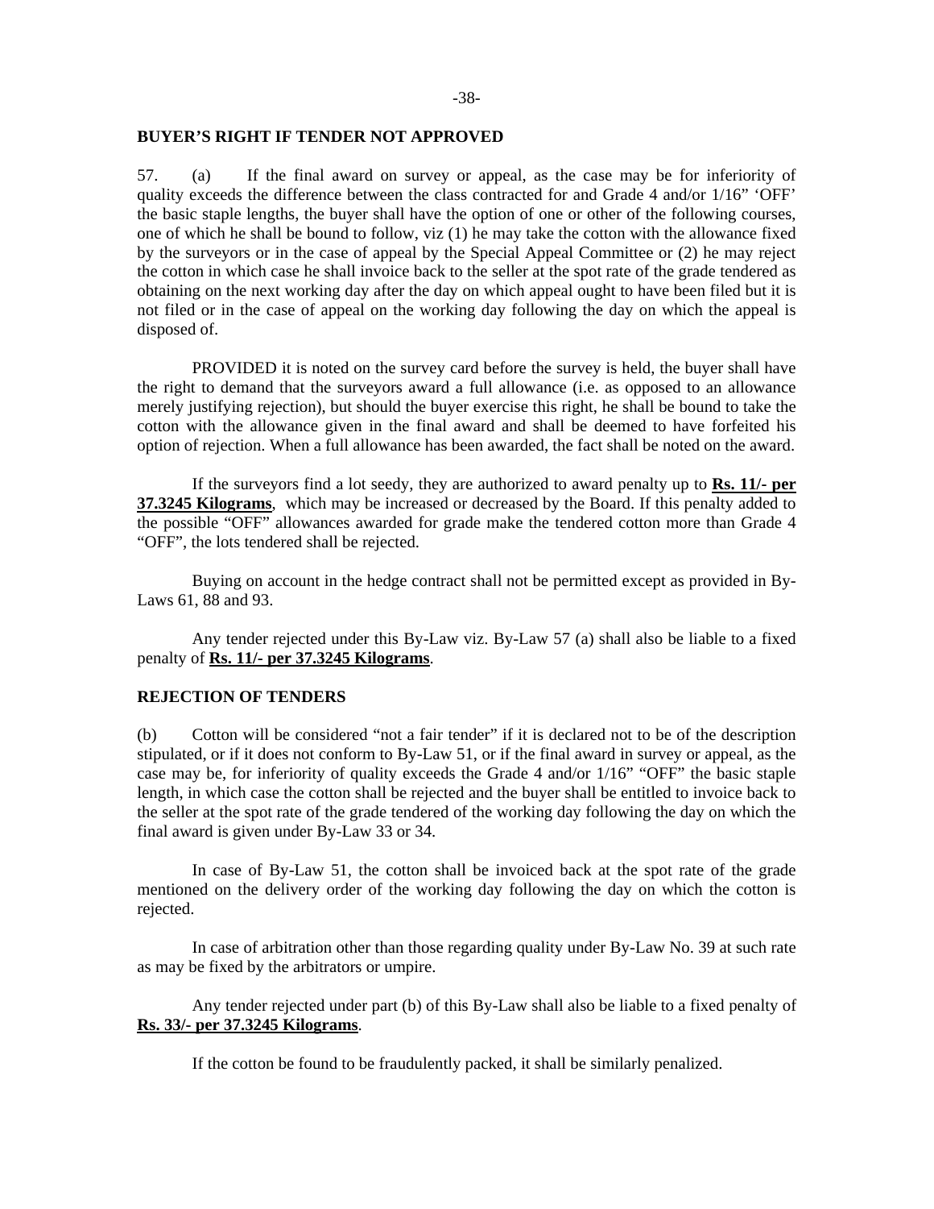**BUYER'S RIGHT IF TENDER NOT APPROVED**

57. (a) If the final award on survey or appeal, as the case may be for inferiority of quality exceeds the difference between the class contracted for and Grade 4 and/or 1/16" 'OFF' the basic staple lengths, the buyer shall have the option of one or other of the following courses, one of which he shall be bound to follow, viz (1) he may take the cotton with the allowance fixed by the surveyors or in the case of appeal by the Special Appeal Committee or (2) he may reject the cotton in which case he shall invoice back to the seller at the spot rate of the grade tendered as obtaining on the next working day after the day on which appeal ought to have been filed but it is not filed or in the case of appeal on the working day following the day on which the appeal is disposed of.

PROVIDED it is noted on the survey card before the survey is held, the buyer shall have the right to demand that the surveyors award a full allowance (i.e. as opposed to an allowance merely justifying rejection), but should the buyer exercise this right, he shall be bound to take the cotton with the allowance given in the final award and shall be deemed to have forfeited his option of rejection. When a full allowance has been awarded, the fact shall be noted on the award.

If the surveyors find a lot seedy, they are authorized to award penalty up to **Rs. 11/- per 37.3245 Kilograms**, which may be increased or decreased by the Board. If this penalty added to the possible "OFF" allowances awarded for grade make the tendered cotton more than Grade 4 "OFF", the lots tendered shall be rejected.

Buying on account in the hedge contract shall not be permitted except as provided in By-Laws 61, 88 and 93.

Any tender rejected under this By-Law viz. By-Law 57 (a) shall also be liable to a fixed penalty of **Rs. 11/- per 37.3245 Kilograms**.

**REJECTION OF TENDERS**

(b) Cotton will be considered "not a fair tender" if it is declared not to be of the description stipulated, or if it does not conform to By-Law 51, or if the final award in survey or appeal, as the case may be, for inferiority of quality exceeds the Grade 4 and/or 1/16" "OFF" the basic staple length, in which case the cotton shall be rejected and the buyer shall be entitled to invoice back to the seller at the spot rate of the grade tendered of the working day following the day on which the final award is given under By-Law 33 or 34.

In case of By-Law 51, the cotton shall be invoiced back at the spot rate of the grade mentioned on the delivery order of the working day following the day on which the cotton is rejected.

In case of arbitration other than those regarding quality under By-Law No. 39 at such rate as may be fixed by the arbitrators or umpire.

Any tender rejected under part (b) of this By-Law shall also be liable to a fixed penalty of **Rs. 33/- per 37.3245 Kilograms**.

If the cotton be found to be fraudulently packed, it shall be similarly penalized.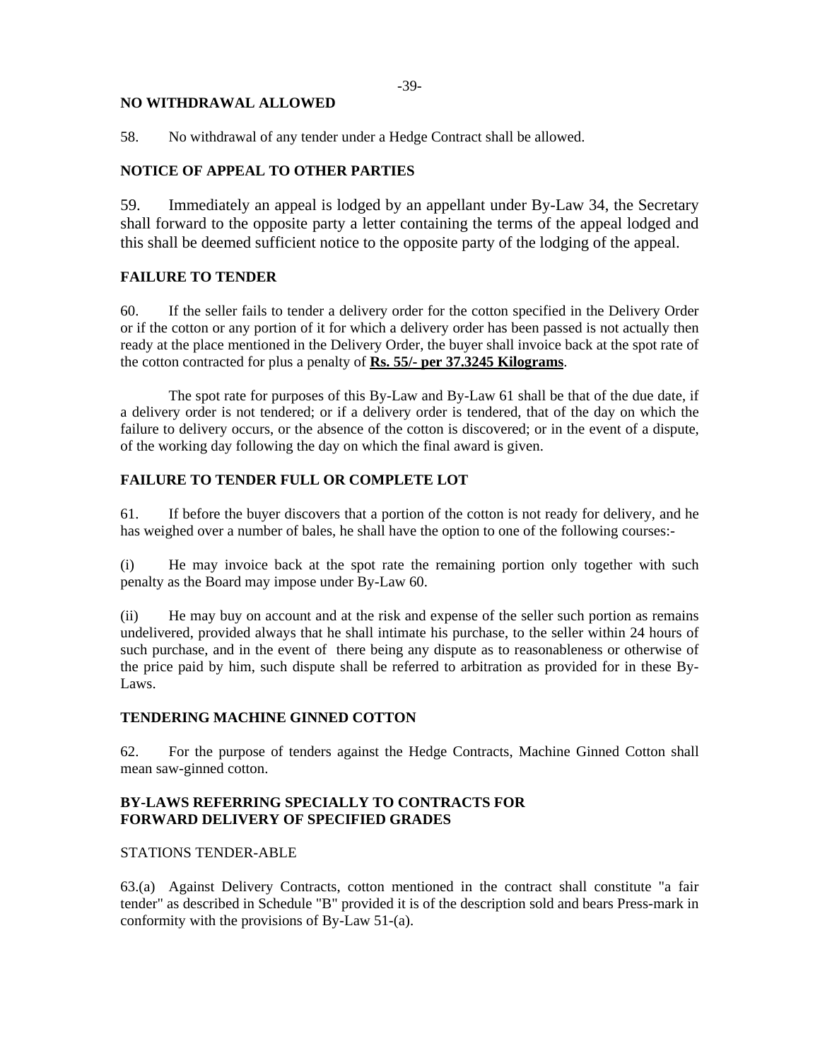### NO WITHDRAWAL ALLOWED

58. No withdrawal of any tender under a Hedge Contract shall be allowed.

### NOTICE OF APPEAL TO OTHER PARTIES

59. Immediately an appeal is lodged by an appellant under By-Law 34, the Secretary shall forward to the opposite party a letter containing the terms of the appeal lodged and this shall be deemed sufficient notice to the opposite party of the lodging of the appeal.

### FAILURE TO TENDER

60. If the seller fails to tender a delivery order for the cotton specified in the Delivery Order or if the cotton or any portion of it for which a delivery order has been passed is not actually then ready at the place mentioned in the Delivery Order, the buyer shall invoice back at the spot rate of the cotton contracted for plus a penalty of **Rs. 55/- per 37.3245 Kilograms**.

The spot rate for purposes of this By-Law and By-Law 61 shall be that of the due date, if a delivery order is not tendered; or if a delivery order is tendered, that of the day on which the failure to delivery occurs, or the absence of the cotton is discovered; or in the event of a dispute, of the working day following the day on which the final award is given.

### FAILURE TO TENDER FULL OR COMPLETE LOT

61. If before the buyer discovers that a portion of the cotton is not ready for delivery, and he has weighed over a number of bales, he shall have the option to one of the following courses:-

(i) He may invoice back at the spot rate the remaining portion only together with such penalty as the Board may impose under By-Law 60.

(ii) He may buy on account and at the risk and expense of the seller such portion as remains undelivered, provided always that he shall intimate his purchase, to the seller within 24 hours of such purchase, and in the event of there being any dispute as to reasonableness or otherwise of the price paid by him, such dispute shall be referred to arbitration as provided for in these By-Laws.

### TENDERING MACHINE GINNED COTTON

62. For the purpose of tenders against the Hedge Contracts, Machine Ginned Cotton shall mean saw-ginned cotton.

### BY-LAWS REFERRING SPECIALLY TO CONTRACTS FOR FORWARD DELIVERY OF SPECIFIED GRADES

STATIONS TENDER-ABLE

63.(a) Against Delivery Contracts, cotton mentioned in the contract shall constitute "a fair tender" as described in Schedule "B" provided it is of the description sold and bears Press-mark in conformity with the provisions of By-Law 51-(a).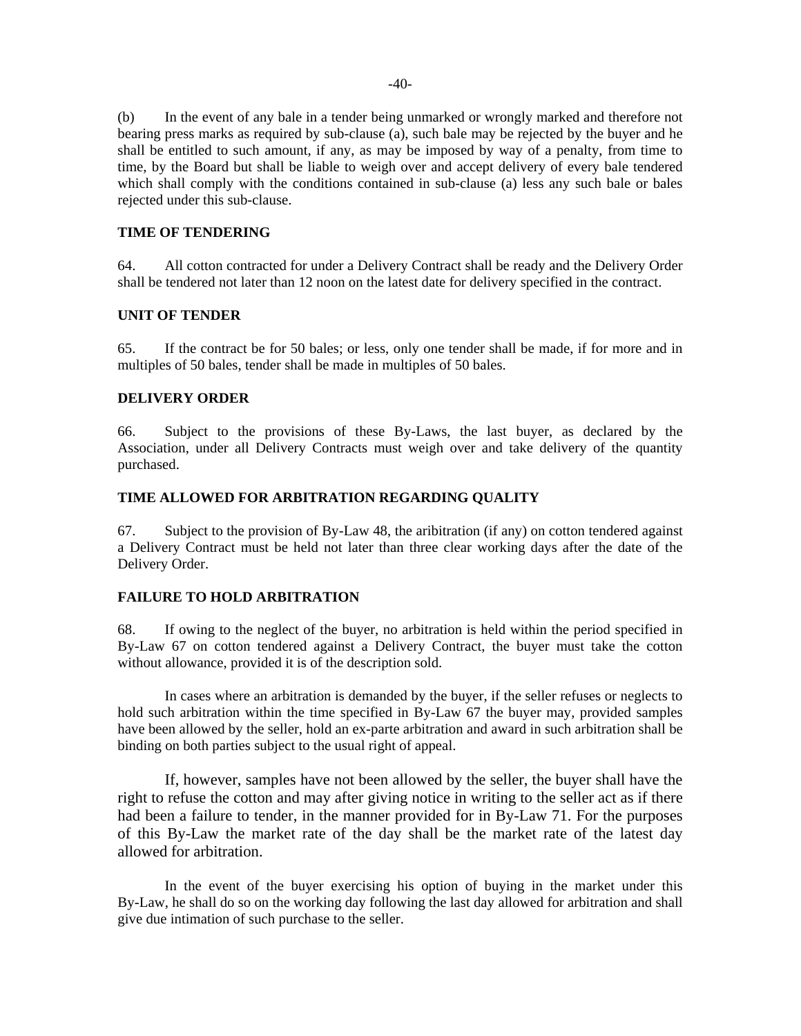(b) In the event of any bale in a tender being unmarked or wrongly marked and therefore not bearing press marks as required by sub-clause (a), such bale may be rejected by the buyer and he shall be entitled to such amount, if any, as may be imposed by way of a penalty, from time to time, by the Board but shall be liable to weigh over and accept delivery of every bale tendered which shall comply with the conditions contained in sub-clause (a) less any such bale or bales rejected under this sub-clause.

**TIME OF TENDERING**

64. All cotton contracted for under a Delivery Contract shall be ready and the Delivery Order shall be tendered not later than 12 noon on the latest date for delivery specified in the contract.

**UNIT OF TENDER**

65. If the contract be for 50 bales; or less, only one tender shall be made, if for more and in multiples of 50 bales, tender shall be made in multiples of 50 bales.

**DELIVERY ORDER**

66. Subject to the provisions of these By-Laws, the last buyer, as declared by the Association, under all Delivery Contracts must weigh over and take delivery of the quantity purchased.

**TIME ALLOWED FOR ARBITRATION REGARDING QUALITY**

67. Subject to the provision of By-Law 48, the aribitration (if any) on cotton tendered against a Delivery Contract must be held not later than three clear working days after the date of the Delivery Order.

**FAILURE TO HOLD ARBITRATION**

68. If owing to the neglect of the buyer, no arbitration is held within the period specified in By-Law 67 on cotton tendered against a Delivery Contract, the buyer must take the cotton without allowance, provided it is of the description sold.

In cases where an arbitration is demanded by the buyer, if the seller refuses or neglects to hold such arbitration within the time specified in By-Law 67 the buyer may, provided samples have been allowed by the seller, hold an ex-parte arbitration and award in such arbitration shall be binding on both parties subject to the usual right of appeal.

If, however, samples have not been allowed by the seller, the buyer shall have the right to refuse the cotton and may after giving notice in writing to the seller act as if there had been a failure to tender, in the manner provided for in By-Law 71. For the purposes of this By-Law the market rate of the day shall be the market rate of the latest day allowed for arbitration.

In the event of the buyer exercising his option of buying in the market under this By-Law, he shall do so on the working day following the last day allowed for arbitration and shall give due intimation of such purchase to the seller.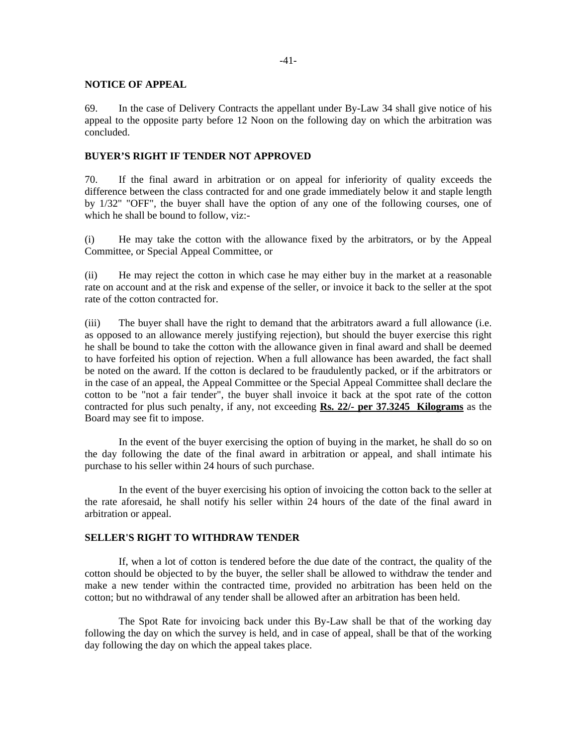**NOTICE OF APPEAL**

69. In the case of Delivery Contracts the appellant under By-Law 34 shall give notice of his appeal to the opposite party before 12 Noon on the following day on which the arbitration was concluded.

**BUYER'S RIGHT IF TENDER NOT APPROVED**

70. If the final award in arbitration or on appeal for inferiority of quality exceeds the difference between the class contracted for and one grade immediately below it and staple length by 1/32" "OFF", the buyer shall have the option of any one of the following courses, one of which he shall be bound to follow, viz:-

(i) He may take the cotton with the allowance fixed by the arbitrators, or by the Appeal Committee, or Special Appeal Committee, or

(ii) He may reject the cotton in which case he may either buy in the market at a reasonable rate on account and at the risk and expense of the seller, or invoice it back to the seller at the spot rate of the cotton contracted for.

(iii) The buyer shall have the right to demand that the arbitrators award a full allowance (i.e. as opposed to an allowance merely justifying rejection), but should the buyer exercise this right he shall be bound to take the cotton with the allowance given in final award and shall be deemed to have forfeited his option of rejection. When a full allowance has been awarded, the fact shall be noted on the award. If the cotton is declared to be fraudulently packed, or if the arbitrators or in the case of an appeal, the Appeal Committee or the Special Appeal Committee shall declare the cotton to be "not a fair tender", the buyer shall invoice it back at the spot rate of the cotton contracted for plus such penalty, if any, not exceeding **Rs. 22/- per 37.3245 Kilograms** as the Board may see fit to impose.

In the event of the buyer exercising the option of buying in the market, he shall do so on the day following the date of the final award in arbitration or appeal, and shall intimate his purchase to his seller within 24 hours of such purchase.

In the event of the buyer exercising his option of invoicing the cotton back to the seller at the rate aforesaid, he shall notify his seller within 24 hours of the date of the final award in arbitration or appeal.

**SELLER'S RIGHT TO WITHDRAW TENDER**

If, when a lot of cotton is tendered before the due date of the contract, the quality of the cotton should be objected to by the buyer, the seller shall be allowed to withdraw the tender and make a new tender within the contracted time, provided no arbitration has been held on the cotton; but no withdrawal of any tender shall be allowed after an arbitration has been held.

The Spot Rate for invoicing back under this By-Law shall be that of the working day following the day on which the survey is held, and in case of appeal, shall be that of the working day following the day on which the appeal takes place.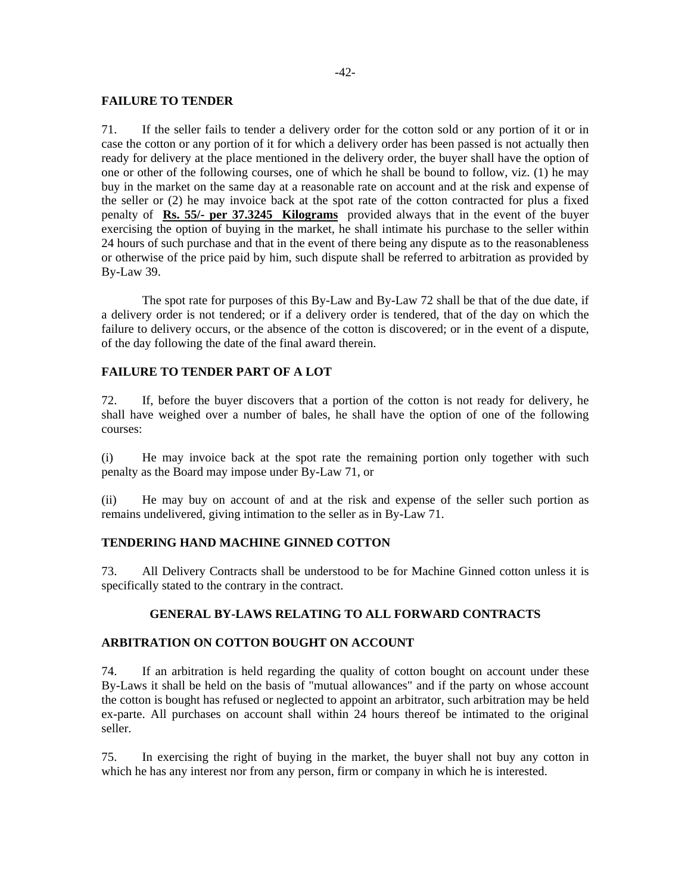### FAILURE TO TENDER

71. If the seller fails to tender a delivery order for the cotton sold or any portion of it or in case the cotton or any portion of it for which a delivery order has been passed is not actually then ready for delivery at the place mentioned in the delivery order, the buyer shall have the option of one or other of the following courses, one of which he shall be bound to follow, viz. (1) he may buy in the market on the same day at a reasonable rate on account and at the risk and expense of the seller or (2) he may invoice back at the spot rate of the cotton contracted for plus a fixed penalty of **Rs. 55/- per 37.3245 Kilograms** provided always that in the event of the buyer exercising the option of buying in the market, he shall intimate his purchase to the seller within 24 hours of such purchase and that in the event of there being any dispute as to the reasonableness or otherwise of the price paid by him, such dispute shall be referred to arbitration as provided by By-Law 39.

The spot rate for purposes of this By-Law and By-Law 72 shall be that of the due date, if a delivery order is not tendered; or if a delivery order is tendered, that of the day on which the failure to delivery occurs, or the absence of the cotton is discovered; or in the event of a dispute, of the day following the date of the final award therein.

### FAILURE TO TENDER PART OF A LOT

72. If, before the buyer discovers that a portion of the cotton is not ready for delivery, he shall have weighed over a number of bales, he shall have the option of one of the following courses:

(i) He may invoice back at the spot rate the remaining portion only together with such penalty as the Board may impose under By-Law 71, or

(ii) He may buy on account of and at the risk and expense of the seller such portion as remains undelivered, giving intimation to the seller as in By-Law 71.

### TENDERING HAND MACHINE GINNED COTTON

73. All Delivery Contracts shall be understood to be for Machine Ginned cotton unless it is specifically stated to the contrary in the contract.

## GENERAL BY-LAWS RELATING TO ALL FORWARD CONTRACTS

### ARBITRATION ON COTTON BOUGHT ON ACCOUNT

74. If an arbitration is held regarding the quality of cotton bought on account under these By-Laws it shall be held on the basis of "mutual allowances" and if the party on whose account the cotton is bought has refused or neglected to appoint an arbitrator, such arbitration may be held ex-parte. All purchases on account shall within 24 hours thereof be intimated to the original seller.

75. In exercising the right of buying in the market, the buyer shall not buy any cotton in which he has any interest nor from any person, firm or company in which he is interested.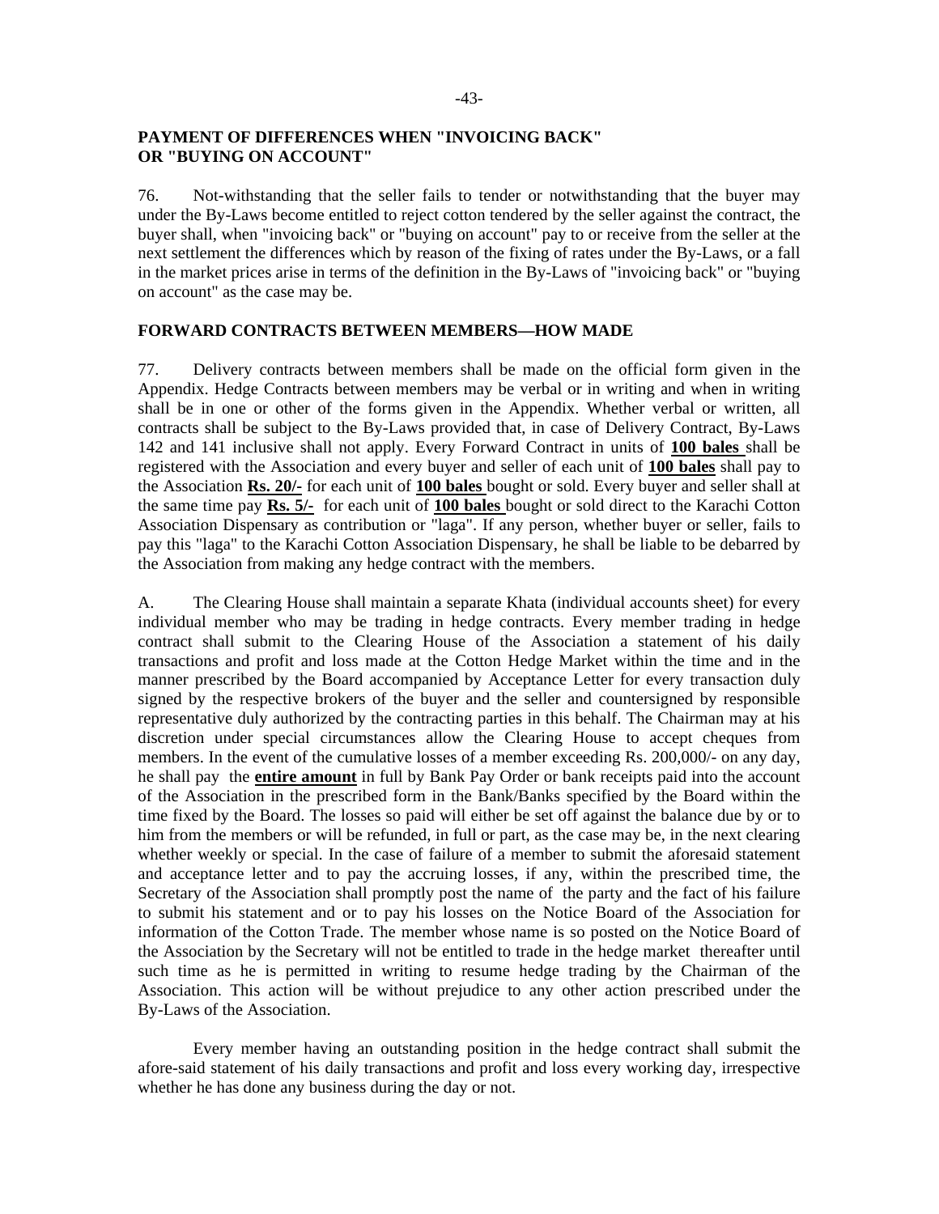**PAYMENT OF DIFFERENCES WHEN "INVOICING BACK" OR "BUYING ON ACCOUNT"**

76. Not-withstanding that the seller fails to tender or notwithstanding that the buyer may under the By-Laws become entitled to reject cotton tendered by the seller against the contract, the buyer shall, when "invoicing back" or "buying on account" pay to or receive from the seller at the next settlement the differences which by reason of the fixing of rates under the By-Laws, or a fall in the market prices arise in terms of the definition in the By-Laws of "invoicing back" or "buying on account" as the case may be.

**FORWARD CONTRACTS BETWEEN MEMBERS—HOW MADE**

77. Delivery contracts between members shall be made on the official form given in the Appendix. Hedge Contracts between members may be verbal or in writing and when in writing shall be in one or other of the forms given in the Appendix. Whether verbal or written, all contracts shall be subject to the By-Laws provided that, in case of Delivery Contract, By-Laws 142 and 141 inclusive shall not apply. Every Forward Contract in units of **100 bales** shall be registered with the Association and every buyer and seller of each unit of **100 bales** shall pay to the Association **Rs. 20/-** for each unit of **100 bales** bought or sold. Every buyer and seller shall at the same time pay **Rs. 5/-** for each unit of **100 bales** bought or sold direct to the Karachi Cotton Association Dispensary as contribution or "laga". If any person, whether buyer or seller, fails to pay this "laga" to the Karachi Cotton Association Dispensary, he shall be liable to be debarred by the Association from making any hedge contract with the members.

A. The Clearing House shall maintain a separate Khata (individual accounts sheet) for every individual member who may be trading in hedge contracts. Every member trading in hedge contract shall submit to the Clearing House of the Association a statement of his daily transactions and profit and loss made at the Cotton Hedge Market within the time and in the manner prescribed by the Board accompanied by Acceptance Letter for every transaction duly signed by the respective brokers of the buyer and the seller and countersigned by responsible representative duly authorized by the contracting parties in this behalf. The Chairman may at his discretion under special circumstances allow the Clearing House to accept cheques from members. In the event of the cumulative losses of a member exceeding Rs. 200,000/- on any day, he shall pay the **entire amount** in full by Bank Pay Order or bank receipts paid into the account of the Association in the prescribed form in the Bank/Banks specified by the Board within the time fixed by the Board. The losses so paid will either be set off against the balance due by or to him from the members or will be refunded, in full or part, as the case may be, in the next clearing whether weekly or special. In the case of failure of a member to submit the aforesaid statement and acceptance letter and to pay the accruing losses, if any, within the prescribed time, the Secretary of the Association shall promptly post the name of the party and the fact of his failure to submit his statement and or to pay his losses on the Notice Board of the Association for information of the Cotton Trade. The member whose name is so posted on the Notice Board of the Association by the Secretary will not be entitled to trade in the hedge market thereafter until such time as he is permitted in writing to resume hedge trading by the Chairman of the Association. This action will be without prejudice to any other action prescribed under the By-Laws of the Association.

Every member having an outstanding position in the hedge contract shall submit the afore-said statement of his daily transactions and profit and loss every working day, irrespective whether he has done any business during the day or not.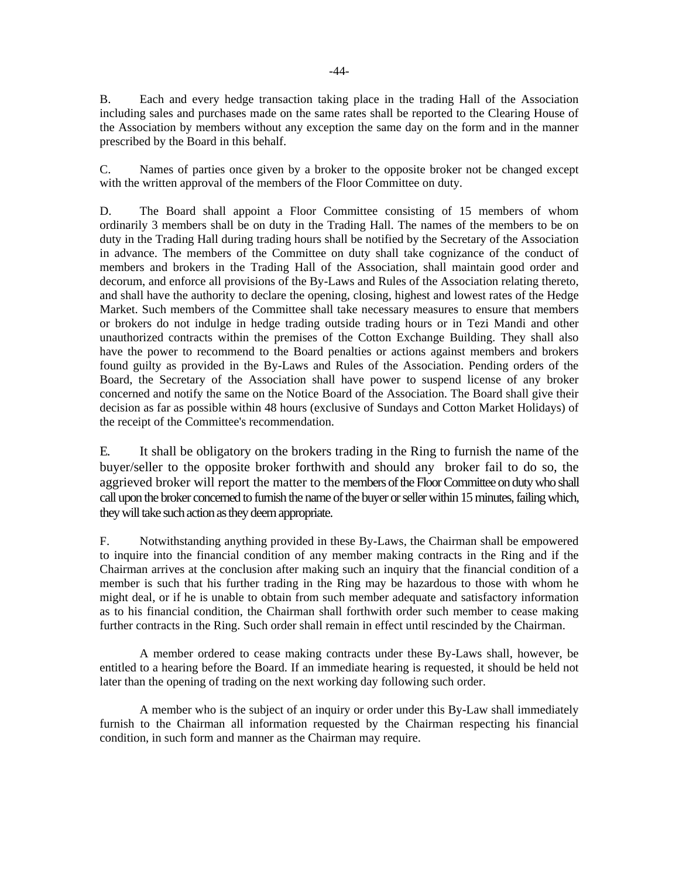B. Each and every hedge transaction taking place in the trading Hall of the Association including sales and purchases made on the same rates shall be reported to the Clearing House of the Association by members without any exception the same day on the form and in the manner prescribed by the Board in this behalf.

C. Names of parties once given by a broker to the opposite broker not be changed except with the written approval of the members of the Floor Committee on duty.

D. The Board shall appoint a Floor Committee consisting of 15 members of whom ordinarily 3 members shall be on duty in the Trading Hall. The names of the members to be on duty in the Trading Hall during trading hours shall be notified by the Secretary of the Association in advance. The members of the Committee on duty shall take cognizance of the conduct of members and brokers in the Trading Hall of the Association, shall maintain good order and decorum, and enforce all provisions of the By-Laws and Rules of the Association relating thereto, and shall have the authority to declare the opening, closing, highest and lowest rates of the Hedge Market. Such members of the Committee shall take necessary measures to ensure that members or brokers do not indulge in hedge trading outside trading hours or in Tezi Mandi and other unauthorized contracts within the premises of the Cotton Exchange Building. They shall also have the power to recommend to the Board penalties or actions against members and brokers found guilty as provided in the By-Laws and Rules of the Association. Pending orders of the Board, the Secretary of the Association shall have power to suspend license of any broker concerned and notify the same on the Notice Board of the Association. The Board shall give their decision as far as possible within 48 hours (exclusive of Sundays and Cotton Market Holidays) of the receipt of the Committee's recommendation.

E. It shall be obligatory on the brokers trading in the Ring to furnish the name of the buyer/seller to the opposite broker forthwith and should any broker fail to do so, the aggrieved broker will report the matter to the members of the Floor Committee on duty who shall call upon the broker concerned to furnish the name of the buyer or seller within 15 minutes, failing which, they will take such action as they deem appropriate.

F. Notwithstanding anything provided in these By-Laws, the Chairman shall be empowered to inquire into the financial condition of any member making contracts in the Ring and if the Chairman arrives at the conclusion after making such an inquiry that the financial condition of a member is such that his further trading in the Ring may be hazardous to those with whom he might deal, or if he is unable to obtain from such member adequate and satisfactory information as to his financial condition, the Chairman shall forthwith order such member to cease making further contracts in the Ring. Such order shall remain in effect until rescinded by the Chairman.

A member ordered to cease making contracts under these By-Laws shall, however, be entitled to a hearing before the Board. If an immediate hearing is requested, it should be held not later than the opening of trading on the next working day following such order.

A member who is the subject of an inquiry or order under this By-Law shall immediately furnish to the Chairman all information requested by the Chairman respecting his financial condition, in such form and manner as the Chairman may require.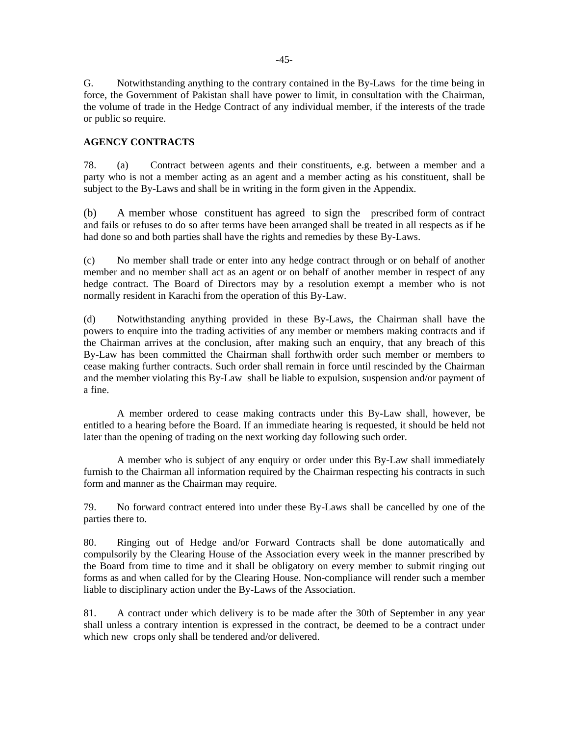G. Notwithstanding anything to the contrary contained in the By-Laws for the time being in force, the Government of Pakistan shall have power to limit, in consultation with the Chairman, the volume of trade in the Hedge Contract of any individual member, if the interests of the trade or public so require.

**AGENCY CONTRACTS**

78. (a) Contract between agents and their constituents, e.g. between a member and a party who is not a member acting as an agent and a member acting as his constituent, shall be subject to the By-Laws and shall be in writing in the form given in the Appendix.

(b) A member whose constituent has agreed to sign the prescribed form of contract and fails or refuses to do so after terms have been arranged shall be treated in all respects as if he had done so and both parties shall have the rights and remedies by these By-Laws.

(c) No member shall trade or enter into any hedge contract through or on behalf of another member and no member shall act as an agent or on behalf of another member in respect of any hedge contract. The Board of Directors may by a resolution exempt a member who is not normally resident in Karachi from the operation of this By-Law.

(d) Notwithstanding anything provided in these By-Laws, the Chairman shall have the powers to enquire into the trading activities of any member or members making contracts and if the Chairman arrives at the conclusion, after making such an enquiry, that any breach of this By-Law has been committed the Chairman shall forthwith order such member or members to cease making further contracts. Such order shall remain in force until rescinded by the Chairman and the member violating this By-Law shall be liable to expulsion, suspension and/or payment of a fine.

A member ordered to cease making contracts under this By-Law shall, however, be entitled to a hearing before the Board. If an immediate hearing is requested, it should be held not later than the opening of trading on the next working day following such order.

A member who is subject of any enquiry or order under this By-Law shall immediately furnish to the Chairman all information required by the Chairman respecting his contracts in such form and manner as the Chairman may require.

79. No forward contract entered into under these By-Laws shall be cancelled by one of the parties there to.

80. Ringing out of Hedge and/or Forward Contracts shall be done automatically and compulsorily by the Clearing House of the Association every week in the manner prescribed by the Board from time to time and it shall be obligatory on every member to submit ringing out forms as and when called for by the Clearing House. Non-compliance will render such a member liable to disciplinary action under the By-Laws of the Association.

81. A contract under which delivery is to be made after the 30th of September in any year shall unless a contrary intention is expressed in the contract, be deemed to be a contract under which new crops only shall be tendered and/or delivered.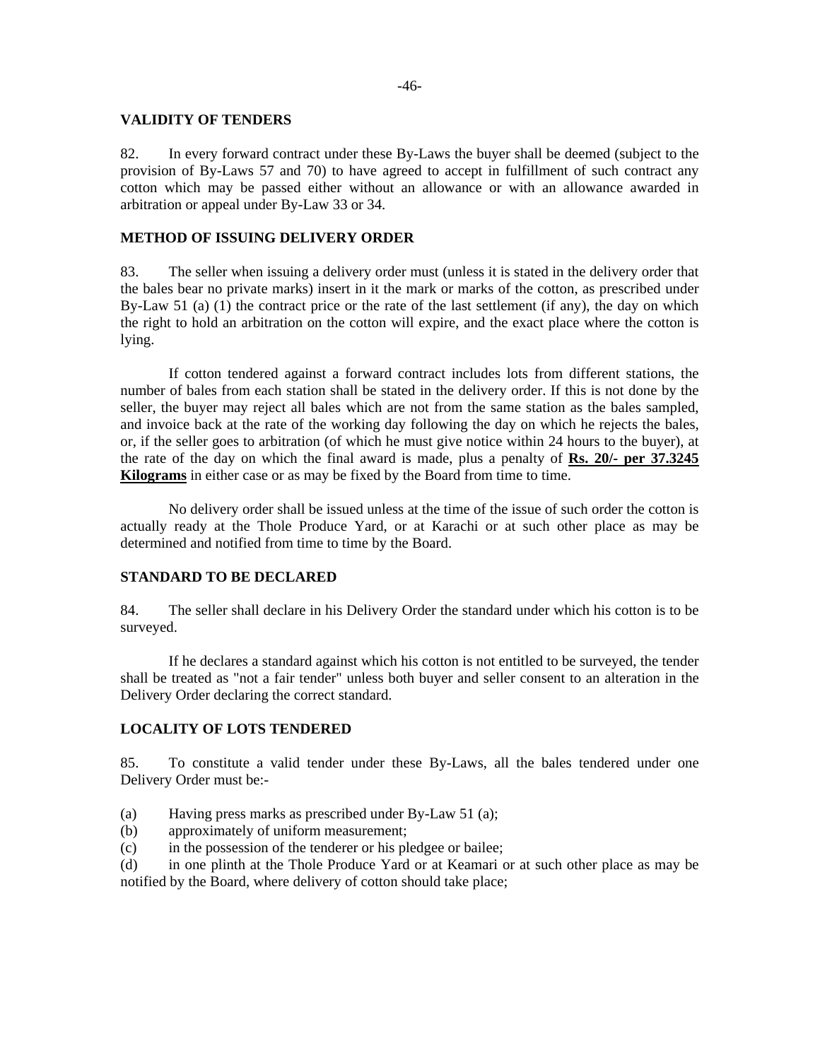### VALIDITY OF TENDERS

82. In every forward contract under these By-Laws the buyer shall be deemed (subject to the provision of By-Laws 57 and 70) to have agreed to accept in fulfillment of such contract any cotton which may be passed either without an allowance or with an allowance awarded in arbitration or appeal under By-Law 33 or 34.

### METHOD OF ISSUING DELIVERY ORDER

83. The seller when issuing a delivery order must (unless it is stated in the delivery order that the bales bear no private marks) insert in it the mark or marks of the cotton, as prescribed under By-Law 51 (a) (1) the contract price or the rate of the last settlement (if any), the day on which the right to hold an arbitration on the cotton will expire, and the exact place where the cotton is lying.

If cotton tendered against a forward contract includes lots from different stations, the number of bales from each station shall be stated in the delivery order. If this is not done by the seller, the buyer may reject all bales which are not from the same station as the bales sampled, and invoice back at the rate of the working day following the day on which he rejects the bales, or, if the seller goes to arbitration (of which he must give notice within 24 hours to the buyer), at the rate of the day on which the final award is made, plus a penalty of **Rs. 20/- per 37.3245 Kilograms** in either case or as may be fixed by the Board from time to time.

No delivery order shall be issued unless at the time of the issue of such order the cotton is actually ready at the Thole Produce Yard, or at Karachi or at such other place as may be determined and notified from time to time by the Board.

### STANDARD TO BE DECLARED

84. The seller shall declare in his Delivery Order the standard under which his cotton is to be surveyed.

If he declares a standard against which his cotton is not entitled to be surveyed, the tender shall be treated as "not a fair tender" unless both buyer and seller consent to an alteration in the Delivery Order declaring the correct standard.

### LOCALITY OF LOTS TENDERED

85. To constitute a valid tender under these By-Laws, all the bales tendered under one Delivery Order must be:-

(a) Having press marks as prescribed under By-Law 51 (a);
(b) approximately of uniform measurement;
(c) in the possession of the tenderer or his pledgee or bailee;
(d) in one plinth at the Thole Produce Yard or at Keamari or at such other place as may be notified by the Board, where delivery of cotton should take place;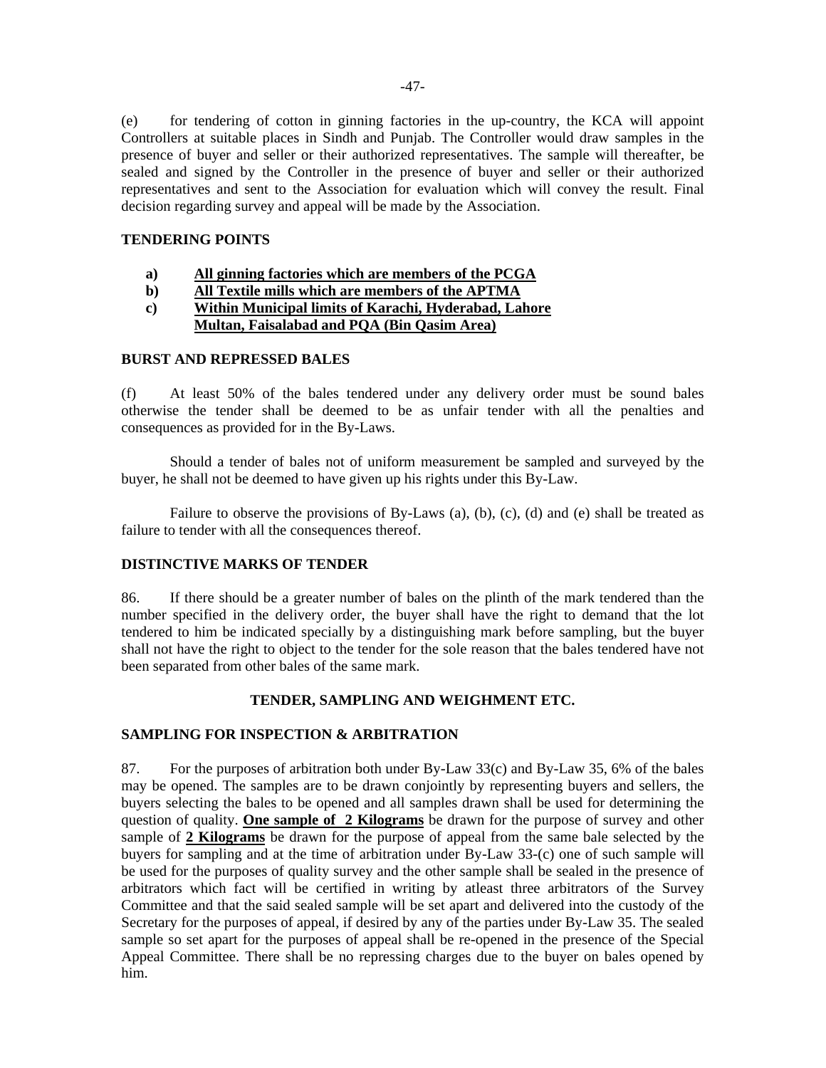(e) for tendering of cotton in ginning factories in the up-country, the KCA will appoint Controllers at suitable places in Sindh and Punjab. The Controller would draw samples in the presence of buyer and seller or their authorized representatives. The sample will thereafter, be sealed and signed by the Controller in the presence of buyer and seller or their authorized representatives and sent to the Association for evaluation which will convey the result. Final decision regarding survey and appeal will be made by the Association.

**TENDERING POINTS**

**a)** <u>**All ginning factories which are members of the PCGA**</u>
**b)** <u>**All Textile mills which are members of the APTMA**</u>
**c)** <u>**Within Municipal limits of Karachi, Hyderabad, Lahore Multan, Faisalabad and PQA (Bin Qasim Area)**</u>

**BURST AND REPRESSED BALES**

(f) At least 50% of the bales tendered under any delivery order must be sound bales otherwise the tender shall be deemed to be as unfair tender with all the penalties and consequences as provided for in the By-Laws.

Should a tender of bales not of uniform measurement be sampled and surveyed by the buyer, he shall not be deemed to have given up his rights under this By-Law.

Failure to observe the provisions of By-Laws (a), (b), (c), (d) and (e) shall be treated as failure to tender with all the consequences thereof.

**DISTINCTIVE MARKS OF TENDER**

86. If there should be a greater number of bales on the plinth of the mark tendered than the number specified in the delivery order, the buyer shall have the right to demand that the lot tendered to him be indicated specially by a distinguishing mark before sampling, but the buyer shall not have the right to object to the tender for the sole reason that the bales tendered have not been separated from other bales of the same mark.

**TENDER, SAMPLING AND WEIGHMENT ETC.**

**SAMPLING FOR INSPECTION & ARBITRATION**

87. For the purposes of arbitration both under By-Law 33(c) and By-Law 35, 6% of the bales may be opened. The samples are to be drawn conjointly by representing buyers and sellers, the buyers selecting the bales to be opened and all samples drawn shall be used for determining the question of quality. <u>**One sample of 2 Kilograms**</u> be drawn for the purpose of survey and other sample of <u>**2 Kilograms**</u> be drawn for the purpose of appeal from the same bale selected by the buyers for sampling and at the time of arbitration under By-Law 33-(c) one of such sample will be used for the purposes of quality survey and the other sample shall be sealed in the presence of arbitrators which fact will be certified in writing by atleast three arbitrators of the Survey Committee and that the said sealed sample will be set apart and delivered into the custody of the Secretary for the purposes of appeal, if desired by any of the parties under By-Law 35. The sealed sample so set apart for the purposes of appeal shall be re-opened in the presence of the Special Appeal Committee. There shall be no repressing charges due to the buyer on bales opened by him.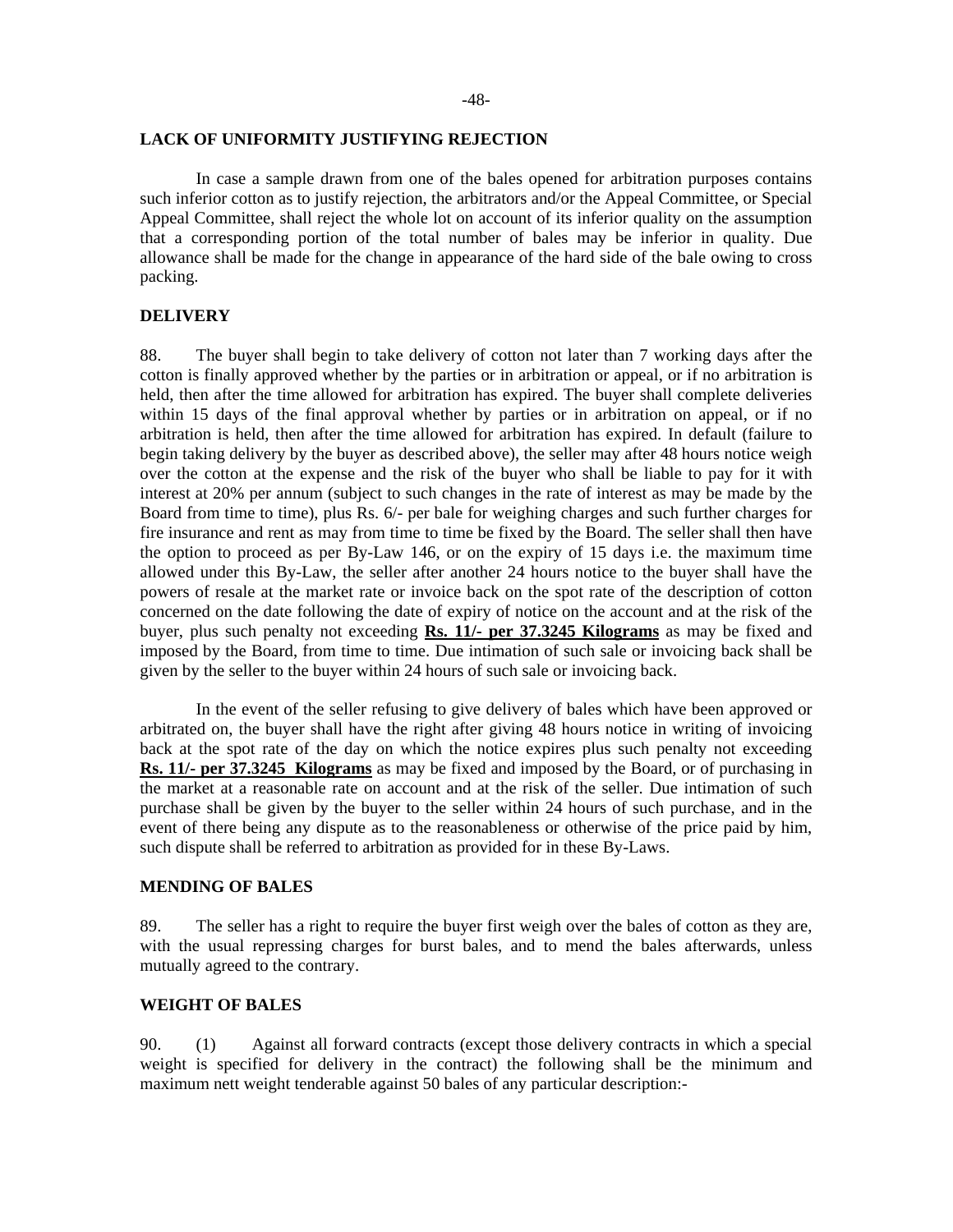## LACK OF UNIFORMITY JUSTIFYING REJECTION

In case a sample drawn from one of the bales opened for arbitration purposes contains such inferior cotton as to justify rejection, the arbitrators and/or the Appeal Committee, or Special Appeal Committee, shall reject the whole lot on account of its inferior quality on the assumption that a corresponding portion of the total number of bales may be inferior in quality. Due allowance shall be made for the change in appearance of the hard side of the bale owing to cross packing.

## DELIVERY

88. The buyer shall begin to take delivery of cotton not later than 7 working days after the cotton is finally approved whether by the parties or in arbitration or appeal, or if no arbitration is held, then after the time allowed for arbitration has expired. The buyer shall complete deliveries within 15 days of the final approval whether by parties or in arbitration on appeal, or if no arbitration is held, then after the time allowed for arbitration has expired. In default (failure to begin taking delivery by the buyer as described above), the seller may after 48 hours notice weigh over the cotton at the expense and the risk of the buyer who shall be liable to pay for it with interest at 20% per annum (subject to such changes in the rate of interest as may be made by the Board from time to time), plus Rs. 6/- per bale for weighing charges and such further charges for fire insurance and rent as may from time to time be fixed by the Board. The seller shall then have the option to proceed as per By-Law 146, or on the expiry of 15 days i.e. the maximum time allowed under this By-Law, the seller after another 24 hours notice to the buyer shall have the powers of resale at the market rate or invoice back on the spot rate of the description of cotton concerned on the date following the date of expiry of notice on the account and at the risk of the buyer, plus such penalty not exceeding **Rs. 11/- per 37.3245 Kilograms** as may be fixed and imposed by the Board, from time to time. Due intimation of such sale or invoicing back shall be given by the seller to the buyer within 24 hours of such sale or invoicing back.

In the event of the seller refusing to give delivery of bales which have been approved or arbitrated on, the buyer shall have the right after giving 48 hours notice in writing of invoicing back at the spot rate of the day on which the notice expires plus such penalty not exceeding **Rs. 11/- per 37.3245 Kilograms** as may be fixed and imposed by the Board, or of purchasing in the market at a reasonable rate on account and at the risk of the seller. Due intimation of such purchase shall be given by the buyer to the seller within 24 hours of such purchase, and in the event of there being any dispute as to the reasonableness or otherwise of the price paid by him, such dispute shall be referred to arbitration as provided for in these By-Laws.

## MENDING OF BALES

89. The seller has a right to require the buyer first weigh over the bales of cotton as they are, with the usual repressing charges for burst bales, and to mend the bales afterwards, unless mutually agreed to the contrary.

## WEIGHT OF BALES

90. (1) Against all forward contracts (except those delivery contracts in which a special weight is specified for delivery in the contract) the following shall be the minimum and maximum nett weight tenderable against 50 bales of any particular description:-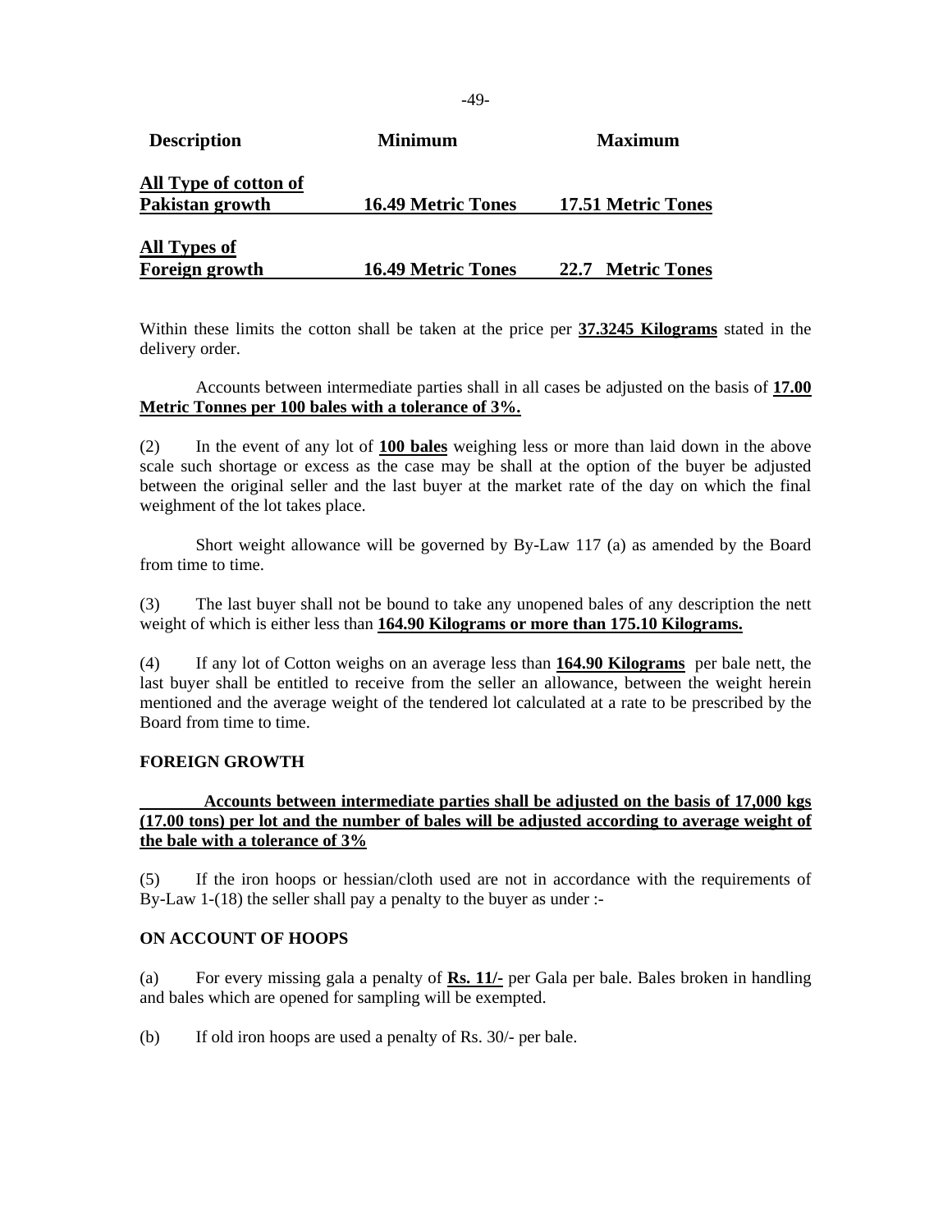| Description | Minimum | Maximum |
|---|---|---|
| **All Type of cotton of Pakistan growth** | **16.49 Metric Tones** | **17.51 Metric Tones** |
| **All Types of Foreign growth** | **16.49 Metric Tones** | **22.7 Metric Tones** |

Within these limits the cotton shall be taken at the price per **37.3245 Kilograms** stated in the delivery order.

Accounts between intermediate parties shall in all cases be adjusted on the basis of **17.00 Metric Tonnes per 100 bales with a tolerance of 3%.**

(2) In the event of any lot of **100 bales** weighing less or more than laid down in the above scale such shortage or excess as the case may be shall at the option of the buyer be adjusted between the original seller and the last buyer at the market rate of the day on which the final weighment of the lot takes place.

Short weight allowance will be governed by By-Law 117 (a) as amended by the Board from time to time.

(3) The last buyer shall not be bound to take any unopened bales of any description the nett weight of which is either less than **164.90 Kilograms or more than 175.10 Kilograms.**

(4) If any lot of Cotton weighs on an average less than **164.90 Kilograms** per bale nett, the last buyer shall be entitled to receive from the seller an allowance, between the weight herein mentioned and the average weight of the tendered lot calculated at a rate to be prescribed by the Board from time to time.

**FOREIGN GROWTH**

**Accounts between intermediate parties shall be adjusted on the basis of 17,000 kgs (17.00 tons) per lot and the number of bales will be adjusted according to average weight of the bale with a tolerance of 3%**

(5) If the iron hoops or hessian/cloth used are not in accordance with the requirements of By-Law 1-(18) the seller shall pay a penalty to the buyer as under :-

**ON ACCOUNT OF HOOPS**

(a) For every missing gala a penalty of **Rs. 11/-** per Gala per bale. Bales broken in handling and bales which are opened for sampling will be exempted.

(b) If old iron hoops are used a penalty of Rs. 30/- per bale.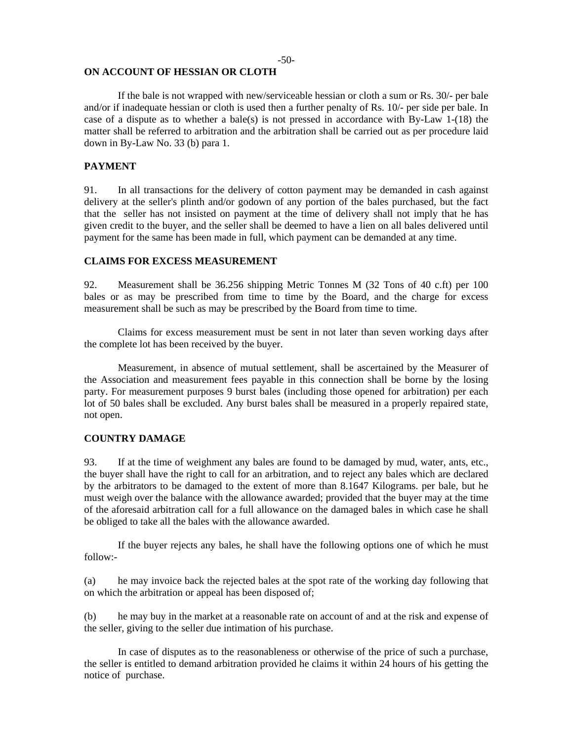**ON ACCOUNT OF HESSIAN OR CLOTH**

If the bale is not wrapped with new/serviceable hessian or cloth a sum or Rs. 30/- per bale and/or if inadequate hessian or cloth is used then a further penalty of Rs. 10/- per side per bale. In case of a dispute as to whether a bale(s) is not pressed in accordance with By-Law 1-(18) the matter shall be referred to arbitration and the arbitration shall be carried out as per procedure laid down in By-Law No. 33 (b) para 1.

**PAYMENT**

91. In all transactions for the delivery of cotton payment may be demanded in cash against delivery at the seller's plinth and/or godown of any portion of the bales purchased, but the fact that the seller has not insisted on payment at the time of delivery shall not imply that he has given credit to the buyer, and the seller shall be deemed to have a lien on all bales delivered until payment for the same has been made in full, which payment can be demanded at any time.

**CLAIMS FOR EXCESS MEASUREMENT**

92. Measurement shall be 36.256 shipping Metric Tonnes M (32 Tons of 40 c.ft) per 100 bales or as may be prescribed from time to time by the Board, and the charge for excess measurement shall be such as may be prescribed by the Board from time to time.

Claims for excess measurement must be sent in not later than seven working days after the complete lot has been received by the buyer.

Measurement, in absence of mutual settlement, shall be ascertained by the Measurer of the Association and measurement fees payable in this connection shall be borne by the losing party. For measurement purposes 9 burst bales (including those opened for arbitration) per each lot of 50 bales shall be excluded. Any burst bales shall be measured in a properly repaired state, not open.

**COUNTRY DAMAGE**

93. If at the time of weighment any bales are found to be damaged by mud, water, ants, etc., the buyer shall have the right to call for an arbitration, and to reject any bales which are declared by the arbitrators to be damaged to the extent of more than 8.1647 Kilograms. per bale, but he must weigh over the balance with the allowance awarded; provided that the buyer may at the time of the aforesaid arbitration call for a full allowance on the damaged bales in which case he shall be obliged to take all the bales with the allowance awarded.

If the buyer rejects any bales, he shall have the following options one of which he must follow:-

(a) he may invoice back the rejected bales at the spot rate of the working day following that on which the arbitration or appeal has been disposed of;

(b) he may buy in the market at a reasonable rate on account of and at the risk and expense of the seller, giving to the seller due intimation of his purchase.

In case of disputes as to the reasonableness or otherwise of the price of such a purchase, the seller is entitled to demand arbitration provided he claims it within 24 hours of his getting the notice of purchase.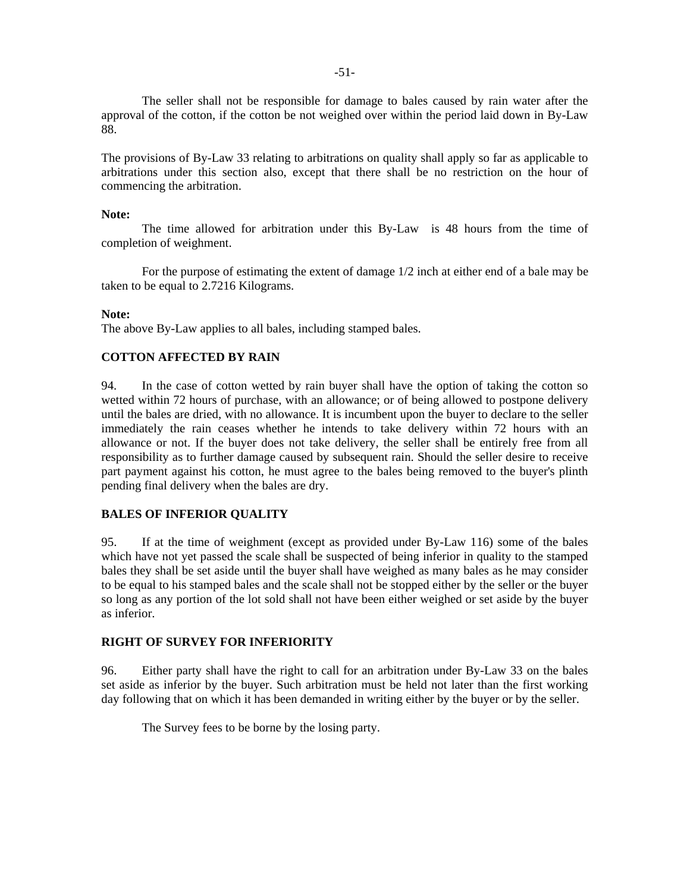The seller shall not be responsible for damage to bales caused by rain water after the approval of the cotton, if the cotton be not weighed over within the period laid down in By-Law 88.

The provisions of By-Law 33 relating to arbitrations on quality shall apply so far as applicable to arbitrations under this section also, except that there shall be no restriction on the hour of commencing the arbitration.

**Note:**

The time allowed for arbitration under this By-Law is 48 hours from the time of completion of weighment.

For the purpose of estimating the extent of damage 1/2 inch at either end of a bale may be taken to be equal to 2.7216 Kilograms.

**Note:**

The above By-Law applies to all bales, including stamped bales.

### COTTON AFFECTED BY RAIN

94. In the case of cotton wetted by rain buyer shall have the option of taking the cotton so wetted within 72 hours of purchase, with an allowance; or of being allowed to postpone delivery until the bales are dried, with no allowance. It is incumbent upon the buyer to declare to the seller immediately the rain ceases whether he intends to take delivery within 72 hours with an allowance or not. If the buyer does not take delivery, the seller shall be entirely free from all responsibility as to further damage caused by subsequent rain. Should the seller desire to receive part payment against his cotton, he must agree to the bales being removed to the buyer's plinth pending final delivery when the bales are dry.

### BALES OF INFERIOR QUALITY

95. If at the time of weighment (except as provided under By-Law 116) some of the bales which have not yet passed the scale shall be suspected of being inferior in quality to the stamped bales they shall be set aside until the buyer shall have weighed as many bales as he may consider to be equal to his stamped bales and the scale shall not be stopped either by the seller or the buyer so long as any portion of the lot sold shall not have been either weighed or set aside by the buyer as inferior.

### RIGHT OF SURVEY FOR INFERIORITY

96. Either party shall have the right to call for an arbitration under By-Law 33 on the bales set aside as inferior by the buyer. Such arbitration must be held not later than the first working day following that on which it has been demanded in writing either by the buyer or by the seller.

The Survey fees to be borne by the losing party.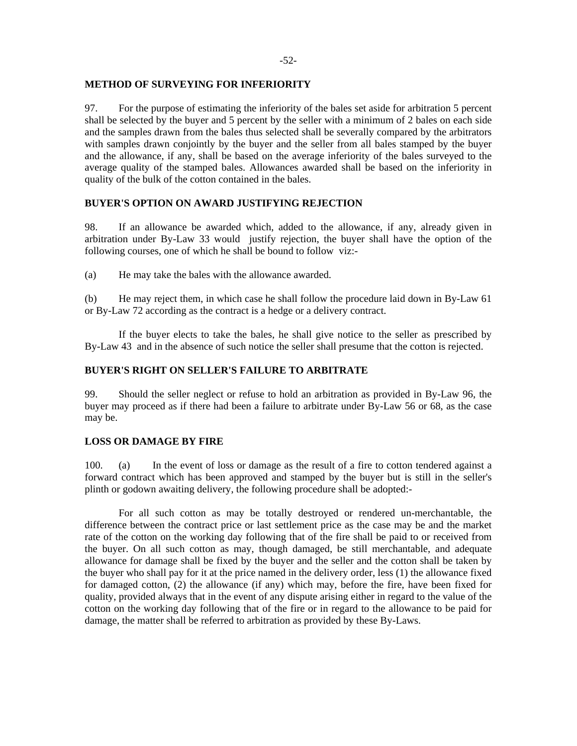**METHOD OF SURVEYING FOR INFERIORITY**

97. For the purpose of estimating the inferiority of the bales set aside for arbitration 5 percent shall be selected by the buyer and 5 percent by the seller with a minimum of 2 bales on each side and the samples drawn from the bales thus selected shall be severally compared by the arbitrators with samples drawn conjointly by the buyer and the seller from all bales stamped by the buyer and the allowance, if any, shall be based on the average inferiority of the bales surveyed to the average quality of the stamped bales. Allowances awarded shall be based on the inferiority in quality of the bulk of the cotton contained in the bales.

**BUYER'S OPTION ON AWARD JUSTIFYING REJECTION**

98. If an allowance be awarded which, added to the allowance, if any, already given in arbitration under By-Law 33 would justify rejection, the buyer shall have the option of the following courses, one of which he shall be bound to follow viz:-

(a) He may take the bales with the allowance awarded.

(b) He may reject them, in which case he shall follow the procedure laid down in By-Law 61 or By-Law 72 according as the contract is a hedge or a delivery contract.

If the buyer elects to take the bales, he shall give notice to the seller as prescribed by By-Law 43 and in the absence of such notice the seller shall presume that the cotton is rejected.

**BUYER'S RIGHT ON SELLER'S FAILURE TO ARBITRATE**

99. Should the seller neglect or refuse to hold an arbitration as provided in By-Law 96, the buyer may proceed as if there had been a failure to arbitrate under By-Law 56 or 68, as the case may be.

**LOSS OR DAMAGE BY FIRE**

100. (a) In the event of loss or damage as the result of a fire to cotton tendered against a forward contract which has been approved and stamped by the buyer but is still in the seller's plinth or godown awaiting delivery, the following procedure shall be adopted:-

For all such cotton as may be totally destroyed or rendered un-merchantable, the difference between the contract price or last settlement price as the case may be and the market rate of the cotton on the working day following that of the fire shall be paid to or received from the buyer. On all such cotton as may, though damaged, be still merchantable, and adequate allowance for damage shall be fixed by the buyer and the seller and the cotton shall be taken by the buyer who shall pay for it at the price named in the delivery order, less (1) the allowance fixed for damaged cotton, (2) the allowance (if any) which may, before the fire, have been fixed for quality, provided always that in the event of any dispute arising either in regard to the value of the cotton on the working day following that of the fire or in regard to the allowance to be paid for damage, the matter shall be referred to arbitration as provided by these By-Laws.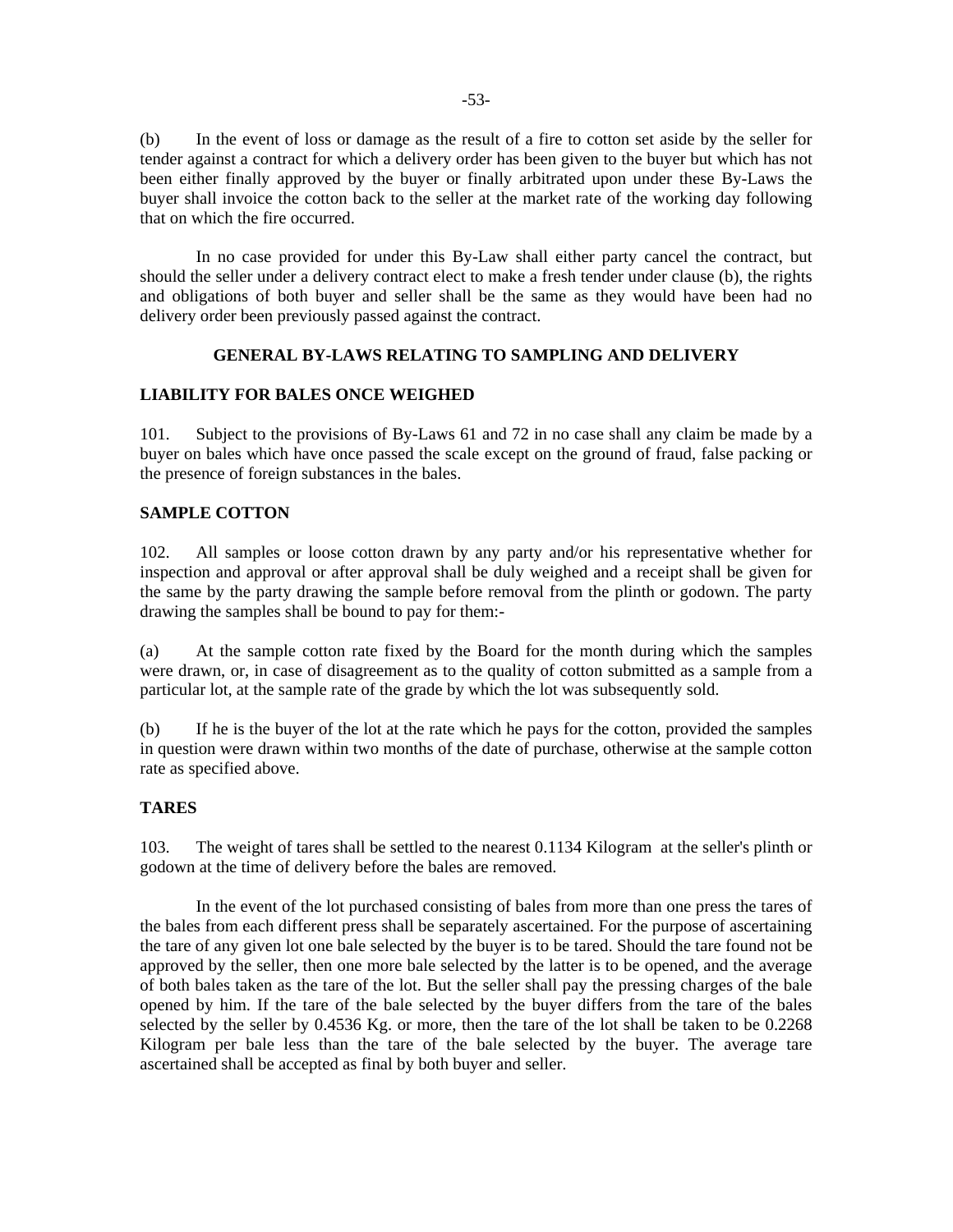(b) In the event of loss or damage as the result of a fire to cotton set aside by the seller for tender against a contract for which a delivery order has been given to the buyer but which has not been either finally approved by the buyer or finally arbitrated upon under these By-Laws the buyer shall invoice the cotton back to the seller at the market rate of the working day following that on which the fire occurred.

In no case provided for under this By-Law shall either party cancel the contract, but should the seller under a delivery contract elect to make a fresh tender under clause (b), the rights and obligations of both buyer and seller shall be the same as they would have been had no delivery order been previously passed against the contract.

## GENERAL BY-LAWS RELATING TO SAMPLING AND DELIVERY

### LIABILITY FOR BALES ONCE WEIGHED

101. Subject to the provisions of By-Laws 61 and 72 in no case shall any claim be made by a buyer on bales which have once passed the scale except on the ground of fraud, false packing or the presence of foreign substances in the bales.

### SAMPLE COTTON

102. All samples or loose cotton drawn by any party and/or his representative whether for inspection and approval or after approval shall be duly weighed and a receipt shall be given for the same by the party drawing the sample before removal from the plinth or godown. The party drawing the samples shall be bound to pay for them:-

(a) At the sample cotton rate fixed by the Board for the month during which the samples were drawn, or, in case of disagreement as to the quality of cotton submitted as a sample from a particular lot, at the sample rate of the grade by which the lot was subsequently sold.

(b) If he is the buyer of the lot at the rate which he pays for the cotton, provided the samples in question were drawn within two months of the date of purchase, otherwise at the sample cotton rate as specified above.

### TARES

103. The weight of tares shall be settled to the nearest 0.1134 Kilogram at the seller's plinth or godown at the time of delivery before the bales are removed.

In the event of the lot purchased consisting of bales from more than one press the tares of the bales from each different press shall be separately ascertained. For the purpose of ascertaining the tare of any given lot one bale selected by the buyer is to be tared. Should the tare found not be approved by the seller, then one more bale selected by the latter is to be opened, and the average of both bales taken as the tare of the lot. But the seller shall pay the pressing charges of the bale opened by him. If the tare of the bale selected by the buyer differs from the tare of the bales selected by the seller by 0.4536 Kg. or more, then the tare of the lot shall be taken to be 0.2268 Kilogram per bale less than the tare of the bale selected by the buyer. The average tare ascertained shall be accepted as final by both buyer and seller.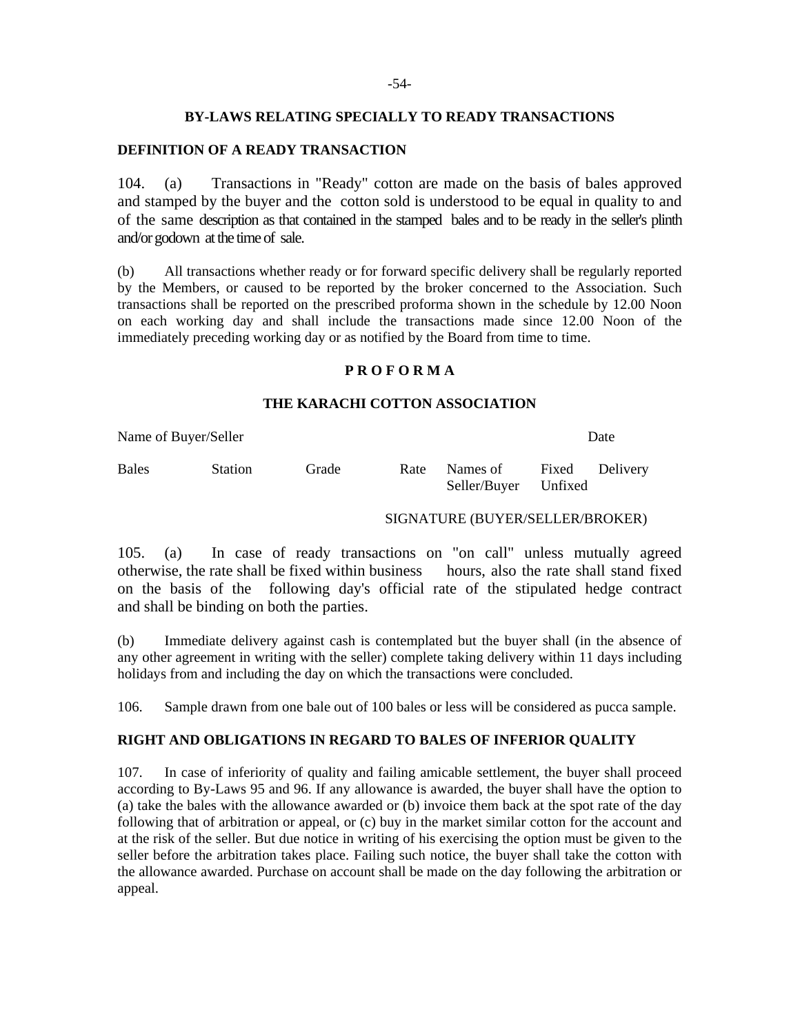## BY-LAWS RELATING SPECIALLY TO READY TRANSACTIONS

### DEFINITION OF A READY TRANSACTION

104. (a) Transactions in "Ready" cotton are made on the basis of bales approved and stamped by the buyer and the cotton sold is understood to be equal in quality to and of the same description as that contained in the stamped bales and to be ready in the seller's plinth and/or godown at the time of sale.

(b) All transactions whether ready or for forward specific delivery shall be regularly reported by the Members, or caused to be reported by the broker concerned to the Association. Such transactions shall be reported on the prescribed proforma shown in the schedule by 12.00 Noon on each working day and shall include the transactions made since 12.00 Noon of the immediately preceding working day or as notified by the Board from time to time.

**P R O F O R M A**

**THE KARACHI COTTON ASSOCIATION**

Name of Buyer/Seller Date

| Bales | Station | Grade | Rate | Names of Seller/Buyer | Fixed Unfixed | Delivery |
|---|---|---|---|---|---|---|

SIGNATURE (BUYER/SELLER/BROKER)

105. (a) In case of ready transactions on "on call" unless mutually agreed otherwise, the rate shall be fixed within business hours, also the rate shall stand fixed on the basis of the following day's official rate of the stipulated hedge contract and shall be binding on both the parties.

(b) Immediate delivery against cash is contemplated but the buyer shall (in the absence of any other agreement in writing with the seller) complete taking delivery within 11 days including holidays from and including the day on which the transactions were concluded.

106. Sample drawn from one bale out of 100 bales or less will be considered as pucca sample.

### RIGHT AND OBLIGATIONS IN REGARD TO BALES OF INFERIOR QUALITY

107. In case of inferiority of quality and failing amicable settlement, the buyer shall proceed according to By-Laws 95 and 96. If any allowance is awarded, the buyer shall have the option to (a) take the bales with the allowance awarded or (b) invoice them back at the spot rate of the day following that of arbitration or appeal, or (c) buy in the market similar cotton for the account and at the risk of the seller. But due notice in writing of his exercising the option must be given to the seller before the arbitration takes place. Failing such notice, the buyer shall take the cotton with the allowance awarded. Purchase on account shall be made on the day following the arbitration or appeal.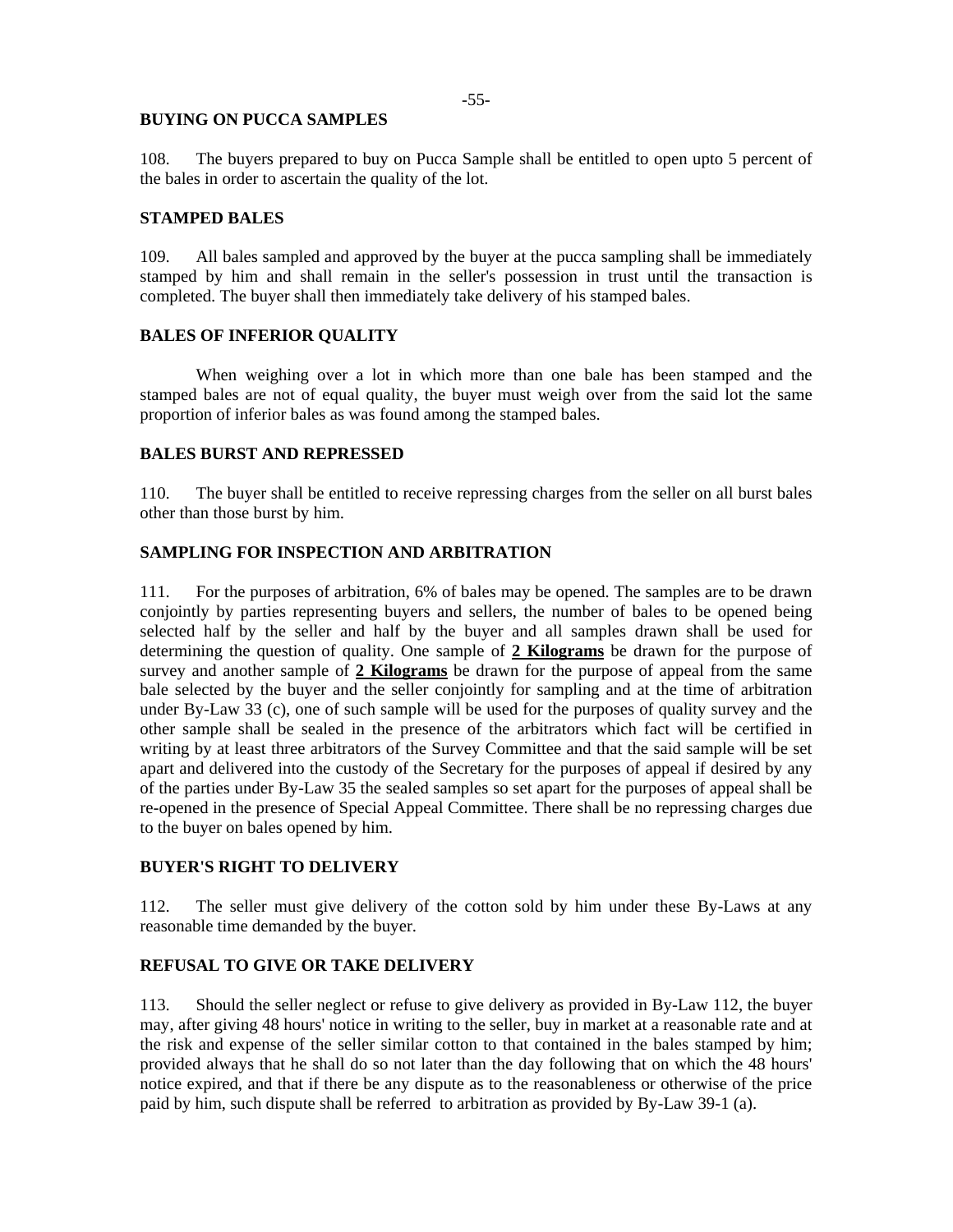### BUYING ON PUCCA SAMPLES

108. The buyers prepared to buy on Pucca Sample shall be entitled to open upto 5 percent of the bales in order to ascertain the quality of the lot.

### STAMPED BALES

109. All bales sampled and approved by the buyer at the pucca sampling shall be immediately stamped by him and shall remain in the seller's possession in trust until the transaction is completed. The buyer shall then immediately take delivery of his stamped bales.

### BALES OF INFERIOR QUALITY

When weighing over a lot in which more than one bale has been stamped and the stamped bales are not of equal quality, the buyer must weigh over from the said lot the same proportion of inferior bales as was found among the stamped bales.

### BALES BURST AND REPRESSED

110. The buyer shall be entitled to receive repressing charges from the seller on all burst bales other than those burst by him.

### SAMPLING FOR INSPECTION AND ARBITRATION

111. For the purposes of arbitration, 6% of bales may be opened. The samples are to be drawn conjointly by parties representing buyers and sellers, the number of bales to be opened being selected half by the seller and half by the buyer and all samples drawn shall be used for determining the question of quality. One sample of **2 Kilograms** be drawn for the purpose of survey and another sample of **2 Kilograms** be drawn for the purpose of appeal from the same bale selected by the buyer and the seller conjointly for sampling and at the time of arbitration under By-Law 33 (c), one of such sample will be used for the purposes of quality survey and the other sample shall be sealed in the presence of the arbitrators which fact will be certified in writing by at least three arbitrators of the Survey Committee and that the said sample will be set apart and delivered into the custody of the Secretary for the purposes of appeal if desired by any of the parties under By-Law 35 the sealed samples so set apart for the purposes of appeal shall be re-opened in the presence of Special Appeal Committee. There shall be no repressing charges due to the buyer on bales opened by him.

### BUYER'S RIGHT TO DELIVERY

112. The seller must give delivery of the cotton sold by him under these By-Laws at any reasonable time demanded by the buyer.

### REFUSAL TO GIVE OR TAKE DELIVERY

113. Should the seller neglect or refuse to give delivery as provided in By-Law 112, the buyer may, after giving 48 hours' notice in writing to the seller, buy in market at a reasonable rate and at the risk and expense of the seller similar cotton to that contained in the bales stamped by him; provided always that he shall do so not later than the day following that on which the 48 hours' notice expired, and that if there be any dispute as to the reasonableness or otherwise of the price paid by him, such dispute shall be referred to arbitration as provided by By-Law 39-1 (a).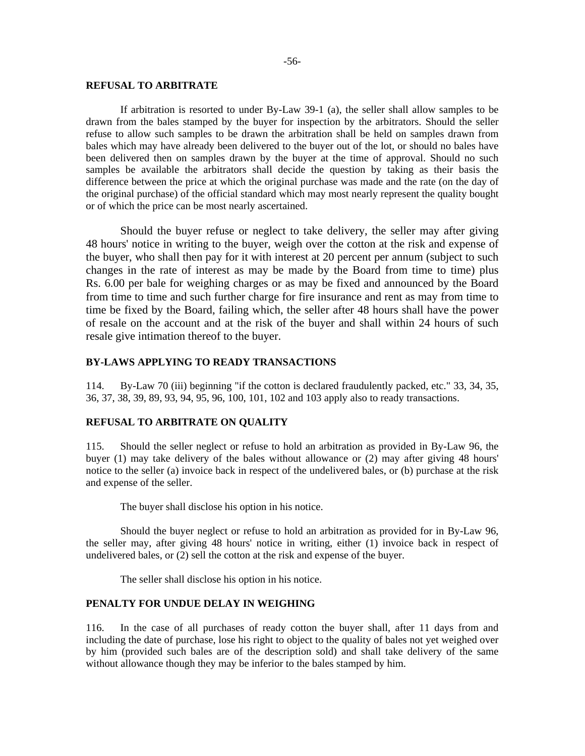## REFUSAL TO ARBITRATE

If arbitration is resorted to under By-Law 39-1 (a), the seller shall allow samples to be drawn from the bales stamped by the buyer for inspection by the arbitrators. Should the seller refuse to allow such samples to be drawn the arbitration shall be held on samples drawn from bales which may have already been delivered to the buyer out of the lot, or should no bales have been delivered then on samples drawn by the buyer at the time of approval. Should no such samples be available the arbitrators shall decide the question by taking as their basis the difference between the price at which the original purchase was made and the rate (on the day of the original purchase) of the official standard which may most nearly represent the quality bought or of which the price can be most nearly ascertained.

Should the buyer refuse or neglect to take delivery, the seller may after giving 48 hours' notice in writing to the buyer, weigh over the cotton at the risk and expense of the buyer, who shall then pay for it with interest at 20 percent per annum (subject to such changes in the rate of interest as may be made by the Board from time to time) plus Rs. 6.00 per bale for weighing charges or as may be fixed and announced by the Board from time to time and such further charge for fire insurance and rent as may from time to time be fixed by the Board, failing which, the seller after 48 hours shall have the power of resale on the account and at the risk of the buyer and shall within 24 hours of such resale give intimation thereof to the buyer.

## BY-LAWS APPLYING TO READY TRANSACTIONS

114. By-Law 70 (iii) beginning "if the cotton is declared fraudulently packed, etc." 33, 34, 35, 36, 37, 38, 39, 89, 93, 94, 95, 96, 100, 101, 102 and 103 apply also to ready transactions.

## REFUSAL TO ARBITRATE ON QUALITY

115. Should the seller neglect or refuse to hold an arbitration as provided in By-Law 96, the buyer (1) may take delivery of the bales without allowance or (2) may after giving 48 hours' notice to the seller (a) invoice back in respect of the undelivered bales, or (b) purchase at the risk and expense of the seller.

The buyer shall disclose his option in his notice.

Should the buyer neglect or refuse to hold an arbitration as provided for in By-Law 96, the seller may, after giving 48 hours' notice in writing, either (1) invoice back in respect of undelivered bales, or (2) sell the cotton at the risk and expense of the buyer.

The seller shall disclose his option in his notice.

## PENALTY FOR UNDUE DELAY IN WEIGHING

116. In the case of all purchases of ready cotton the buyer shall, after 11 days from and including the date of purchase, lose his right to object to the quality of bales not yet weighed over by him (provided such bales are of the description sold) and shall take delivery of the same without allowance though they may be inferior to the bales stamped by him.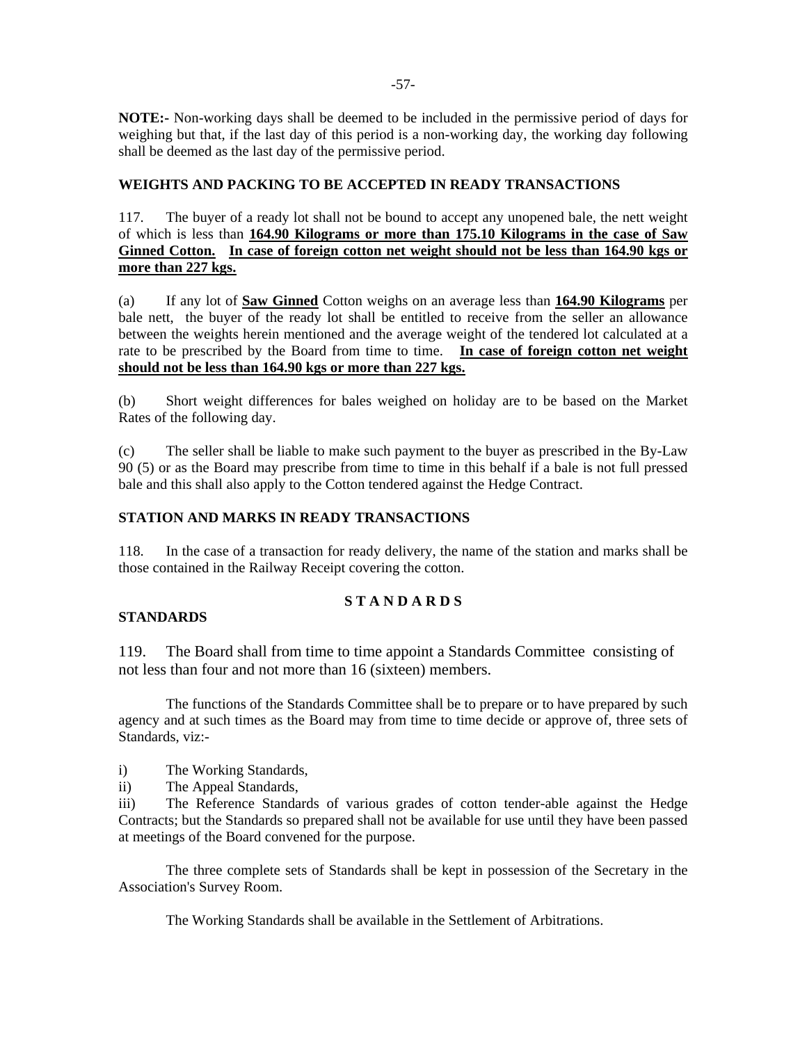**NOTE:-** Non-working days shall be deemed to be included in the permissive period of days for weighing but that, if the last day of this period is a non-working day, the working day following shall be deemed as the last day of the permissive period.

### WEIGHTS AND PACKING TO BE ACCEPTED IN READY TRANSACTIONS

117. The buyer of a ready lot shall not be bound to accept any unopened bale, the nett weight of which is less than **164.90 Kilograms or more than 175.10 Kilograms in the case of Saw Ginned Cotton. In case of foreign cotton net weight should not be less than 164.90 kgs or more than 227 kgs.**

(a) If any lot of **Saw Ginned** Cotton weighs on an average less than **164.90 Kilograms** per bale nett, the buyer of the ready lot shall be entitled to receive from the seller an allowance between the weights herein mentioned and the average weight of the tendered lot calculated at a rate to be prescribed by the Board from time to time. **In case of foreign cotton net weight should not be less than 164.90 kgs or more than 227 kgs.**

(b) Short weight differences for bales weighed on holiday are to be based on the Market Rates of the following day.

(c) The seller shall be liable to make such payment to the buyer as prescribed in the By-Law 90 (5) or as the Board may prescribe from time to time in this behalf if a bale is not full pressed bale and this shall also apply to the Cotton tendered against the Hedge Contract.

### STATION AND MARKS IN READY TRANSACTIONS

118. In the case of a transaction for ready delivery, the name of the station and marks shall be those contained in the Railway Receipt covering the cotton.

## S T A N D A R D S

### STANDARDS

119. The Board shall from time to time appoint a Standards Committee consisting of not less than four and not more than 16 (sixteen) members.

The functions of the Standards Committee shall be to prepare or to have prepared by such agency and at such times as the Board may from time to time decide or approve of, three sets of Standards, viz:-

i) The Working Standards,
ii) The Appeal Standards,
iii) The Reference Standards of various grades of cotton tender-able against the Hedge Contracts; but the Standards so prepared shall not be available for use until they have been passed at meetings of the Board convened for the purpose.

The three complete sets of Standards shall be kept in possession of the Secretary in the Association's Survey Room.

The Working Standards shall be available in the Settlement of Arbitrations.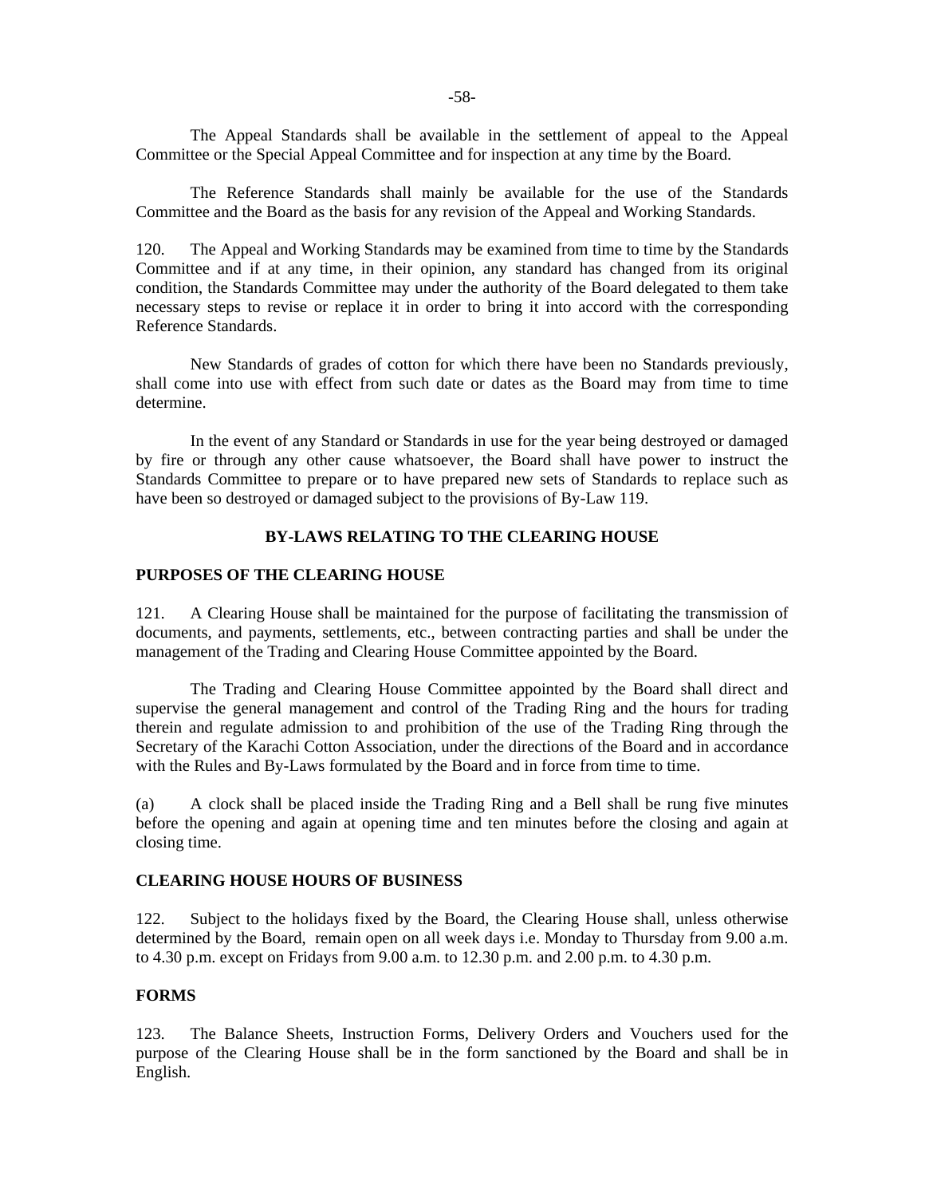The Appeal Standards shall be available in the settlement of appeal to the Appeal Committee or the Special Appeal Committee and for inspection at any time by the Board.

The Reference Standards shall mainly be available for the use of the Standards Committee and the Board as the basis for any revision of the Appeal and Working Standards.

120. The Appeal and Working Standards may be examined from time to time by the Standards Committee and if at any time, in their opinion, any standard has changed from its original condition, the Standards Committee may under the authority of the Board delegated to them take necessary steps to revise or replace it in order to bring it into accord with the corresponding Reference Standards.

New Standards of grades of cotton for which there have been no Standards previously, shall come into use with effect from such date or dates as the Board may from time to time determine.

In the event of any Standard or Standards in use for the year being destroyed or damaged by fire or through any other cause whatsoever, the Board shall have power to instruct the Standards Committee to prepare or to have prepared new sets of Standards to replace such as have been so destroyed or damaged subject to the provisions of By-Law 119.

## BY-LAWS RELATING TO THE CLEARING HOUSE

### PURPOSES OF THE CLEARING HOUSE

121. A Clearing House shall be maintained for the purpose of facilitating the transmission of documents, and payments, settlements, etc., between contracting parties and shall be under the management of the Trading and Clearing House Committee appointed by the Board.

The Trading and Clearing House Committee appointed by the Board shall direct and supervise the general management and control of the Trading Ring and the hours for trading therein and regulate admission to and prohibition of the use of the Trading Ring through the Secretary of the Karachi Cotton Association, under the directions of the Board and in accordance with the Rules and By-Laws formulated by the Board and in force from time to time.

(a) A clock shall be placed inside the Trading Ring and a Bell shall be rung five minutes before the opening and again at opening time and ten minutes before the closing and again at closing time.

### CLEARING HOUSE HOURS OF BUSINESS

122. Subject to the holidays fixed by the Board, the Clearing House shall, unless otherwise determined by the Board, remain open on all week days i.e. Monday to Thursday from 9.00 a.m. to 4.30 p.m. except on Fridays from 9.00 a.m. to 12.30 p.m. and 2.00 p.m. to 4.30 p.m.

### FORMS

123. The Balance Sheets, Instruction Forms, Delivery Orders and Vouchers used for the purpose of the Clearing House shall be in the form sanctioned by the Board and shall be in English.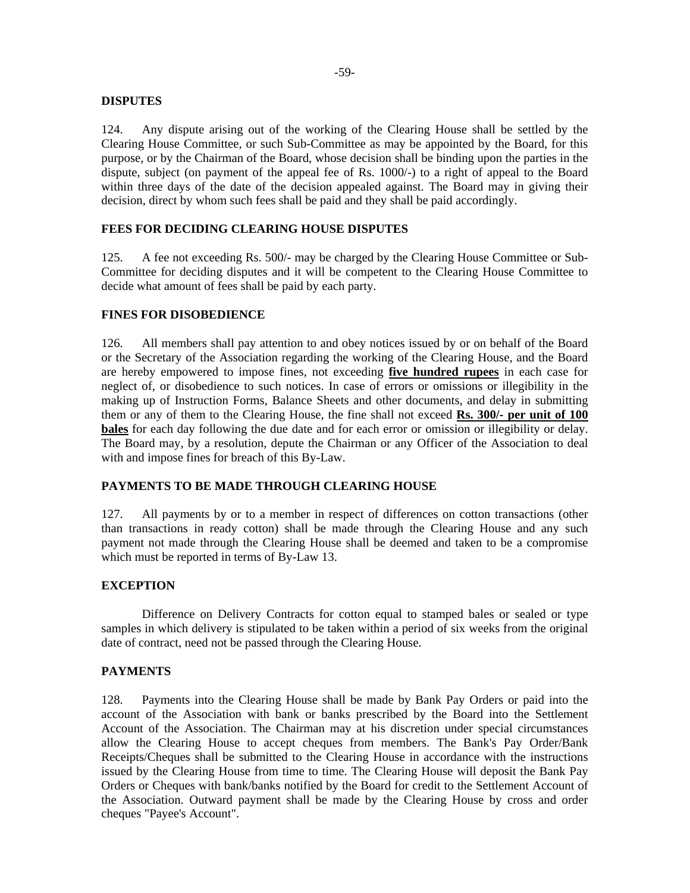## DISPUTES

124. Any dispute arising out of the working of the Clearing House shall be settled by the Clearing House Committee, or such Sub-Committee as may be appointed by the Board, for this purpose, or by the Chairman of the Board, whose decision shall be binding upon the parties in the dispute, subject (on payment of the appeal fee of Rs. 1000/-) to a right of appeal to the Board within three days of the date of the decision appealed against. The Board may in giving their decision, direct by whom such fees shall be paid and they shall be paid accordingly.

## FEES FOR DECIDING CLEARING HOUSE DISPUTES

125. A fee not exceeding Rs. 500/- may be charged by the Clearing House Committee or Sub-Committee for deciding disputes and it will be competent to the Clearing House Committee to decide what amount of fees shall be paid by each party.

## FINES FOR DISOBEDIENCE

126. All members shall pay attention to and obey notices issued by or on behalf of the Board or the Secretary of the Association regarding the working of the Clearing House, and the Board are hereby empowered to impose fines, not exceeding **five hundred rupees** in each case for neglect of, or disobedience to such notices. In case of errors or omissions or illegibility in the making up of Instruction Forms, Balance Sheets and other documents, and delay in submitting them or any of them to the Clearing House, the fine shall not exceed **Rs. 300/- per unit of 100 bales** for each day following the due date and for each error or omission or illegibility or delay. The Board may, by a resolution, depute the Chairman or any Officer of the Association to deal with and impose fines for breach of this By-Law.

## PAYMENTS TO BE MADE THROUGH CLEARING HOUSE

127. All payments by or to a member in respect of differences on cotton transactions (other than transactions in ready cotton) shall be made through the Clearing House and any such payment not made through the Clearing House shall be deemed and taken to be a compromise which must be reported in terms of By-Law 13.

## EXCEPTION

Difference on Delivery Contracts for cotton equal to stamped bales or sealed or type samples in which delivery is stipulated to be taken within a period of six weeks from the original date of contract, need not be passed through the Clearing House.

## PAYMENTS

128. Payments into the Clearing House shall be made by Bank Pay Orders or paid into the account of the Association with bank or banks prescribed by the Board into the Settlement Account of the Association. The Chairman may at his discretion under special circumstances allow the Clearing House to accept cheques from members. The Bank's Pay Order/Bank Receipts/Cheques shall be submitted to the Clearing House in accordance with the instructions issued by the Clearing House from time to time. The Clearing House will deposit the Bank Pay Orders or Cheques with bank/banks notified by the Board for credit to the Settlement Account of the Association. Outward payment shall be made by the Clearing House by cross and order cheques "Payee's Account".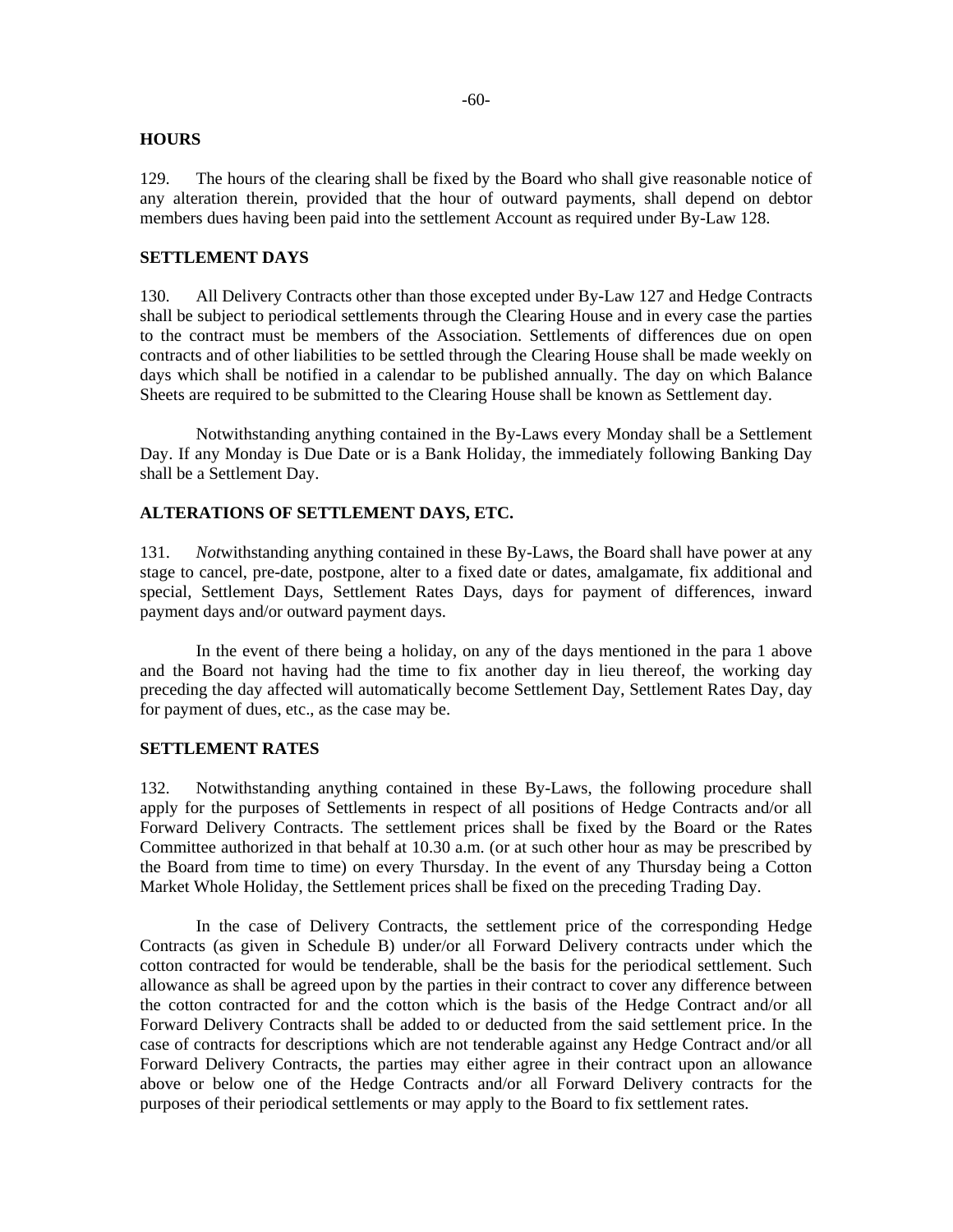### HOURS

129. The hours of the clearing shall be fixed by the Board who shall give reasonable notice of any alteration therein, provided that the hour of outward payments, shall depend on debtor members dues having been paid into the settlement Account as required under By-Law 128.

### SETTLEMENT DAYS

130. All Delivery Contracts other than those excepted under By-Law 127 and Hedge Contracts shall be subject to periodical settlements through the Clearing House and in every case the parties to the contract must be members of the Association. Settlements of differences due on open contracts and of other liabilities to be settled through the Clearing House shall be made weekly on days which shall be notified in a calendar to be published annually. The day on which Balance Sheets are required to be submitted to the Clearing House shall be known as Settlement day.

Notwithstanding anything contained in the By-Laws every Monday shall be a Settlement Day. If any Monday is Due Date or is a Bank Holiday, the immediately following Banking Day shall be a Settlement Day.

### ALTERATIONS OF SETTLEMENT DAYS, ETC.

131. *Not*withstanding anything contained in these By-Laws, the Board shall have power at any stage to cancel, pre-date, postpone, alter to a fixed date or dates, amalgamate, fix additional and special, Settlement Days, Settlement Rates Days, days for payment of differences, inward payment days and/or outward payment days.

In the event of there being a holiday, on any of the days mentioned in the para 1 above and the Board not having had the time to fix another day in lieu thereof, the working day preceding the day affected will automatically become Settlement Day, Settlement Rates Day, day for payment of dues, etc., as the case may be.

### SETTLEMENT RATES

132. Notwithstanding anything contained in these By-Laws, the following procedure shall apply for the purposes of Settlements in respect of all positions of Hedge Contracts and/or all Forward Delivery Contracts. The settlement prices shall be fixed by the Board or the Rates Committee authorized in that behalf at 10.30 a.m. (or at such other hour as may be prescribed by the Board from time to time) on every Thursday. In the event of any Thursday being a Cotton Market Whole Holiday, the Settlement prices shall be fixed on the preceding Trading Day.

In the case of Delivery Contracts, the settlement price of the corresponding Hedge Contracts (as given in Schedule B) under/or all Forward Delivery contracts under which the cotton contracted for would be tenderable, shall be the basis for the periodical settlement. Such allowance as shall be agreed upon by the parties in their contract to cover any difference between the cotton contracted for and the cotton which is the basis of the Hedge Contract and/or all Forward Delivery Contracts shall be added to or deducted from the said settlement price. In the case of contracts for descriptions which are not tenderable against any Hedge Contract and/or all Forward Delivery Contracts, the parties may either agree in their contract upon an allowance above or below one of the Hedge Contracts and/or all Forward Delivery contracts for the purposes of their periodical settlements or may apply to the Board to fix settlement rates.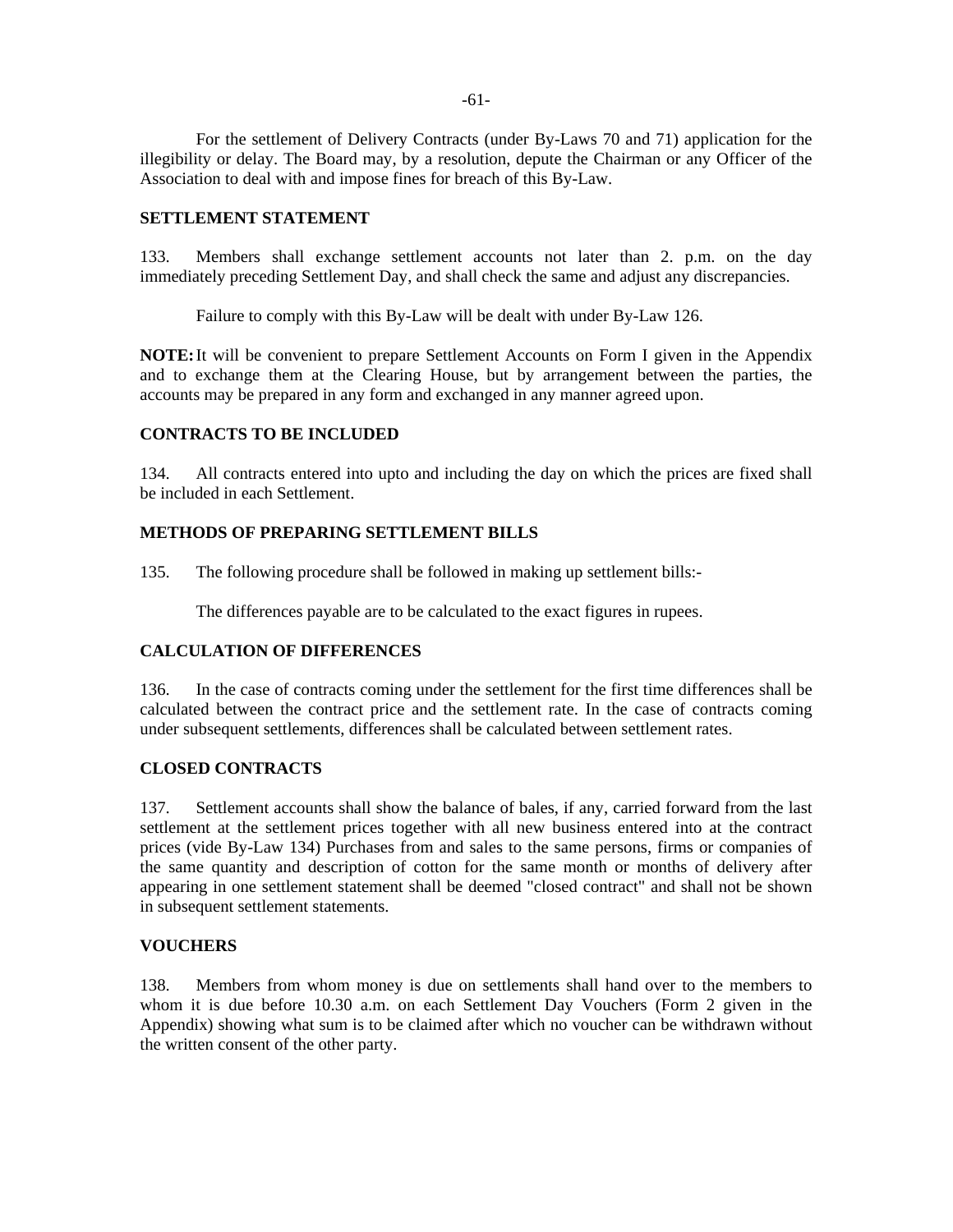For the settlement of Delivery Contracts (under By-Laws 70 and 71) application for the illegibility or delay. The Board may, by a resolution, depute the Chairman or any Officer of the Association to deal with and impose fines for breach of this By-Law.

**SETTLEMENT STATEMENT**

133. Members shall exchange settlement accounts not later than 2. p.m. on the day immediately preceding Settlement Day, and shall check the same and adjust any discrepancies.

Failure to comply with this By-Law will be dealt with under By-Law 126.

**NOTE:** It will be convenient to prepare Settlement Accounts on Form I given in the Appendix and to exchange them at the Clearing House, but by arrangement between the parties, the accounts may be prepared in any form and exchanged in any manner agreed upon.

**CONTRACTS TO BE INCLUDED**

134. All contracts entered into upto and including the day on which the prices are fixed shall be included in each Settlement.

**METHODS OF PREPARING SETTLEMENT BILLS**

135. The following procedure shall be followed in making up settlement bills:-

The differences payable are to be calculated to the exact figures in rupees.

**CALCULATION OF DIFFERENCES**

136. In the case of contracts coming under the settlement for the first time differences shall be calculated between the contract price and the settlement rate. In the case of contracts coming under subsequent settlements, differences shall be calculated between settlement rates.

**CLOSED CONTRACTS**

137. Settlement accounts shall show the balance of bales, if any, carried forward from the last settlement at the settlement prices together with all new business entered into at the contract prices (vide By-Law 134) Purchases from and sales to the same persons, firms or companies of the same quantity and description of cotton for the same month or months of delivery after appearing in one settlement statement shall be deemed "closed contract" and shall not be shown in subsequent settlement statements.

**VOUCHERS**

138. Members from whom money is due on settlements shall hand over to the members to whom it is due before 10.30 a.m. on each Settlement Day Vouchers (Form 2 given in the Appendix) showing what sum is to be claimed after which no voucher can be withdrawn without the written consent of the other party.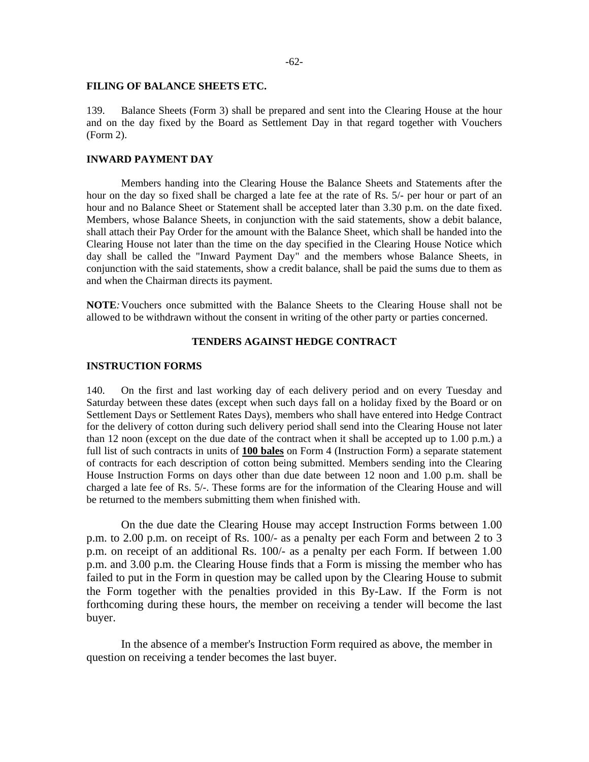**FILING OF BALANCE SHEETS ETC.**

139. Balance Sheets (Form 3) shall be prepared and sent into the Clearing House at the hour and on the day fixed by the Board as Settlement Day in that regard together with Vouchers (Form 2).

**INWARD PAYMENT DAY**

Members handing into the Clearing House the Balance Sheets and Statements after the hour on the day so fixed shall be charged a late fee at the rate of Rs. 5/- per hour or part of an hour and no Balance Sheet or Statement shall be accepted later than 3.30 p.m. on the date fixed. Members, whose Balance Sheets, in conjunction with the said statements, show a debit balance, shall attach their Pay Order for the amount with the Balance Sheet, which shall be handed into the Clearing House not later than the time on the day specified in the Clearing House Notice which day shall be called the "Inward Payment Day" and the members whose Balance Sheets, in conjunction with the said statements, show a credit balance, shall be paid the sums due to them as and when the Chairman directs its payment.

**NOTE***:* Vouchers once submitted with the Balance Sheets to the Clearing House shall not be allowed to be withdrawn without the consent in writing of the other party or parties concerned.

**TENDERS AGAINST HEDGE CONTRACT**

**INSTRUCTION FORMS**

140. On the first and last working day of each delivery period and on every Tuesday and Saturday between these dates (except when such days fall on a holiday fixed by the Board or on Settlement Days or Settlement Rates Days), members who shall have entered into Hedge Contract for the delivery of cotton during such delivery period shall send into the Clearing House not later than 12 noon (except on the due date of the contract when it shall be accepted up to 1.00 p.m.) a full list of such contracts in units of **100 bales** on Form 4 (Instruction Form) a separate statement of contracts for each description of cotton being submitted. Members sending into the Clearing House Instruction Forms on days other than due date between 12 noon and 1.00 p.m. shall be charged a late fee of Rs. 5/-. These forms are for the information of the Clearing House and will be returned to the members submitting them when finished with.

On the due date the Clearing House may accept Instruction Forms between 1.00 p.m. to 2.00 p.m. on receipt of Rs. 100/- as a penalty per each Form and between 2 to 3 p.m. on receipt of an additional Rs. 100/- as a penalty per each Form. If between 1.00 p.m. and 3.00 p.m. the Clearing House finds that a Form is missing the member who has failed to put in the Form in question may be called upon by the Clearing House to submit the Form together with the penalties provided in this By-Law. If the Form is not forthcoming during these hours, the member on receiving a tender will become the last buyer.

In the absence of a member's Instruction Form required as above, the member in question on receiving a tender becomes the last buyer.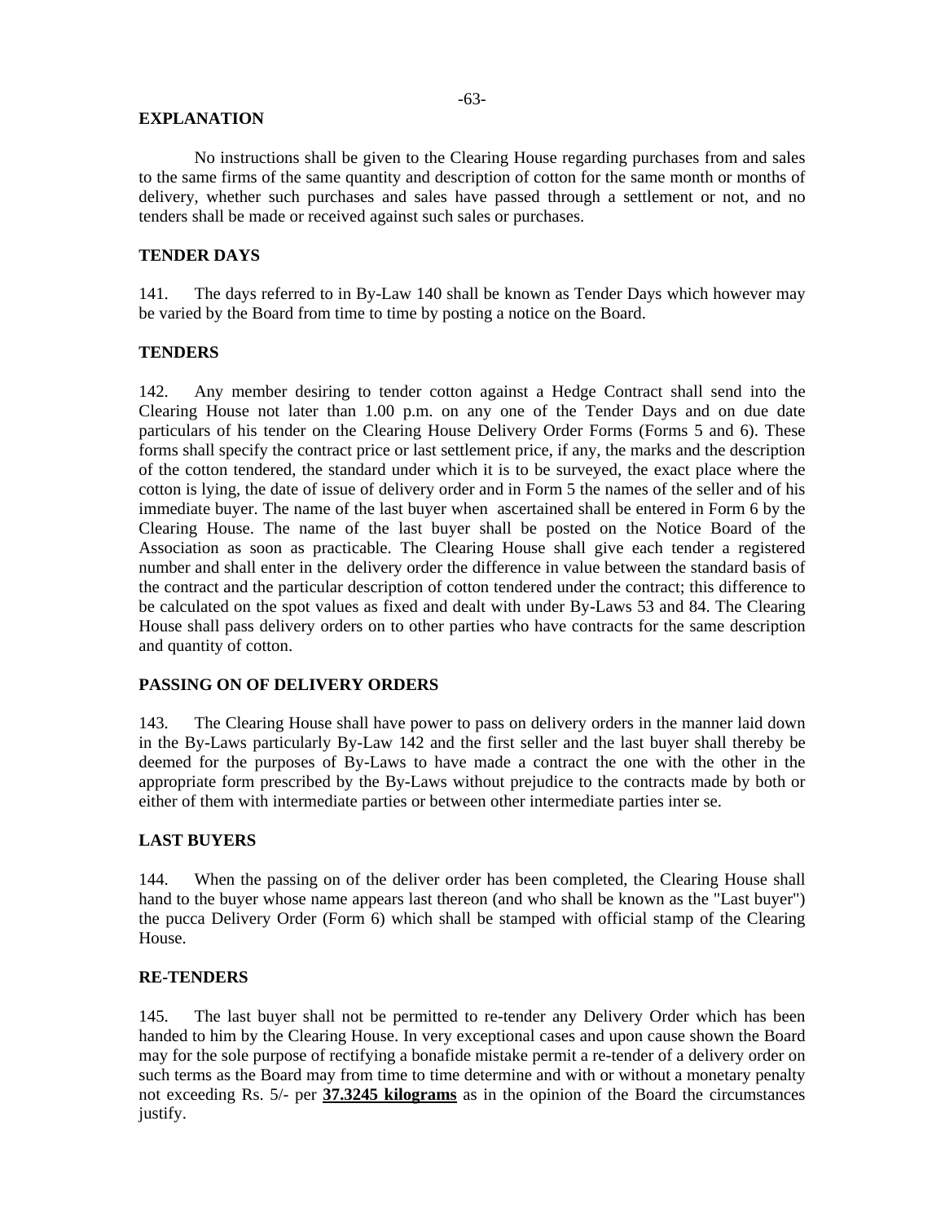**EXPLANATION**

No instructions shall be given to the Clearing House regarding purchases from and sales to the same firms of the same quantity and description of cotton for the same month or months of delivery, whether such purchases and sales have passed through a settlement or not, and no tenders shall be made or received against such sales or purchases.

**TENDER DAYS**

141. The days referred to in By-Law 140 shall be known as Tender Days which however may be varied by the Board from time to time by posting a notice on the Board.

**TENDERS**

142. Any member desiring to tender cotton against a Hedge Contract shall send into the Clearing House not later than 1.00 p.m. on any one of the Tender Days and on due date particulars of his tender on the Clearing House Delivery Order Forms (Forms 5 and 6). These forms shall specify the contract price or last settlement price, if any, the marks and the description of the cotton tendered, the standard under which it is to be surveyed, the exact place where the cotton is lying, the date of issue of delivery order and in Form 5 the names of the seller and of his immediate buyer. The name of the last buyer when ascertained shall be entered in Form 6 by the Clearing House. The name of the last buyer shall be posted on the Notice Board of the Association as soon as practicable. The Clearing House shall give each tender a registered number and shall enter in the delivery order the difference in value between the standard basis of the contract and the particular description of cotton tendered under the contract; this difference to be calculated on the spot values as fixed and dealt with under By-Laws 53 and 84. The Clearing House shall pass delivery orders on to other parties who have contracts for the same description and quantity of cotton.

**PASSING ON OF DELIVERY ORDERS**

143. The Clearing House shall have power to pass on delivery orders in the manner laid down in the By-Laws particularly By-Law 142 and the first seller and the last buyer shall thereby be deemed for the purposes of By-Laws to have made a contract the one with the other in the appropriate form prescribed by the By-Laws without prejudice to the contracts made by both or either of them with intermediate parties or between other intermediate parties inter se.

**LAST BUYERS**

144. When the passing on of the deliver order has been completed, the Clearing House shall hand to the buyer whose name appears last thereon (and who shall be known as the "Last buyer") the pucca Delivery Order (Form 6) which shall be stamped with official stamp of the Clearing House.

**RE-TENDERS**

145. The last buyer shall not be permitted to re-tender any Delivery Order which has been handed to him by the Clearing House. In very exceptional cases and upon cause shown the Board may for the sole purpose of rectifying a bonafide mistake permit a re-tender of a delivery order on such terms as the Board may from time to time determine and with or without a monetary penalty not exceeding Rs. 5/- per **37.3245 kilograms** as in the opinion of the Board the circumstances justify.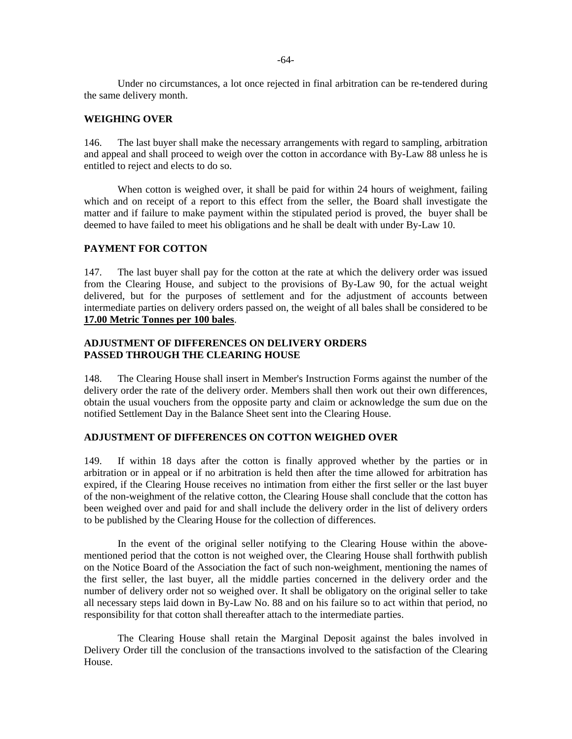Under no circumstances, a lot once rejected in final arbitration can be re-tendered during the same delivery month.

### WEIGHING OVER

146. The last buyer shall make the necessary arrangements with regard to sampling, arbitration and appeal and shall proceed to weigh over the cotton in accordance with By-Law 88 unless he is entitled to reject and elects to do so.

When cotton is weighed over, it shall be paid for within 24 hours of weighment, failing which and on receipt of a report to this effect from the seller, the Board shall investigate the matter and if failure to make payment within the stipulated period is proved, the buyer shall be deemed to have failed to meet his obligations and he shall be dealt with under By-Law 10.

### PAYMENT FOR COTTON

147. The last buyer shall pay for the cotton at the rate at which the delivery order was issued from the Clearing House, and subject to the provisions of By-Law 90, for the actual weight delivered, but for the purposes of settlement and for the adjustment of accounts between intermediate parties on delivery orders passed on, the weight of all bales shall be considered to be **17.00 Metric Tonnes per 100 bales**.

### ADJUSTMENT OF DIFFERENCES ON DELIVERY ORDERS PASSED THROUGH THE CLEARING HOUSE

148. The Clearing House shall insert in Member's Instruction Forms against the number of the delivery order the rate of the delivery order. Members shall then work out their own differences, obtain the usual vouchers from the opposite party and claim or acknowledge the sum due on the notified Settlement Day in the Balance Sheet sent into the Clearing House.

### ADJUSTMENT OF DIFFERENCES ON COTTON WEIGHED OVER

149. If within 18 days after the cotton is finally approved whether by the parties or in arbitration or in appeal or if no arbitration is held then after the time allowed for arbitration has expired, if the Clearing House receives no intimation from either the first seller or the last buyer of the non-weighment of the relative cotton, the Clearing House shall conclude that the cotton has been weighed over and paid for and shall include the delivery order in the list of delivery orders to be published by the Clearing House for the collection of differences.

In the event of the original seller notifying to the Clearing House within the above-mentioned period that the cotton is not weighed over, the Clearing House shall forthwith publish on the Notice Board of the Association the fact of such non-weighment, mentioning the names of the first seller, the last buyer, all the middle parties concerned in the delivery order and the number of delivery order not so weighed over. It shall be obligatory on the original seller to take all necessary steps laid down in By-Law No. 88 and on his failure so to act within that period, no responsibility for that cotton shall thereafter attach to the intermediate parties.

The Clearing House shall retain the Marginal Deposit against the bales involved in Delivery Order till the conclusion of the transactions involved to the satisfaction of the Clearing House.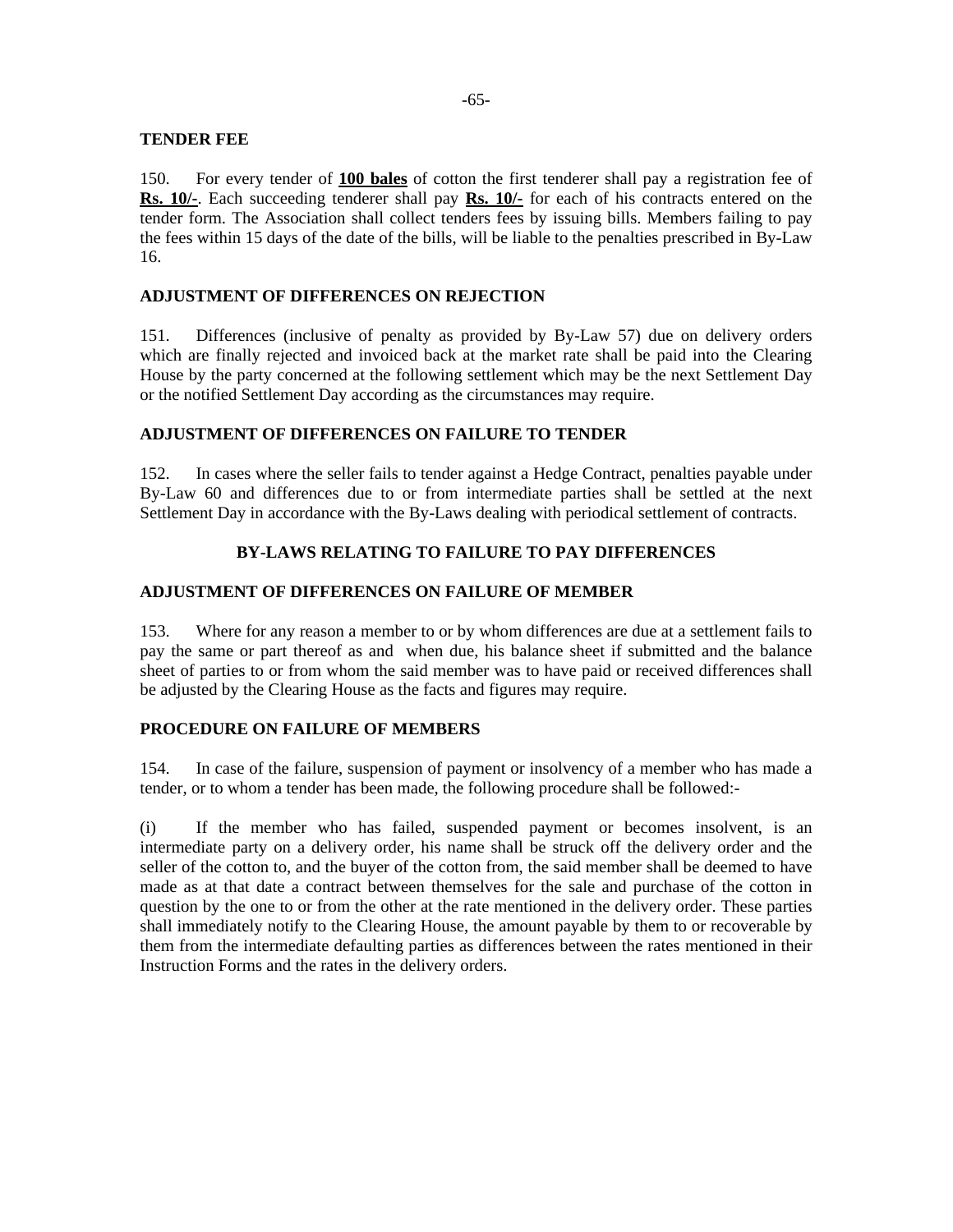### TENDER FEE

150. For every tender of **<u>100 bales</u>** of cotton the first tenderer shall pay a registration fee of **<u>Rs. 10/-</u>**. Each succeeding tenderer shall pay **<u>Rs. 10/-</u>** for each of his contracts entered on the tender form. The Association shall collect tenders fees by issuing bills. Members failing to pay the fees within 15 days of the date of the bills, will be liable to the penalties prescribed in By-Law 16.

### ADJUSTMENT OF DIFFERENCES ON REJECTION

151. Differences (inclusive of penalty as provided by By-Law 57) due on delivery orders which are finally rejected and invoiced back at the market rate shall be paid into the Clearing House by the party concerned at the following settlement which may be the next Settlement Day or the notified Settlement Day according as the circumstances may require.

### ADJUSTMENT OF DIFFERENCES ON FAILURE TO TENDER

152. In cases where the seller fails to tender against a Hedge Contract, penalties payable under By-Law 60 and differences due to or from intermediate parties shall be settled at the next Settlement Day in accordance with the By-Laws dealing with periodical settlement of contracts.

## BY-LAWS RELATING TO FAILURE TO PAY DIFFERENCES

### ADJUSTMENT OF DIFFERENCES ON FAILURE OF MEMBER

153. Where for any reason a member to or by whom differences are due at a settlement fails to pay the same or part thereof as and when due, his balance sheet if submitted and the balance sheet of parties to or from whom the said member was to have paid or received differences shall be adjusted by the Clearing House as the facts and figures may require.

### PROCEDURE ON FAILURE OF MEMBERS

154. In case of the failure, suspension of payment or insolvency of a member who has made a tender, or to whom a tender has been made, the following procedure shall be followed:-

(i) If the member who has failed, suspended payment or becomes insolvent, is an intermediate party on a delivery order, his name shall be struck off the delivery order and the seller of the cotton to, and the buyer of the cotton from, the said member shall be deemed to have made as at that date a contract between themselves for the sale and purchase of the cotton in question by the one to or from the other at the rate mentioned in the delivery order. These parties shall immediately notify to the Clearing House, the amount payable by them to or recoverable by them from the intermediate defaulting parties as differences between the rates mentioned in their Instruction Forms and the rates in the delivery orders.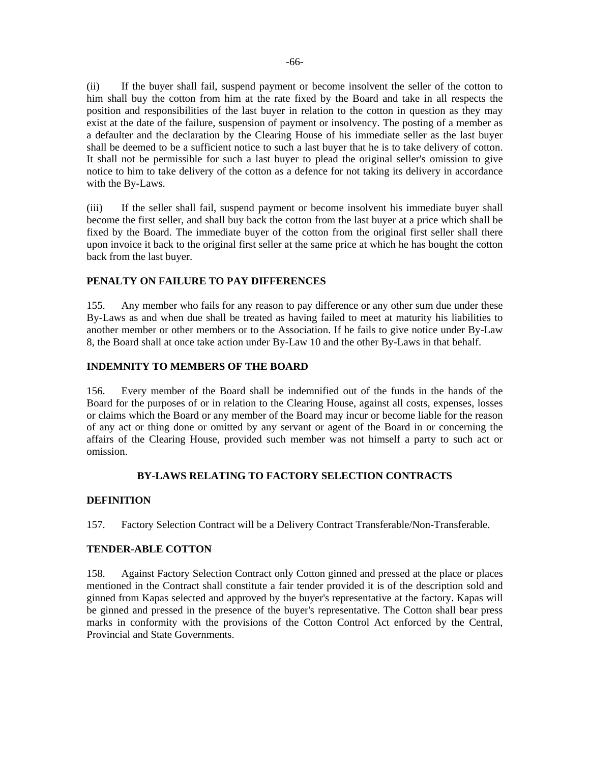(ii) If the buyer shall fail, suspend payment or become insolvent the seller of the cotton to him shall buy the cotton from him at the rate fixed by the Board and take in all respects the position and responsibilities of the last buyer in relation to the cotton in question as they may exist at the date of the failure, suspension of payment or insolvency. The posting of a member as a defaulter and the declaration by the Clearing House of his immediate seller as the last buyer shall be deemed to be a sufficient notice to such a last buyer that he is to take delivery of cotton. It shall not be permissible for such a last buyer to plead the original seller's omission to give notice to him to take delivery of the cotton as a defence for not taking its delivery in accordance with the By-Laws.

(iii) If the seller shall fail, suspend payment or become insolvent his immediate buyer shall become the first seller, and shall buy back the cotton from the last buyer at a price which shall be fixed by the Board. The immediate buyer of the cotton from the original first seller shall there upon invoice it back to the original first seller at the same price at which he has bought the cotton back from the last buyer.

**PENALTY ON FAILURE TO PAY DIFFERENCES**

155. Any member who fails for any reason to pay difference or any other sum due under these By-Laws as and when due shall be treated as having failed to meet at maturity his liabilities to another member or other members or to the Association. If he fails to give notice under By-Law 8, the Board shall at once take action under By-Law 10 and the other By-Laws in that behalf.

**INDEMNITY TO MEMBERS OF THE BOARD**

156. Every member of the Board shall be indemnified out of the funds in the hands of the Board for the purposes of or in relation to the Clearing House, against all costs, expenses, losses or claims which the Board or any member of the Board may incur or become liable for the reason of any act or thing done or omitted by any servant or agent of the Board in or concerning the affairs of the Clearing House, provided such member was not himself a party to such act or omission.

## BY-LAWS RELATING TO FACTORY SELECTION CONTRACTS

**DEFINITION**

157. Factory Selection Contract will be a Delivery Contract Transferable/Non-Transferable.

**TENDER-ABLE COTTON**

158. Against Factory Selection Contract only Cotton ginned and pressed at the place or places mentioned in the Contract shall constitute a fair tender provided it is of the description sold and ginned from Kapas selected and approved by the buyer's representative at the factory. Kapas will be ginned and pressed in the presence of the buyer's representative. The Cotton shall bear press marks in conformity with the provisions of the Cotton Control Act enforced by the Central, Provincial and State Governments.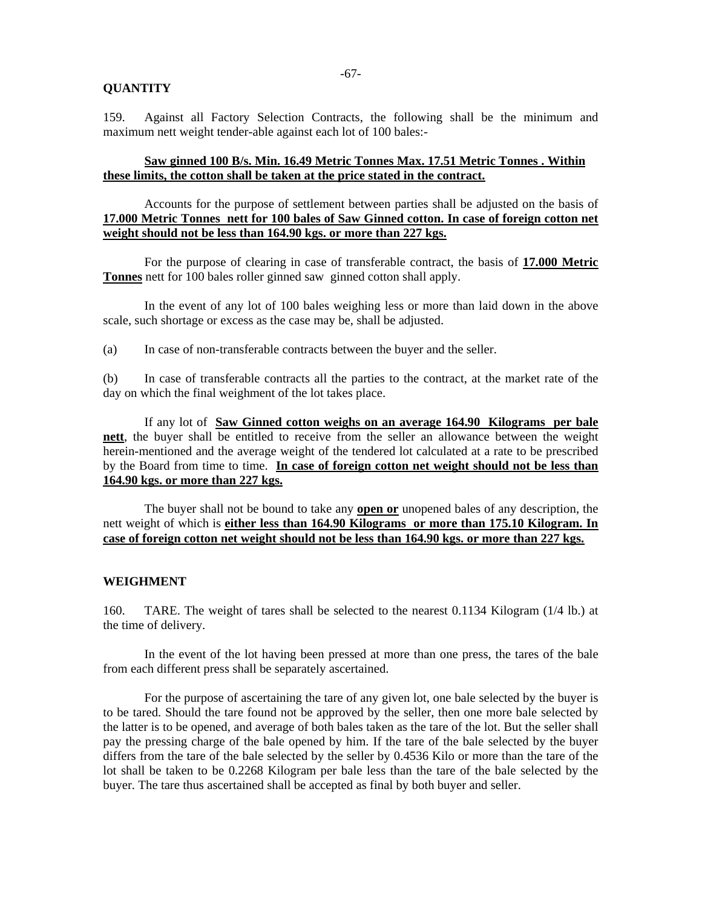**QUANTITY**

159. Against all Factory Selection Contracts, the following shall be the minimum and maximum nett weight tender-able against each lot of 100 bales:-

**Saw ginned 100 B/s. Min. 16.49 Metric Tonnes Max. 17.51 Metric Tonnes . Within these limits, the cotton shall be taken at the price stated in the contract.**

Accounts for the purpose of settlement between parties shall be adjusted on the basis of **17.000 Metric Tonnes nett for 100 bales of Saw Ginned cotton. In case of foreign cotton net weight should not be less than 164.90 kgs. or more than 227 kgs.**

For the purpose of clearing in case of transferable contract, the basis of **17.000 Metric Tonnes** nett for 100 bales roller ginned saw ginned cotton shall apply.

In the event of any lot of 100 bales weighing less or more than laid down in the above scale, such shortage or excess as the case may be, shall be adjusted.

(a) In case of non-transferable contracts between the buyer and the seller.

(b) In case of transferable contracts all the parties to the contract, at the market rate of the day on which the final weighment of the lot takes place.

If any lot of **Saw Ginned cotton weighs on an average 164.90 Kilograms per bale nett**, the buyer shall be entitled to receive from the seller an allowance between the weight herein-mentioned and the average weight of the tendered lot calculated at a rate to be prescribed by the Board from time to time. **In case of foreign cotton net weight should not be less than 164.90 kgs. or more than 227 kgs.**

The buyer shall not be bound to take any **open or** unopened bales of any description, the nett weight of which is **either less than 164.90 Kilograms or more than 175.10 Kilogram. In case of foreign cotton net weight should not be less than 164.90 kgs. or more than 227 kgs.**

**WEIGHMENT**

160. TARE. The weight of tares shall be selected to the nearest 0.1134 Kilogram (1/4 lb.) at the time of delivery.

In the event of the lot having been pressed at more than one press, the tares of the bale from each different press shall be separately ascertained.

For the purpose of ascertaining the tare of any given lot, one bale selected by the buyer is to be tared. Should the tare found not be approved by the seller, then one more bale selected by the latter is to be opened, and average of both bales taken as the tare of the lot. But the seller shall pay the pressing charge of the bale opened by him. If the tare of the bale selected by the buyer differs from the tare of the bale selected by the seller by 0.4536 Kilo or more than the tare of the lot shall be taken to be 0.2268 Kilogram per bale less than the tare of the bale selected by the buyer. The tare thus ascertained shall be accepted as final by both buyer and seller.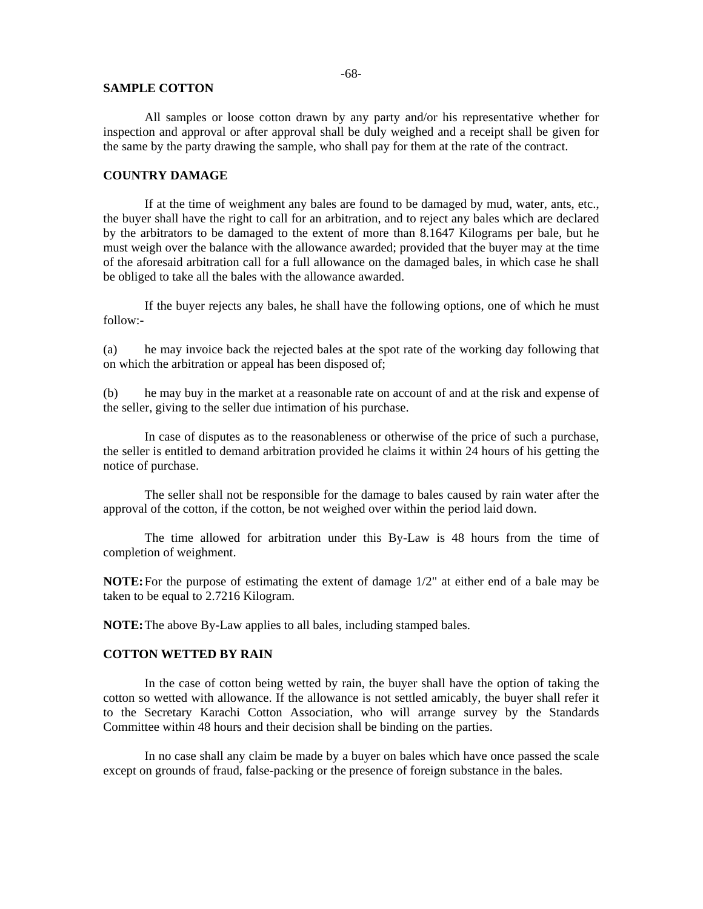## SAMPLE COTTON

All samples or loose cotton drawn by any party and/or his representative whether for inspection and approval or after approval shall be duly weighed and a receipt shall be given for the same by the party drawing the sample, who shall pay for them at the rate of the contract.

## COUNTRY DAMAGE

If at the time of weighment any bales are found to be damaged by mud, water, ants, etc., the buyer shall have the right to call for an arbitration, and to reject any bales which are declared by the arbitrators to be damaged to the extent of more than 8.1647 Kilograms per bale, but he must weigh over the balance with the allowance awarded; provided that the buyer may at the time of the aforesaid arbitration call for a full allowance on the damaged bales, in which case he shall be obliged to take all the bales with the allowance awarded.

If the buyer rejects any bales, he shall have the following options, one of which he must follow:-

(a) he may invoice back the rejected bales at the spot rate of the working day following that on which the arbitration or appeal has been disposed of;

(b) he may buy in the market at a reasonable rate on account of and at the risk and expense of the seller, giving to the seller due intimation of his purchase.

In case of disputes as to the reasonableness or otherwise of the price of such a purchase, the seller is entitled to demand arbitration provided he claims it within 24 hours of his getting the notice of purchase.

The seller shall not be responsible for the damage to bales caused by rain water after the approval of the cotton, if the cotton, be not weighed over within the period laid down.

The time allowed for arbitration under this By-Law is 48 hours from the time of completion of weighment.

**NOTE:** For the purpose of estimating the extent of damage 1/2" at either end of a bale may be taken to be equal to 2.7216 Kilogram.

**NOTE:** The above By-Law applies to all bales, including stamped bales.

## COTTON WETTED BY RAIN

In the case of cotton being wetted by rain, the buyer shall have the option of taking the cotton so wetted with allowance. If the allowance is not settled amicably, the buyer shall refer it to the Secretary Karachi Cotton Association, who will arrange survey by the Standards Committee within 48 hours and their decision shall be binding on the parties.

In no case shall any claim be made by a buyer on bales which have once passed the scale except on grounds of fraud, false-packing or the presence of foreign substance in the bales.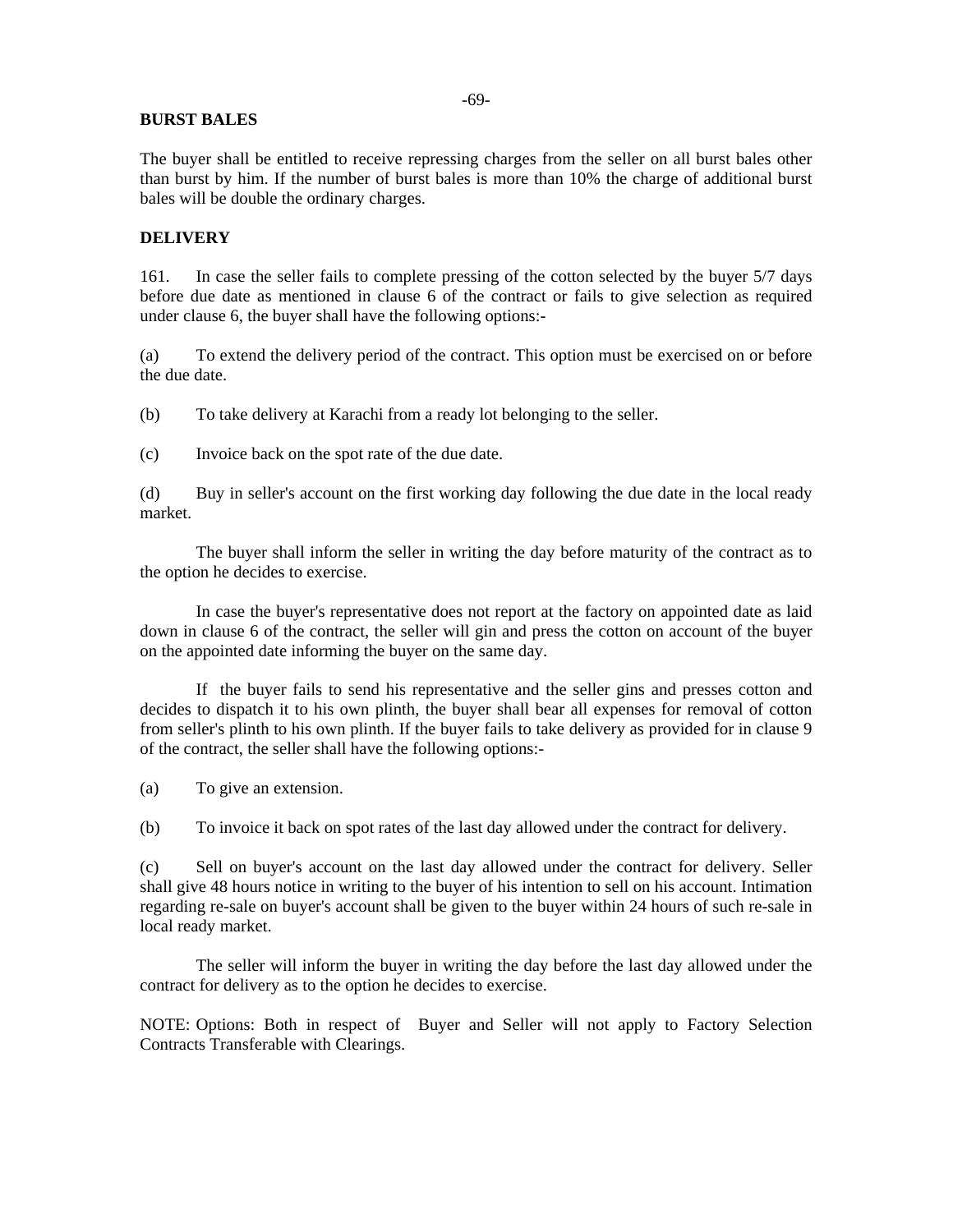**BURST BALES**

The buyer shall be entitled to receive repressing charges from the seller on all burst bales other than burst by him. If the number of burst bales is more than 10% the charge of additional burst bales will be double the ordinary charges.

**DELIVERY**

161. In case the seller fails to complete pressing of the cotton selected by the buyer 5/7 days before due date as mentioned in clause 6 of the contract or fails to give selection as required under clause 6, the buyer shall have the following options:-

(a) To extend the delivery period of the contract. This option must be exercised on or before the due date.

(b) To take delivery at Karachi from a ready lot belonging to the seller.

(c) Invoice back on the spot rate of the due date.

(d) Buy in seller's account on the first working day following the due date in the local ready market.

The buyer shall inform the seller in writing the day before maturity of the contract as to the option he decides to exercise.

In case the buyer's representative does not report at the factory on appointed date as laid down in clause 6 of the contract, the seller will gin and press the cotton on account of the buyer on the appointed date informing the buyer on the same day.

If the buyer fails to send his representative and the seller gins and presses cotton and decides to dispatch it to his own plinth, the buyer shall bear all expenses for removal of cotton from seller's plinth to his own plinth. If the buyer fails to take delivery as provided for in clause 9 of the contract, the seller shall have the following options:-

(a) To give an extension.

(b) To invoice it back on spot rates of the last day allowed under the contract for delivery.

(c) Sell on buyer's account on the last day allowed under the contract for delivery. Seller shall give 48 hours notice in writing to the buyer of his intention to sell on his account. Intimation regarding re-sale on buyer's account shall be given to the buyer within 24 hours of such re-sale in local ready market.

The seller will inform the buyer in writing the day before the last day allowed under the contract for delivery as to the option he decides to exercise.

NOTE: Options: Both in respect of Buyer and Seller will not apply to Factory Selection Contracts Transferable with Clearings.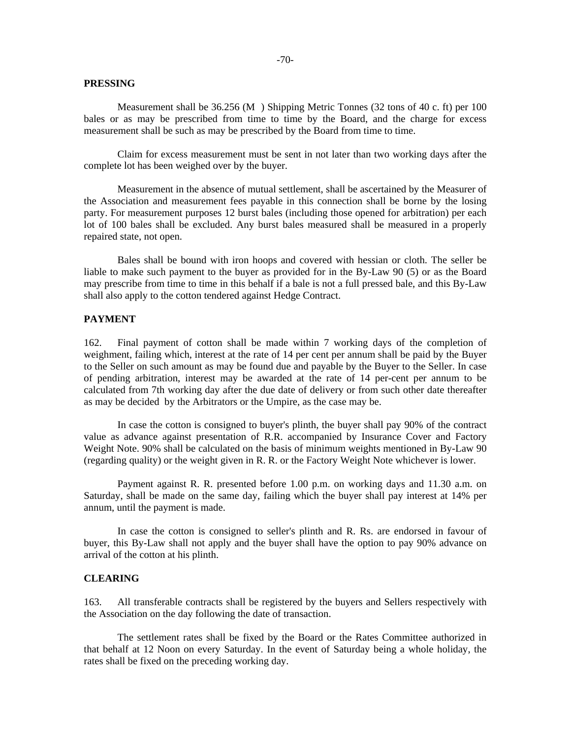**PRESSING**

Measurement shall be 36.256 (M ) Shipping Metric Tonnes (32 tons of 40 c. ft) per 100 bales or as may be prescribed from time to time by the Board, and the charge for excess measurement shall be such as may be prescribed by the Board from time to time.

Claim for excess measurement must be sent in not later than two working days after the complete lot has been weighed over by the buyer.

Measurement in the absence of mutual settlement, shall be ascertained by the Measurer of the Association and measurement fees payable in this connection shall be borne by the losing party. For measurement purposes 12 burst bales (including those opened for arbitration) per each lot of 100 bales shall be excluded. Any burst bales measured shall be measured in a properly repaired state, not open.

Bales shall be bound with iron hoops and covered with hessian or cloth. The seller be liable to make such payment to the buyer as provided for in the By-Law 90 (5) or as the Board may prescribe from time to time in this behalf if a bale is not a full pressed bale, and this By-Law shall also apply to the cotton tendered against Hedge Contract.

**PAYMENT**

162. Final payment of cotton shall be made within 7 working days of the completion of weighment, failing which, interest at the rate of 14 per cent per annum shall be paid by the Buyer to the Seller on such amount as may be found due and payable by the Buyer to the Seller. In case of pending arbitration, interest may be awarded at the rate of 14 per-cent per annum to be calculated from 7th working day after the due date of delivery or from such other date thereafter as may be decided by the Arbitrators or the Umpire, as the case may be.

In case the cotton is consigned to buyer's plinth, the buyer shall pay 90% of the contract value as advance against presentation of R.R. accompanied by Insurance Cover and Factory Weight Note. 90% shall be calculated on the basis of minimum weights mentioned in By-Law 90 (regarding quality) or the weight given in R. R. or the Factory Weight Note whichever is lower.

Payment against R. R. presented before 1.00 p.m. on working days and 11.30 a.m. on Saturday, shall be made on the same day, failing which the buyer shall pay interest at 14% per annum, until the payment is made.

In case the cotton is consigned to seller's plinth and R. Rs. are endorsed in favour of buyer, this By-Law shall not apply and the buyer shall have the option to pay 90% advance on arrival of the cotton at his plinth.

**CLEARING**

163. All transferable contracts shall be registered by the buyers and Sellers respectively with the Association on the day following the date of transaction.

The settlement rates shall be fixed by the Board or the Rates Committee authorized in that behalf at 12 Noon on every Saturday. In the event of Saturday being a whole holiday, the rates shall be fixed on the preceding working day.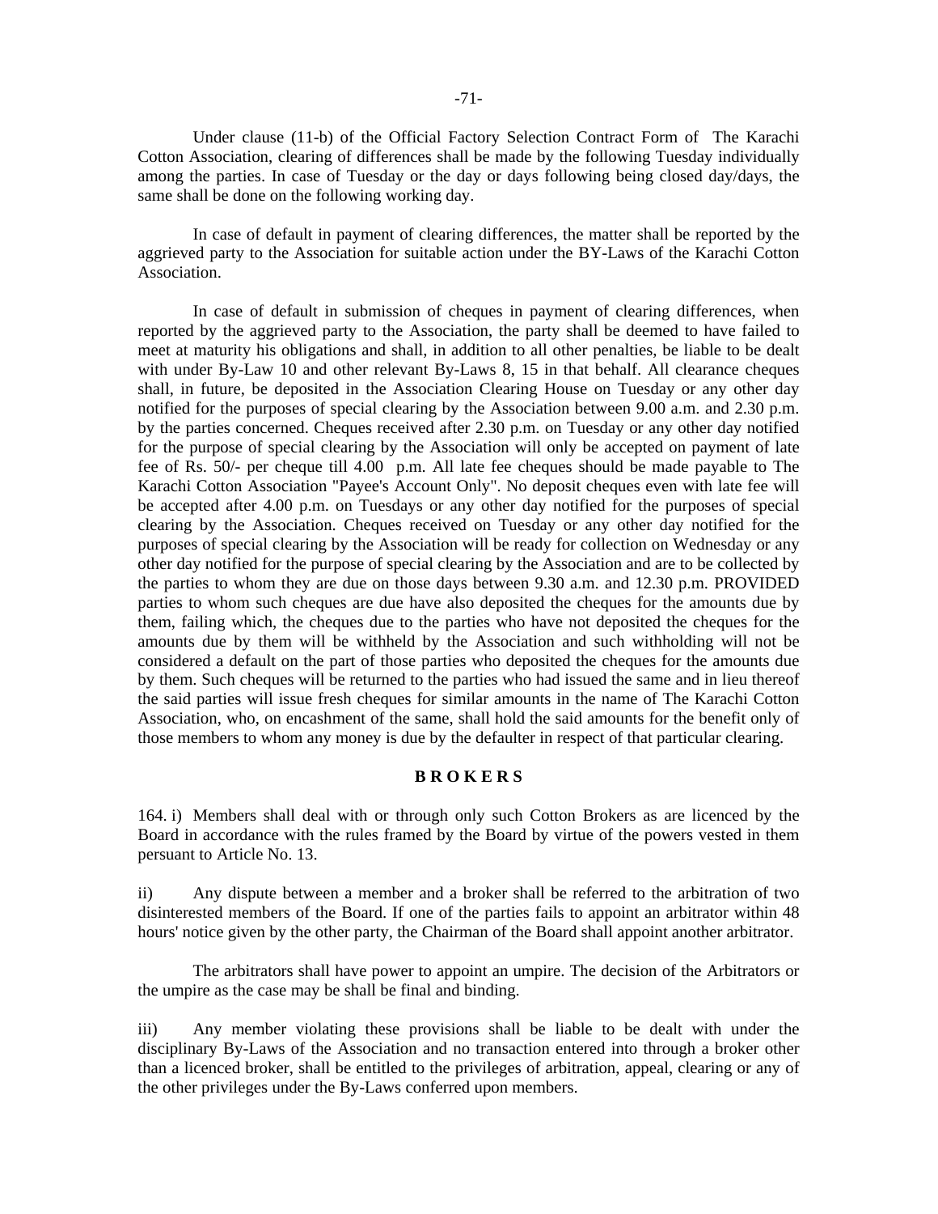Under clause (11-b) of the Official Factory Selection Contract Form of The Karachi Cotton Association, clearing of differences shall be made by the following Tuesday individually among the parties. In case of Tuesday or the day or days following being closed day/days, the same shall be done on the following working day.

In case of default in payment of clearing differences, the matter shall be reported by the aggrieved party to the Association for suitable action under the BY-Laws of the Karachi Cotton Association.

In case of default in submission of cheques in payment of clearing differences, when reported by the aggrieved party to the Association, the party shall be deemed to have failed to meet at maturity his obligations and shall, in addition to all other penalties, be liable to be dealt with under By-Law 10 and other relevant By-Laws 8, 15 in that behalf. All clearance cheques shall, in future, be deposited in the Association Clearing House on Tuesday or any other day notified for the purposes of special clearing by the Association between 9.00 a.m. and 2.30 p.m. by the parties concerned. Cheques received after 2.30 p.m. on Tuesday or any other day notified for the purpose of special clearing by the Association will only be accepted on payment of late fee of Rs. 50/- per cheque till 4.00 p.m. All late fee cheques should be made payable to The Karachi Cotton Association "Payee's Account Only". No deposit cheques even with late fee will be accepted after 4.00 p.m. on Tuesdays or any other day notified for the purposes of special clearing by the Association. Cheques received on Tuesday or any other day notified for the purposes of special clearing by the Association will be ready for collection on Wednesday or any other day notified for the purpose of special clearing by the Association and are to be collected by the parties to whom they are due on those days between 9.30 a.m. and 12.30 p.m. PROVIDED parties to whom such cheques are due have also deposited the cheques for the amounts due by them, failing which, the cheques due to the parties who have not deposited the cheques for the amounts due by them will be withheld by the Association and such withholding will not be considered a default on the part of those parties who deposited the cheques for the amounts due by them. Such cheques will be returned to the parties who had issued the same and in lieu thereof the said parties will issue fresh cheques for similar amounts in the name of The Karachi Cotton Association, who, on encashment of the same, shall hold the said amounts for the benefit only of those members to whom any money is due by the defaulter in respect of that particular clearing.

## B R O K E R S

164. i) Members shall deal with or through only such Cotton Brokers as are licenced by the Board in accordance with the rules framed by the Board by virtue of the powers vested in them persuant to Article No. 13.

ii) Any dispute between a member and a broker shall be referred to the arbitration of two disinterested members of the Board. If one of the parties fails to appoint an arbitrator within 48 hours' notice given by the other party, the Chairman of the Board shall appoint another arbitrator.

The arbitrators shall have power to appoint an umpire. The decision of the Arbitrators or the umpire as the case may be shall be final and binding.

iii) Any member violating these provisions shall be liable to be dealt with under the disciplinary By-Laws of the Association and no transaction entered into through a broker other than a licenced broker, shall be entitled to the privileges of arbitration, appeal, clearing or any of the other privileges under the By-Laws conferred upon members.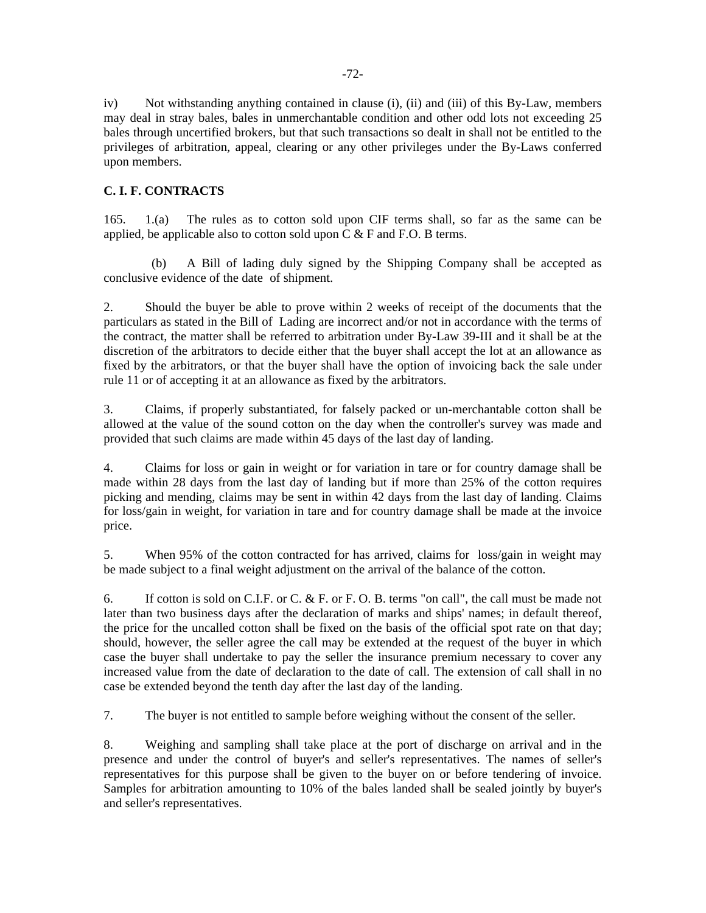iv) Not withstanding anything contained in clause (i), (ii) and (iii) of this By-Law, members may deal in stray bales, bales in unmerchantable condition and other odd lots not exceeding 25 bales through uncertified brokers, but that such transactions so dealt in shall not be entitled to the privileges of arbitration, appeal, clearing or any other privileges under the By-Laws conferred upon members.

**C. I. F. CONTRACTS**

165. 1.(a) The rules as to cotton sold upon CIF terms shall, so far as the same can be applied, be applicable also to cotton sold upon C & F and F.O. B terms.

(b) A Bill of lading duly signed by the Shipping Company shall be accepted as conclusive evidence of the date of shipment.

2. Should the buyer be able to prove within 2 weeks of receipt of the documents that the particulars as stated in the Bill of Lading are incorrect and/or not in accordance with the terms of the contract, the matter shall be referred to arbitration under By-Law 39-III and it shall be at the discretion of the arbitrators to decide either that the buyer shall accept the lot at an allowance as fixed by the arbitrators, or that the buyer shall have the option of invoicing back the sale under rule 11 or of accepting it at an allowance as fixed by the arbitrators.

3. Claims, if properly substantiated, for falsely packed or un-merchantable cotton shall be allowed at the value of the sound cotton on the day when the controller's survey was made and provided that such claims are made within 45 days of the last day of landing.

4. Claims for loss or gain in weight or for variation in tare or for country damage shall be made within 28 days from the last day of landing but if more than 25% of the cotton requires picking and mending, claims may be sent in within 42 days from the last day of landing. Claims for loss/gain in weight, for variation in tare and for country damage shall be made at the invoice price.

5. When 95% of the cotton contracted for has arrived, claims for loss/gain in weight may be made subject to a final weight adjustment on the arrival of the balance of the cotton.

6. If cotton is sold on C.I.F. or C. & F. or F. O. B. terms "on call", the call must be made not later than two business days after the declaration of marks and ships' names; in default thereof, the price for the uncalled cotton shall be fixed on the basis of the official spot rate on that day; should, however, the seller agree the call may be extended at the request of the buyer in which case the buyer shall undertake to pay the seller the insurance premium necessary to cover any increased value from the date of declaration to the date of call. The extension of call shall in no case be extended beyond the tenth day after the last day of the landing.

7. The buyer is not entitled to sample before weighing without the consent of the seller.

8. Weighing and sampling shall take place at the port of discharge on arrival and in the presence and under the control of buyer's and seller's representatives. The names of seller's representatives for this purpose shall be given to the buyer on or before tendering of invoice. Samples for arbitration amounting to 10% of the bales landed shall be sealed jointly by buyer's and seller's representatives.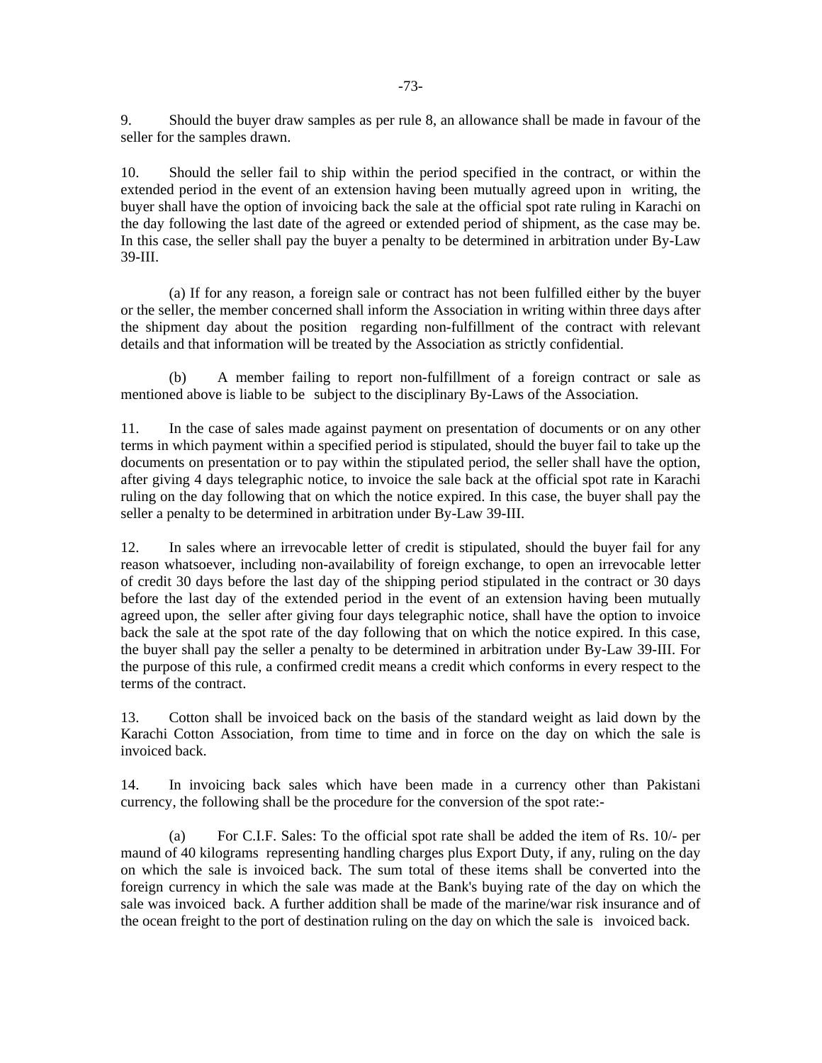9. Should the buyer draw samples as per rule 8, an allowance shall be made in favour of the seller for the samples drawn.

10. Should the seller fail to ship within the period specified in the contract, or within the extended period in the event of an extension having been mutually agreed upon in writing, the buyer shall have the option of invoicing back the sale at the official spot rate ruling in Karachi on the day following the last date of the agreed or extended period of shipment, as the case may be. In this case, the seller shall pay the buyer a penalty to be determined in arbitration under By-Law 39-III.

(a) If for any reason, a foreign sale or contract has not been fulfilled either by the buyer or the seller, the member concerned shall inform the Association in writing within three days after the shipment day about the position regarding non-fulfillment of the contract with relevant details and that information will be treated by the Association as strictly confidential.

(b) A member failing to report non-fulfillment of a foreign contract or sale as mentioned above is liable to be subject to the disciplinary By-Laws of the Association.

11. In the case of sales made against payment on presentation of documents or on any other terms in which payment within a specified period is stipulated, should the buyer fail to take up the documents on presentation or to pay within the stipulated period, the seller shall have the option, after giving 4 days telegraphic notice, to invoice the sale back at the official spot rate in Karachi ruling on the day following that on which the notice expired. In this case, the buyer shall pay the seller a penalty to be determined in arbitration under By-Law 39-III.

12. In sales where an irrevocable letter of credit is stipulated, should the buyer fail for any reason whatsoever, including non-availability of foreign exchange, to open an irrevocable letter of credit 30 days before the last day of the shipping period stipulated in the contract or 30 days before the last day of the extended period in the event of an extension having been mutually agreed upon, the seller after giving four days telegraphic notice, shall have the option to invoice back the sale at the spot rate of the day following that on which the notice expired. In this case, the buyer shall pay the seller a penalty to be determined in arbitration under By-Law 39-III. For the purpose of this rule, a confirmed credit means a credit which conforms in every respect to the terms of the contract.

13. Cotton shall be invoiced back on the basis of the standard weight as laid down by the Karachi Cotton Association, from time to time and in force on the day on which the sale is invoiced back.

14. In invoicing back sales which have been made in a currency other than Pakistani currency, the following shall be the procedure for the conversion of the spot rate:-

(a) For C.I.F. Sales: To the official spot rate shall be added the item of Rs. 10/- per maund of 40 kilograms representing handling charges plus Export Duty, if any, ruling on the day on which the sale is invoiced back. The sum total of these items shall be converted into the foreign currency in which the sale was made at the Bank's buying rate of the day on which the sale was invoiced back. A further addition shall be made of the marine/war risk insurance and of the ocean freight to the port of destination ruling on the day on which the sale is invoiced back.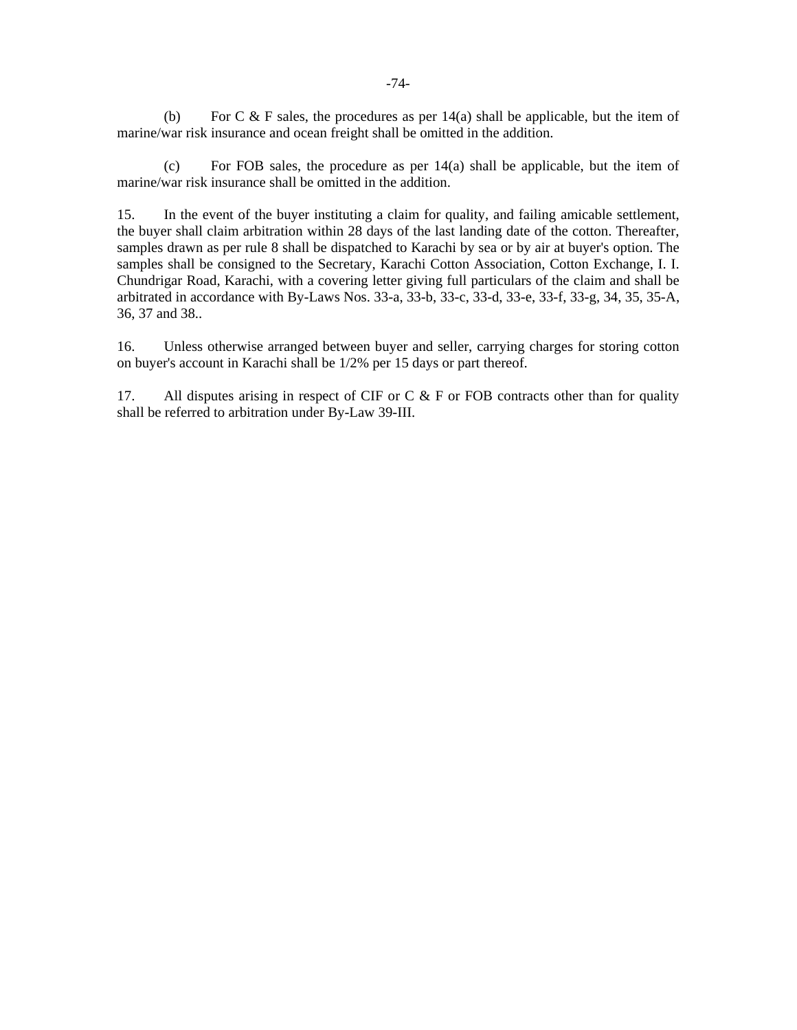(b) For C & F sales, the procedures as per 14(a) shall be applicable, but the item of marine/war risk insurance and ocean freight shall be omitted in the addition.

(c) For FOB sales, the procedure as per 14(a) shall be applicable, but the item of marine/war risk insurance shall be omitted in the addition.

15. In the event of the buyer instituting a claim for quality, and failing amicable settlement, the buyer shall claim arbitration within 28 days of the last landing date of the cotton. Thereafter, samples drawn as per rule 8 shall be dispatched to Karachi by sea or by air at buyer's option. The samples shall be consigned to the Secretary, Karachi Cotton Association, Cotton Exchange, I. I. Chundrigar Road, Karachi, with a covering letter giving full particulars of the claim and shall be arbitrated in accordance with By-Laws Nos. 33-a, 33-b, 33-c, 33-d, 33-e, 33-f, 33-g, 34, 35, 35-A, 36, 37 and 38..

16. Unless otherwise arranged between buyer and seller, carrying charges for storing cotton on buyer's account in Karachi shall be 1/2% per 15 days or part thereof.

17. All disputes arising in respect of CIF or C & F or FOB contracts other than for quality shall be referred to arbitration under By-Law 39-III.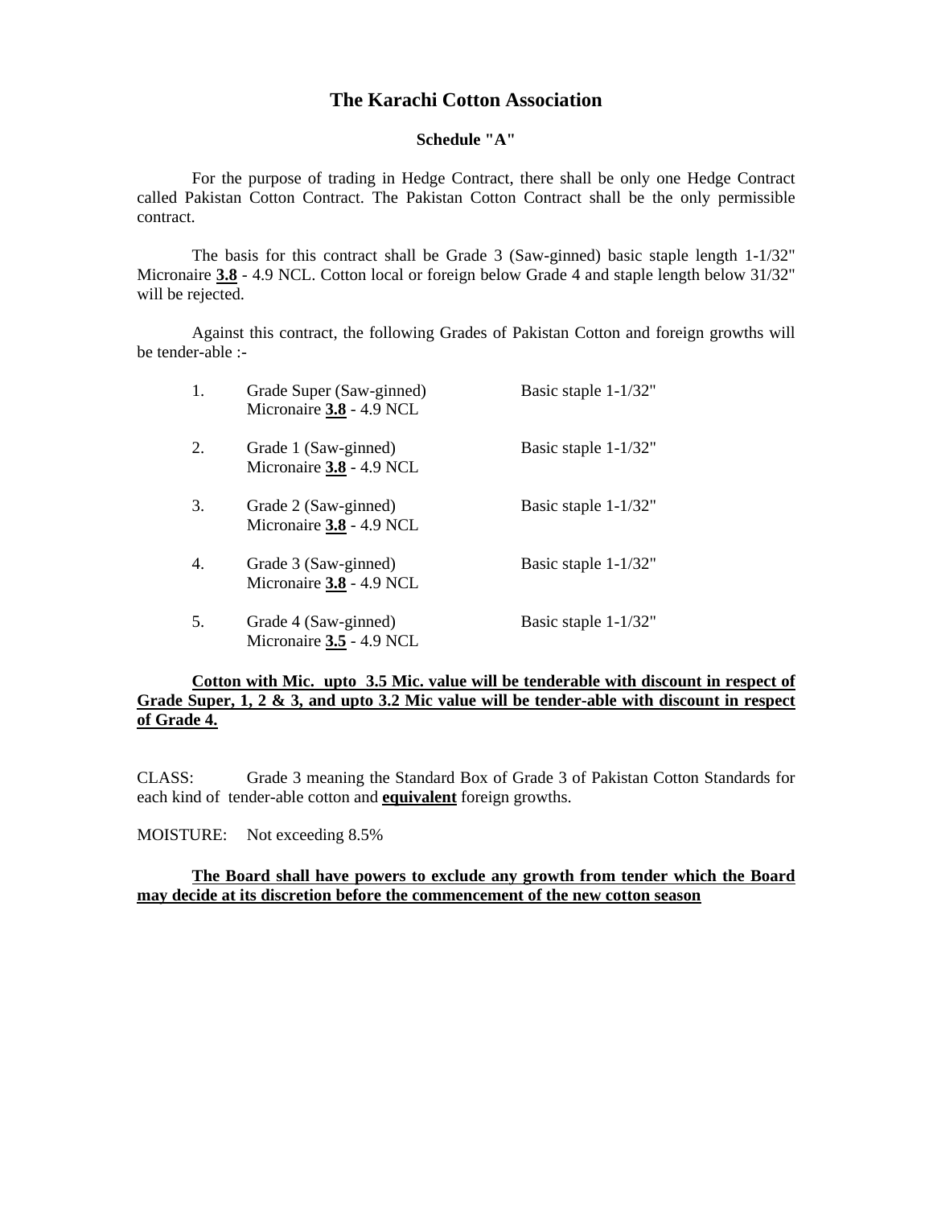# The Karachi Cotton Association

### Schedule "A"

For the purpose of trading in Hedge Contract, there shall be only one Hedge Contract called Pakistan Cotton Contract. The Pakistan Cotton Contract shall be the only permissible contract.

The basis for this contract shall be Grade 3 (Saw-ginned) basic staple length 1-1/32" Micronaire **3.8** - 4.9 NCL. Cotton local or foreign below Grade 4 and staple length below 31/32" will be rejected.

Against this contract, the following Grades of Pakistan Cotton and foreign growths will be tender-able :-

| | | |
|---|---|---|
| 1. | Grade Super (Saw-ginned)<br>Micronaire **3.8** - 4.9 NCL | Basic staple 1-1/32" |
| 2. | Grade 1 (Saw-ginned)<br>Micronaire **3.8** - 4.9 NCL | Basic staple 1-1/32" |
| 3. | Grade 2 (Saw-ginned)<br>Micronaire **3.8** - 4.9 NCL | Basic staple 1-1/32" |
| 4. | Grade 3 (Saw-ginned)<br>Micronaire **3.8** - 4.9 NCL | Basic staple 1-1/32" |
| 5. | Grade 4 (Saw-ginned)<br>Micronaire **3.5** - 4.9 NCL | Basic staple 1-1/32" |

**Cotton with Mic. upto 3.5 Mic. value will be tenderable with discount in respect of Grade Super, 1, 2 & 3, and upto 3.2 Mic value will be tender-able with discount in respect of Grade 4.**

CLASS: Grade 3 meaning the Standard Box of Grade 3 of Pakistan Cotton Standards for each kind of tender-able cotton and **equivalent** foreign growths.

MOISTURE: Not exceeding 8.5%

**The Board shall have powers to exclude any growth from tender which the Board may decide at its discretion before the commencement of the new cotton season**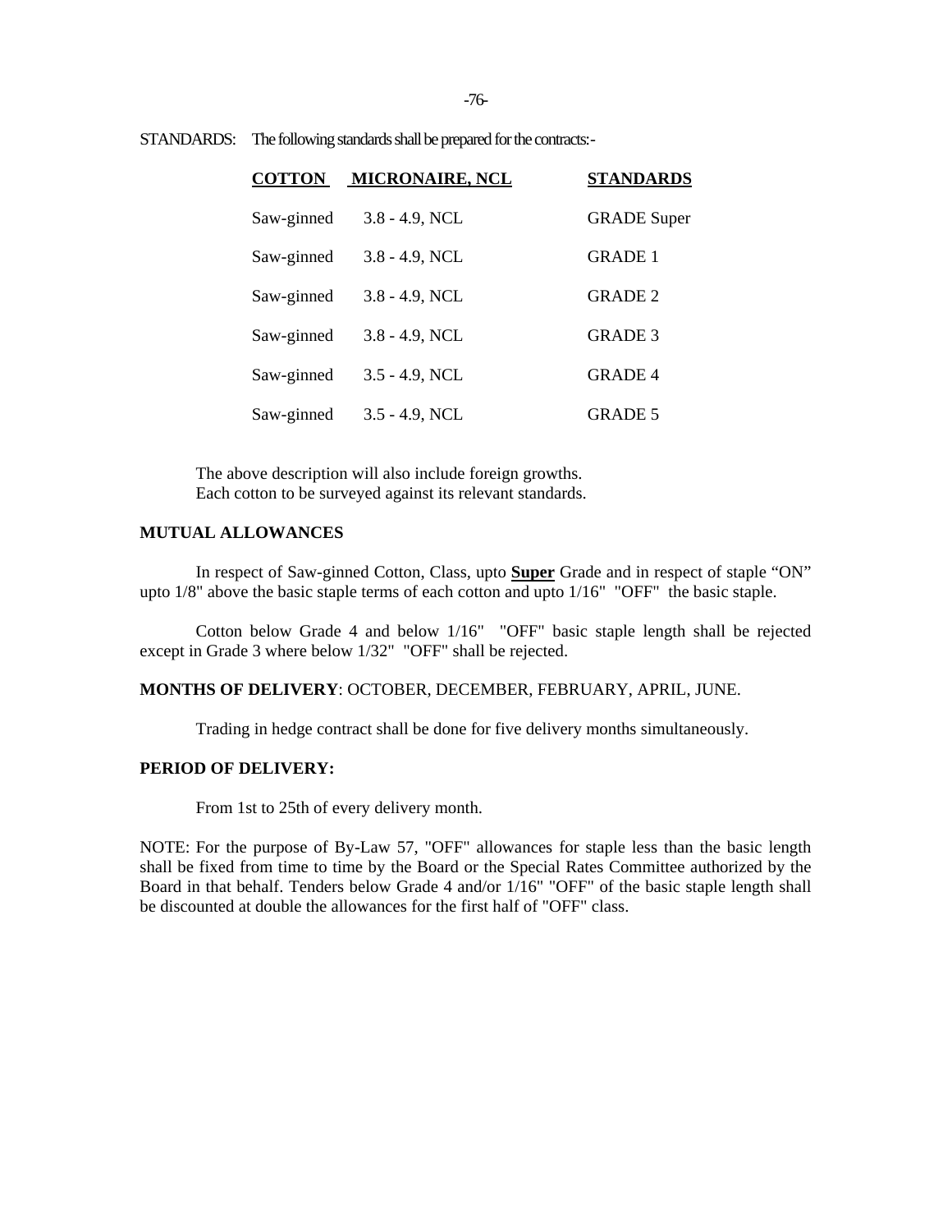STANDARDS: The following standards shall be prepared for the contracts:-

| **COTTON** | **MICRONAIRE, NCL** | **STANDARDS** |
|---|---|---|
| Saw-ginned | 3.8 - 4.9, NCL | GRADE Super |
| Saw-ginned | 3.8 - 4.9, NCL | GRADE 1 |
| Saw-ginned | 3.8 - 4.9, NCL | GRADE 2 |
| Saw-ginned | 3.8 - 4.9, NCL | GRADE 3 |
| Saw-ginned | 3.5 - 4.9, NCL | GRADE 4 |
| Saw-ginned | 3.5 - 4.9, NCL | GRADE 5 |

The above description will also include foreign growths.
Each cotton to be surveyed against its relevant standards.

**MUTUAL ALLOWANCES**

In respect of Saw-ginned Cotton, Class, upto **Super** Grade and in respect of staple "ON" upto 1/8" above the basic staple terms of each cotton and upto 1/16" "OFF" the basic staple.

Cotton below Grade 4 and below 1/16" "OFF" basic staple length shall be rejected except in Grade 3 where below 1/32" "OFF" shall be rejected.

**MONTHS OF DELIVERY**: OCTOBER, DECEMBER, FEBRUARY, APRIL, JUNE.

Trading in hedge contract shall be done for five delivery months simultaneously.

**PERIOD OF DELIVERY:**

From 1st to 25th of every delivery month.

NOTE: For the purpose of By-Law 57, "OFF" allowances for staple less than the basic length shall be fixed from time to time by the Board or the Special Rates Committee authorized by the Board in that behalf. Tenders below Grade 4 and/or 1/16" "OFF" of the basic staple length shall be discounted at double the allowances for the first half of "OFF" class.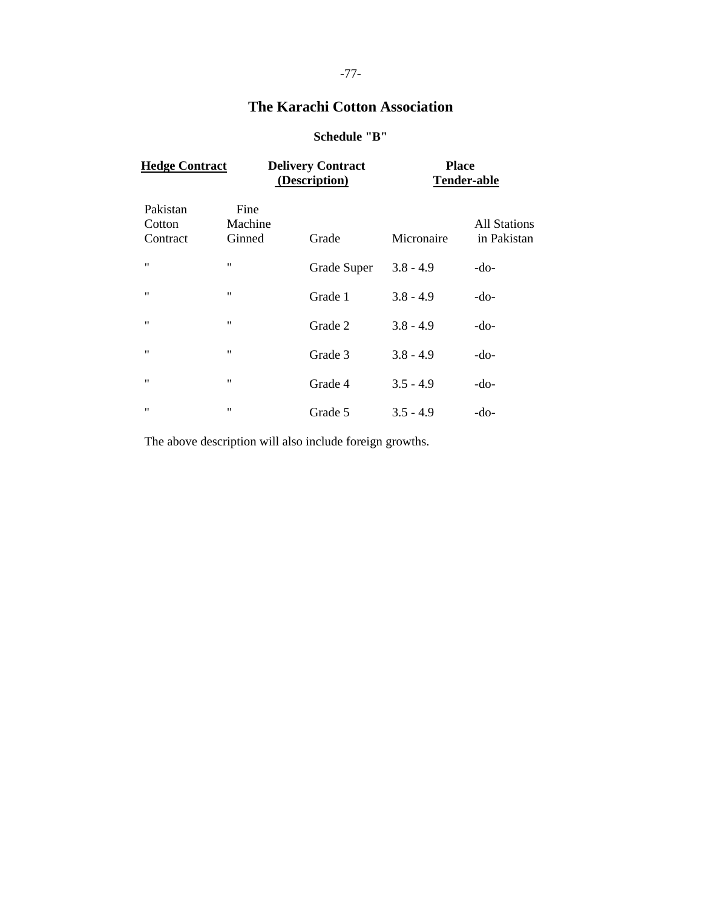# The Karachi Cotton Association

## Schedule "B"

| **Hedge Contract** | **Delivery Contract (Description)** | | | **Place Tender-able** |
|---|---|---|---|---|
| Pakistan Cotton Contract | Fine Machine Ginned | Grade | Micronaire | All Stations in Pakistan |
| " | " | Grade Super | 3.8 - 4.9 | -do- |
| " | " | Grade 1 | 3.8 - 4.9 | -do- |
| " | " | Grade 2 | 3.8 - 4.9 | -do- |
| " | " | Grade 3 | 3.8 - 4.9 | -do- |
| " | " | Grade 4 | 3.5 - 4.9 | -do- |
| " | " | Grade 5 | 3.5 - 4.9 | -do- |

The above description will also include foreign growths.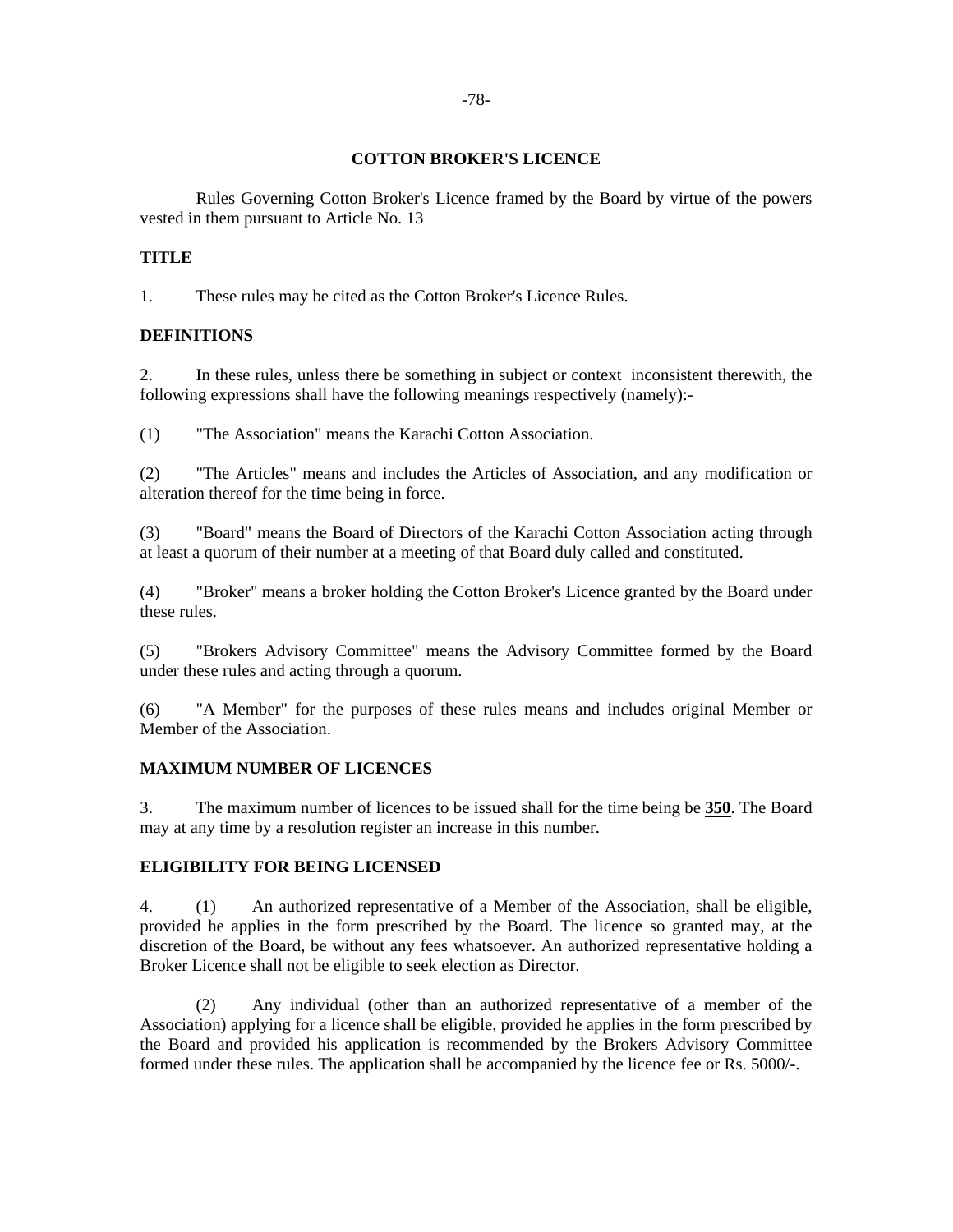# COTTON BROKER'S LICENCE

Rules Governing Cotton Broker's Licence framed by the Board by virtue of the powers vested in them pursuant to Article No. 13

## TITLE

1. These rules may be cited as the Cotton Broker's Licence Rules.

## DEFINITIONS

2. In these rules, unless there be something in subject or context inconsistent therewith, the following expressions shall have the following meanings respectively (namely):-

(1) "The Association" means the Karachi Cotton Association.

(2) "The Articles" means and includes the Articles of Association, and any modification or alteration thereof for the time being in force.

(3) "Board" means the Board of Directors of the Karachi Cotton Association acting through at least a quorum of their number at a meeting of that Board duly called and constituted.

(4) "Broker" means a broker holding the Cotton Broker's Licence granted by the Board under these rules.

(5) "Brokers Advisory Committee" means the Advisory Committee formed by the Board under these rules and acting through a quorum.

(6) "A Member" for the purposes of these rules means and includes original Member or Member of the Association.

## MAXIMUM NUMBER OF LICENCES

3. The maximum number of licences to be issued shall for the time being be **350**. The Board may at any time by a resolution register an increase in this number.

## ELIGIBILITY FOR BEING LICENSED

4. (1) An authorized representative of a Member of the Association, shall be eligible, provided he applies in the form prescribed by the Board. The licence so granted may, at the discretion of the Board, be without any fees whatsoever. An authorized representative holding a Broker Licence shall not be eligible to seek election as Director.

(2) Any individual (other than an authorized representative of a member of the Association) applying for a licence shall be eligible, provided he applies in the form prescribed by the Board and provided his application is recommended by the Brokers Advisory Committee formed under these rules. The application shall be accompanied by the licence fee or Rs. 5000/-.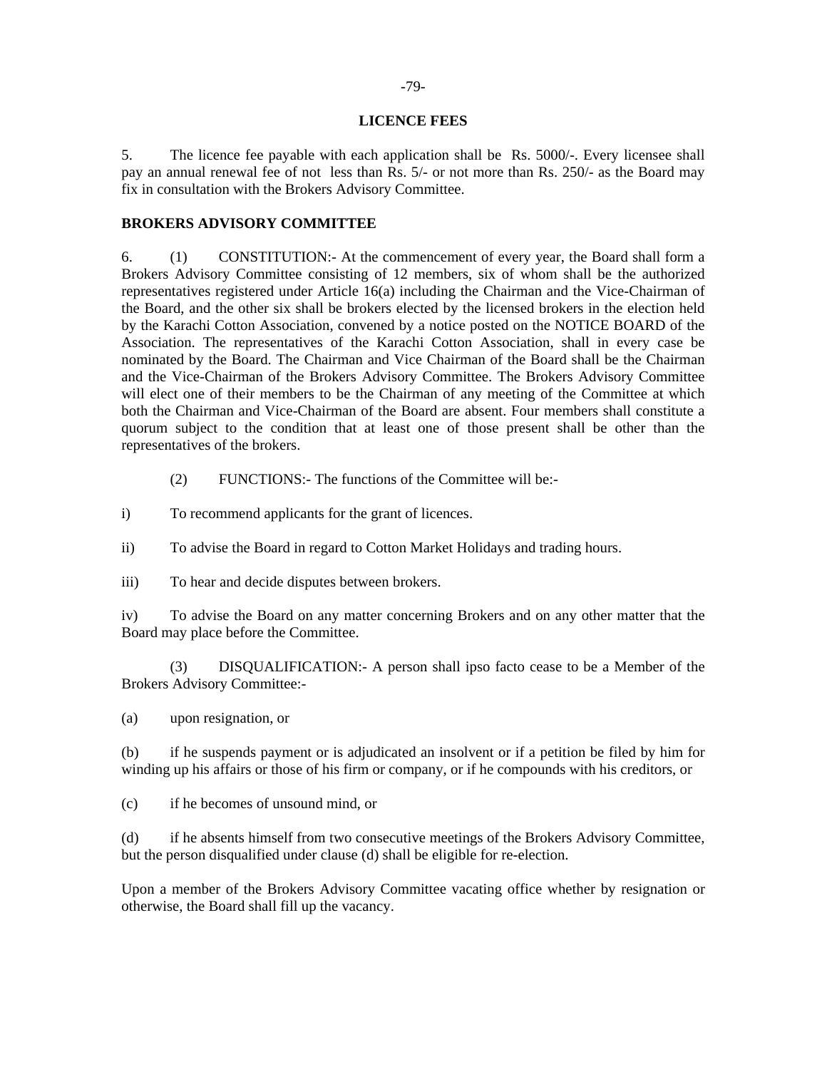## LICENCE FEES

5. The licence fee payable with each application shall be Rs. 5000/-. Every licensee shall pay an annual renewal fee of not less than Rs. 5/- or not more than Rs. 250/- as the Board may fix in consultation with the Brokers Advisory Committee.

## BROKERS ADVISORY COMMITTEE

6. (1) CONSTITUTION:- At the commencement of every year, the Board shall form a Brokers Advisory Committee consisting of 12 members, six of whom shall be the authorized representatives registered under Article 16(a) including the Chairman and the Vice-Chairman of the Board, and the other six shall be brokers elected by the licensed brokers in the election held by the Karachi Cotton Association, convened by a notice posted on the NOTICE BOARD of the Association. The representatives of the Karachi Cotton Association, shall in every case be nominated by the Board. The Chairman and Vice Chairman of the Board shall be the Chairman and the Vice-Chairman of the Brokers Advisory Committee. The Brokers Advisory Committee will elect one of their members to be the Chairman of any meeting of the Committee at which both the Chairman and Vice-Chairman of the Board are absent. Four members shall constitute a quorum subject to the condition that at least one of those present shall be other than the representatives of the brokers.

(2) FUNCTIONS:- The functions of the Committee will be:-

i) To recommend applicants for the grant of licences.

ii) To advise the Board in regard to Cotton Market Holidays and trading hours.

iii) To hear and decide disputes between brokers.

iv) To advise the Board on any matter concerning Brokers and on any other matter that the Board may place before the Committee.

(3) DISQUALIFICATION:- A person shall ipso facto cease to be a Member of the Brokers Advisory Committee:-

(a) upon resignation, or

(b) if he suspends payment or is adjudicated an insolvent or if a petition be filed by him for winding up his affairs or those of his firm or company, or if he compounds with his creditors, or

(c) if he becomes of unsound mind, or

(d) if he absents himself from two consecutive meetings of the Brokers Advisory Committee, but the person disqualified under clause (d) shall be eligible for re-election.

Upon a member of the Brokers Advisory Committee vacating office whether by resignation or otherwise, the Board shall fill up the vacancy.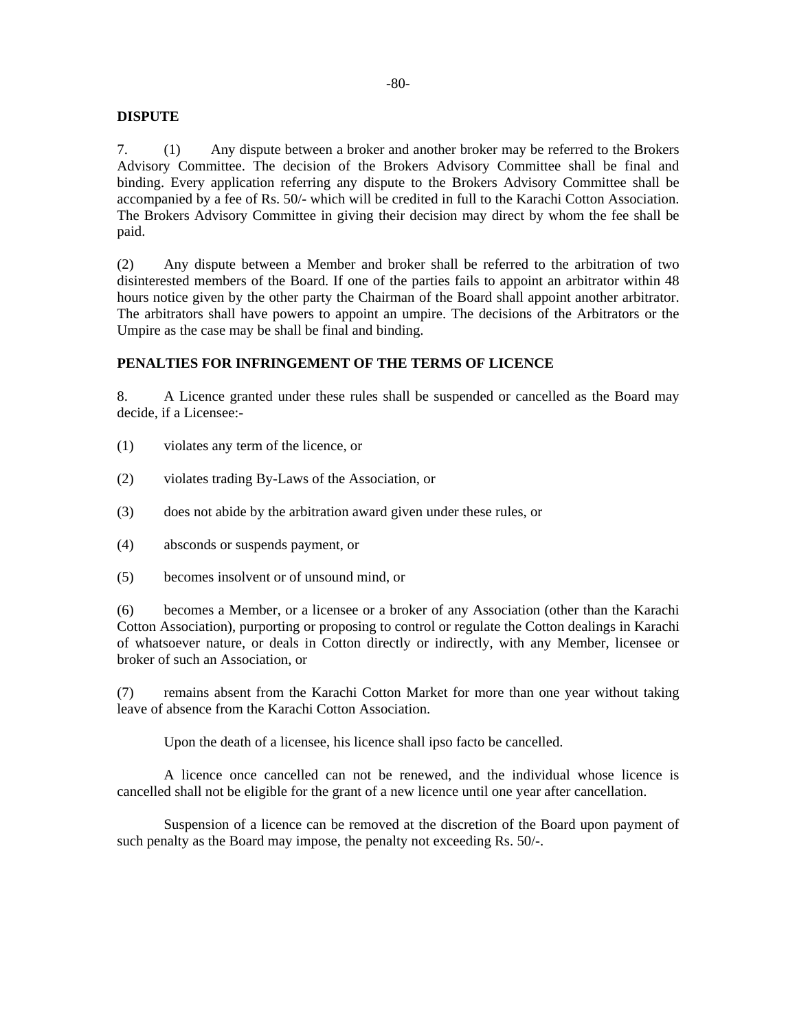**DISPUTE**

7. (1) Any dispute between a broker and another broker may be referred to the Brokers Advisory Committee. The decision of the Brokers Advisory Committee shall be final and binding. Every application referring any dispute to the Brokers Advisory Committee shall be accompanied by a fee of Rs. 50/- which will be credited in full to the Karachi Cotton Association. The Brokers Advisory Committee in giving their decision may direct by whom the fee shall be paid.

(2) Any dispute between a Member and broker shall be referred to the arbitration of two disinterested members of the Board. If one of the parties fails to appoint an arbitrator within 48 hours notice given by the other party the Chairman of the Board shall appoint another arbitrator. The arbitrators shall have powers to appoint an umpire. The decisions of the Arbitrators or the Umpire as the case may be shall be final and binding.

**PENALTIES FOR INFRINGEMENT OF THE TERMS OF LICENCE**

8. A Licence granted under these rules shall be suspended or cancelled as the Board may decide, if a Licensee:-

(1) violates any term of the licence, or

(2) violates trading By-Laws of the Association, or

(3) does not abide by the arbitration award given under these rules, or

(4) absconds or suspends payment, or

(5) becomes insolvent or of unsound mind, or

(6) becomes a Member, or a licensee or a broker of any Association (other than the Karachi Cotton Association), purporting or proposing to control or regulate the Cotton dealings in Karachi of whatsoever nature, or deals in Cotton directly or indirectly, with any Member, licensee or broker of such an Association, or

(7) remains absent from the Karachi Cotton Market for more than one year without taking leave of absence from the Karachi Cotton Association.

Upon the death of a licensee, his licence shall ipso facto be cancelled.

A licence once cancelled can not be renewed, and the individual whose licence is cancelled shall not be eligible for the grant of a new licence until one year after cancellation.

Suspension of a licence can be removed at the discretion of the Board upon payment of such penalty as the Board may impose, the penalty not exceeding Rs. 50/-.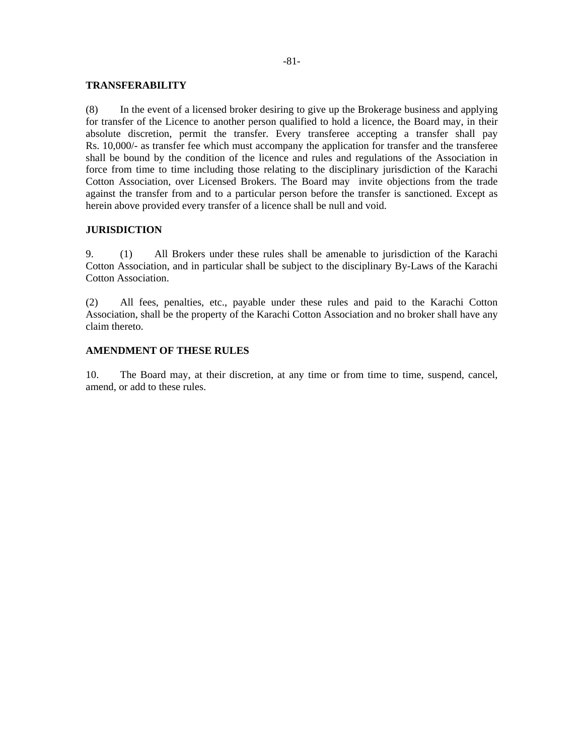**TRANSFERABILITY**

(8) In the event of a licensed broker desiring to give up the Brokerage business and applying for transfer of the Licence to another person qualified to hold a licence, the Board may, in their absolute discretion, permit the transfer. Every transferee accepting a transfer shall pay Rs. 10,000/- as transfer fee which must accompany the application for transfer and the transferee shall be bound by the condition of the licence and rules and regulations of the Association in force from time to time including those relating to the disciplinary jurisdiction of the Karachi Cotton Association, over Licensed Brokers. The Board may invite objections from the trade against the transfer from and to a particular person before the transfer is sanctioned. Except as herein above provided every transfer of a licence shall be null and void.

**JURISDICTION**

9. (1) All Brokers under these rules shall be amenable to jurisdiction of the Karachi Cotton Association, and in particular shall be subject to the disciplinary By-Laws of the Karachi Cotton Association.

(2) All fees, penalties, etc., payable under these rules and paid to the Karachi Cotton Association, shall be the property of the Karachi Cotton Association and no broker shall have any claim thereto.

**AMENDMENT OF THESE RULES**

10. The Board may, at their discretion, at any time or from time to time, suspend, cancel, amend, or add to these rules.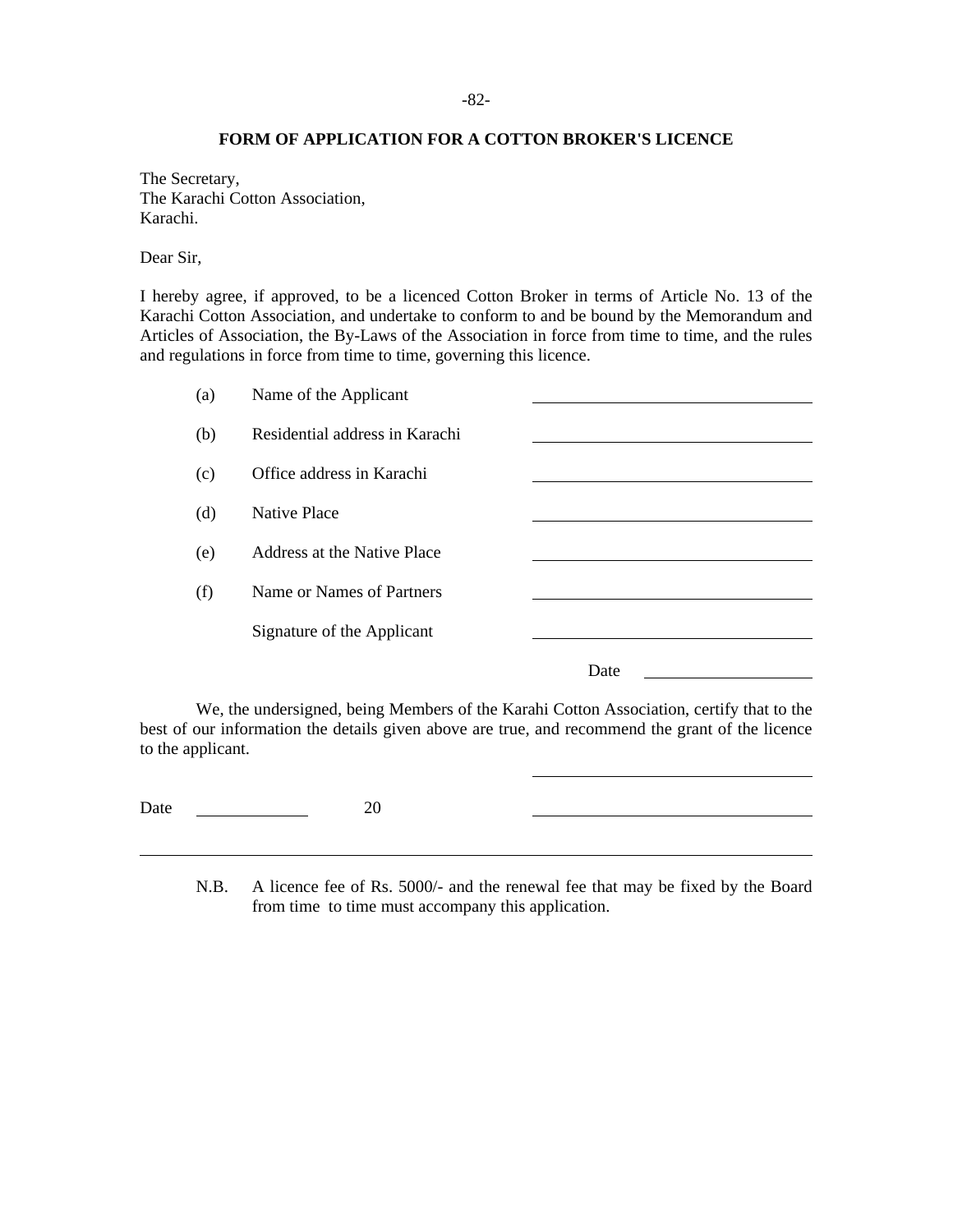## FORM OF APPLICATION FOR A COTTON BROKER'S LICENCE

The Secretary,
The Karachi Cotton Association,
Karachi.

Dear Sir,

I hereby agree, if approved, to be a licenced Cotton Broker in terms of Article No. 13 of the Karachi Cotton Association, and undertake to conform to and be bound by the Memorandum and Articles of Association, the By-Laws of the Association in force from time to time, and the rules and regulations in force from time to time, governing this licence.

(a) Name of the Applicant ______________________

(b) Residential address in Karachi ______________________

(c) Office address in Karachi ______________________

(d) Native Place ______________________

(e) Address at the Native Place ______________________

(f) Name or Names of Partners ______________________

Signature of the Applicant ______________________

Date ______________

We, the undersigned, being Members of the Karahi Cotton Association, certify that to the best of our information the details given above are true, and recommend the grant of the licence to the applicant.

______________________

Date __________ 20 ______________________

---

N.B. A licence fee of Rs. 5000/- and the renewal fee that may be fixed by the Board from time to time must accompany this application.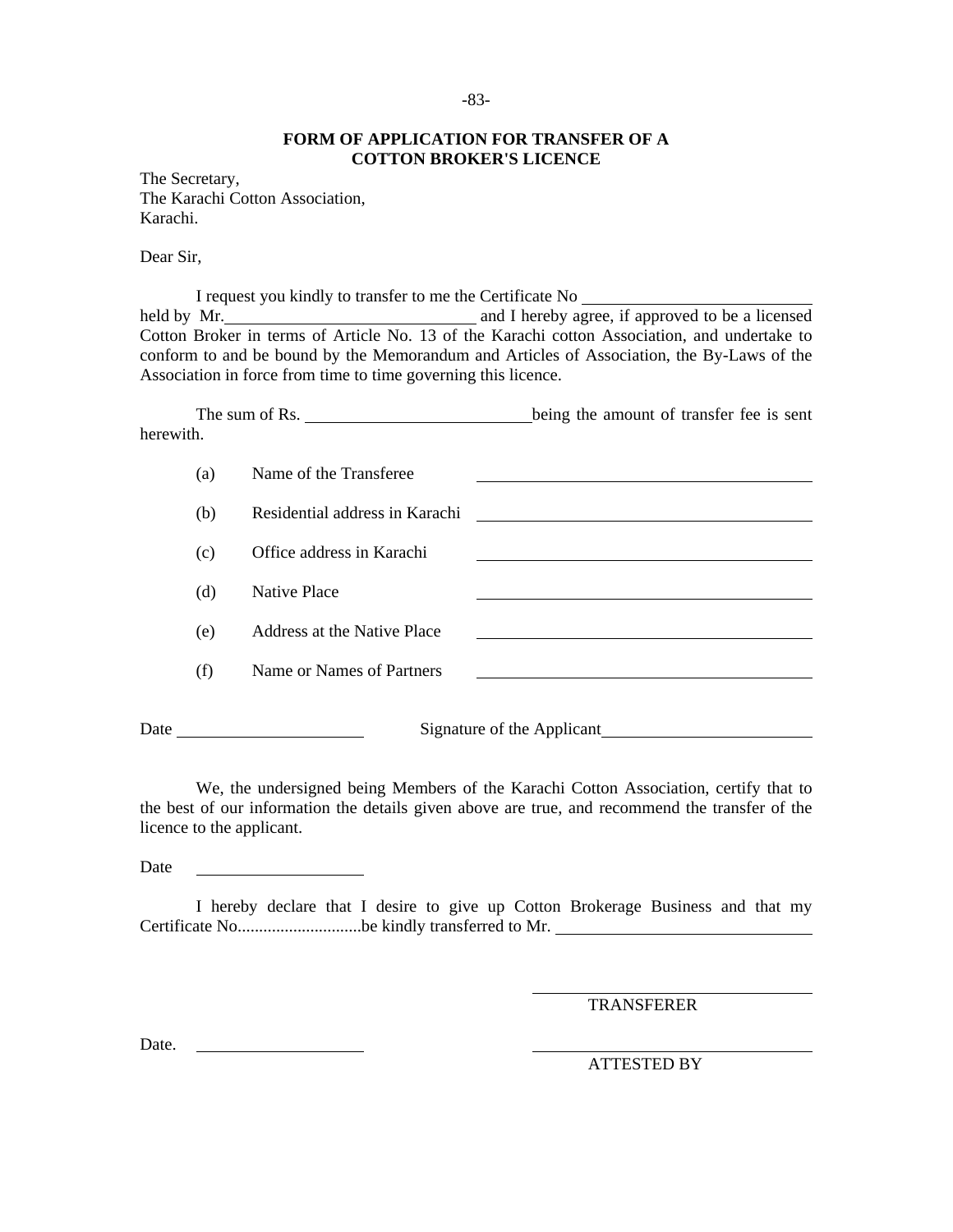## FORM OF APPLICATION FOR TRANSFER OF A COTTON BROKER'S LICENCE

The Secretary,
The Karachi Cotton Association,
Karachi.

Dear Sir,

I request you kindly to transfer to me the Certificate No ____________________ held by Mr.______________________ and I hereby agree, if approved to be a licensed Cotton Broker in terms of Article No. 13 of the Karachi cotton Association, and undertake to conform to and be bound by the Memorandum and Articles of Association, the By-Laws of the Association in force from time to time governing this licence.

The sum of Rs. ____________________being the amount of transfer fee is sent herewith.

(a) Name of the Transferee ______________________________

(b) Residential address in Karachi ______________________________

(c) Office address in Karachi ______________________________

(d) Native Place ______________________________

(e) Address at the Native Place ______________________________

(f) Name or Names of Partners ______________________________

Date ________________ Signature of the Applicant____________________

We, the undersigned being Members of the Karachi Cotton Association, certify that to the best of our information the details given above are true, and recommend the transfer of the licence to the applicant.

Date ________________

I hereby declare that I desire to give up Cotton Brokerage Business and that my Certificate No............................be kindly transferred to Mr. ______________________

______________________
TRANSFERER

Date. ________________

______________________
ATTESTED BY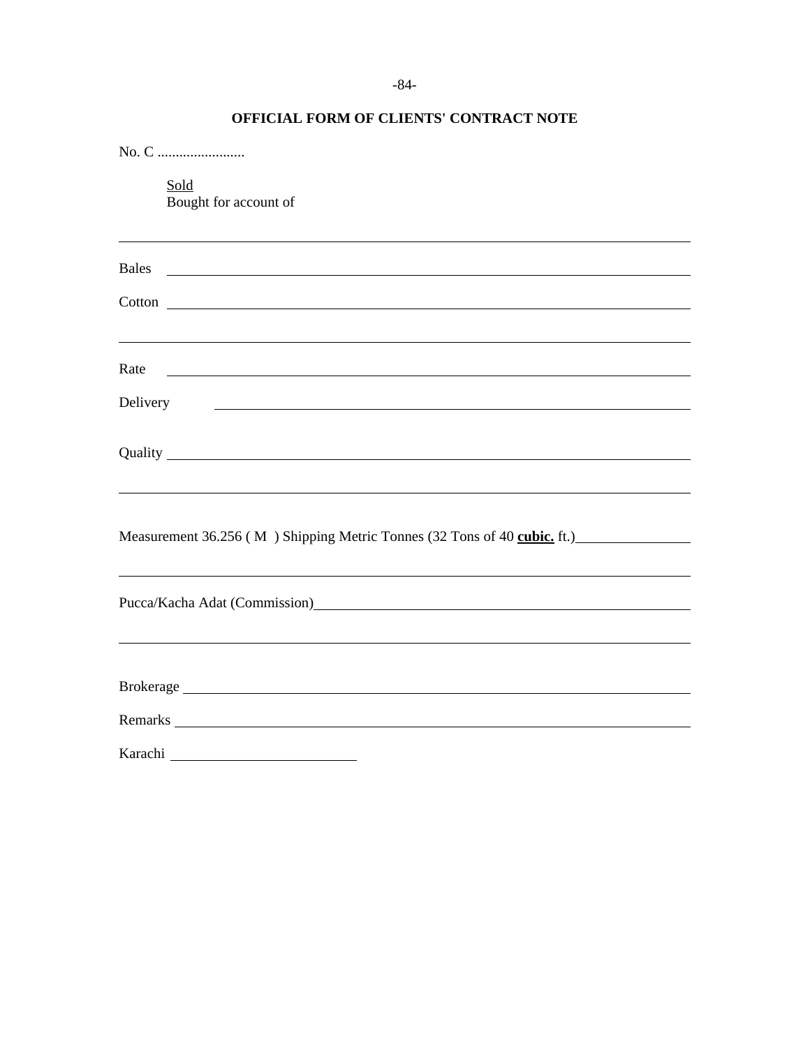## OFFICIAL FORM OF CLIENTS' CONTRACT NOTE

No. C ........................

Sold
Bought for account of

______________________________________________________________________

Bales ______________________________________________________________

Cotton _____________________________________________________________

______________________________________________________________________

Rate _______________________________________________________________

Delivery ___________________________________________________________

Quality ____________________________________________________________

______________________________________________________________________

Measurement 36.256 ( M ) Shipping Metric Tonnes (32 Tons of 40 **cubic.** ft.)________________

______________________________________________________________________

Pucca/Kacha Adat (Commission)______________________________________________

______________________________________________________________________

Brokerage __________________________________________________________

Remarks ____________________________________________________________

Karachi ______________________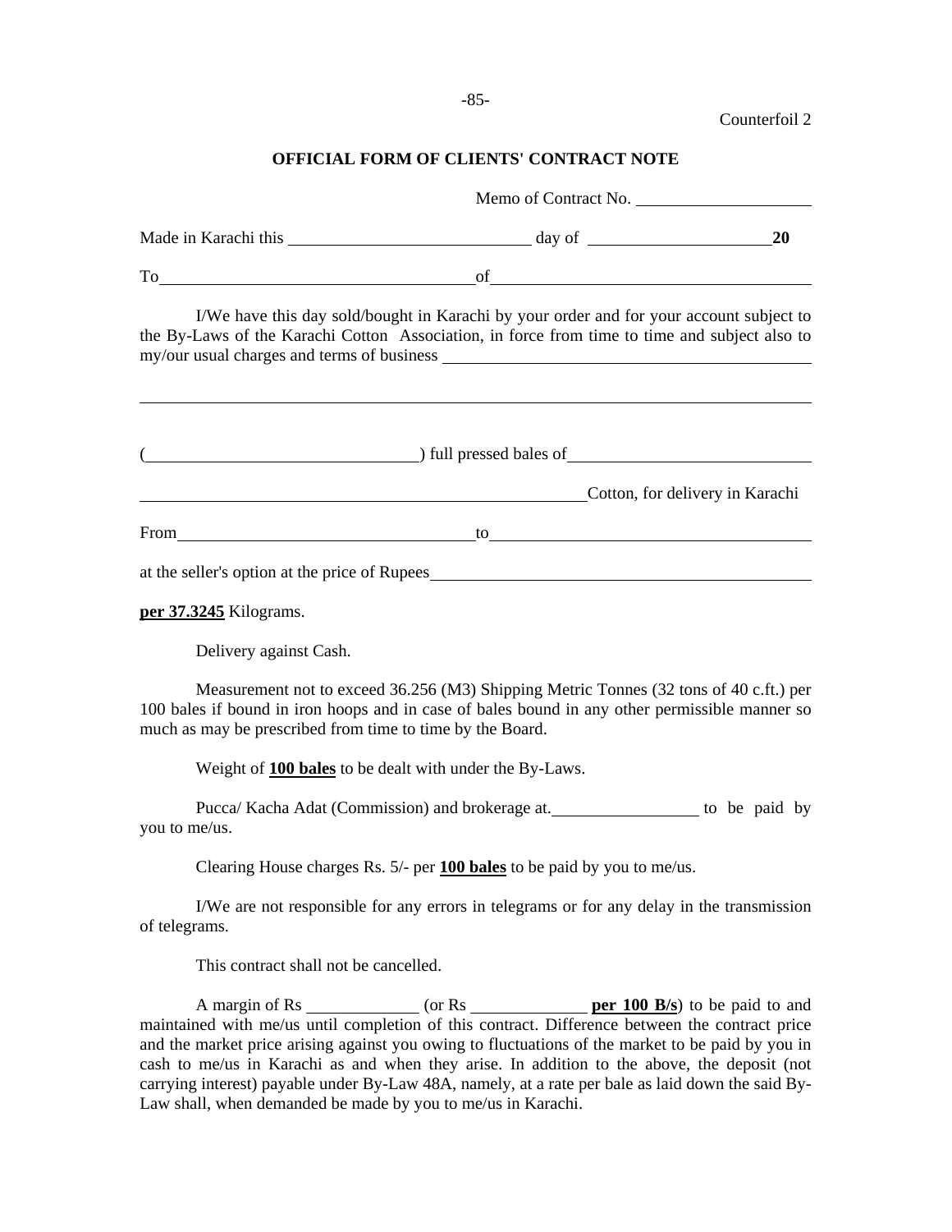Counterfoil 2

## OFFICIAL FORM OF CLIENTS' CONTRACT NOTE

Memo of Contract No. ____________________

Made in Karachi this ____________________________ day of _____________________**20**

To_____________________________________of_____________________________________

I/We have this day sold/bought in Karachi by your order and for your account subject to the By-Laws of the Karachi Cotton Association, in force from time to time and subject also to my/our usual charges and terms of business ___________________________________________

_____________________________________________________________________________

(______________________________) full pressed bales of___________________________

______________________________________________________Cotton, for delivery in Karachi

From__________________________________to_____________________________________

at the seller's option at the price of Rupees____________________________________________

**per 37.3245** Kilograms.

Delivery against Cash.

Measurement not to exceed 36.256 (M3) Shipping Metric Tonnes (32 tons of 40 c.ft.) per 100 bales if bound in iron hoops and in case of bales bound in any other permissible manner so much as may be prescribed from time to time by the Board.

Weight of **100 bales** to be dealt with under the By-Laws.

Pucca/ Kacha Adat (Commission) and brokerage at.________________ to be paid by you to me/us.

Clearing House charges Rs. 5/- per **100 bales** to be paid by you to me/us.

I/We are not responsible for any errors in telegrams or for any delay in the transmission of telegrams.

This contract shall not be cancelled.

A margin of Rs _____________ (or Rs ______________ **per 100 B/s**) to be paid to and maintained with me/us until completion of this contract. Difference between the contract price and the market price arising against you owing to fluctuations of the market to be paid by you in cash to me/us in Karachi as and when they arise. In addition to the above, the deposit (not carrying interest) payable under By-Law 48A, namely, at a rate per bale as laid down the said By-Law shall, when demanded be made by you to me/us in Karachi.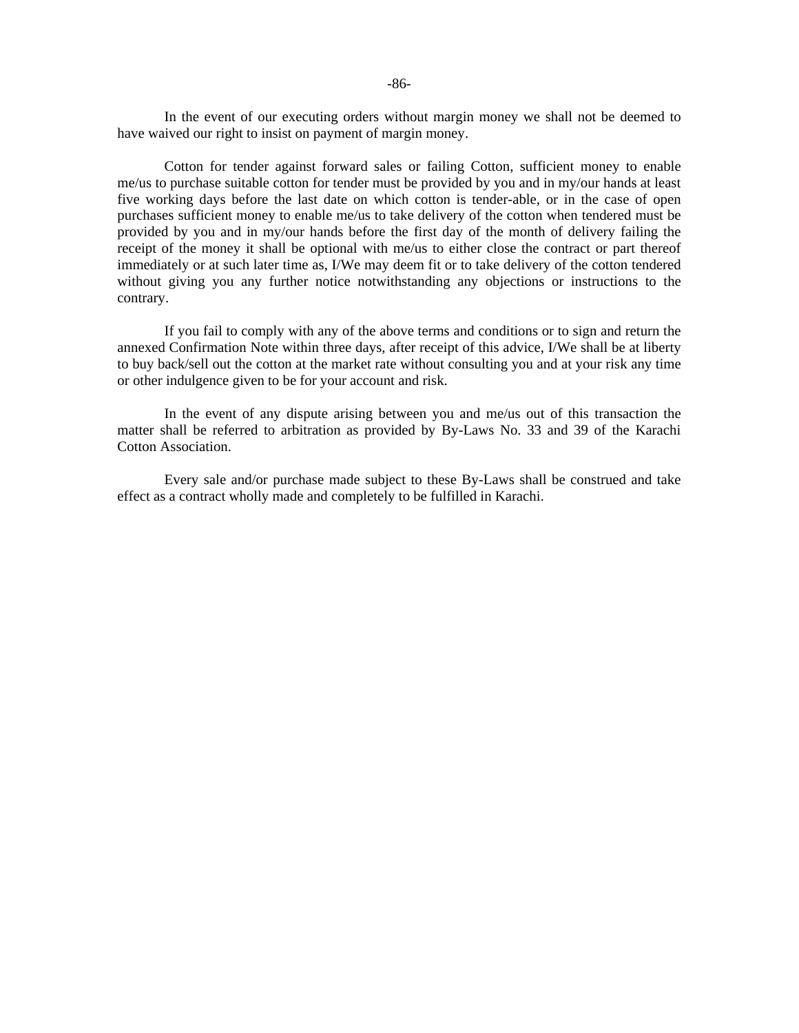In the event of our executing orders without margin money we shall not be deemed to have waived our right to insist on payment of margin money.

Cotton for tender against forward sales or failing Cotton, sufficient money to enable me/us to purchase suitable cotton for tender must be provided by you and in my/our hands at least five working days before the last date on which cotton is tender-able, or in the case of open purchases sufficient money to enable me/us to take delivery of the cotton when tendered must be provided by you and in my/our hands before the first day of the month of delivery failing the receipt of the money it shall be optional with me/us to either close the contract or part thereof immediately or at such later time as, I/We may deem fit or to take delivery of the cotton tendered without giving you any further notice notwithstanding any objections or instructions to the contrary.

If you fail to comply with any of the above terms and conditions or to sign and return the annexed Confirmation Note within three days, after receipt of this advice, I/We shall be at liberty to buy back/sell out the cotton at the market rate without consulting you and at your risk any time or other indulgence given to be for your account and risk.

In the event of any dispute arising between you and me/us out of this transaction the matter shall be referred to arbitration as provided by By-Laws No. 33 and 39 of the Karachi Cotton Association.

Every sale and/or purchase made subject to these By-Laws shall be construed and take effect as a contract wholly made and completely to be fulfilled in Karachi.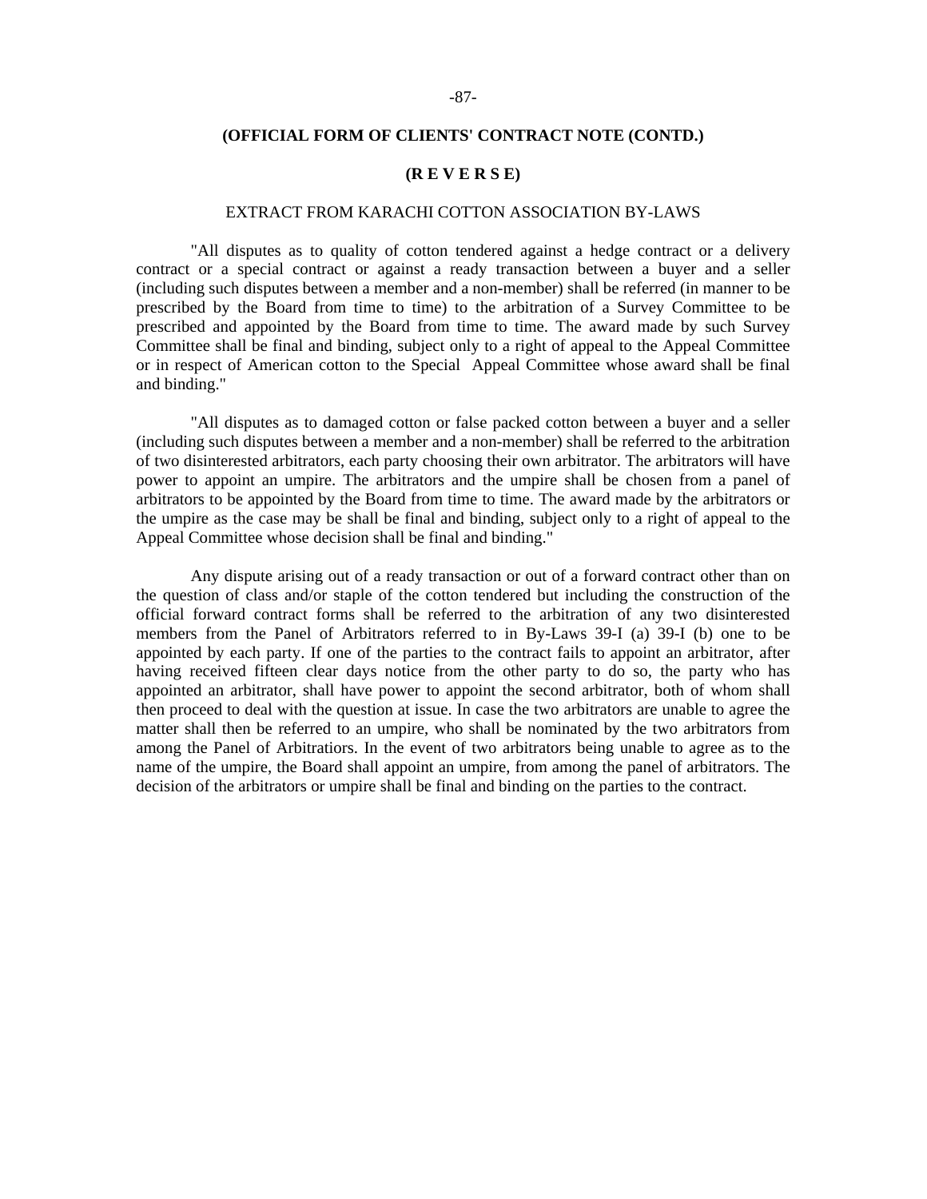**(OFFICIAL FORM OF CLIENTS' CONTRACT NOTE (CONTD.)**

**(R E V E R S E)**

EXTRACT FROM KARACHI COTTON ASSOCIATION BY-LAWS

"All disputes as to quality of cotton tendered against a hedge contract or a delivery contract or a special contract or against a ready transaction between a buyer and a seller (including such disputes between a member and a non-member) shall be referred (in manner to be prescribed by the Board from time to time) to the arbitration of a Survey Committee to be prescribed and appointed by the Board from time to time. The award made by such Survey Committee shall be final and binding, subject only to a right of appeal to the Appeal Committee or in respect of American cotton to the Special Appeal Committee whose award shall be final and binding."

"All disputes as to damaged cotton or false packed cotton between a buyer and a seller (including such disputes between a member and a non-member) shall be referred to the arbitration of two disinterested arbitrators, each party choosing their own arbitrator. The arbitrators will have power to appoint an umpire. The arbitrators and the umpire shall be chosen from a panel of arbitrators to be appointed by the Board from time to time. The award made by the arbitrators or the umpire as the case may be shall be final and binding, subject only to a right of appeal to the Appeal Committee whose decision shall be final and binding."

Any dispute arising out of a ready transaction or out of a forward contract other than on the question of class and/or staple of the cotton tendered but including the construction of the official forward contract forms shall be referred to the arbitration of any two disinterested members from the Panel of Arbitrators referred to in By-Laws 39-I (a) 39-I (b) one to be appointed by each party. If one of the parties to the contract fails to appoint an arbitrator, after having received fifteen clear days notice from the other party to do so, the party who has appointed an arbitrator, shall have power to appoint the second arbitrator, both of whom shall then proceed to deal with the question at issue. In case the two arbitrators are unable to agree the matter shall then be referred to an umpire, who shall be nominated by the two arbitrators from among the Panel of Arbitratiors. In the event of two arbitrators being unable to agree as to the name of the umpire, the Board shall appoint an umpire, from among the panel of arbitrators. The decision of the arbitrators or umpire shall be final and binding on the parties to the contract.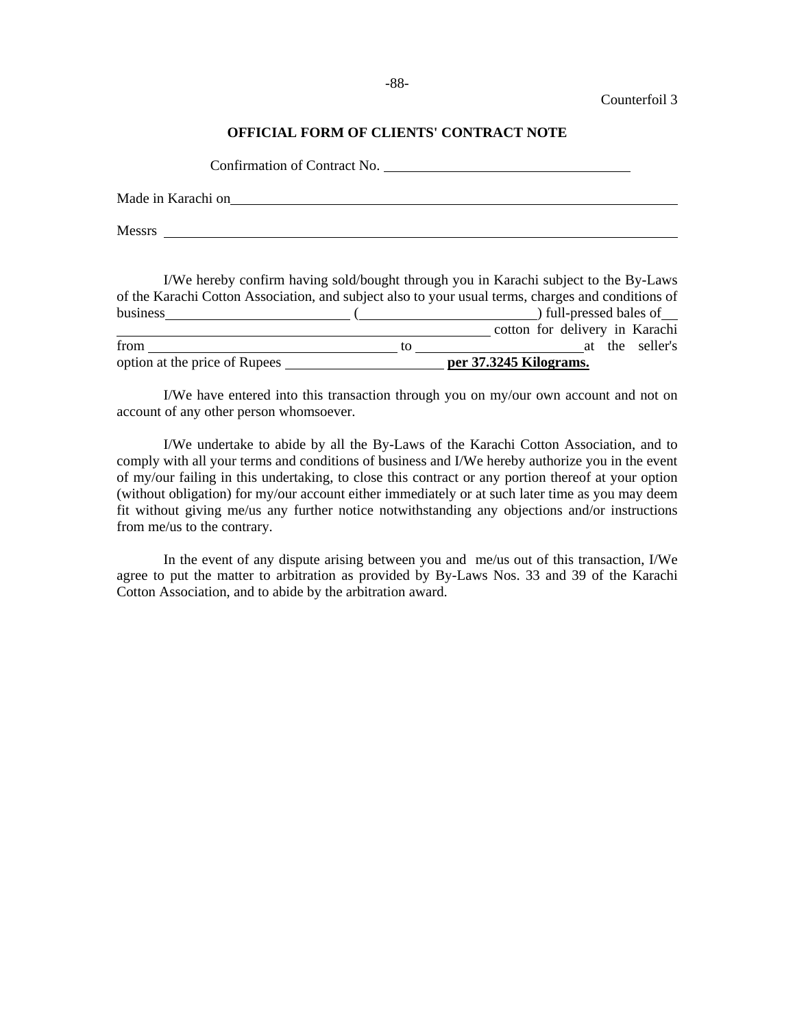Counterfoil 3

## OFFICIAL FORM OF CLIENTS' CONTRACT NOTE

Confirmation of Contract No. ____________________________

Made in Karachi on____________________________________________________

Messrs ____________________________________________________________

I/We hereby confirm having sold/bought through you in Karachi subject to the By-Laws of the Karachi Cotton Association, and subject also to your usual terms, charges and conditions of business____________________ (____________________) full-pressed bales of__ ________________________________________ cotton for delivery in Karachi from ____________________________ to ____________________at the seller's option at the price of Rupees __________________ **per 37.3245 Kilograms.**

I/We have entered into this transaction through you on my/our own account and not on account of any other person whomsoever.

I/We undertake to abide by all the By-Laws of the Karachi Cotton Association, and to comply with all your terms and conditions of business and I/We hereby authorize you in the event of my/our failing in this undertaking, to close this contract or any portion thereof at your option (without obligation) for my/our account either immediately or at such later time as you may deem fit without giving me/us any further notice notwithstanding any objections and/or instructions from me/us to the contrary.

In the event of any dispute arising between you and me/us out of this transaction, I/We agree to put the matter to arbitration as provided by By-Laws Nos. 33 and 39 of the Karachi Cotton Association, and to abide by the arbitration award.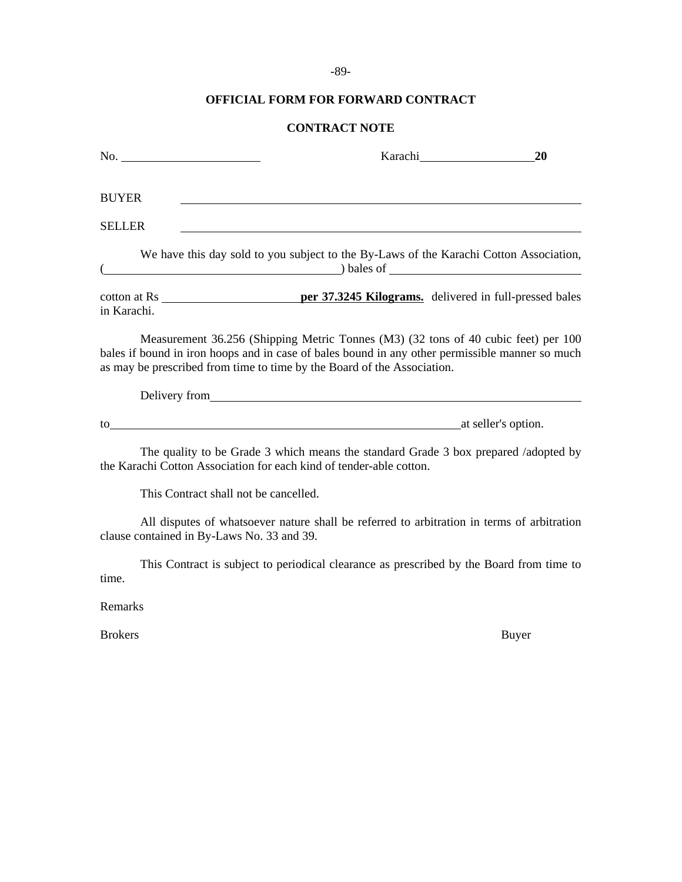## OFFICIAL FORM FOR FORWARD CONTRACT

### CONTRACT NOTE

No. ______________________ Karachi__________________ **20**

BUYER ________________________________________________________________

SELLER ________________________________________________________________

We have this day sold to you subject to the By-Laws of the Karachi Cotton Association, (______________________________________) bales of ______________________________

cotton at Rs ______________________ **per 37.3245 Kilograms.** delivered in full-pressed bales in Karachi.

Measurement 36.256 (Shipping Metric Tonnes (M3) (32 tons of 40 cubic feet) per 100 bales if bound in iron hoops and in case of bales bound in any other permissible manner so much as may be prescribed from time to time by the Board of the Association.

Delivery from ______________________________________________________________

to ____________________________________________________________ at seller's option.

The quality to be Grade 3 which means the standard Grade 3 box prepared /adopted by the Karachi Cotton Association for each kind of tender-able cotton.

This Contract shall not be cancelled.

All disputes of whatsoever nature shall be referred to arbitration in terms of arbitration clause contained in By-Laws No. 33 and 39.

This Contract is subject to periodical clearance as prescribed by the Board from time to time.

Remarks

Brokers Buyer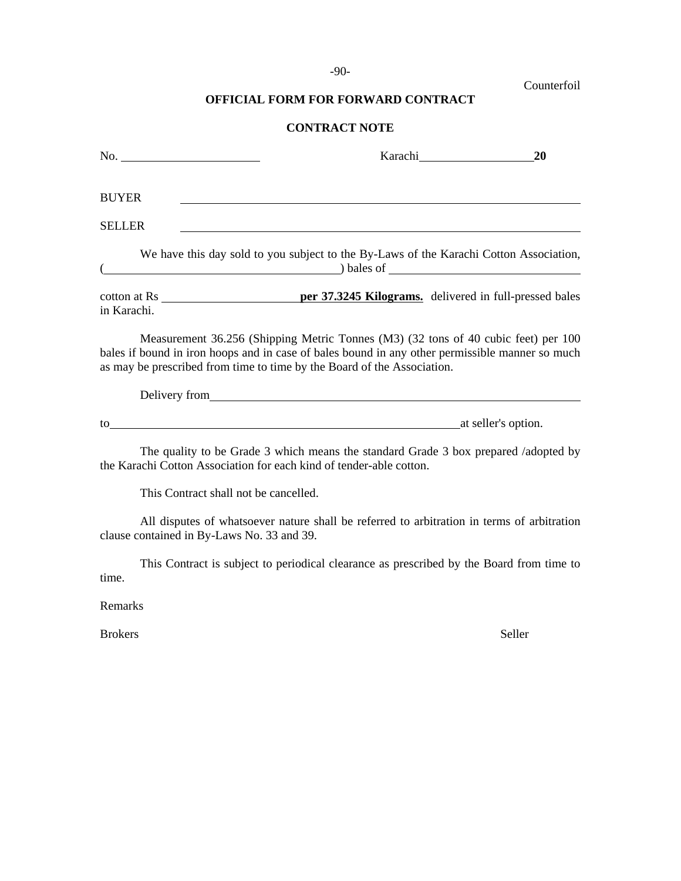Counterfoil

## OFFICIAL FORM FOR FORWARD CONTRACT

## CONTRACT NOTE

No. ______________________ Karachi__________________**20**

BUYER ______________________________________________________________

SELLER ______________________________________________________________

We have this day sold to you subject to the By-Laws of the Karachi Cotton Association, (______________________________________) bales of ______________________________

cotton at Rs ______________________ **per 37.3245 Kilograms.** delivered in full-pressed bales in Karachi.

Measurement 36.256 (Shipping Metric Tonnes (M3) (32 tons of 40 cubic feet) per 100 bales if bound in iron hoops and in case of bales bound in any other permissible manner so much as may be prescribed from time to time by the Board of the Association.

Delivery from______________________________________________________________

to____________________________________________________________at seller's option.

The quality to be Grade 3 which means the standard Grade 3 box prepared /adopted by the Karachi Cotton Association for each kind of tender-able cotton.

This Contract shall not be cancelled.

All disputes of whatsoever nature shall be referred to arbitration in terms of arbitration clause contained in By-Laws No. 33 and 39.

This Contract is subject to periodical clearance as prescribed by the Board from time to time.

Remarks

Brokers Seller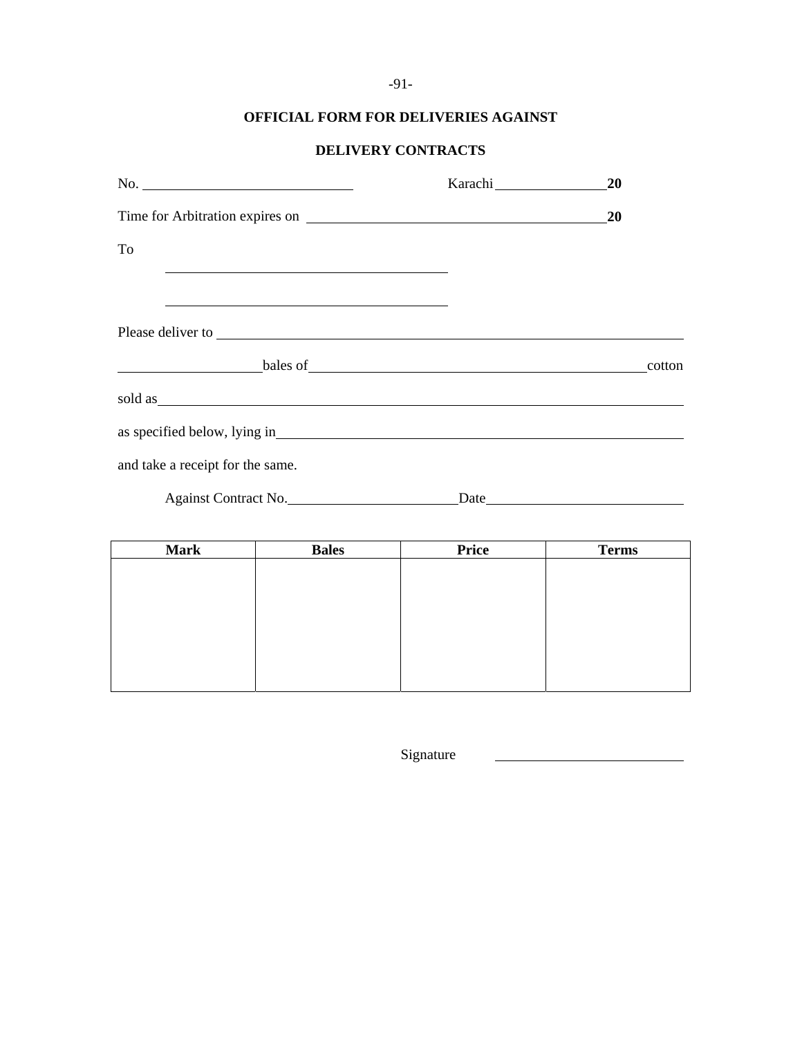## OFFICIAL FORM FOR DELIVERIES AGAINST

## DELIVERY CONTRACTS

No. ____________________________ Karachi ______________ **20**

Time for Arbitration expires on ________________________________________ **20**

To

______________________________________

______________________________________

Please deliver to ________________________________________________________________

__________________ bales of ______________________________________________ cotton

sold as ______________________________________________________________________

as specified below, lying in ______________________________________________________

and take a receipt for the same.

Against Contract No. ______________________ Date _________________________

| Mark | Bales | Price | Terms |
|---|---|---|---|
| | | | |

Signature ________________________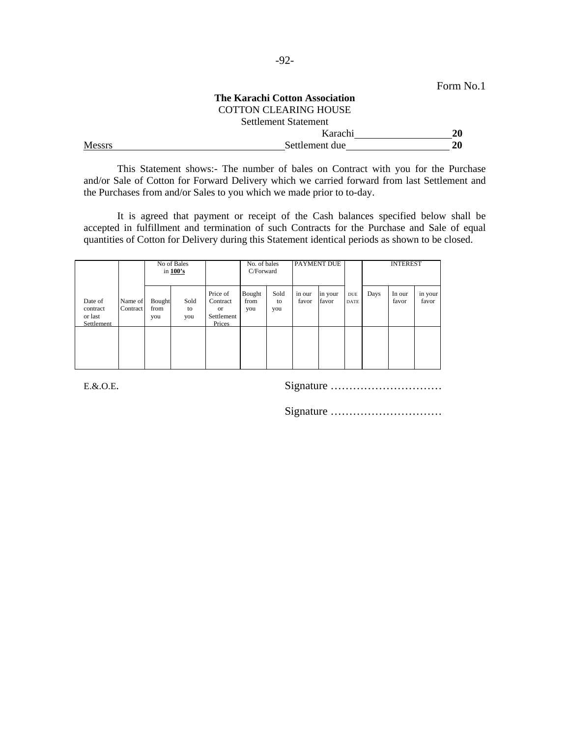Form No.1

**The Karachi Cotton Association**

COTTON CLEARING HOUSE

Settlement Statement

Karachi__________________ **20**

Messrs________________________________ Settlement due___________________ **20**

This Statement shows:- The number of bales on Contract with you for the Purchase and/or Sale of Cotton for Forward Delivery which we carried forward from last Settlement and the Purchases from and/or Sales to you which we made prior to to-day.

It is agreed that payment or receipt of the Cash balances specified below shall be accepted in fulfillment and termination of such Contracts for the Purchase and Sale of equal quantities of Cotton for Delivery during this Statement identical periods as shown to be closed.

| | | No of Bales in **100's** | | | No. of bales C/Forward | | PAYMENT DUE | | | INTEREST | | |
|---|---|---|---|---|---|---|---|---|---|---|---|---|
| Date of contract or last Settlement | Name of Contract | Bought from you | Sold to you | Price of Contract or Settlement Prices | Bought from you | Sold to you | in our favor | in your favor | DUE DATE | Days | In our favor | in your favor |
| | | | | | | | | | | | | |

E.&.O.E.

Signature …………………………

Signature …………………………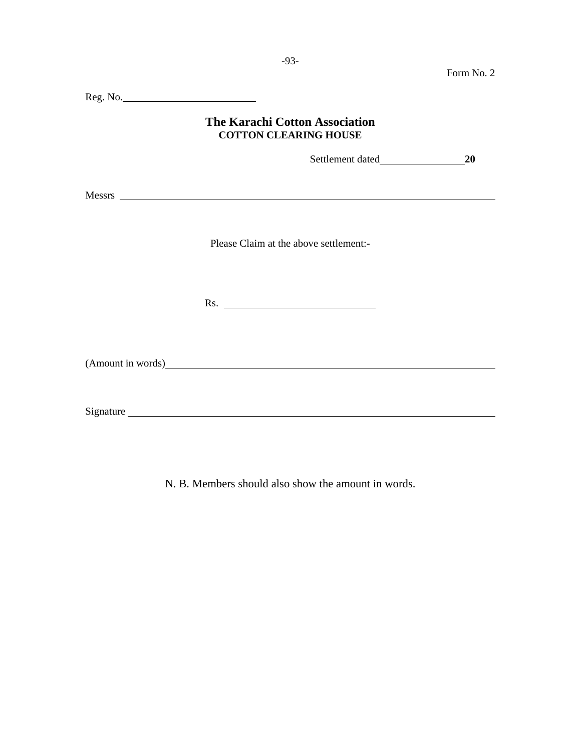Form No. 2

Reg. No.\_\_\_\_\_\_\_\_\_\_\_\_\_\_\_\_\_\_\_\_\_\_\_\_\_\_

# The Karachi Cotton Association
## COTTON CLEARING HOUSE

Settlement dated\_\_\_\_\_\_\_\_\_\_\_\_\_\_\_\_**20**

Messrs \_\_\_\_\_\_\_\_\_\_\_\_\_\_\_\_\_\_\_\_\_\_\_\_\_\_\_\_\_\_\_\_\_\_\_\_\_\_\_\_\_\_\_\_\_\_\_\_\_\_\_\_\_\_\_\_\_\_\_\_\_\_\_\_\_\_\_\_\_\_\_\_\_\_

Please Claim at the above settlement:-

Rs. \_\_\_\_\_\_\_\_\_\_\_\_\_\_\_\_\_\_\_\_\_\_\_\_\_\_\_\_\_\_

(Amount in words)\_\_\_\_\_\_\_\_\_\_\_\_\_\_\_\_\_\_\_\_\_\_\_\_\_\_\_\_\_\_\_\_\_\_\_\_\_\_\_\_\_\_\_\_\_\_\_\_\_\_\_\_\_\_\_\_\_\_\_\_\_\_\_\_

Signature \_\_\_\_\_\_\_\_\_\_\_\_\_\_\_\_\_\_\_\_\_\_\_\_\_\_\_\_\_\_\_\_\_\_\_\_\_\_\_\_\_\_\_\_\_\_\_\_\_\_\_\_\_\_\_\_\_\_\_\_\_\_\_\_\_\_\_\_\_\_\_\_

N. B. Members should also show the amount in words.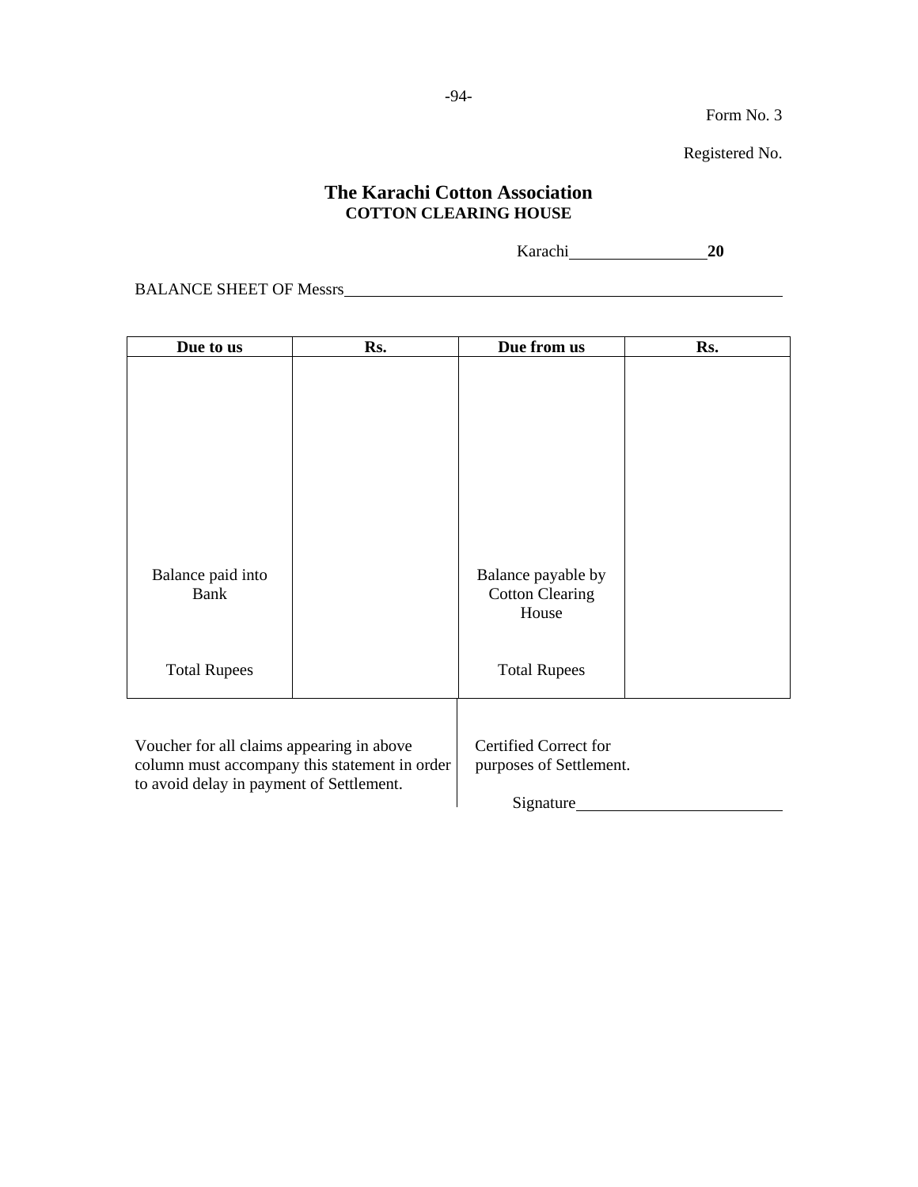Form No. 3

Registered No.

# The Karachi Cotton Association
## COTTON CLEARING HOUSE

Karachi\_\_\_\_\_\_\_\_\_\_\_\_\_\_\_\_**20**

BALANCE SHEET OF Messrs\_\_\_\_\_\_\_\_\_\_\_\_\_\_\_\_\_\_\_\_\_\_\_\_\_\_\_\_\_\_\_\_\_\_\_\_\_\_\_\_

| Due to us | Rs. | Due from us | Rs. |
|---|---|---|---|
| | | | |
| Balance paid into Bank | | Balance payable by Cotton Clearing House | |
| Total Rupees | | Total Rupees | |

Voucher for all claims appearing in above column must accompany this statement in order to avoid delay in payment of Settlement.

Certified Correct for purposes of Settlement.

Signature\_\_\_\_\_\_\_\_\_\_\_\_\_\_\_\_\_\_\_\_\_\_\_\_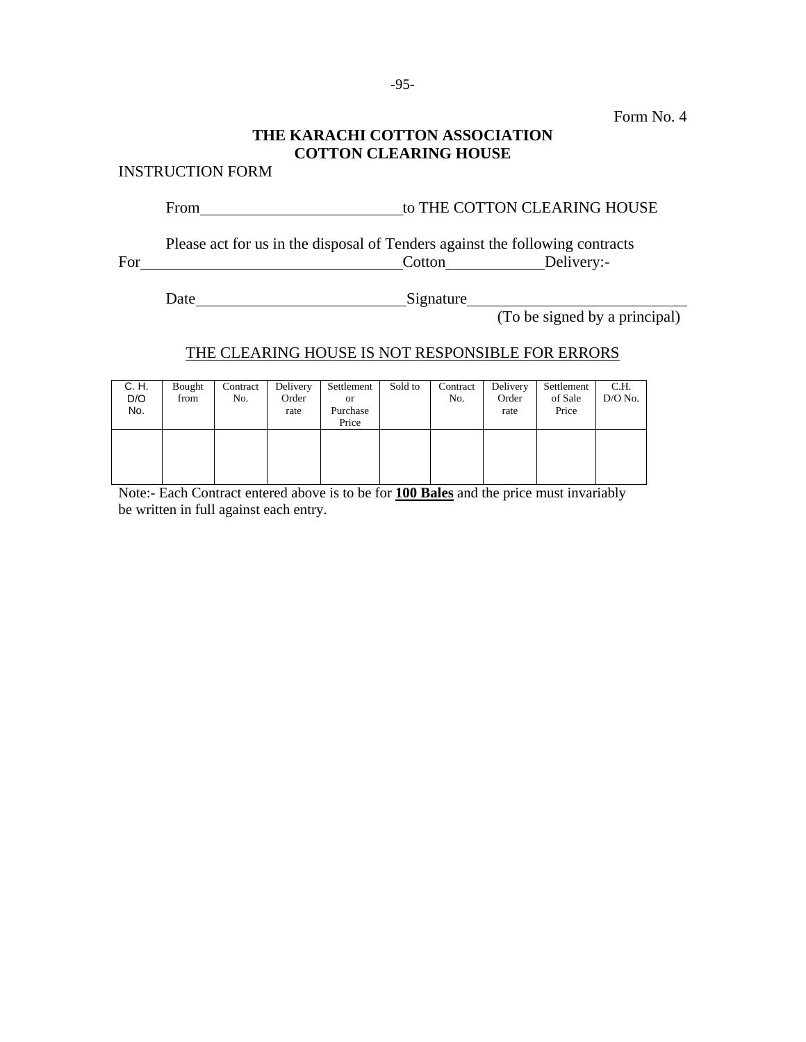Form No. 4

**THE KARACHI COTTON ASSOCIATION**
**COTTON CLEARING HOUSE**

INSTRUCTION FORM

From \_\_\_\_\_\_\_\_\_\_\_\_\_\_\_\_\_\_\_\_\_\_\_\_\_\_ to THE COTTON CLEARING HOUSE

Please act for us in the disposal of Tenders against the following contracts For \_\_\_\_\_\_\_\_\_\_\_\_\_\_\_\_\_\_\_\_\_\_\_\_\_\_\_\_\_\_\_\_\_\_ Cotton \_\_\_\_\_\_\_\_\_\_\_\_\_ Delivery:-

Date \_\_\_\_\_\_\_\_\_\_\_\_\_\_\_\_\_\_\_\_\_\_\_\_\_\_\_\_ Signature \_\_\_\_\_\_\_\_\_\_\_\_\_\_\_\_\_\_\_\_\_\_\_\_\_\_\_\_
(To be signed by a principal)

<u>THE CLEARING HOUSE IS NOT RESPONSIBLE FOR ERRORS</u>

| C. H. D/O No. | Bought from | Contract No. | Delivery Order rate | Settlement or Purchase Price | Sold to | Contract No. | Delivery Order rate | Settlement of Sale Price | C.H. D/O No. |
|---|---|---|---|---|---|---|---|---|---|
| | | | | | | | | | |

Note:- Each Contract entered above is to be for **<u>100 Bales</u>** and the price must invariably be written in full against each entry.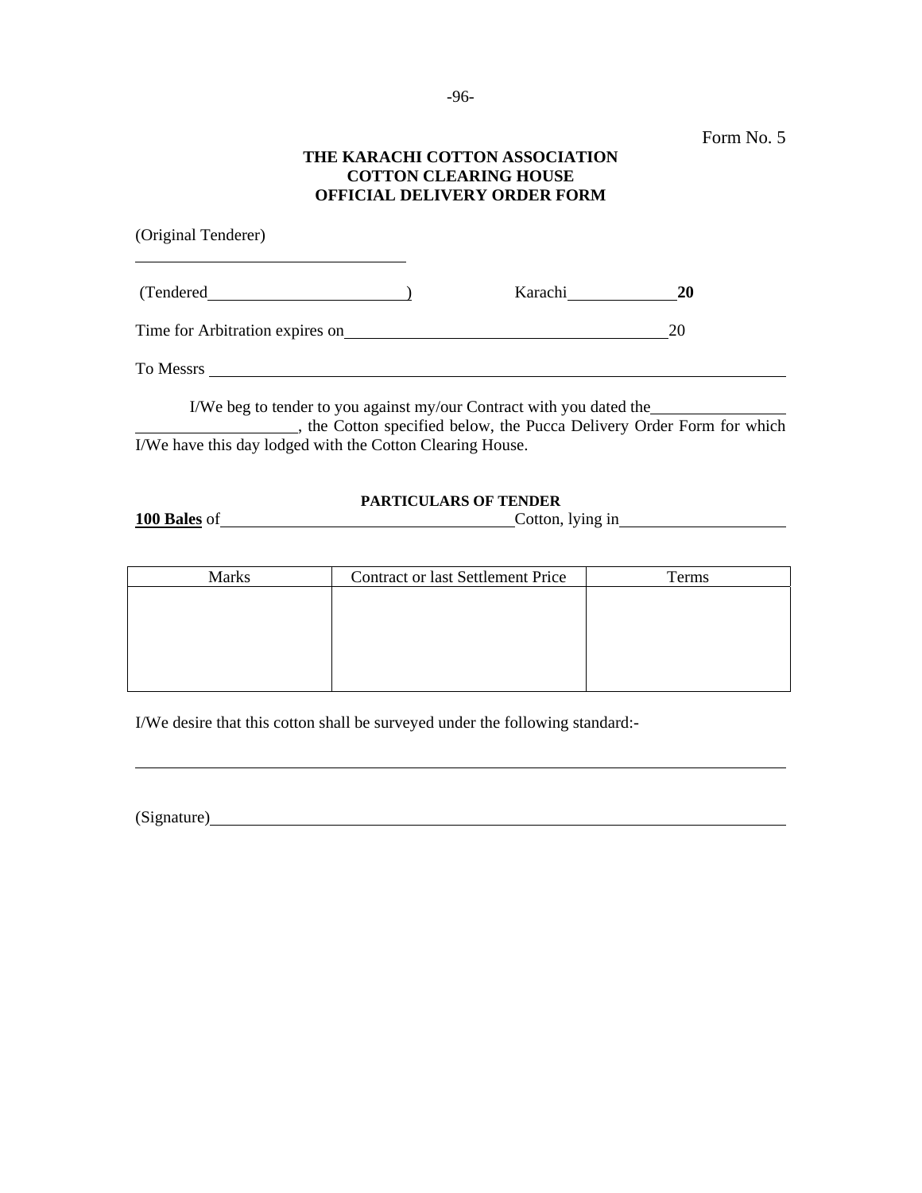Form No. 5

**THE KARACHI COTTON ASSOCIATION**
**COTTON CLEARING HOUSE**
**OFFICIAL DELIVERY ORDER FORM**

(Original Tenderer)

\_\_\_\_\_\_\_\_\_\_\_\_\_\_\_\_\_\_\_\_\_\_\_\_\_\_\_\_\_\_

(Tendered\_\_\_\_\_\_\_\_\_\_\_\_\_\_\_\_\_\_\_\_\_\_) Karachi\_\_\_\_\_\_\_\_\_\_\_\_**20**

Time for Arbitration expires on\_\_\_\_\_\_\_\_\_\_\_\_\_\_\_\_\_\_\_\_\_\_\_\_\_\_\_\_\_\_\_\_\_\_\_\_20

To Messrs \_\_\_\_\_\_\_\_\_\_\_\_\_\_\_\_\_\_\_\_\_\_\_\_\_\_\_\_\_\_\_\_\_\_\_\_\_\_\_\_\_\_\_\_\_\_\_\_\_\_\_\_\_\_\_\_\_\_\_\_\_\_

I/We beg to tender to you against my/our Contract with you dated the\_\_\_\_\_\_\_\_\_\_\_\_\_\_\_ \_\_\_\_\_\_\_\_\_\_\_\_\_\_\_\_\_\_, the Cotton specified below, the Pucca Delivery Order Form for which I/We have this day lodged with the Cotton Clearing House.

**PARTICULARS OF TENDER**

**100 Bales** of\_\_\_\_\_\_\_\_\_\_\_\_\_\_\_\_\_\_\_\_\_\_\_\_\_\_\_\_\_\_\_\_\_Cotton, lying in\_\_\_\_\_\_\_\_\_\_\_\_\_\_\_\_\_\_

| Marks | Contract or last Settlement Price | Terms |
|---|---|---|
| | | |

I/We desire that this cotton shall be surveyed under the following standard:-

\_\_\_\_\_\_\_\_\_\_\_\_\_\_\_\_\_\_\_\_\_\_\_\_\_\_\_\_\_\_\_\_\_\_\_\_\_\_\_\_\_\_\_\_\_\_\_\_\_\_\_\_\_\_\_\_\_\_\_\_\_\_\_\_\_\_\_\_\_\_

(Signature)\_\_\_\_\_\_\_\_\_\_\_\_\_\_\_\_\_\_\_\_\_\_\_\_\_\_\_\_\_\_\_\_\_\_\_\_\_\_\_\_\_\_\_\_\_\_\_\_\_\_\_\_\_\_\_\_\_\_\_\_\_\_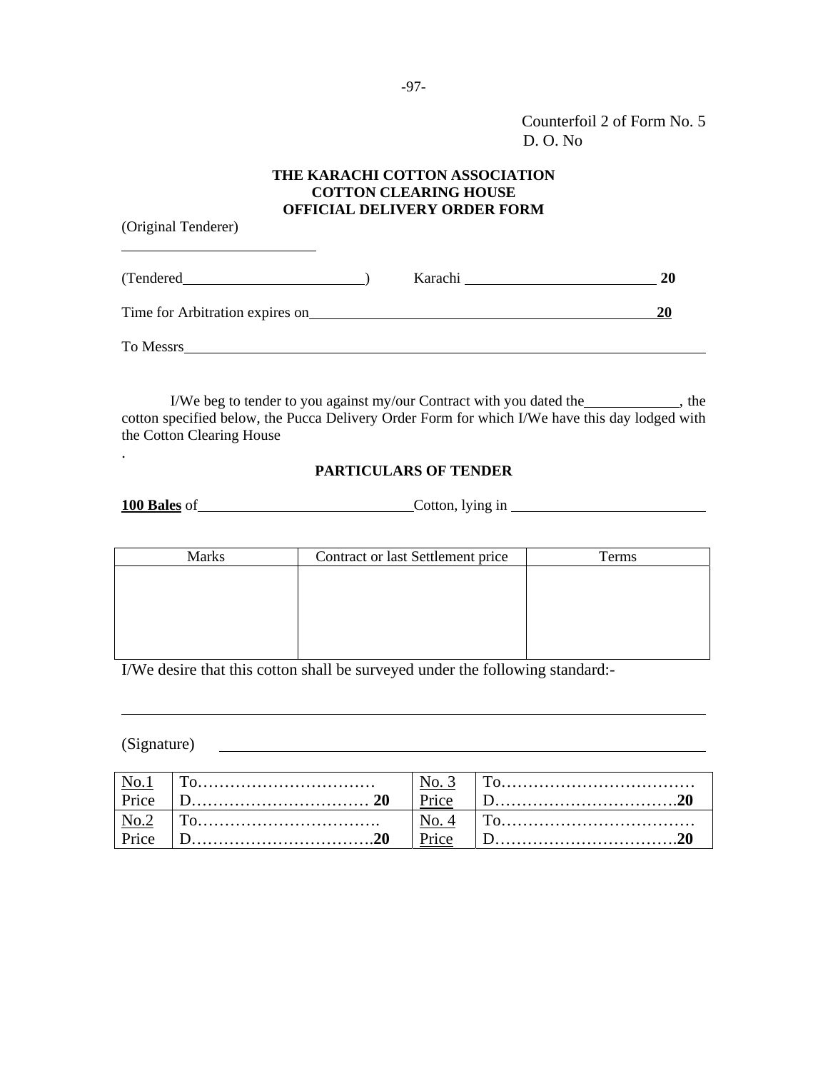Counterfoil 2 of Form No. 5
D. O. No

**THE KARACHI COTTON ASSOCIATION**
**COTTON CLEARING HOUSE**
**OFFICIAL DELIVERY ORDER FORM**

(Original Tenderer)

___________________________

(Tendered_________________________) Karachi __________________________ **20**

Time for Arbitration expires on________________________________________________ **20**

To Messrs_______________________________________________________________________

I/We beg to tender to you against my/our Contract with you dated the_____________, the cotton specified below, the Pucca Delivery Order Form for which I/We have this day lodged with the Cotton Clearing House

.

**PARTICULARS OF TENDER**

**100 Bales** of_____________________________Cotton, lying in ___________________________

| Marks | Contract or last Settlement price | Terms |
|---|---|---|
| | | |

I/We desire that this cotton shall be surveyed under the following standard:-

_______________________________________________________________________________

(Signature) ______________________________________________________________

| No.1 Price | To……………………………<br>D…………………………… **20** | No. 3 Price | To………………………………<br>D…………………………….**20** |
|---|---|---|---|
| No.2 Price | To…………………………….<br>D…………………………….**20** | No. 4 Price | To………………………………<br>D…………………………….**20** |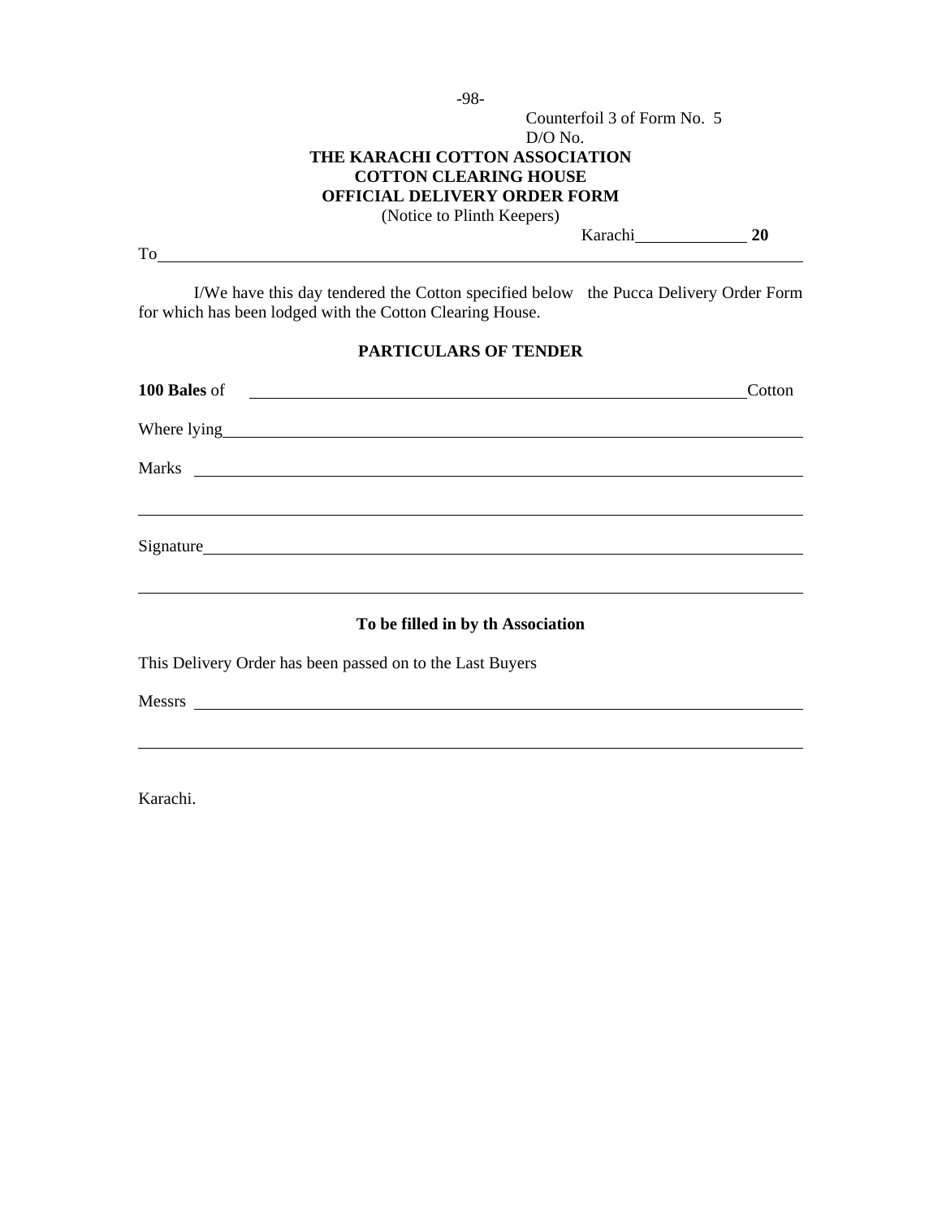Counterfoil 3 of Form No. 5
D/O No.

**THE KARACHI COTTON ASSOCIATION**
**COTTON CLEARING HOUSE**
**OFFICIAL DELIVERY ORDER FORM**
(Notice to Plinth Keepers)

Karachi\_\_\_\_\_\_\_\_\_\_\_\_\_ **20**

To\_\_\_\_\_\_\_\_\_\_\_\_\_\_\_\_\_\_\_\_\_\_\_\_\_\_\_\_\_\_\_\_\_\_\_\_\_\_\_\_\_\_\_\_\_\_\_\_\_\_\_\_\_\_\_\_\_\_\_\_\_\_\_\_

I/We have this day tendered the Cotton specified below the Pucca Delivery Order Form for which has been lodged with the Cotton Clearing House.

**PARTICULARS OF TENDER**

**100 Bales** of \_\_\_\_\_\_\_\_\_\_\_\_\_\_\_\_\_\_\_\_\_\_\_\_\_\_\_\_\_\_\_\_\_\_\_\_\_\_\_\_\_\_\_\_\_\_\_\_\_\_ Cotton

Where lying\_\_\_\_\_\_\_\_\_\_\_\_\_\_\_\_\_\_\_\_\_\_\_\_\_\_\_\_\_\_\_\_\_\_\_\_\_\_\_\_\_\_\_\_\_\_\_\_\_\_\_\_\_\_\_\_\_\_\_

Marks \_\_\_\_\_\_\_\_\_\_\_\_\_\_\_\_\_\_\_\_\_\_\_\_\_\_\_\_\_\_\_\_\_\_\_\_\_\_\_\_\_\_\_\_\_\_\_\_\_\_\_\_\_\_\_\_\_\_\_\_\_\_

\_\_\_\_\_\_\_\_\_\_\_\_\_\_\_\_\_\_\_\_\_\_\_\_\_\_\_\_\_\_\_\_\_\_\_\_\_\_\_\_\_\_\_\_\_\_\_\_\_\_\_\_\_\_\_\_\_\_\_\_\_\_\_\_\_\_\_

Signature\_\_\_\_\_\_\_\_\_\_\_\_\_\_\_\_\_\_\_\_\_\_\_\_\_\_\_\_\_\_\_\_\_\_\_\_\_\_\_\_\_\_\_\_\_\_\_\_\_\_\_\_\_\_\_\_\_\_\_\_

\_\_\_\_\_\_\_\_\_\_\_\_\_\_\_\_\_\_\_\_\_\_\_\_\_\_\_\_\_\_\_\_\_\_\_\_\_\_\_\_\_\_\_\_\_\_\_\_\_\_\_\_\_\_\_\_\_\_\_\_\_\_\_\_\_\_\_

**To be filled in by th Association**

This Delivery Order has been passed on to the Last Buyers

Messrs \_\_\_\_\_\_\_\_\_\_\_\_\_\_\_\_\_\_\_\_\_\_\_\_\_\_\_\_\_\_\_\_\_\_\_\_\_\_\_\_\_\_\_\_\_\_\_\_\_\_\_\_\_\_\_\_\_\_\_\_\_

\_\_\_\_\_\_\_\_\_\_\_\_\_\_\_\_\_\_\_\_\_\_\_\_\_\_\_\_\_\_\_\_\_\_\_\_\_\_\_\_\_\_\_\_\_\_\_\_\_\_\_\_\_\_\_\_\_\_\_\_\_\_\_\_\_\_\_

Karachi.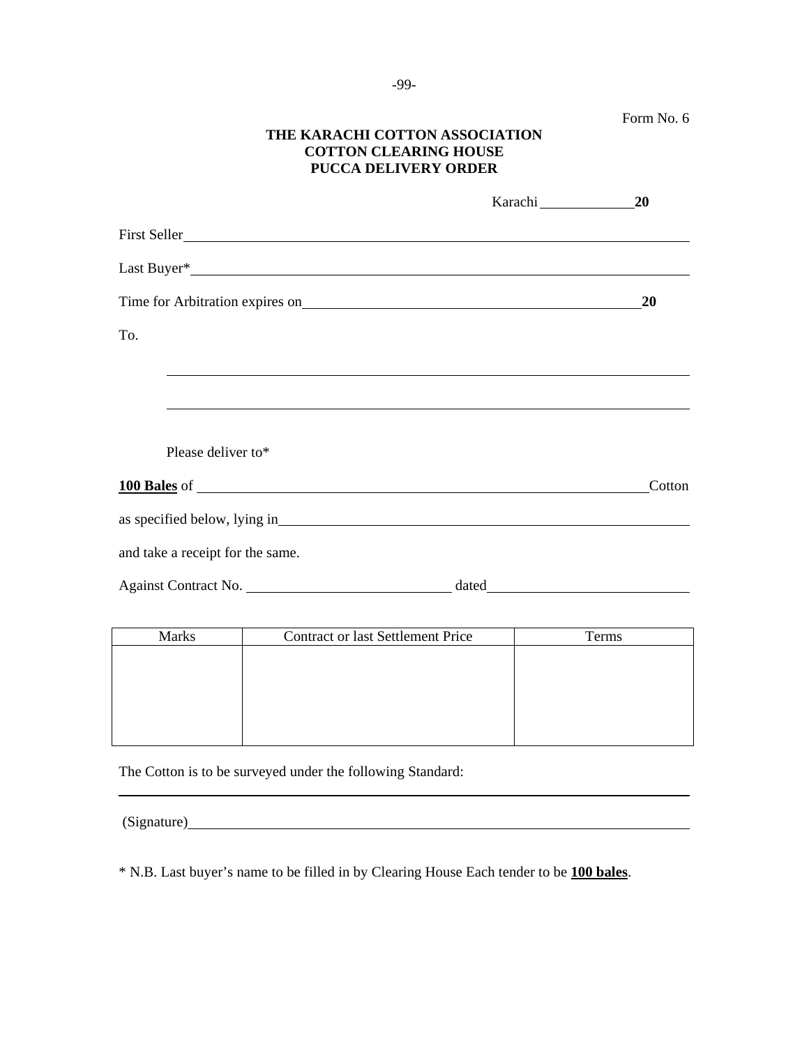Form No. 6

**THE KARACHI COTTON ASSOCIATION**
**COTTON CLEARING HOUSE**
**PUCCA DELIVERY ORDER**

Karachi \_\_\_\_\_\_\_\_\_\_\_\_\_ **20**

First Seller \_\_\_\_\_\_\_\_\_\_\_\_\_\_\_\_\_\_\_\_\_\_\_\_\_\_\_\_\_\_\_\_\_\_\_\_\_\_\_\_\_\_\_\_\_\_\_\_\_\_\_\_\_\_\_\_\_\_\_\_

Last Buyer* \_\_\_\_\_\_\_\_\_\_\_\_\_\_\_\_\_\_\_\_\_\_\_\_\_\_\_\_\_\_\_\_\_\_\_\_\_\_\_\_\_\_\_\_\_\_\_\_\_\_\_\_\_\_\_\_\_\_\_\_

Time for Arbitration expires on \_\_\_\_\_\_\_\_\_\_\_\_\_\_\_\_\_\_\_\_\_\_\_\_\_\_\_\_\_\_\_\_\_\_\_\_ **20**

To.

\_\_\_\_\_\_\_\_\_\_\_\_\_\_\_\_\_\_\_\_\_\_\_\_\_\_\_\_\_\_\_\_\_\_\_\_\_\_\_\_\_\_\_\_\_\_\_\_\_\_\_\_\_\_\_\_\_\_\_\_

\_\_\_\_\_\_\_\_\_\_\_\_\_\_\_\_\_\_\_\_\_\_\_\_\_\_\_\_\_\_\_\_\_\_\_\_\_\_\_\_\_\_\_\_\_\_\_\_\_\_\_\_\_\_\_\_\_\_\_\_

Please deliver to*

**<u>100 Bales</u>** of \_\_\_\_\_\_\_\_\_\_\_\_\_\_\_\_\_\_\_\_\_\_\_\_\_\_\_\_\_\_\_\_\_\_\_\_\_\_\_\_\_\_\_\_\_\_\_\_\_\_\_\_ Cotton

as specified below, lying in \_\_\_\_\_\_\_\_\_\_\_\_\_\_\_\_\_\_\_\_\_\_\_\_\_\_\_\_\_\_\_\_\_\_\_\_\_\_\_\_\_\_\_\_\_\_\_\_

and take a receipt for the same.

Against Contract No. \_\_\_\_\_\_\_\_\_\_\_\_\_\_\_\_\_\_\_\_\_\_\_\_ dated \_\_\_\_\_\_\_\_\_\_\_\_\_\_\_\_\_\_\_\_\_\_\_\_

| Marks | Contract or last Settlement Price | Terms |
|---|---|---|
| | | |

The Cotton is to be surveyed under the following Standard:

\_\_\_\_\_\_\_\_\_\_\_\_\_\_\_\_\_\_\_\_\_\_\_\_\_\_\_\_\_\_\_\_\_\_\_\_\_\_\_\_\_\_\_\_\_\_\_\_\_\_\_\_\_\_\_\_\_\_\_\_\_\_\_\_\_\_

(Signature) \_\_\_\_\_\_\_\_\_\_\_\_\_\_\_\_\_\_\_\_\_\_\_\_\_\_\_\_\_\_\_\_\_\_\_\_\_\_\_\_\_\_\_\_\_\_\_\_\_\_\_\_\_\_\_\_\_\_\_\_

* N.B. Last buyer's name to be filled in by Clearing House Each tender to be **<u>100 bales</u>**.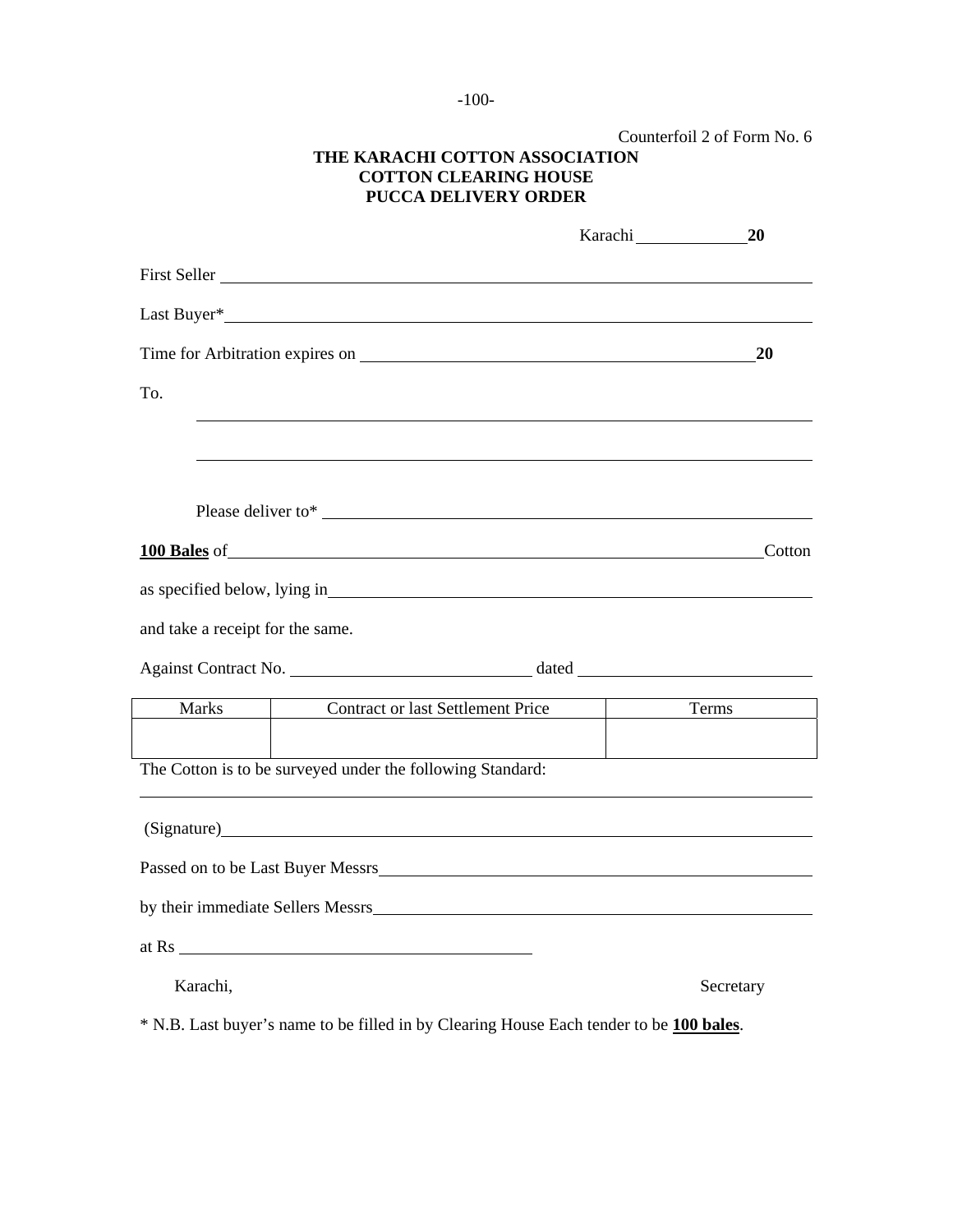Counterfoil 2 of Form No. 6

**THE KARACHI COTTON ASSOCIATION**
**COTTON CLEARING HOUSE**
**PUCCA DELIVERY ORDER**

Karachi \_\_\_\_\_\_\_\_\_\_\_\_ **20**

First Seller \_\_\_\_\_\_\_\_\_\_\_\_\_\_\_\_\_\_\_\_\_\_\_\_\_\_\_\_\_\_\_\_\_\_\_\_\_\_\_\_

Last Buyer* \_\_\_\_\_\_\_\_\_\_\_\_\_\_\_\_\_\_\_\_\_\_\_\_\_\_\_\_\_\_\_\_\_\_\_\_\_\_\_\_

Time for Arbitration expires on \_\_\_\_\_\_\_\_\_\_\_\_\_\_\_\_\_\_\_\_\_\_\_\_\_\_ **20**

To.

\_\_\_\_\_\_\_\_\_\_\_\_\_\_\_\_\_\_\_\_\_\_\_\_\_\_\_\_\_\_\_\_\_\_\_\_\_\_\_\_

\_\_\_\_\_\_\_\_\_\_\_\_\_\_\_\_\_\_\_\_\_\_\_\_\_\_\_\_\_\_\_\_\_\_\_\_\_\_\_\_

Please deliver to* \_\_\_\_\_\_\_\_\_\_\_\_\_\_\_\_\_\_\_\_\_\_\_\_\_\_\_\_\_\_\_\_\_\_\_\_

<u>**100 Bales**</u> of \_\_\_\_\_\_\_\_\_\_\_\_\_\_\_\_\_\_\_\_\_\_\_\_\_\_\_\_\_\_\_\_\_\_\_\_ Cotton

as specified below, lying in \_\_\_\_\_\_\_\_\_\_\_\_\_\_\_\_\_\_\_\_\_\_\_\_\_\_\_\_\_\_\_\_\_\_\_\_

and take a receipt for the same.

Against Contract No. \_\_\_\_\_\_\_\_\_\_\_\_\_\_\_\_\_\_ dated \_\_\_\_\_\_\_\_\_\_\_\_\_\_\_\_\_\_

| Marks | Contract or last Settlement Price | Terms |
|---|---|---|
| | | |

The Cotton is to be surveyed under the following Standard:

\_\_\_\_\_\_\_\_\_\_\_\_\_\_\_\_\_\_\_\_\_\_\_\_\_\_\_\_\_\_\_\_\_\_\_\_\_\_\_\_

(Signature) \_\_\_\_\_\_\_\_\_\_\_\_\_\_\_\_\_\_\_\_\_\_\_\_\_\_\_\_\_\_\_\_\_\_\_\_

Passed on to be Last Buyer Messrs \_\_\_\_\_\_\_\_\_\_\_\_\_\_\_\_\_\_\_\_\_\_\_\_\_\_\_\_\_\_\_\_\_\_\_\_

by their immediate Sellers Messrs \_\_\_\_\_\_\_\_\_\_\_\_\_\_\_\_\_\_\_\_\_\_\_\_\_\_\_\_\_\_\_\_\_\_\_\_

at Rs \_\_\_\_\_\_\_\_\_\_\_\_\_\_\_\_\_\_\_\_\_\_\_\_\_\_\_\_\_\_\_\_\_\_\_\_

Karachi, Secretary

* N.B. Last buyer's name to be filled in by Clearing House Each tender to be <u>**100 bales**</u>.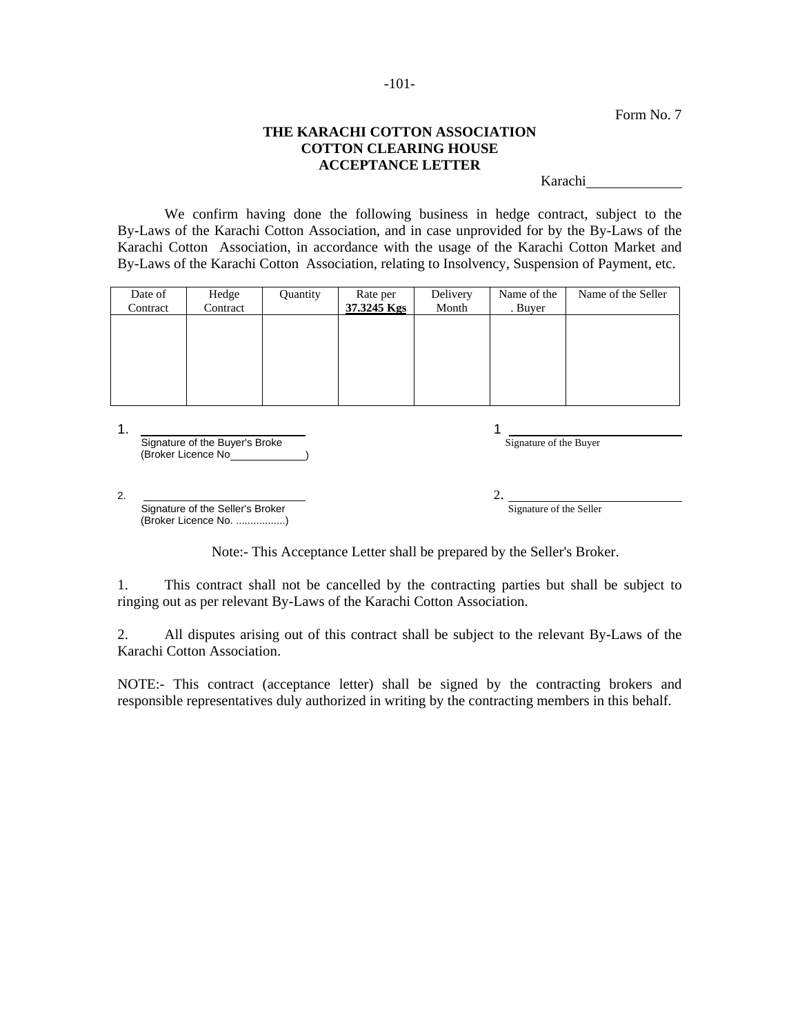Form No. 7

**THE KARACHI COTTON ASSOCIATION**
**COTTON CLEARING HOUSE**
**ACCEPTANCE LETTER**

Karachi____________

We confirm having done the following business in hedge contract, subject to the By-Laws of the Karachi Cotton Association, and in case unprovided for by the By-Laws of the Karachi Cotton Association, in accordance with the usage of the Karachi Cotton Market and By-Laws of the Karachi Cotton Association, relating to Insolvency, Suspension of Payment, etc.

| Date of Contract | Hedge Contract | Quantity | Rate per **37.3245 Kgs** | Delivery Month | Name of the . Buyer | Name of the Seller |
|---|---|---|---|---|---|---|
| | | | | | | |

1. ________________________
Signature of the Buyer's Broke
(Broker Licence No____________)

1 ________________________
Signature of the Buyer

2. ________________________
Signature of the Seller's Broker
(Broker Licence No. .................)

2. ________________________
Signature of the Seller

Note:- This Acceptance Letter shall be prepared by the Seller's Broker.

1. This contract shall not be cancelled by the contracting parties but shall be subject to ringing out as per relevant By-Laws of the Karachi Cotton Association.

2. All disputes arising out of this contract shall be subject to the relevant By-Laws of the Karachi Cotton Association.

NOTE:- This contract (acceptance letter) shall be signed by the contracting brokers and responsible representatives duly authorized in writing by the contracting members in this behalf.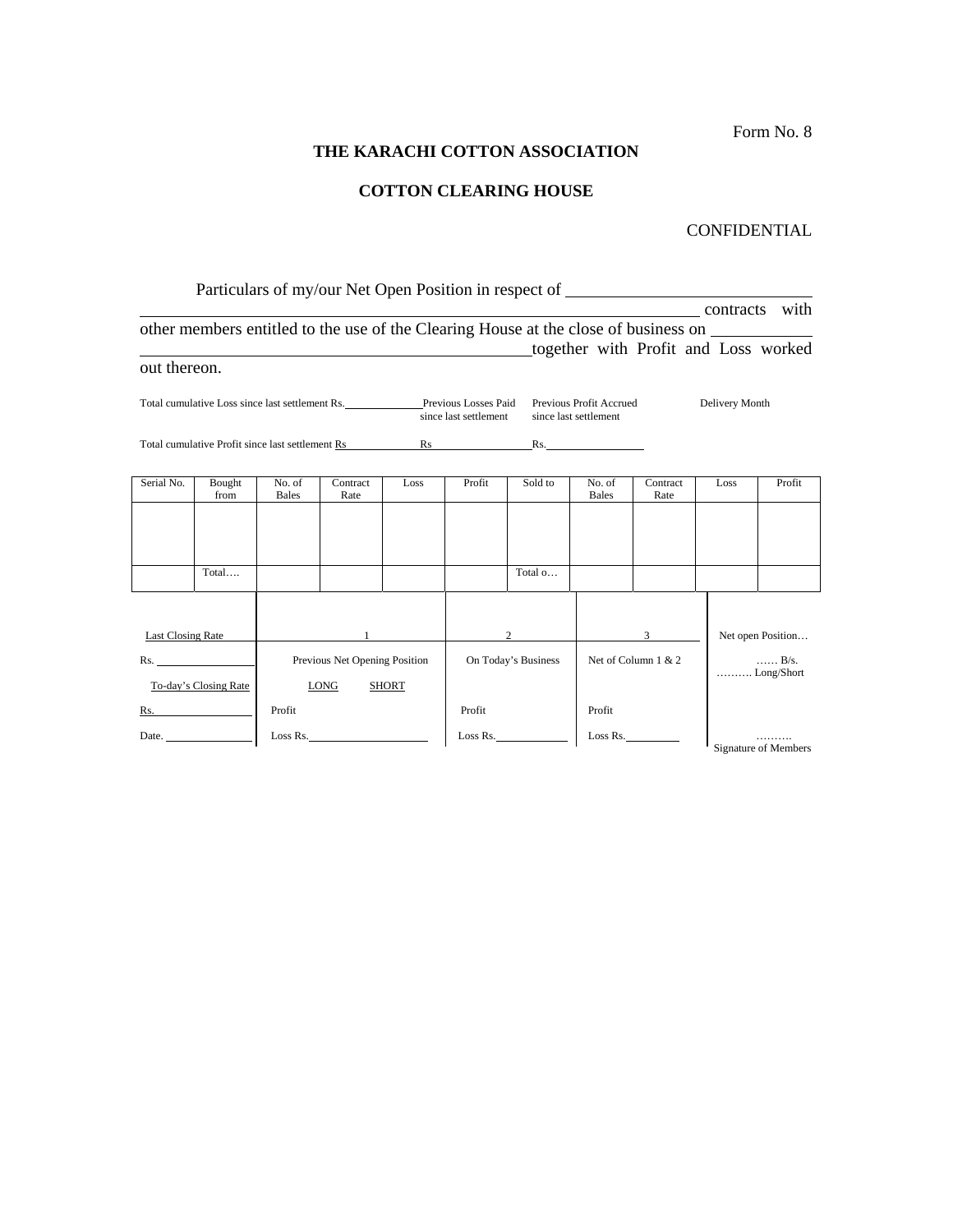Form No. 8

**THE KARACHI COTTON ASSOCIATION**

**COTTON CLEARING HOUSE**

CONFIDENTIAL

Particulars of my/our Net Open Position in respect of ____________________________ ____________________________________________________________ contracts with other members entitled to the use of the Clearing House at the close of business on ____________ ________________________________________together with Profit and Loss worked out thereon.

Total cumulative Loss since last settlement Rs.____________ Previous Losses Paid since last settlement | Previous Profit Accrued since last settlement | Delivery Month

Total cumulative Profit since last settlement Rs____________ Rs________________ Rs.______________

| Serial No. | Bought from | No. of Bales | Contract Rate | Loss | Profit | Sold to | No. of Bales | Contract Rate | Loss | Profit |
|---|---|---|---|---|---|---|---|---|---|---|
| | | | | | | | | | | |
| | Total…. | | | | | Total o… | | | | |

| Last Closing Rate | 1 | 2 | 3 | Net open Position… |
|---|---|---|---|---|
| Rs. ______________ | Previous Net Opening Position | On Today's Business | Net of Column 1 & 2 | …… B/s. ………. Long/Short |
| To-day's Closing Rate | LONG SHORT | | | |
| Rs. ______________ | Profit | Profit | Profit | |
| Date. ______________ | Loss Rs.__________________ | Loss Rs.__________ | Loss Rs.________ | ………. Signature of Members |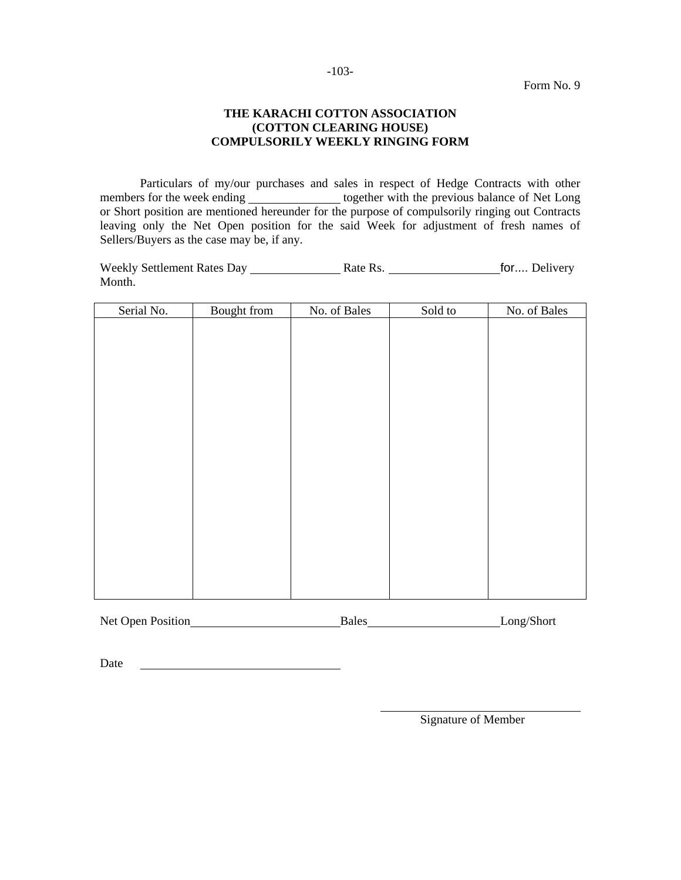Form No. 9

**THE KARACHI COTTON ASSOCIATION**
**(COTTON CLEARING HOUSE)**
**COMPULSORILY WEEKLY RINGING FORM**

Particulars of my/our purchases and sales in respect of Hedge Contracts with other members for the week ending ______________ together with the previous balance of Net Long or Short position are mentioned hereunder for the purpose of compulsorily ringing out Contracts leaving only the Net Open position for the said Week for adjustment of fresh names of Sellers/Buyers as the case may be, if any.

Weekly Settlement Rates Day ______________ Rate Rs. ________________for.... Delivery Month.

| Serial No. | Bought from | No. of Bales | Sold to | No. of Bales |
|---|---|---|---|---|
| | | | | |

Net Open Position______________________Bales____________________Long/Short

Date ______________________________

______________________________
Signature of Member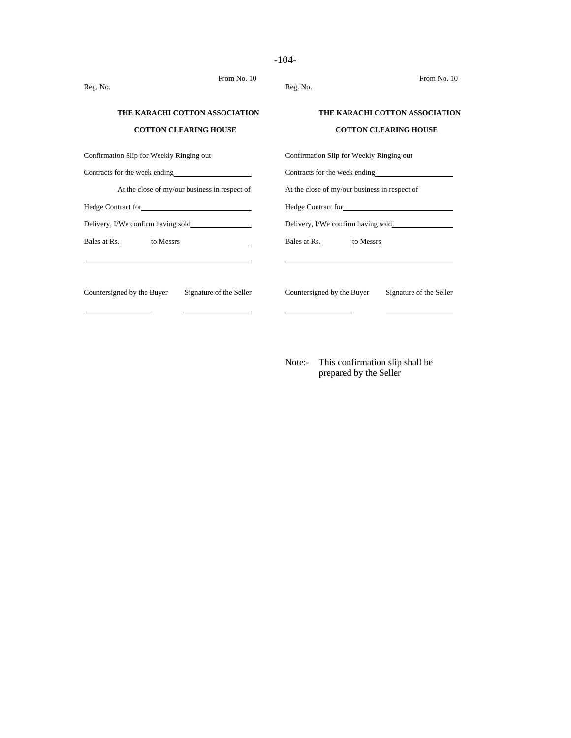Reg. No. From No. 10

**THE KARACHI COTTON ASSOCIATION**

**COTTON CLEARING HOUSE**

Confirmation Slip for Weekly Ringing out

Contracts for the week ending____________________

At the close of my/our business in respect of

Hedge Contract for____________________________

Delivery, I/We confirm having sold________________

Bales at Rs. ________to Messrs___________________

_____________________________________________

Countersigned by the Buyer Signature of the Seller

_________________ _________________

Reg. No. From No. 10

**THE KARACHI COTTON ASSOCIATION**

**COTTON CLEARING HOUSE**

Confirmation Slip for Weekly Ringing out

Contracts for the week ending____________________

At the close of my/our business in respect of

Hedge Contract for____________________________

Delivery, I/We confirm having sold________________

Bales at Rs. ________to Messrs___________________

_____________________________________________

Countersigned by the Buyer Signature of the Seller

_________________ _________________

Note:- This confirmation slip shall be prepared by the Seller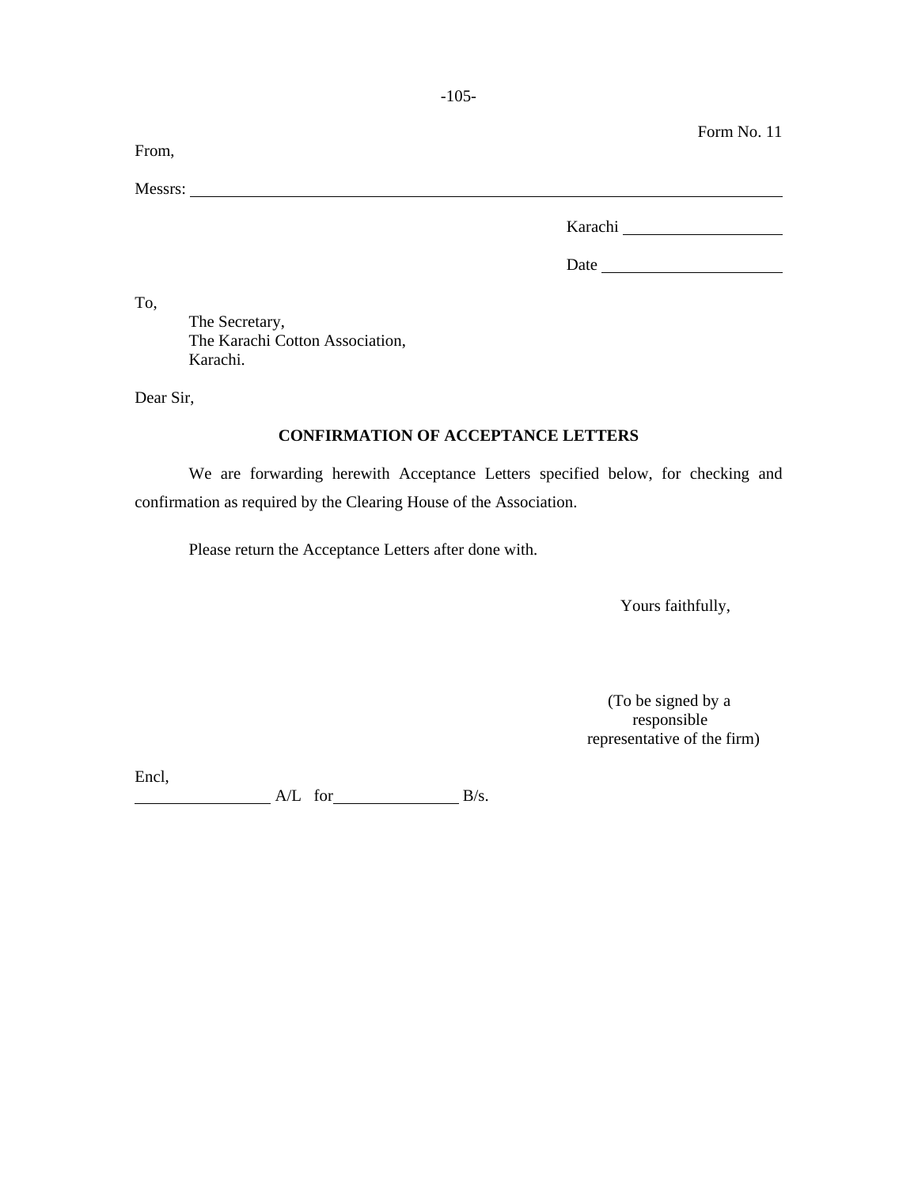Form No. 11

From,

Messrs: ______________________________________________________________

Karachi ____________________

Date ______________________

To,

The Secretary,
The Karachi Cotton Association,
Karachi.

Dear Sir,

**CONFIRMATION OF ACCEPTANCE LETTERS**

We are forwarding herewith Acceptance Letters specified below, for checking and confirmation as required by the Clearing House of the Association.

Please return the Acceptance Letters after done with.

Yours faithfully,

(To be signed by a responsible representative of the firm)

Encl,
________________ A/L for _______________ B/s.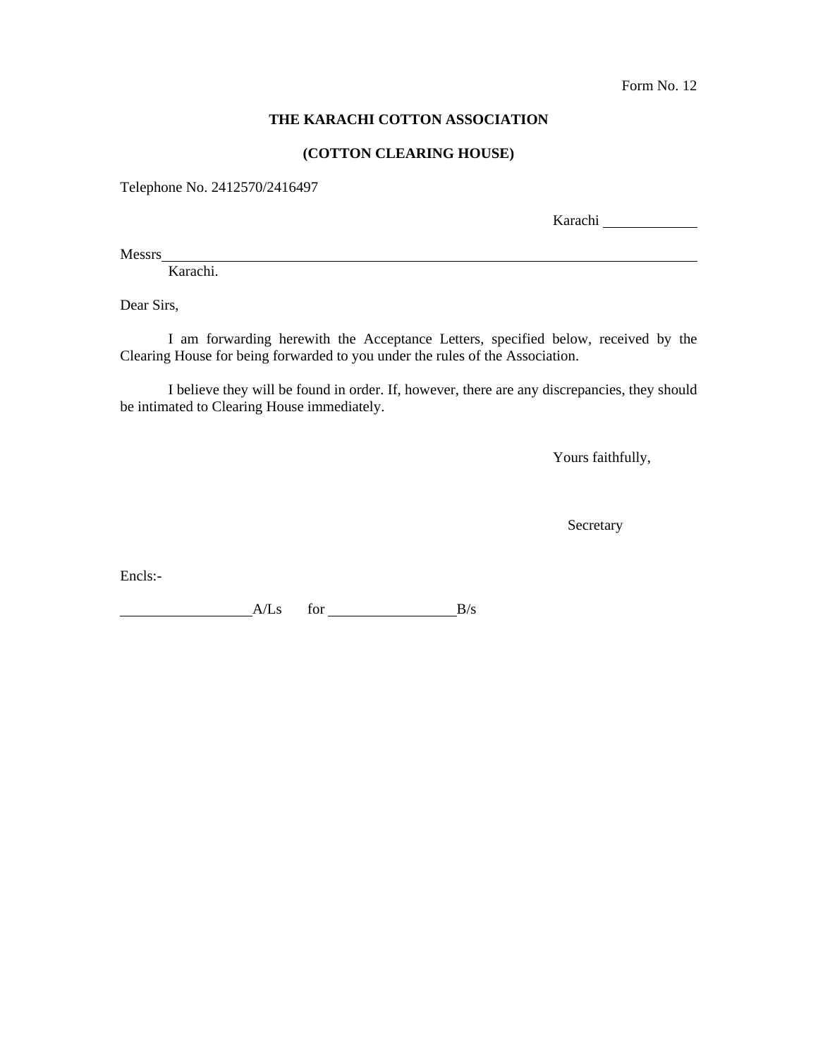Form No. 12

**THE KARACHI COTTON ASSOCIATION**

**(COTTON CLEARING HOUSE)**

Telephone No. 2412570/2416497

Karachi \_\_\_\_\_\_\_\_\_\_\_\_

Messrs\_\_\_\_\_\_\_\_\_\_\_\_\_\_\_\_\_\_\_\_\_\_\_\_\_\_\_\_\_\_\_\_\_\_\_\_\_\_\_\_\_\_\_\_\_\_\_\_\_\_\_\_\_\_\_\_\_\_\_\_\_\_\_\_\_\_
Karachi.

Dear Sirs,

I am forwarding herewith the Acceptance Letters, specified below, received by the Clearing House for being forwarded to you under the rules of the Association.

I believe they will be found in order. If, however, there are any discrepancies, they should be intimated to Clearing House immediately.

Yours faithfully,

Secretary

Encls:-

\_\_\_\_\_\_\_\_\_\_\_\_\_\_\_\_\_\_A/Ls for \_\_\_\_\_\_\_\_\_\_\_\_\_\_\_\_\_\_B/s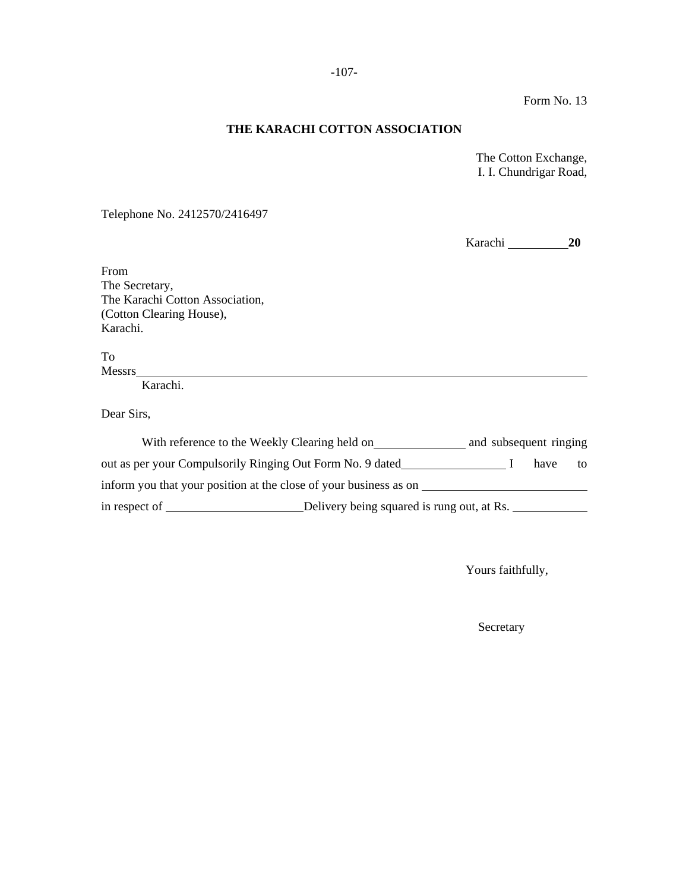Form No. 13

**THE KARACHI COTTON ASSOCIATION**

The Cotton Exchange,
I. I. Chundrigar Road,

Telephone No. 2412570/2416497

Karachi __________ **20**

From
The Secretary,
The Karachi Cotton Association,
(Cotton Clearing House),
Karachi.

To
Messrs______________________________________________________________
Karachi.

Dear Sirs,

With reference to the Weekly Clearing held on______________ and subsequent ringing out as per your Compulsorily Ringing Out Form No. 9 dated________________ I have to inform you that your position at the close of your business as on _________________________ in respect of ____________________Delivery being squared is rung out, at Rs. ___________

Yours faithfully,

Secretary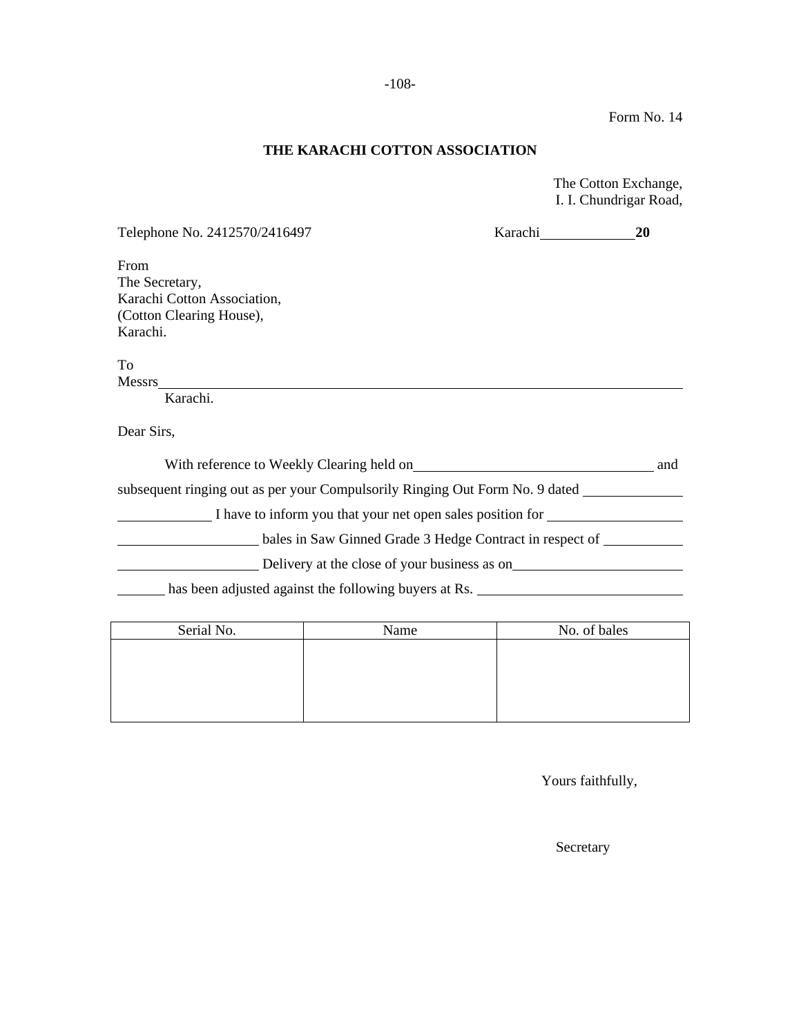Form No. 14

## THE KARACHI COTTON ASSOCIATION

The Cotton Exchange,
I. I. Chundrigar Road,

Telephone No. 2412570/2416497 Karachi_____________**20**

From
The Secretary,
Karachi Cotton Association,
(Cotton Clearing House),
Karachi.

To
Messrs__________________________________________________________________________
Karachi.

Dear Sirs,

With reference to Weekly Clearing held on_________________________________ and subsequent ringing out as per your Compulsorily Ringing Out Form No. 9 dated _____________ _____________ I have to inform you that your net open sales position for ___________________ ___________________ bales in Saw Ginned Grade 3 Hedge Contract in respect of ___________ ___________________ Delivery at the close of your business as on______________________ _______ has been adjusted against the following buyers at Rs. ____________________________

| Serial No. | Name | No. of bales |
|---|---|---|
| | | |

Yours faithfully,

Secretary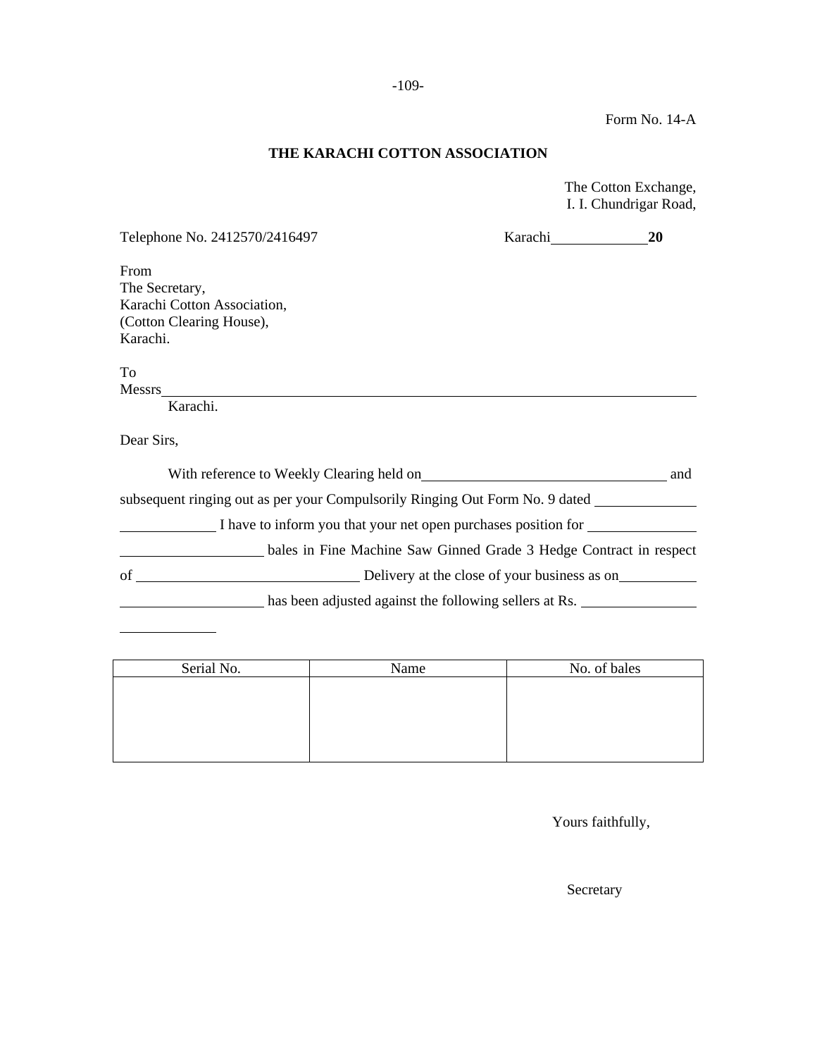Form No. 14-A

**THE KARACHI COTTON ASSOCIATION**

The Cotton Exchange,
I. I. Chundrigar Road,

Telephone No. 2412570/2416497 Karachi\_\_\_\_\_\_\_\_\_\_\_\_\_**20**

From
The Secretary,
Karachi Cotton Association,
(Cotton Clearing House),
Karachi.

To
Messrs\_\_\_\_\_\_\_\_\_\_\_\_\_\_\_\_\_\_\_\_\_\_\_\_\_\_\_\_\_\_\_\_\_\_\_\_\_\_\_\_\_\_\_\_\_\_\_\_\_\_\_\_\_\_\_\_\_\_
Karachi.

Dear Sirs,

With reference to Weekly Clearing held on\_\_\_\_\_\_\_\_\_\_\_\_\_\_\_\_\_\_\_\_\_\_\_\_\_\_ and subsequent ringing out as per your Compulsorily Ringing Out Form No. 9 dated \_\_\_\_\_\_\_\_\_\_\_ \_\_\_\_\_\_\_\_\_\_\_ I have to inform you that your net open purchases position for \_\_\_\_\_\_\_\_\_\_\_\_ \_\_\_\_\_\_\_\_\_\_\_\_\_\_\_ bales in Fine Machine Saw Ginned Grade 3 Hedge Contract in respect of \_\_\_\_\_\_\_\_\_\_\_\_\_\_\_\_\_\_\_\_\_\_\_\_ Delivery at the close of your business as on\_\_\_\_\_\_\_\_\_ \_\_\_\_\_\_\_\_\_\_\_\_\_\_\_ has been adjusted against the following sellers at Rs. \_\_\_\_\_\_\_\_\_\_\_\_ \_\_\_\_\_\_\_\_\_\_\_

| Serial No. | Name | No. of bales |
|---|---|---|
| | | |

Yours faithfully,

Secretary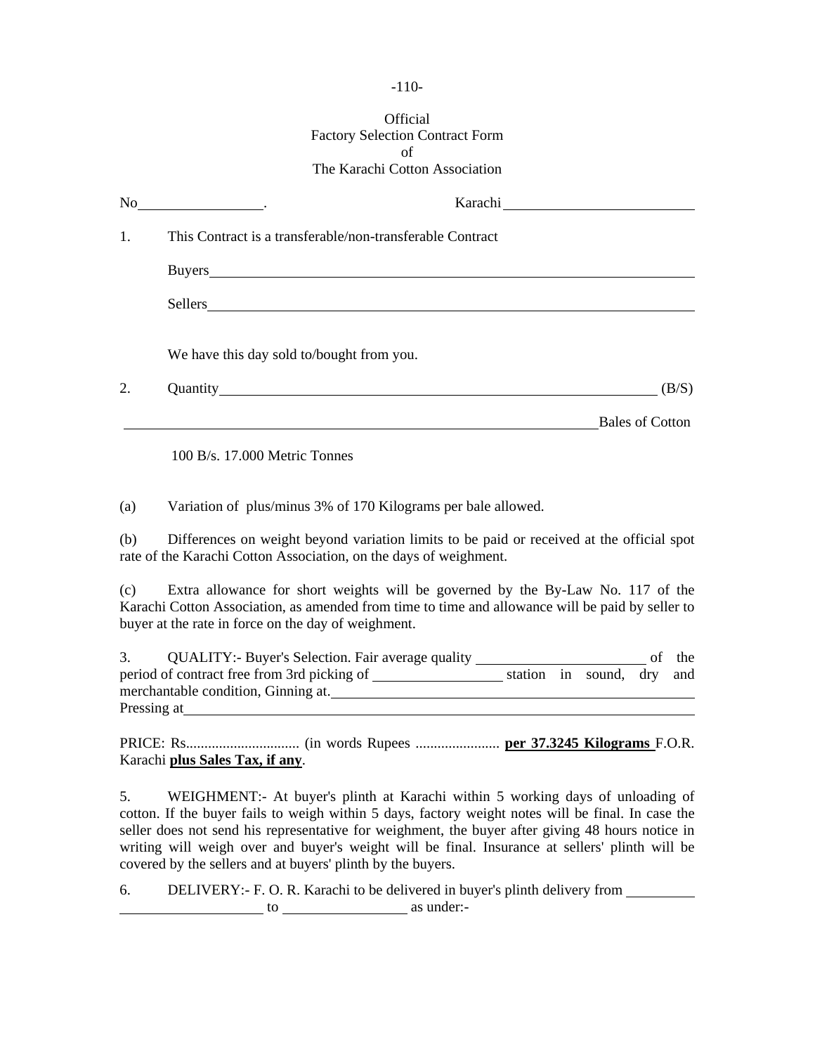Official
Factory Selection Contract Form
of
The Karachi Cotton Association

No\_\_\_\_\_\_\_\_\_\_\_\_\_\_\_\_. Karachi\_\_\_\_\_\_\_\_\_\_\_\_\_\_\_\_\_\_\_\_\_\_\_\_

1. This Contract is a transferable/non-transferable Contract

   Buyers\_\_\_\_\_\_\_\_\_\_\_\_\_\_\_\_\_\_\_\_\_\_\_\_\_\_\_\_\_\_\_\_\_\_\_\_\_\_\_\_\_\_\_\_\_\_\_\_\_\_\_\_\_\_\_\_

   Sellers\_\_\_\_\_\_\_\_\_\_\_\_\_\_\_\_\_\_\_\_\_\_\_\_\_\_\_\_\_\_\_\_\_\_\_\_\_\_\_\_\_\_\_\_\_\_\_\_\_\_\_\_\_\_\_\_

   We have this day sold to/bought from you.

2. Quantity\_\_\_\_\_\_\_\_\_\_\_\_\_\_\_\_\_\_\_\_\_\_\_\_\_\_\_\_\_\_\_\_\_\_\_\_\_\_\_\_\_\_\_\_\_\_\_\_\_\_\_\_ (B/S)

\_\_\_\_\_\_\_\_\_\_\_\_\_\_\_\_\_\_\_\_\_\_\_\_\_\_\_\_\_\_\_\_\_\_\_\_\_\_\_\_\_\_\_\_\_\_\_\_\_\_\_\_\_\_\_\_\_\_\_\_Bales of Cotton

   100 B/s. 17.000 Metric Tonnes

(a) Variation of plus/minus 3% of 170 Kilograms per bale allowed.

(b) Differences on weight beyond variation limits to be paid or received at the official spot rate of the Karachi Cotton Association, on the days of weighment.

(c) Extra allowance for short weights will be governed by the By-Law No. 117 of the Karachi Cotton Association, as amended from time to time and allowance will be paid by seller to buyer at the rate in force on the day of weighment.

3. QUALITY:- Buyer's Selection. Fair average quality \_\_\_\_\_\_\_\_\_\_\_\_\_\_\_\_\_\_\_\_ of the period of contract free from 3rd picking of \_\_\_\_\_\_\_\_\_\_\_\_\_\_\_\_ station in sound, dry and merchantable condition, Ginning at.\_\_\_\_\_\_\_\_\_\_\_\_\_\_\_\_\_\_\_\_\_\_\_\_\_\_\_\_\_\_\_\_\_\_\_\_\_\_\_\_\_\_
Pressing at\_\_\_\_\_\_\_\_\_\_\_\_\_\_\_\_\_\_\_\_\_\_\_\_\_\_\_\_\_\_\_\_\_\_\_\_\_\_\_\_\_\_\_\_\_\_\_\_\_\_\_\_\_\_\_\_\_\_\_\_\_

PRICE: Rs.............................. (in words Rupees ...................... **per 37.3245 Kilograms** F.O.R. Karachi **plus Sales Tax, if any**.

5. WEIGHMENT:- At buyer's plinth at Karachi within 5 working days of unloading of cotton. If the buyer fails to weigh within 5 days, factory weight notes will be final. In case the seller does not send his representative for weighment, the buyer after giving 48 hours notice in writing will weigh over and buyer's weight will be final. Insurance at sellers' plinth will be covered by the sellers and at buyers' plinth by the buyers.

6. DELIVERY:- F. O. R. Karachi to be delivered in buyer's plinth delivery from \_\_\_\_\_\_\_\_\_\_ \_\_\_\_\_\_\_\_\_\_\_\_\_\_\_\_\_\_\_\_ to \_\_\_\_\_\_\_\_\_\_\_\_\_\_\_\_\_ as under:-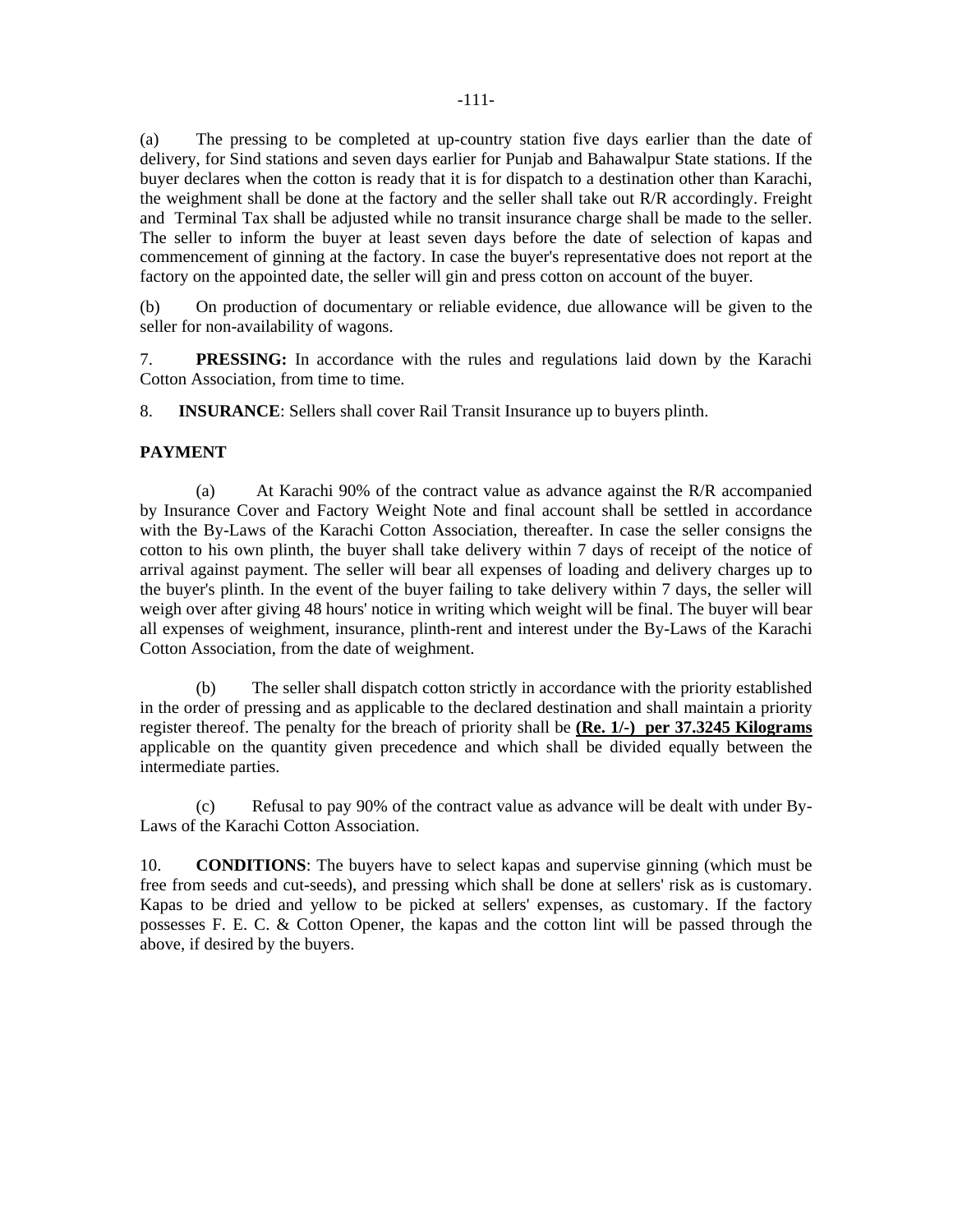(a) The pressing to be completed at up-country station five days earlier than the date of delivery, for Sind stations and seven days earlier for Punjab and Bahawalpur State stations. If the buyer declares when the cotton is ready that it is for dispatch to a destination other than Karachi, the weighment shall be done at the factory and the seller shall take out R/R accordingly. Freight and Terminal Tax shall be adjusted while no transit insurance charge shall be made to the seller. The seller to inform the buyer at least seven days before the date of selection of kapas and commencement of ginning at the factory. In case the buyer's representative does not report at the factory on the appointed date, the seller will gin and press cotton on account of the buyer.

(b) On production of documentary or reliable evidence, due allowance will be given to the seller for non-availability of wagons.

7. **PRESSING:** In accordance with the rules and regulations laid down by the Karachi Cotton Association, from time to time.

8. **INSURANCE**: Sellers shall cover Rail Transit Insurance up to buyers plinth.

**PAYMENT**

(a) At Karachi 90% of the contract value as advance against the R/R accompanied by Insurance Cover and Factory Weight Note and final account shall be settled in accordance with the By-Laws of the Karachi Cotton Association, thereafter. In case the seller consigns the cotton to his own plinth, the buyer shall take delivery within 7 days of receipt of the notice of arrival against payment. The seller will bear all expenses of loading and delivery charges up to the buyer's plinth. In the event of the buyer failing to take delivery within 7 days, the seller will weigh over after giving 48 hours' notice in writing which weight will be final. The buyer will bear all expenses of weighment, insurance, plinth-rent and interest under the By-Laws of the Karachi Cotton Association, from the date of weighment.

(b) The seller shall dispatch cotton strictly in accordance with the priority established in the order of pressing and as applicable to the declared destination and shall maintain a priority register thereof. The penalty for the breach of priority shall be **<u>(Re. 1/-) per 37.3245 Kilograms</u>** applicable on the quantity given precedence and which shall be divided equally between the intermediate parties.

(c) Refusal to pay 90% of the contract value as advance will be dealt with under By-Laws of the Karachi Cotton Association.

10. **CONDITIONS**: The buyers have to select kapas and supervise ginning (which must be free from seeds and cut-seeds), and pressing which shall be done at sellers' risk as is customary. Kapas to be dried and yellow to be picked at sellers' expenses, as customary. If the factory possesses F. E. C. & Cotton Opener, the kapas and the cotton lint will be passed through the above, if desired by the buyers.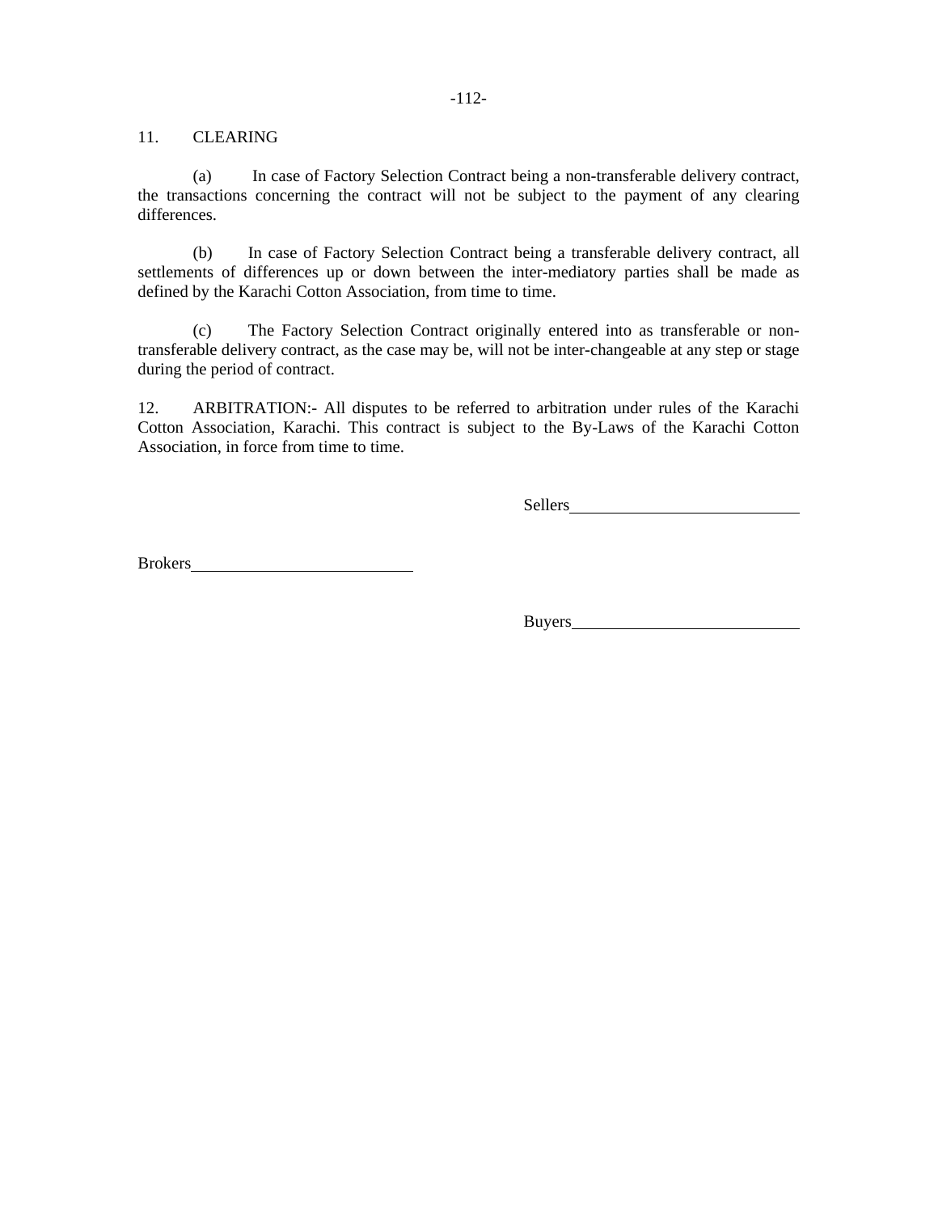11. CLEARING

(a) In case of Factory Selection Contract being a non-transferable delivery contract, the transactions concerning the contract will not be subject to the payment of any clearing differences.

(b) In case of Factory Selection Contract being a transferable delivery contract, all settlements of differences up or down between the inter-mediatory parties shall be made as defined by the Karachi Cotton Association, from time to time.

(c) The Factory Selection Contract originally entered into as transferable or non-transferable delivery contract, as the case may be, will not be inter-changeable at any step or stage during the period of contract.

12. ARBITRATION:- All disputes to be referred to arbitration under rules of the Karachi Cotton Association, Karachi. This contract is subject to the By-Laws of the Karachi Cotton Association, in force from time to time.

Sellers\_\_\_\_\_\_\_\_\_\_\_\_\_\_\_\_\_\_\_\_\_\_\_\_\_\_

Brokers\_\_\_\_\_\_\_\_\_\_\_\_\_\_\_\_\_\_\_\_\_\_\_\_\_\_

Buyers\_\_\_\_\_\_\_\_\_\_\_\_\_\_\_\_\_\_\_\_\_\_\_\_\_\_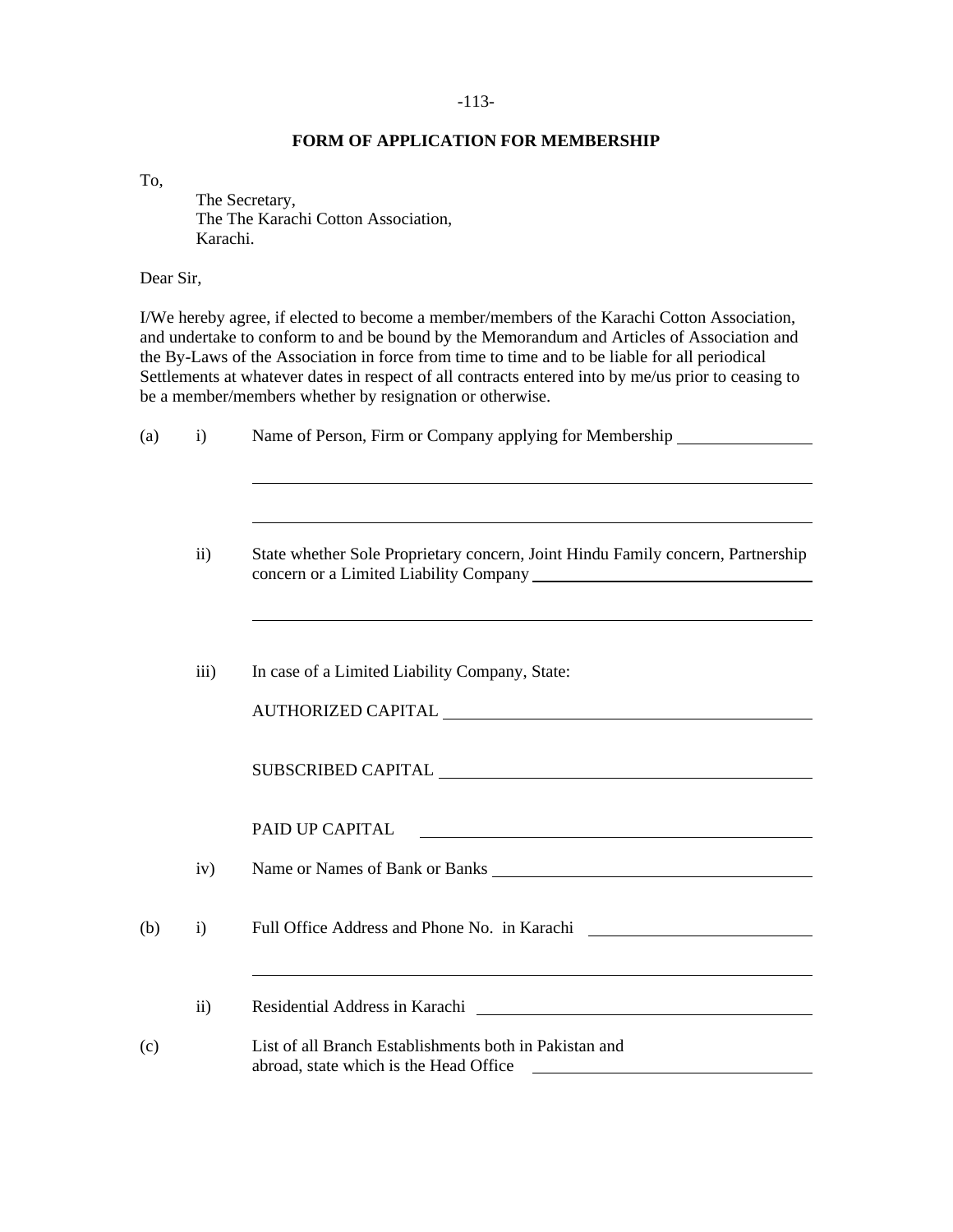## FORM OF APPLICATION FOR MEMBERSHIP

To,

The Secretary,
The The Karachi Cotton Association,
Karachi.

Dear Sir,

I/We hereby agree, if elected to become a member/members of the Karachi Cotton Association, and undertake to conform to and be bound by the Memorandum and Articles of Association and the By-Laws of the Association in force from time to time and to be liable for all periodical Settlements at whatever dates in respect of all contracts entered into by me/us prior to ceasing to be a member/members whether by resignation or otherwise.

(a) i) Name of Person, Firm or Company applying for Membership ____________________

________________________________________________________________

________________________________________________________________

ii) State whether Sole Proprietary concern, Joint Hindu Family concern, Partnership concern or a Limited Liability Company ____________________

________________________________________________________________

iii) In case of a Limited Liability Company, State:

AUTHORIZED CAPITAL ____________________

SUBSCRIBED CAPITAL ____________________

PAID UP CAPITAL ____________________

iv) Name or Names of Bank or Banks ____________________

(b) i) Full Office Address and Phone No. in Karachi ____________________

________________________________________________________________

ii) Residential Address in Karachi ____________________

(c) List of all Branch Establishments both in Pakistan and abroad, state which is the Head Office ____________________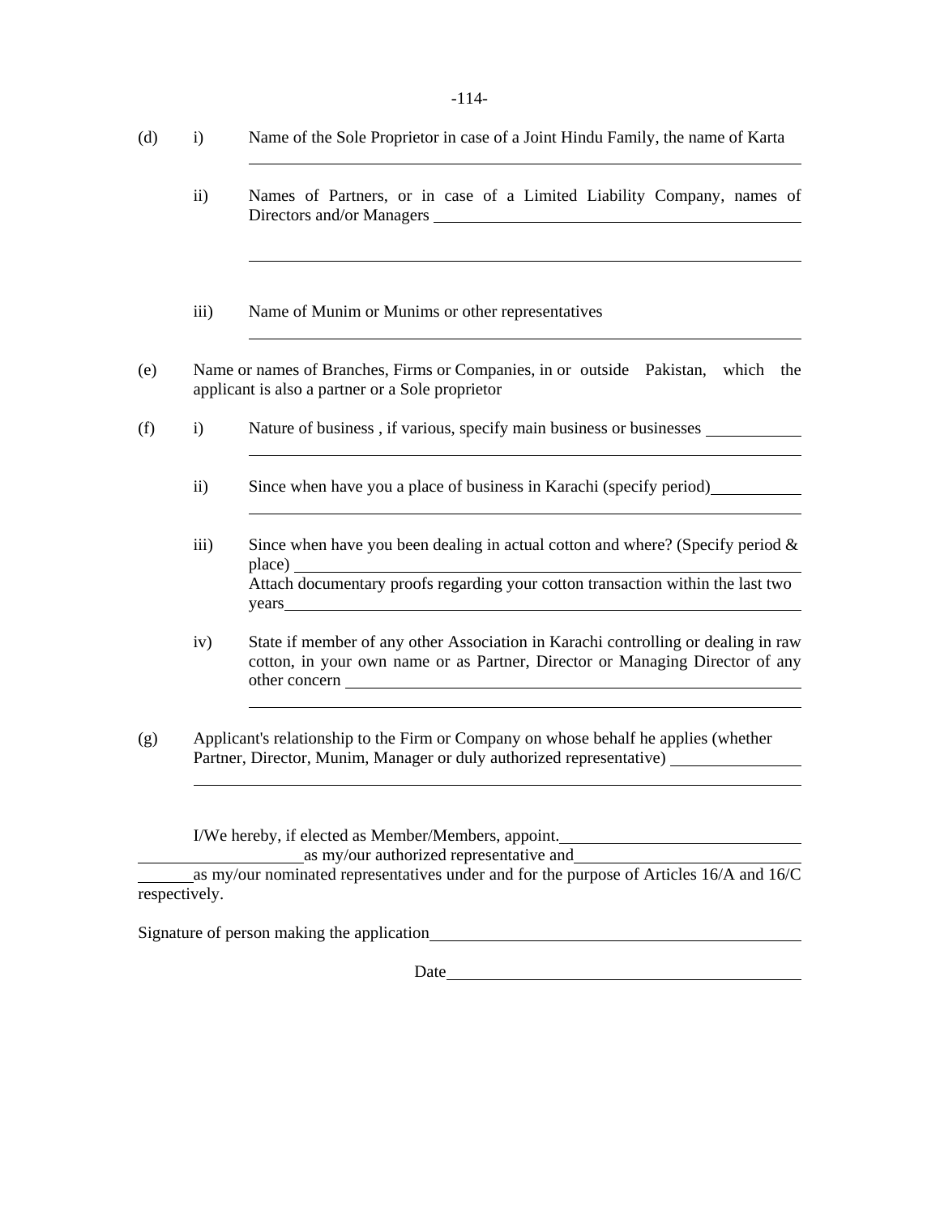(d) i) Name of the Sole Proprietor in case of a Joint Hindu Family, the name of Karta

______________________________________________

ii) Names of Partners, or in case of a Limited Liability Company, names of Directors and/or Managers ______________________________________________

______________________________________________

iii) Name of Munim or Munims or other representatives

______________________________________________

(e) Name or names of Branches, Firms or Companies, in or outside Pakistan, which the applicant is also a partner or a Sole proprietor

(f) i) Nature of business , if various, specify main business or businesses ____________

______________________________________________

ii) Since when have you a place of business in Karachi (specify period) ____________

______________________________________________

iii) Since when have you been dealing in actual cotton and where? (Specify period & place) ______________________________________________
Attach documentary proofs regarding your cotton transaction within the last two years ______________________________________________

iv) State if member of any other Association in Karachi controlling or dealing in raw cotton, in your own name or as Partner, Director or Managing Director of any other concern ______________________________________________

______________________________________________

(g) Applicant's relationship to the Firm or Company on whose behalf he applies (whether Partner, Director, Munim, Manager or duly authorized representative) ____________

______________________________________________

I/We hereby, if elected as Member/Members, appoint. ______________________________ ____________________ as my/our authorized representative and ____________________________ ________ as my/our nominated representatives under and for the purpose of Articles 16/A and 16/C respectively.

Signature of person making the application ______________________________________________

Date ______________________________________________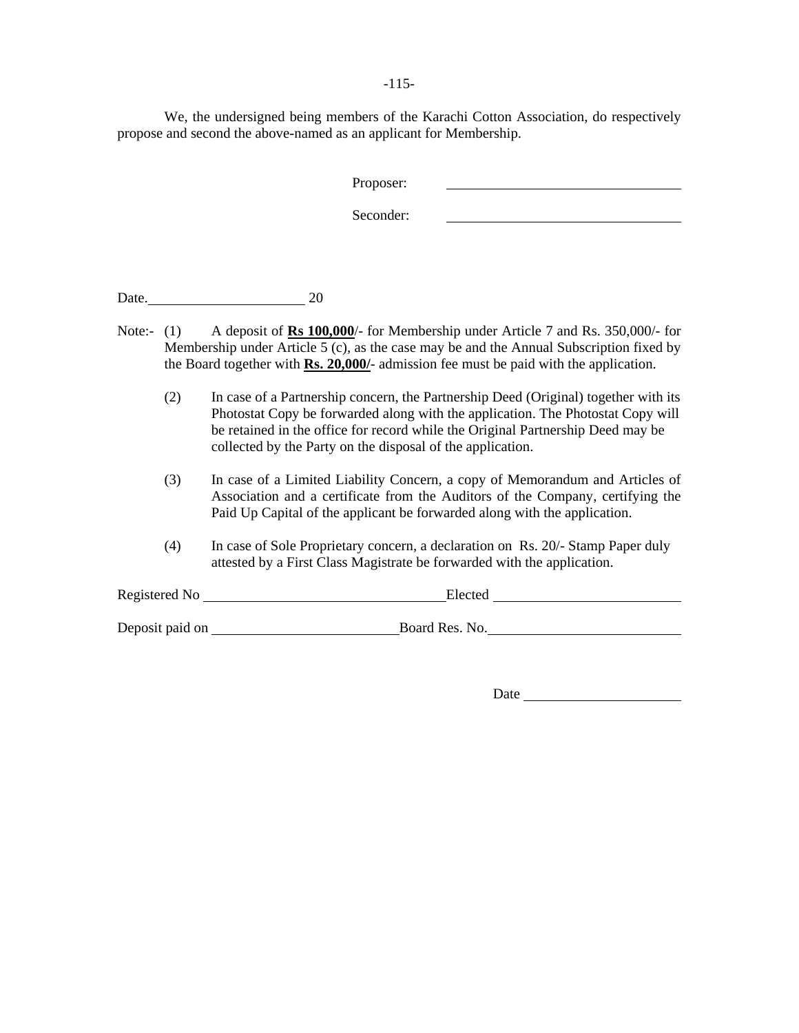We, the undersigned being members of the Karachi Cotton Association, do respectively propose and second the above-named as an applicant for Membership.

Proposer: ________________________________

Seconder: ________________________________

Date.______________________ 20

Note:- (1) A deposit of **Rs 100,000**/- for Membership under Article 7 and Rs. 350,000/- for Membership under Article 5 (c), as the case may be and the Annual Subscription fixed by the Board together with **Rs. 20,000/-** admission fee must be paid with the application.

(2) In case of a Partnership concern, the Partnership Deed (Original) together with its Photostat Copy be forwarded along with the application. The Photostat Copy will be retained in the office for record while the Original Partnership Deed may be collected by the Party on the disposal of the application.

(3) In case of a Limited Liability Concern, a copy of Memorandum and Articles of Association and a certificate from the Auditors of the Company, certifying the Paid Up Capital of the applicant be forwarded along with the application.

(4) In case of Sole Proprietary concern, a declaration on Rs. 20/- Stamp Paper duly attested by a First Class Magistrate be forwarded with the application.

Registered No ________________________________ Elected __________________________

Deposit paid on __________________________ Board Res. No. ___________________________

Date ______________________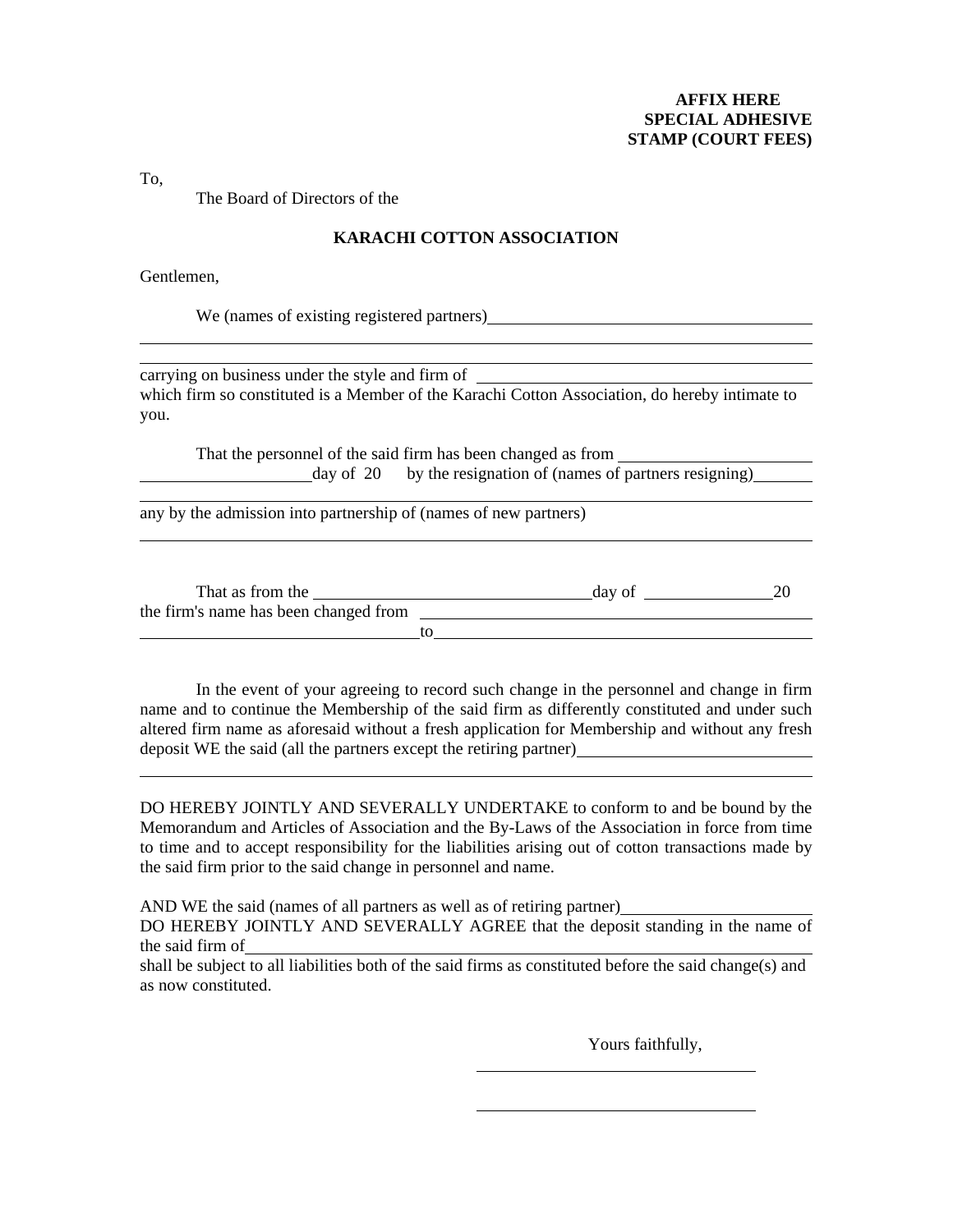**AFFIX HERE**
**SPECIAL ADHESIVE**
**STAMP (COURT FEES)**

To,

The Board of Directors of the

**KARACHI COTTON ASSOCIATION**

Gentlemen,

We (names of existing registered partners)\_\_\_\_\_\_\_\_\_\_\_\_\_\_\_\_\_\_\_\_\_\_\_\_\_\_\_\_\_\_\_\_\_\_\_\_\_\_

\_\_\_\_\_\_\_\_\_\_\_\_\_\_\_\_\_\_\_\_\_\_\_\_\_\_\_\_\_\_\_\_\_\_\_\_\_\_\_\_\_\_\_\_\_\_\_\_\_\_\_\_\_\_\_\_\_\_\_\_\_\_\_\_\_\_\_\_\_\_\_\_\_\_\_\_\_\_

\_\_\_\_\_\_\_\_\_\_\_\_\_\_\_\_\_\_\_\_\_\_\_\_\_\_\_\_\_\_\_\_\_\_\_\_\_\_\_\_\_\_\_\_\_\_\_\_\_\_\_\_\_\_\_\_\_\_\_\_\_\_\_\_\_\_\_\_\_\_\_\_\_\_\_\_\_\_

carrying on business under the style and firm of \_\_\_\_\_\_\_\_\_\_\_\_\_\_\_\_\_\_\_\_\_\_\_\_\_\_\_\_\_\_\_\_\_\_\_\_\_\_\_ which firm so constituted is a Member of the Karachi Cotton Association, do hereby intimate to you.

That the personnel of the said firm has been changed as from \_\_\_\_\_\_\_\_\_\_\_\_\_\_\_\_\_\_\_\_\_\_\_ \_\_\_\_\_\_\_\_\_\_\_\_\_\_\_\_\_\_\_\_day of 20 by the resignation of (names of partners resigning)\_\_\_\_\_\_\_

\_\_\_\_\_\_\_\_\_\_\_\_\_\_\_\_\_\_\_\_\_\_\_\_\_\_\_\_\_\_\_\_\_\_\_\_\_\_\_\_\_\_\_\_\_\_\_\_\_\_\_\_\_\_\_\_\_\_\_\_\_\_\_\_\_\_\_\_\_\_\_\_\_\_\_\_\_\_

any by the admission into partnership of (names of new partners)

\_\_\_\_\_\_\_\_\_\_\_\_\_\_\_\_\_\_\_\_\_\_\_\_\_\_\_\_\_\_\_\_\_\_\_\_\_\_\_\_\_\_\_\_\_\_\_\_\_\_\_\_\_\_\_\_\_\_\_\_\_\_\_\_\_\_\_\_\_\_\_\_\_\_\_\_\_\_

That as from the \_\_\_\_\_\_\_\_\_\_\_\_\_\_\_\_\_\_\_\_\_\_\_\_\_\_\_\_\_\_\_\_\_day of \_\_\_\_\_\_\_\_\_\_\_\_\_\_\_20 the firm's name has been changed from \_\_\_\_\_\_\_\_\_\_\_\_\_\_\_\_\_\_\_\_\_\_\_\_\_\_\_\_\_\_\_\_\_\_\_\_\_\_\_\_\_\_\_\_\_\_\_ \_\_\_\_\_\_\_\_\_\_\_\_\_\_\_\_\_\_\_\_\_\_\_\_\_\_\_\_\_\_\_\_\_to\_\_\_\_\_\_\_\_\_\_\_\_\_\_\_\_\_\_\_\_\_\_\_\_\_\_\_\_\_\_\_\_\_\_\_\_\_\_\_\_\_\_\_\_\_\_\_

In the event of your agreeing to record such change in the personnel and change in firm name and to continue the Membership of the said firm as differently constituted and under such altered firm name as aforesaid without a fresh application for Membership and without any fresh deposit WE the said (all the partners except the retiring partner)\_\_\_\_\_\_\_\_\_\_\_\_\_\_\_\_\_\_\_\_\_\_\_\_\_\_\_

\_\_\_\_\_\_\_\_\_\_\_\_\_\_\_\_\_\_\_\_\_\_\_\_\_\_\_\_\_\_\_\_\_\_\_\_\_\_\_\_\_\_\_\_\_\_\_\_\_\_\_\_\_\_\_\_\_\_\_\_\_\_\_\_\_\_\_\_\_\_\_\_\_\_\_\_\_\_

DO HEREBY JOINTLY AND SEVERALLY UNDERTAKE to conform to and be bound by the Memorandum and Articles of Association and the By-Laws of the Association in force from time to time and to accept responsibility for the liabilities arising out of cotton transactions made by the said firm prior to the said change in personnel and name.

AND WE the said (names of all partners as well as of retiring partner)\_\_\_\_\_\_\_\_\_\_\_\_\_\_\_\_\_\_\_\_\_\_ DO HEREBY JOINTLY AND SEVERALLY AGREE that the deposit standing in the name of the said firm of\_\_\_\_\_\_\_\_\_\_\_\_\_\_\_\_\_\_\_\_\_\_\_\_\_\_\_\_\_\_\_\_\_\_\_\_\_\_\_\_\_\_\_\_\_\_\_\_\_\_\_\_\_\_\_\_\_\_\_\_\_\_\_\_\_\_\_\_\_\_\_ shall be subject to all liabilities both of the said firms as constituted before the said change(s) and as now constituted.

Yours faithfully,

\_\_\_\_\_\_\_\_\_\_\_\_\_\_\_\_\_\_\_\_\_\_\_\_\_\_\_\_\_\_\_\_\_\_

\_\_\_\_\_\_\_\_\_\_\_\_\_\_\_\_\_\_\_\_\_\_\_\_\_\_\_\_\_\_\_\_\_\_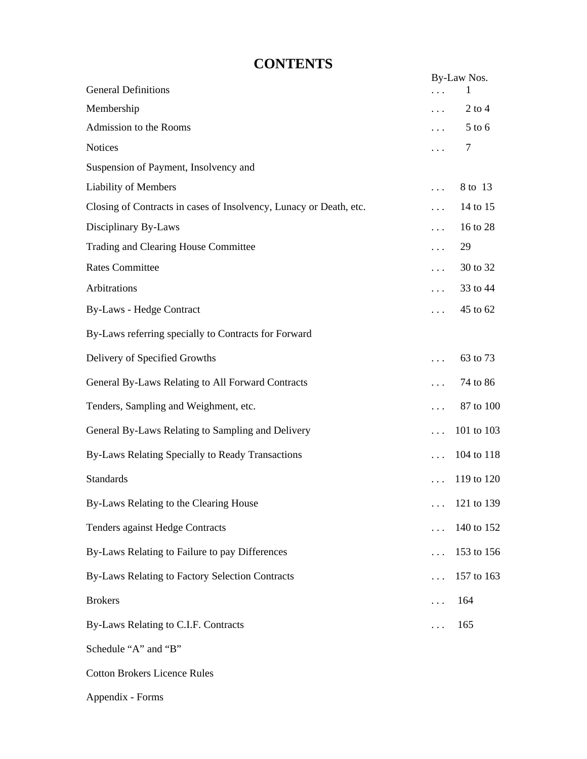# CONTENTS

| | By-Law Nos. |
|---|---|
| General Definitions | ... 1 |
| Membership | ... 2 to 4 |
| Admission to the Rooms | ... 5 to 6 |
| Notices | ... 7 |
| Suspension of Payment, Insolvency and Liability of Members | ... 8 to 13 |
| Closing of Contracts in cases of Insolvency, Lunacy or Death, etc. | ... 14 to 15 |
| Disciplinary By-Laws | ... 16 to 28 |
| Trading and Clearing House Committee | ... 29 |
| Rates Committee | ... 30 to 32 |
| Arbitrations | ... 33 to 44 |
| By-Laws - Hedge Contract | ... 45 to 62 |
| By-Laws referring specially to Contracts for Forward Delivery of Specified Growths | ... 63 to 73 |
| General By-Laws Relating to All Forward Contracts | ... 74 to 86 |
| Tenders, Sampling and Weighment, etc. | ... 87 to 100 |
| General By-Laws Relating to Sampling and Delivery | ... 101 to 103 |
| By-Laws Relating Specially to Ready Transactions | ... 104 to 118 |
| Standards | ... 119 to 120 |
| By-Laws Relating to the Clearing House | ... 121 to 139 |
| Tenders against Hedge Contracts | ... 140 to 152 |
| By-Laws Relating to Failure to pay Differences | ... 153 to 156 |
| By-Laws Relating to Factory Selection Contracts | ... 157 to 163 |
| Brokers | ... 164 |
| By-Laws Relating to C.I.F. Contracts | ... 165 |
| Schedule "A" and "B" | |
| Cotton Brokers Licence Rules | |
| Appendix - Forms | |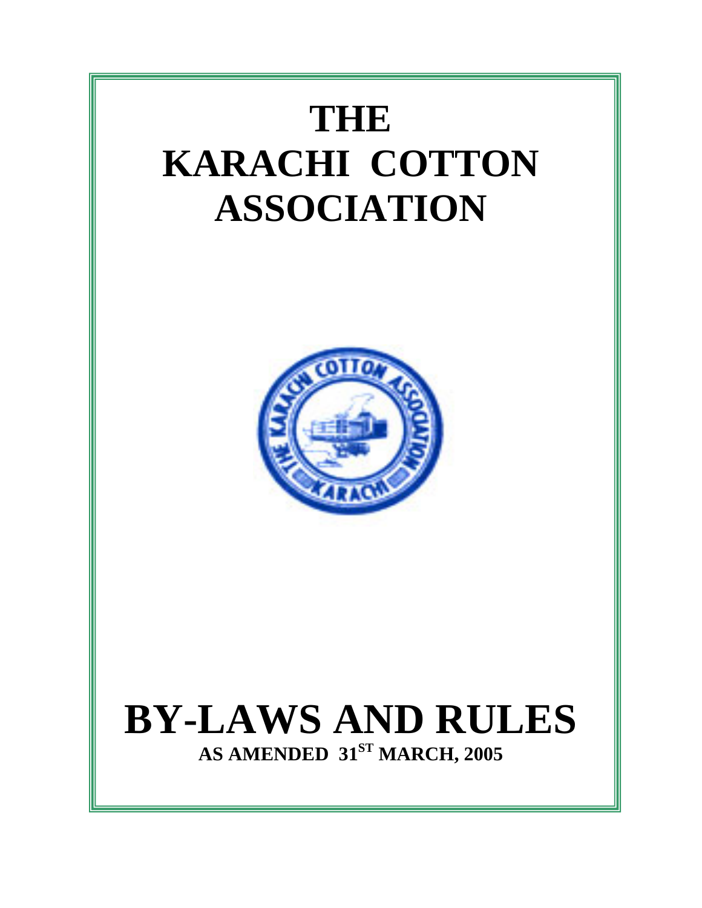# THE KARACHI COTTON ASSOCIATION

# BY-LAWS AND RULES

**AS AMENDED 31[ST] MARCH, 2005**